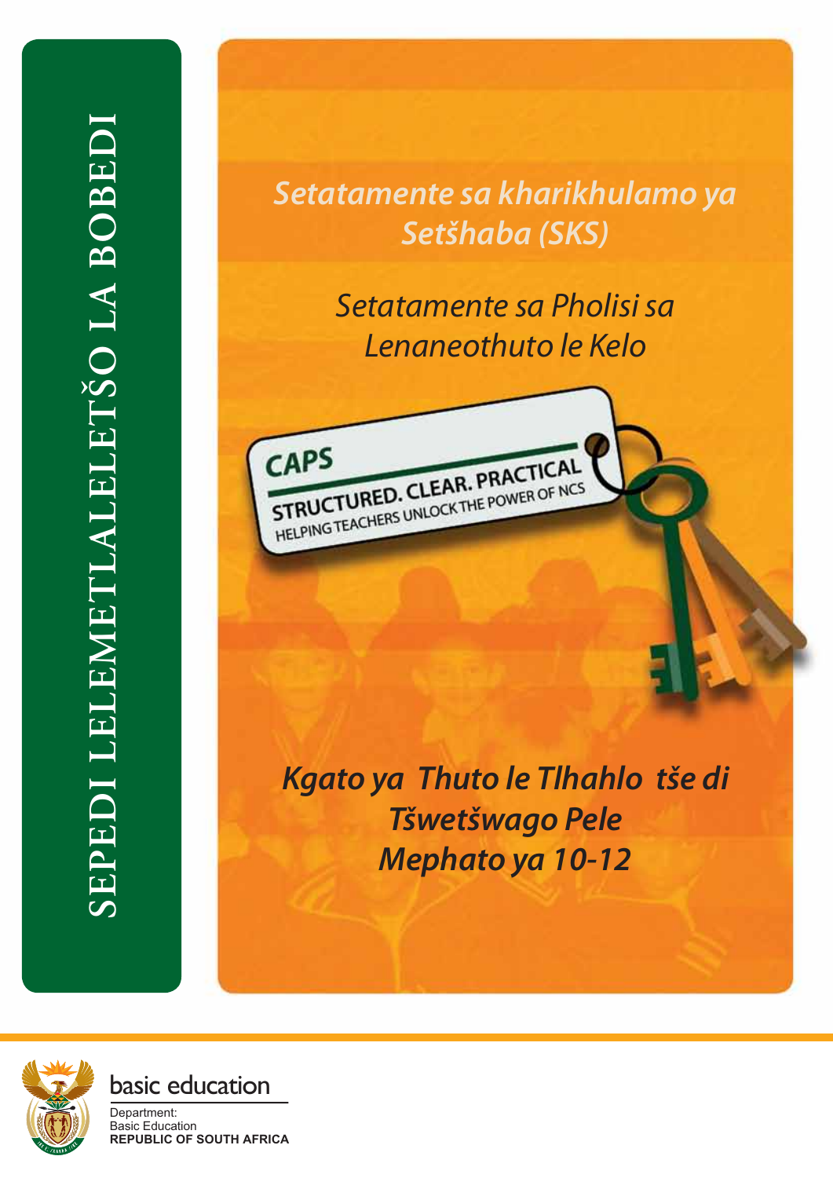SEPEDI LELEMETLALELETŠO LA BOBEDI

*Setatamente sa kharikhulamo ya Setšhaba (SKS)*

*Setatamente sa Pholisi sa Lenaneothuto le Kelo*

CAPS
STRUCTURED. CLEAR. PRACTICAL
HELPING TEACHERS UNLOCK THE POWER OF NCS

***Kgato ya Thuto le Tlhahlo tše di Tšwetšwago Pele***
***Mephato ya 10-12***

basic education

Department:
Basic Education
**REPUBLIC OF SOUTH AFRICA**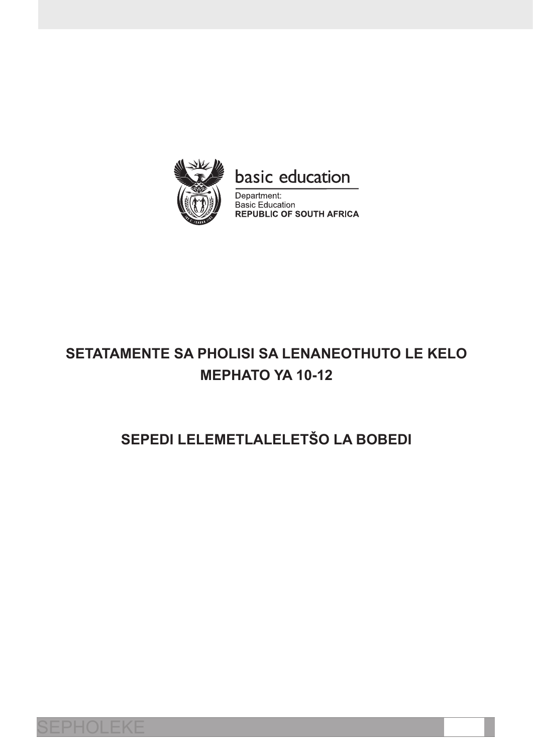basic education

Department:
Basic Education
**REPUBLIC OF SOUTH AFRICA**

# SETATAMENTE SA PHOLISI SA LENANEOTHUTO LE KELO MEPHATO YA 10-12

## SEPEDI LELEMETLALELETŠO LA BOBEDI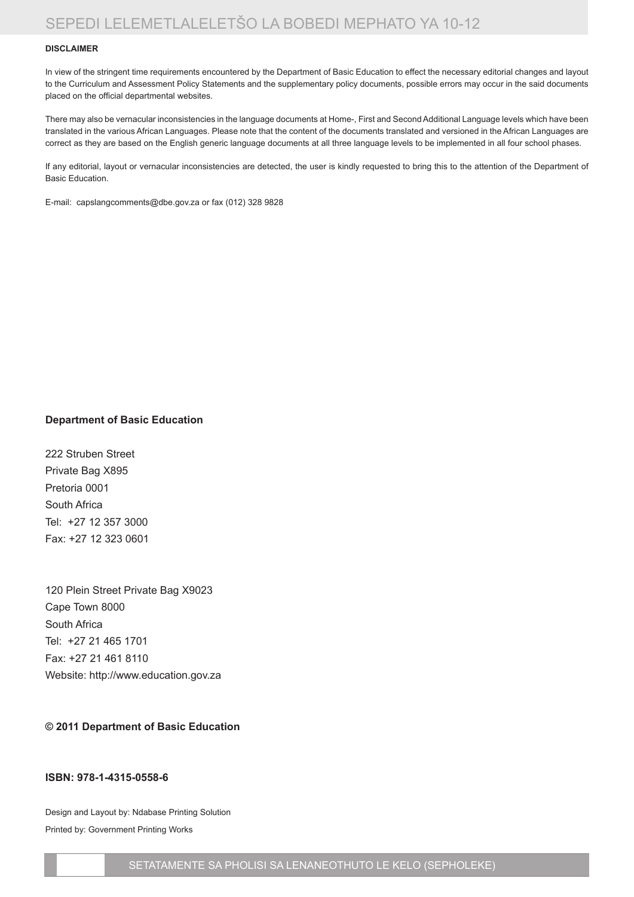**DISCLAIMER**

In view of the stringent time requirements encountered by the Department of Basic Education to effect the necessary editorial changes and layout to the Curriculum and Assessment Policy Statements and the supplementary policy documents, possible errors may occur in the said documents placed on the official departmental websites.

There may also be vernacular inconsistencies in the language documents at Home-, First and Second Additional Language levels which have been translated in the various African Languages. Please note that the content of the documents translated and versioned in the African Languages are correct as they are based on the English generic language documents at all three language levels to be implemented in all four school phases.

If any editorial, layout or vernacular inconsistencies are detected, the user is kindly requested to bring this to the attention of the Department of Basic Education.

E-mail: capslangcomments@dbe.gov.za or fax (012) 328 9828

**Department of Basic Education**

222 Struben Street
Private Bag X895
Pretoria 0001
South Africa
Tel: +27 12 357 3000
Fax: +27 12 323 0601

120 Plein Street Private Bag X9023
Cape Town 8000
South Africa
Tel: +27 21 465 1701
Fax: +27 21 461 8110
Website: http://www.education.gov.za

**© 2011 Department of Basic Education**

**ISBN: 978-1-4315-0558-6**

Design and Layout by: Ndabase Printing Solution

Printed by: Government Printing Works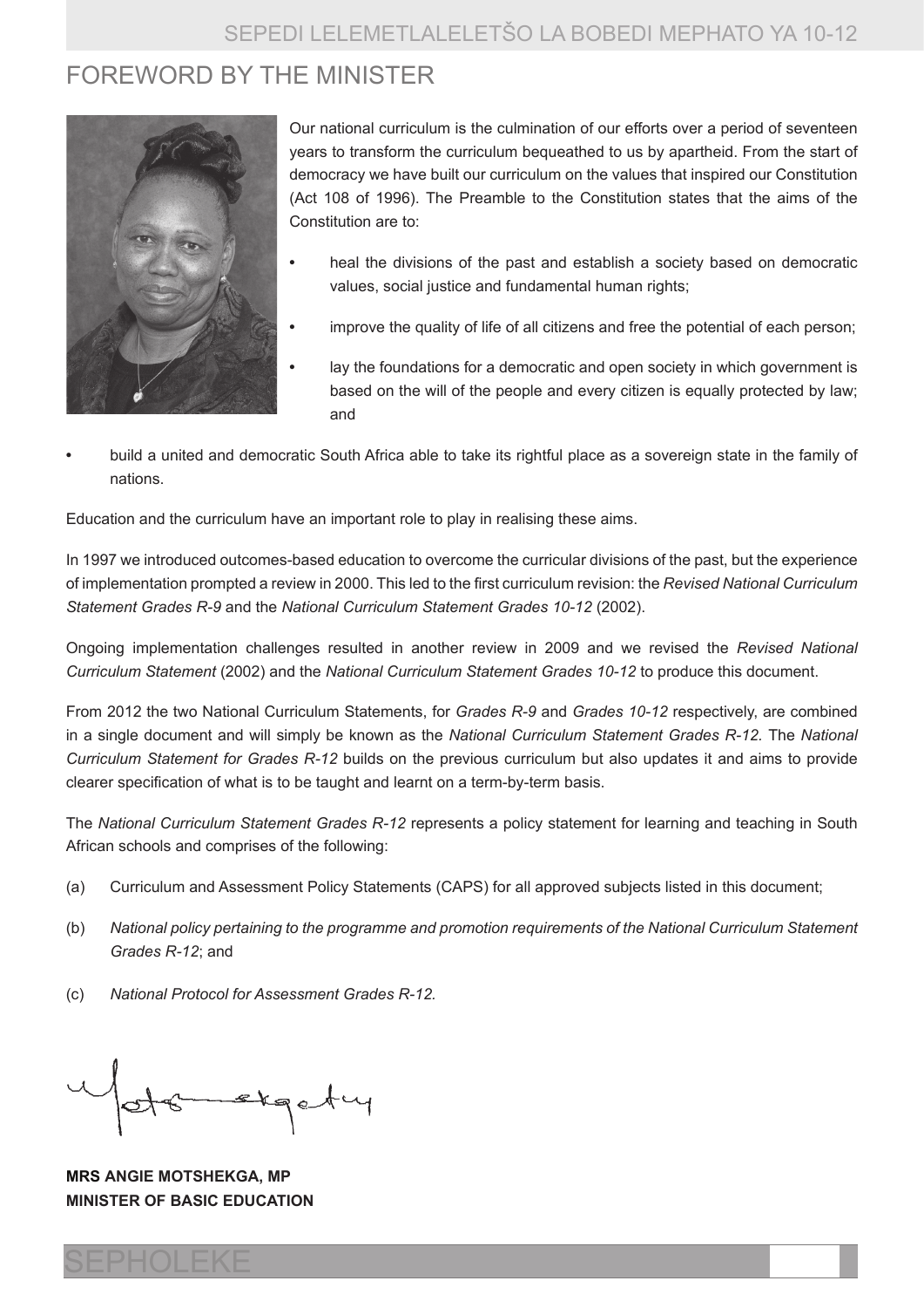# FOREWORD BY THE MINISTER

Our national curriculum is the culmination of our efforts over a period of seventeen years to transform the curriculum bequeathed to us by apartheid. From the start of democracy we have built our curriculum on the values that inspired our Constitution (Act 108 of 1996). The Preamble to the Constitution states that the aims of the Constitution are to:

- heal the divisions of the past and establish a society based on democratic values, social justice and fundamental human rights;
- improve the quality of life of all citizens and free the potential of each person;
- lay the foundations for a democratic and open society in which government is based on the will of the people and every citizen is equally protected by law; and
- build a united and democratic South Africa able to take its rightful place as a sovereign state in the family of nations.

Education and the curriculum have an important role to play in realising these aims.

In 1997 we introduced outcomes-based education to overcome the curricular divisions of the past, but the experience of implementation prompted a review in 2000. This led to the first curriculum revision: the *Revised National Curriculum Statement Grades R-9* and the *National Curriculum Statement Grades 10-12* (2002).

Ongoing implementation challenges resulted in another review in 2009 and we revised the *Revised National Curriculum Statement* (2002) and the *National Curriculum Statement Grades 10-12* to produce this document.

From 2012 the two National Curriculum Statements, for *Grades R-9* and *Grades 10-12* respectively, are combined in a single document and will simply be known as the *National Curriculum Statement Grades R-12.* The *National Curriculum Statement for Grades R-12* builds on the previous curriculum but also updates it and aims to provide clearer specification of what is to be taught and learnt on a term-by-term basis.

The *National Curriculum Statement Grades R-12* represents a policy statement for learning and teaching in South African schools and comprises of the following:

(a) Curriculum and Assessment Policy Statements (CAPS) for all approved subjects listed in this document;

(b) *National policy pertaining to the programme and promotion requirements of the National Curriculum Statement Grades R-12*; and

(c) *National Protocol for Assessment Grades R-12.*

**MRS ANGIE MOTSHEKGA, MP**
**MINISTER OF BASIC EDUCATION**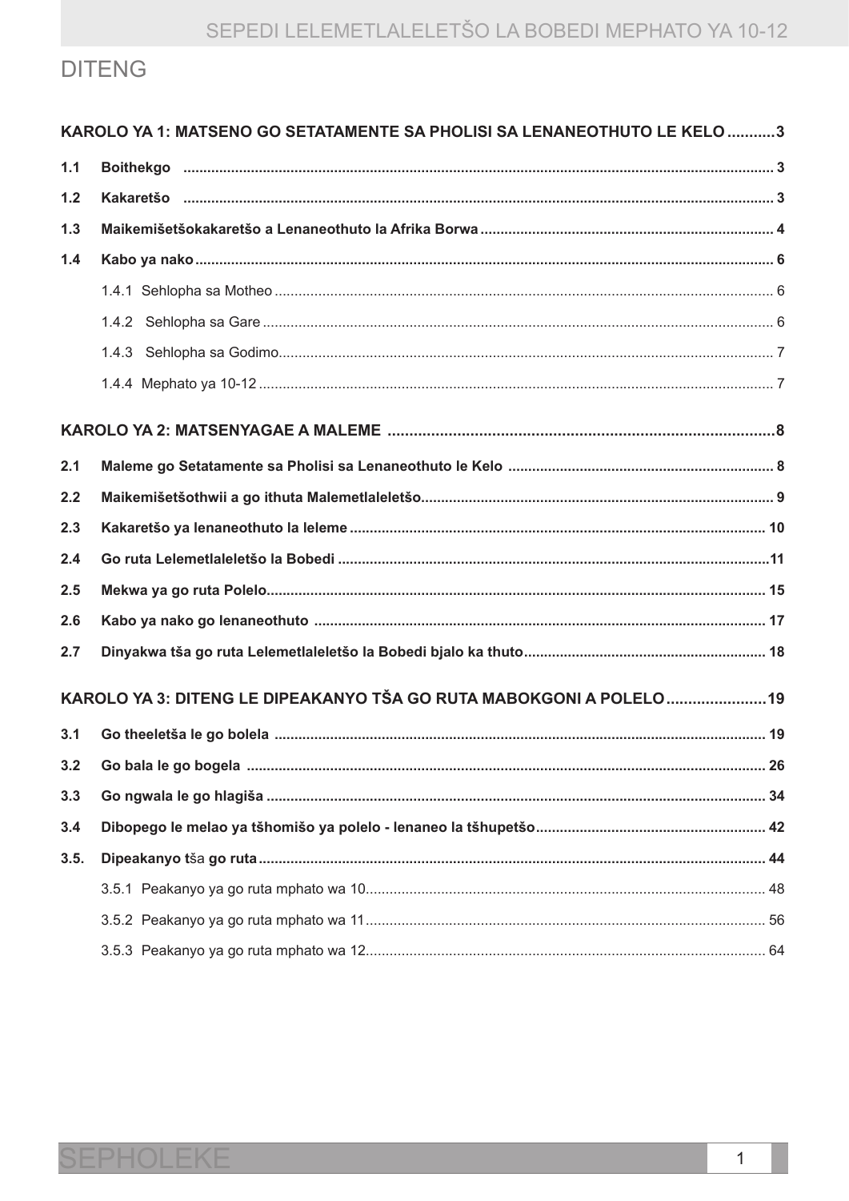# DITENG

**KAROLO YA 1: MATSENO GO SETATAMENTE SA PHOLISI SA LENANEOTHUTO LE KELO ...........3**

**1.1 Boithekgo** ........ 3

**1.2 Kakaretšo** ........ 3

**1.3 Maikemišetšokakaretšo a Lenaneothuto la Afrika Borwa** ........ 4

**1.4 Kabo ya nako** ........ 6

1.4.1 Sehlopha sa Motheo ........ 6

1.4.2 Sehlopha sa Gare ........ 6

1.4.3 Sehlopha sa Godimo ........ 7

1.4.4 Mephato ya 10-12 ........ 7

**KAROLO YA 2: MATSENYAGAE A MALEME ........8**

**2.1 Maleme go Setatamente sa Pholisi sa Lenaneothuto le Kelo** ........ 8

**2.2 Maikemišetšothwii a go ithuta Malemetlaleletšo** ........ 9

**2.3 Kakaretšo ya lenaneothuto la leleme** ........ 10

**2.4 Go ruta Lelemetlaleletšo la Bobedi** ........11

**2.5 Mekwa ya go ruta Polelo** ........ 15

**2.6 Kabo ya nako go lenaneothuto** ........ 17

**2.7 Dinyakwa tša go ruta Lelemetlaleletšo la Bobedi bjalo ka thuto** ........ 18

**KAROLO YA 3: DITENG LE DIPEAKANYO TŠA GO RUTA MABOKGONI A POLELO ........19**

**3.1 Go theeletša le go bolela** ........ 19

**3.2 Go bala le go bogela** ........ 26

**3.3 Go ngwala le go hlagiša** ........ 34

**3.4 Dibopego le melao ya tšhomišo ya polelo - lenaneo la tšhupetšo** ........ 42

**3.5. Dipeakanyo tša go ruta** ........ 44

3.5.1 Peakanyo ya go ruta mphato wa 10........ 48

3.5.2 Peakanyo ya go ruta mphato wa 11........ 56

3.5.3 Peakanyo ya go ruta mphato wa 12........ 64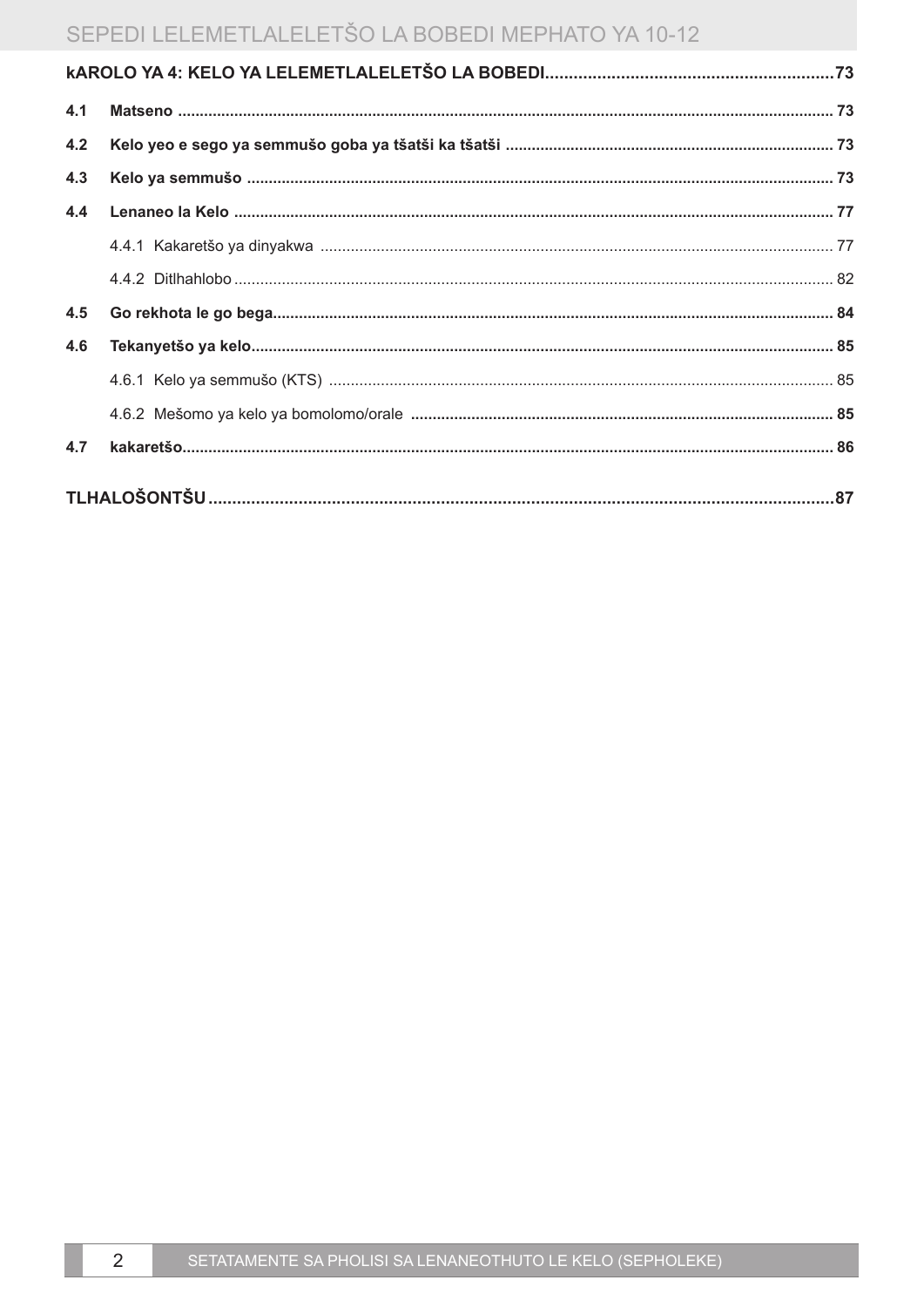**kAROLO YA 4: KELO YA LELEMETLALELETŠO LA BOBEDI** ... 73

**4.1 Matseno** ... 73

**4.2 Kelo yeo e sego ya semmušo goba ya tšatši ka tšatši** ... 73

**4.3 Kelo ya semmušo** ... 73

**4.4 Lenaneo la Kelo** ... 77

- 4.4.1 Kakaretšo ya dinyakwa ... 77
- 4.4.2 Ditlhahlobo ... 82

**4.5 Go rekhota le go bega** ... 84

**4.6 Tekanyetšo ya kelo** ... 85

- 4.6.1 Kelo ya semmušo (KTS) ... 85
- 4.6.2 Mešomo ya kelo ya bomolomo/orale ... 85

**4.7 kakaretšo** ... 86

**TLHALOŠONTŠU** ... 87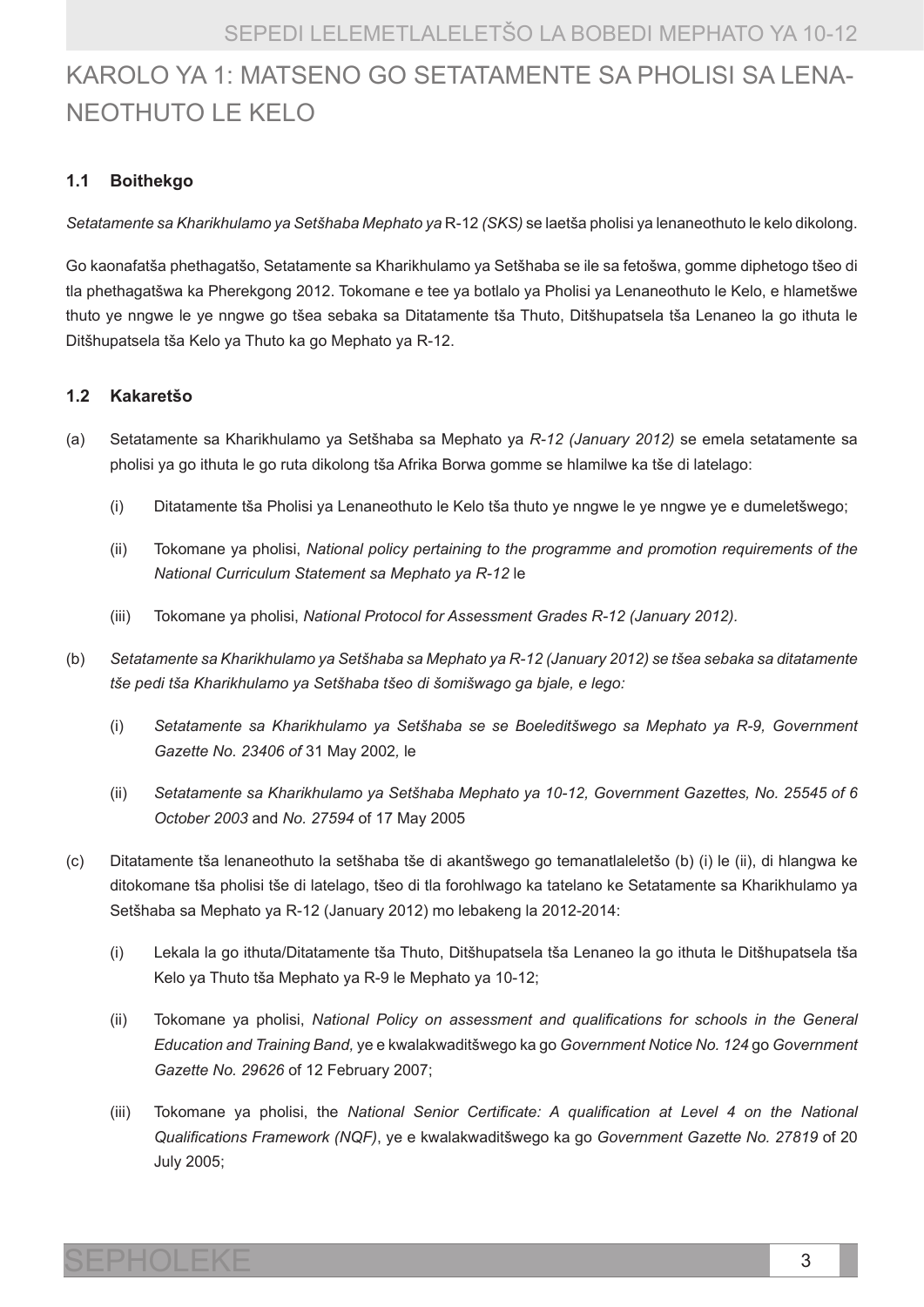# KAROLO YA 1: MATSENO GO SETATAMENTE SA PHOLISI SA LENA-NEOTHUTO LE KELO

### 1.1 Boithekgo

*Setatamente sa Kharikhulamo ya Setšhaba Mephato ya* R-12 *(SKS)* se laetša pholisi ya lenaneothuto le kelo dikolong.

Go kaonafatša phethagatšo, Setatamente sa Kharikhulamo ya Setšhaba se ile sa fetošwa, gomme diphetogo tšeo di tla phethagatšwa ka Pherekgong 2012. Tokomane e tee ya botlalo ya Pholisi ya Lenaneothuto le Kelo, e hlametšwe thuto ye nngwe le ye nngwe go tšea sebaka sa Ditatamente tša Thuto, Ditšhupatsela tša Lenaneo la go ithuta le Ditšhupatsela tša Kelo ya Thuto ka go Mephato ya R-12.

### 1.2 Kakaretšo

(a) Setatamente sa Kharikhulamo ya Setšhaba sa Mephato ya *R-12 (January 2012)* se emela setatamente sa pholisi ya go ithuta le go ruta dikolong tša Afrika Borwa gomme se hlamilwe ka tše di latelago:

  (i) Ditatamente tša Pholisi ya Lenaneothuto le Kelo tša thuto ye nngwe le ye nngwe ye e dumeletšwego;

  (ii) Tokomane ya pholisi, *National policy pertaining to the programme and promotion requirements of the National Curriculum Statement sa Mephato ya R-12* le

  (iii) Tokomane ya pholisi, *National Protocol for Assessment Grades R-12 (January 2012).*

(b) *Setatamente sa Kharikhulamo ya Setšhaba sa Mephato ya R-12 (January 2012) se tšea sebaka sa ditatamente tše pedi tša Kharikhulamo ya Setšhaba tšeo di šomišwago ga bjale, e lego:*

  (i) *Setatamente sa Kharikhulamo ya Setšhaba se se Boeleditšwego sa Mephato ya R-9, Government Gazette No. 23406 of* 31 May 2002*,* le

  (ii) *Setatamente sa Kharikhulamo ya Setšhaba Mephato ya 10-12, Government Gazettes, No. 25545 of 6 October 2003* and *No. 27594* of 17 May 2005

(c) Ditatamente tša lenaneothuto la setšhaba tše di akantšwego go temanatlaleletšo (b) (i) le (ii), di hlangwa ke ditokomane tša pholisi tše di latelago, tšeo di tla forohlwago ka tatelano ke Setatamente sa Kharikhulamo ya Setšhaba sa Mephato ya R-12 (January 2012) mo lebakeng la 2012-2014:

  (i) Lekala la go ithuta/Ditatamente tša Thuto, Ditšhupatsela tša Lenaneo la go ithuta le Ditšhupatsela tša Kelo ya Thuto tša Mephato ya R-9 le Mephato ya 10-12;

  (ii) Tokomane ya pholisi, *National Policy on assessment and qualifications for schools in the General Education and Training Band,* ye e kwalakwaditšwego ka go *Government Notice No. 124* go *Government Gazette No. 29626* of 12 February 2007;

  (iii) Tokomane ya pholisi, the *National Senior Certificate: A qualification at Level 4 on the National Qualifications Framework (NQF)*, ye e kwalakwaditšwego ka go *Government Gazette No. 27819* of 20 July 2005;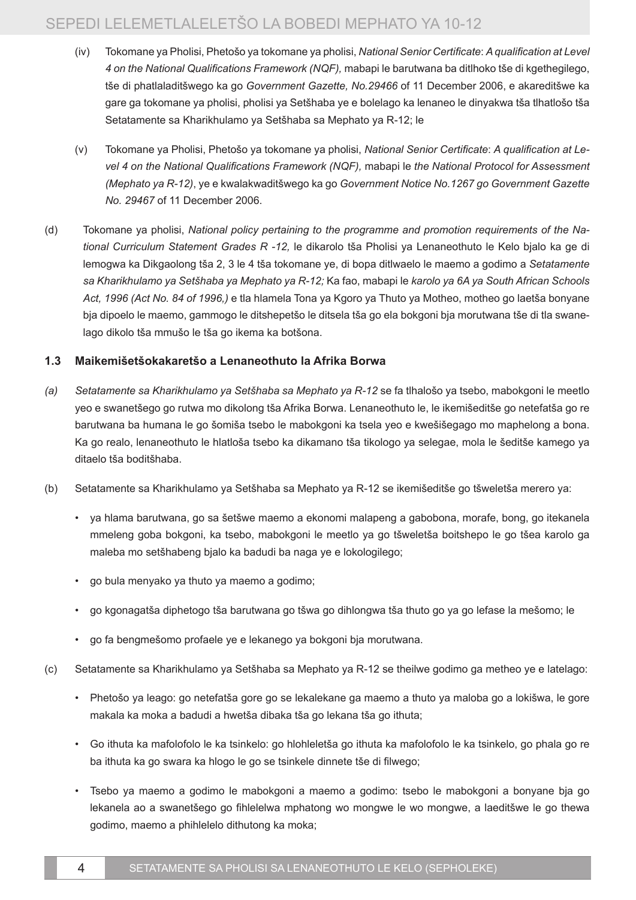(iv) Tokomane ya Pholisi, Phetošo ya tokomane ya pholisi, *National Senior Certificate*: *A qualification at Level 4 on the National Qualifications Framework (NQF),* mabapi le barutwana ba ditlhoko tše di kgethegilego, tše di phatlaladitšwego ka go *Government Gazette, No.29466* of 11 December 2006, e akareditšwe ka gare ga tokomane ya pholisi, pholisi ya Setšhaba ye e bolelago ka lenaneo le dinyakwa tša tlhatlošo tša Setatamente sa Kharikhulamo ya Setšhaba sa Mephato ya R-12; le

(v) Tokomane ya Pholisi, Phetošo ya tokomane ya pholisi, *National Senior Certificate*: *A qualification at Level 4 on the National Qualifications Framework (NQF),* mabapi le *the National Protocol for Assessment (Mephato ya R-12)*, ye e kwalakwaditšwego ka go *Government Notice No.1267 go Government Gazette No. 29467* of 11 December 2006.

(d) Tokomane ya pholisi, *National policy pertaining to the programme and promotion requirements of the National Curriculum Statement Grades R -12,* le dikarolo tša Pholisi ya Lenaneothuto le Kelo bjalo ka ge di lemogwa ka Dikgaolong tša 2, 3 le 4 tša tokomane ye, di bopa ditlwaelo le maemo a godimo a *Setatamente sa Kharikhulamo ya Setšhaba ya Mephato ya R-12;* Ka fao, mabapi le *karolo ya 6A ya South African Schools Act, 1996 (Act No. 84 of 1996,)* e tla hlamela Tona ya Kgoro ya Thuto ya Motheo, motheo go laetša bonyane bja dipoelo le maemo, gammogo le ditshepetšo le ditsela tša go ela bokgoni bja morutwana tše di tla swanelago dikolo tša mmušo le tša go ikema ka botšona.

### 1.3 Maikemišetšokakaretšo a Lenaneothuto la Afrika Borwa

*(a) Setatamente sa Kharikhulamo ya Setšhaba sa Mephato ya R-12* se fa tlhalošo ya tsebo, mabokgoni le meetlo yeo e swanetšego go rutwa mo dikolong tša Afrika Borwa. Lenaneothuto le, le ikemišeditše go netefatša go re barutwana ba humana le go šomiša tsebo le mabokgoni ka tsela yeo e kwešišegago mo maphelong a bona. Ka go realo, lenaneothuto le hlatloša tsebo ka dikamano tša tikologo ya selegae, mola le šeditše kamego ya ditaelo tša boditšhaba.

(b) Setatamente sa Kharikhulamo ya Setšhaba sa Mephato ya R-12 se ikemišeditše go tšweletša merero ya:

- ya hlama barutwana, go sa šetšwe maemo a ekonomi malapeng a gabobona, morafe, bong, go itekanela mmeleng goba bokgoni, ka tsebo, mabokgoni le meetlo ya go tšweletša boitshepo le go tšea karolo ga maleba mo setšhabeng bjalo ka badudi ba naga ye e lokologilego;
- go bula menyako ya thuto ya maemo a godimo;
- go kgonagatša diphetogo tša barutwana go tšwa go dihlongwa tša thuto go ya go lefase la mešomo; le
- go fa bengmešomo profaele ye e lekanego ya bokgoni bja morutwana.

(c) Setatamente sa Kharikhulamo ya Setšhaba sa Mephato ya R-12 se theilwe godimo ga metheo ye e latelago:

- Phetošo ya leago: go netefatša gore go se lekalekane ga maemo a thuto ya maloba go a lokišwa, le gore makala ka moka a badudi a hwetša dibaka tša go lekana tša go ithuta;
- Go ithuta ka mafolofolo le ka tsinkelo: go hlohleletša go ithuta ka mafolofolo le ka tsinkelo, go phala go re ba ithuta ka go swara ka hlogo le go se tsinkele dinnete tše di filwego;
- Tsebo ya maemo a godimo le mabokgoni a maemo a godimo: tsebo le mabokgoni a bonyane bja go lekanela ao a swanetšego go fihlelelwa mphatong wo mongwe le wo mongwe, a laeditšwe le go thewa godimo, maemo a phihlelelo dithutong ka moka;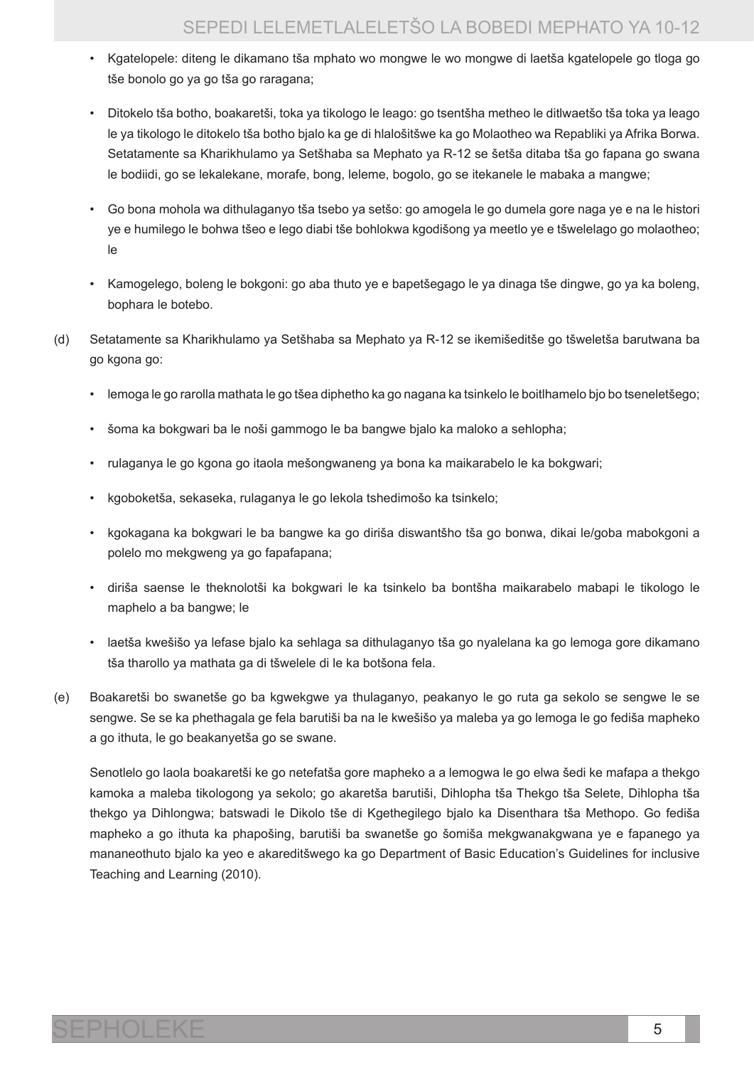- Kgatelopele: diteng le dikamano tša mphato wo mongwe le wo mongwe di laetša kgatelopele go tloga go tše bonolo go ya go tša go raragana;
- Ditokelo tša botho, boakaretši, toka ya tikologo le leago: go tsentšha metheo le ditlwaetšo tša toka ya leago le ya tikologo le ditokelo tša botho bjalo ka ge di hlalošitšwe ka go Molaotheo wa Repabliki ya Afrika Borwa. Setatamente sa Kharikhulamo ya Setšhaba sa Mephato ya R-12 se šetša ditaba tša go fapana go swana le bodiidi, go se lekalekane, morafe, bong, leleme, bogolo, go se itekanele le mabaka a mangwe;
- Go bona mohola wa dithulaganyo tša tsebo ya setšo: go amogela le go dumela gore naga ye e na le histori ye e humilego le bohwa tšeo e lego diabi tše bohlokwa kgodišong ya meetlo ye e tšwelelago go molaotheo; le
- Kamogelego, boleng le bokgoni: go aba thuto ye e bapetšegago le ya dinaga tše dingwe, go ya ka boleng, bophara le botebo.

(d) Setatamente sa Kharikhulamo ya Setšhaba sa Mephato ya R-12 se ikemišeditše go tšweletša barutwana ba go kgona go:

- lemoga le go rarolla mathata le go tšea diphetho ka go nagana ka tsinkelo le boitlhamelo bjo bo tseneletšego;
- šoma ka bokgwari ba le noši gammogo le ba bangwe bjalo ka maloko a sehlopha;
- rulaganya le go kgona go itaola mešongwaneng ya bona ka maikarabelo le ka bokgwari;
- kgoboketša, sekaseka, rulaganya le go lekola tshedimošo ka tsinkelo;
- kgokagana ka bokgwari le ba bangwe ka go diriša diswantšho tša go bonwa, dikai le/goba mabokgoni a polelo mo mekgweng ya go fapafapana;
- diriša saense le theknolotši ka bokgwari le ka tsinkelo ba bontšha maikarabelo mabapi le tikologo le maphelo a ba bangwe; le
- laetša kwešišo ya lefase bjalo ka sehlaga sa dithulaganyo tša go nyalelana ka go lemoga gore dikamano tša tharollo ya mathata ga di tšwelele di le ka botšona fela.

(e) Boakaretši bo swanetše go ba kgwekgwe ya thulaganyo, peakanyo le go ruta ga sekolo se sengwe le se sengwe. Se se ka phethagala ge fela barutiši ba na le kwešišo ya maleba ya go lemoga le go fediša mapheko a go ithuta, le go beakanyetša go se swane.

Senotlelo go laola boakaretši ke go netefatša gore mapheko a a lemogwa le go elwa šedi ke mafapa a thekgo kamoka a maleba tikologong ya sekolo; go akaretša barutiši, Dihlopha tša Thekgo tša Selete, Dihlopha tša thekgo ya Dihlongwa; batswadi le Dikolo tše di Kgethegilego bjalo ka Disenthara tša Methopo. Go fediša mapheko a go ithuta ka phapošing, barutiši ba swanetše go šomiša mekgwanakgwana ye e fapanego ya mananeothuto bjalo ka yeo e akareditšwego ka go Department of Basic Education's Guidelines for inclusive Teaching and Learning (2010).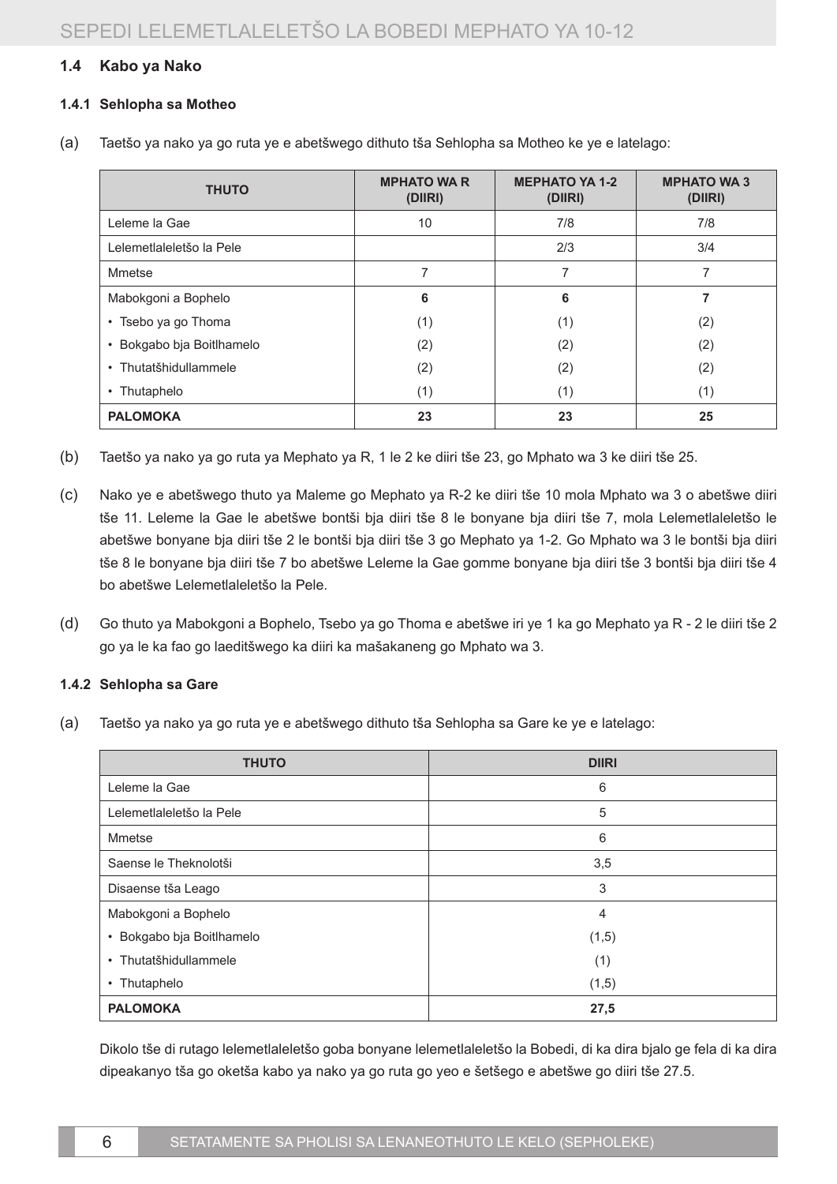## 1.4 Kabo ya Nako

### 1.4.1 Sehlopha sa Motheo

(a) Taetšo ya nako ya go ruta ye e abetšwego dithuto tša Sehlopha sa Motheo ke ye e latelago:

| THUTO | MPHATO WA R (DIIRI) | MEPHATO YA 1-2 (DIIRI) | MPHATO WA 3 (DIIRI) |
|---|---|---|---|
| Leleme la Gae | 10 | 7/8 | 7/8 |
| Lelemetlaleletšo la Pele | | 2/3 | 3/4 |
| Mmetse | 7 | 7 | 7 |
| Mabokgoni a Bophelo | **6** | **6** | **7** |
| • Tsebo ya go Thoma | (1) | (1) | (2) |
| • Bokgabo bja Boitlhamelo | (2) | (2) | (2) |
| • Thutatšhidullammele | (2) | (2) | (2) |
| • Thutaphelo | (1) | (1) | (1) |
| **PALOMOKA** | **23** | **23** | **25** |

(b) Taetšo ya nako ya go ruta ya Mephato ya R, 1 le 2 ke diiri tše 23, go Mphato wa 3 ke diiri tše 25.

(c) Nako ye e abetšwego thuto ya Maleme go Mephato ya R-2 ke diiri tše 10 mola Mphato wa 3 o abetšwe diiri tše 11. Leleme la Gae le abetšwe bontši bja diiri tše 8 le bonyane bja diiri tše 7, mola Lelemetlaleletšo le abetšwe bonyane bja diiri tše 2 le bontši bja diiri tše 3 go Mephato ya 1-2. Go Mphato wa 3 le bontši bja diiri tše 8 le bonyane bja diiri tše 7 bo abetšwe Leleme la Gae gomme bonyane bja diiri tše 3 bontši bja diiri tše 4 bo abetšwe Lelemetlaleletšo la Pele.

(d) Go thuto ya Mabokgoni a Bophelo, Tsebo ya go Thoma e abetšwe iri ye 1 ka go Mephato ya R - 2 le diiri tše 2 go ya le ka fao go laeditšwego ka diiri ka mašakaneng go Mphato wa 3.

### 1.4.2 Sehlopha sa Gare

(a) Taetšo ya nako ya go ruta ye e abetšwego dithuto tša Sehlopha sa Gare ke ye e latelago:

| THUTO | DIIRI |
|---|---|
| Leleme la Gae | 6 |
| Lelemetlaleletšo la Pele | 5 |
| Mmetse | 6 |
| Saense le Theknolotši | 3,5 |
| Disaense tša Leago | 3 |
| Mabokgoni a Bophelo | 4 |
| • Bokgabo bja Boitlhamelo | (1,5) |
| • Thutatšhidullammele | (1) |
| • Thutaphelo | (1,5) |
| **PALOMOKA** | **27,5** |

Dikolo tše di rutago lelemetlaleletšo goba bonyane lelemetlaleletšo la Bobedi, di ka dira bjalo ge fela di ka dira dipeakanyo tša go oketša kabo ya nako ya go ruta go yeo e šetšego e abetšwe go diiri tše 27.5.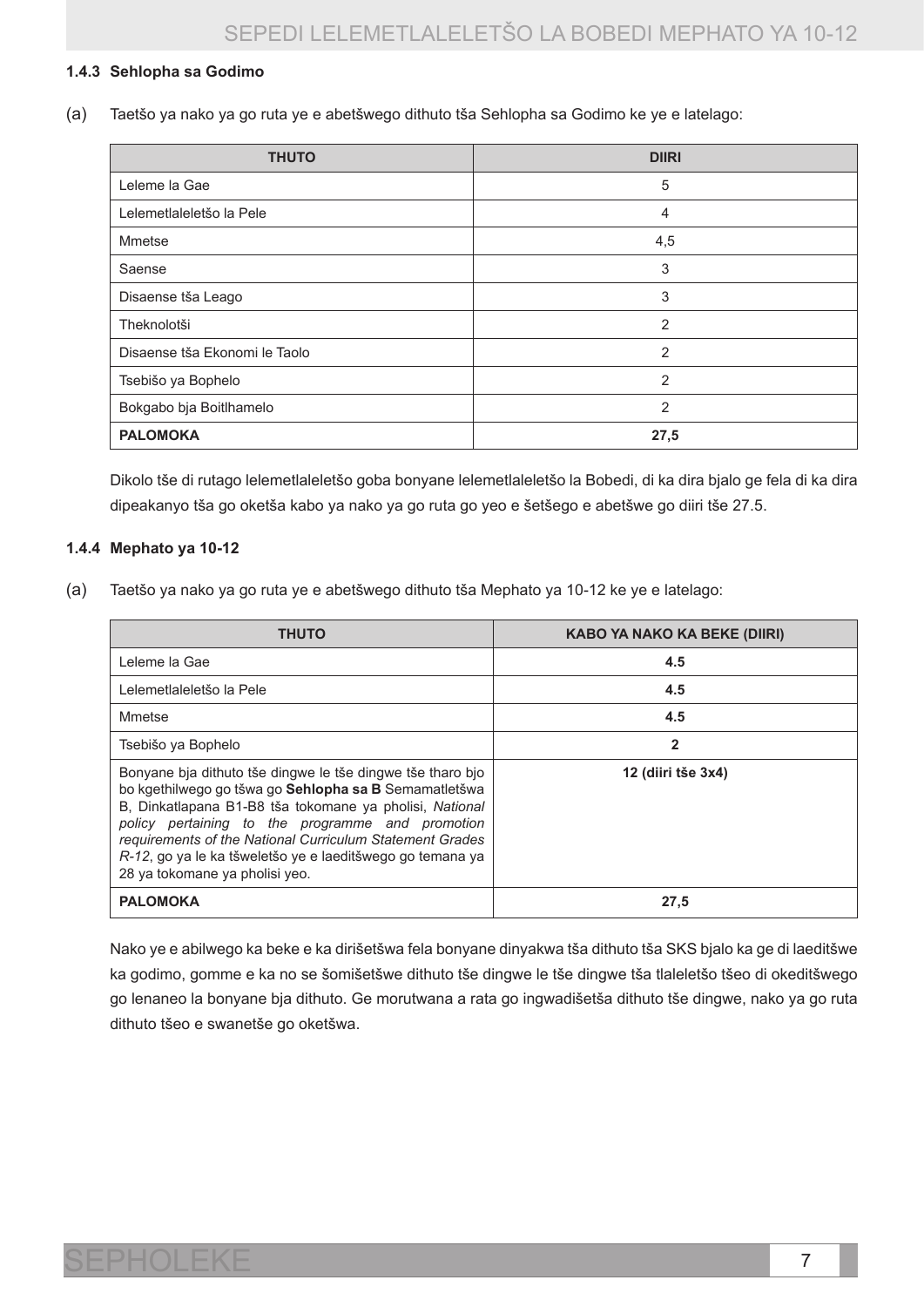#### 1.4.3 Sehlopha sa Godimo

(a) Taetšo ya nako ya go ruta ye e abetšwego dithuto tša Sehlopha sa Godimo ke ye e latelago:

| THUTO | DIIRI |
|---|---|
| Leleme la Gae | 5 |
| Lelemetlaleletšo la Pele | 4 |
| Mmetse | 4,5 |
| Saense | 3 |
| Disaense tša Leago | 3 |
| Theknolotši | 2 |
| Disaense tša Ekonomi le Taolo | 2 |
| Tsebišo ya Bophelo | 2 |
| Bokgabo bja Boitlhamelo | 2 |
| **PALOMOKA** | **27,5** |

Dikolo tše di rutago lelemetlaleletšo goba bonyane lelemetlaleletšo la Bobedi, di ka dira bjalo ge fela di ka dira dipeakanyo tša go oketša kabo ya nako ya go ruta go yeo e šetšego e abetšwe go diiri tše 27.5.

#### 1.4.4 Mephato ya 10-12

(a) Taetšo ya nako ya go ruta ye e abetšwego dithuto tša Mephato ya 10-12 ke ye e latelago:

| THUTO | KABO YA NAKO KA BEKE (DIIRI) |
|---|---|
| Leleme la Gae | **4.5** |
| Lelemetlaleletšo la Pele | **4.5** |
| Mmetse | **4.5** |
| Tsebišo ya Bophelo | **2** |
| Bonyane bja dithuto tše dingwe le tše dingwe tše tharo bjo bo kgethilwego go tšwa go **Sehlopha sa B** Semamatletšwa B, Dinkatlapana B1-B8 tša tokomane ya pholisi, *National policy pertaining to the programme and promotion requirements of the National Curriculum Statement Grades R-12*, go ya le ka tšweletšo ye e laeditšwego go temana ya 28 ya tokomane ya pholisi yeo. | **12 (diiri tše 3x4)** |
| **PALOMOKA** | **27,5** |

Nako ye e abilwego ka beke e ka dirišetšwa fela bonyane dinyakwa tša dithuto tša SKS bjalo ka ge di laeditšwe ka godimo, gomme e ka no se šomišetšwe dithuto tše dingwe le tše dingwe tša tlaleletšo tšeo di okeditšwego go lenaneo la bonyane bja dithuto. Ge morutwana a rata go ingwadišetša dithuto tše dingwe, nako ya go ruta dithuto tšeo e swanetše go oketšwa.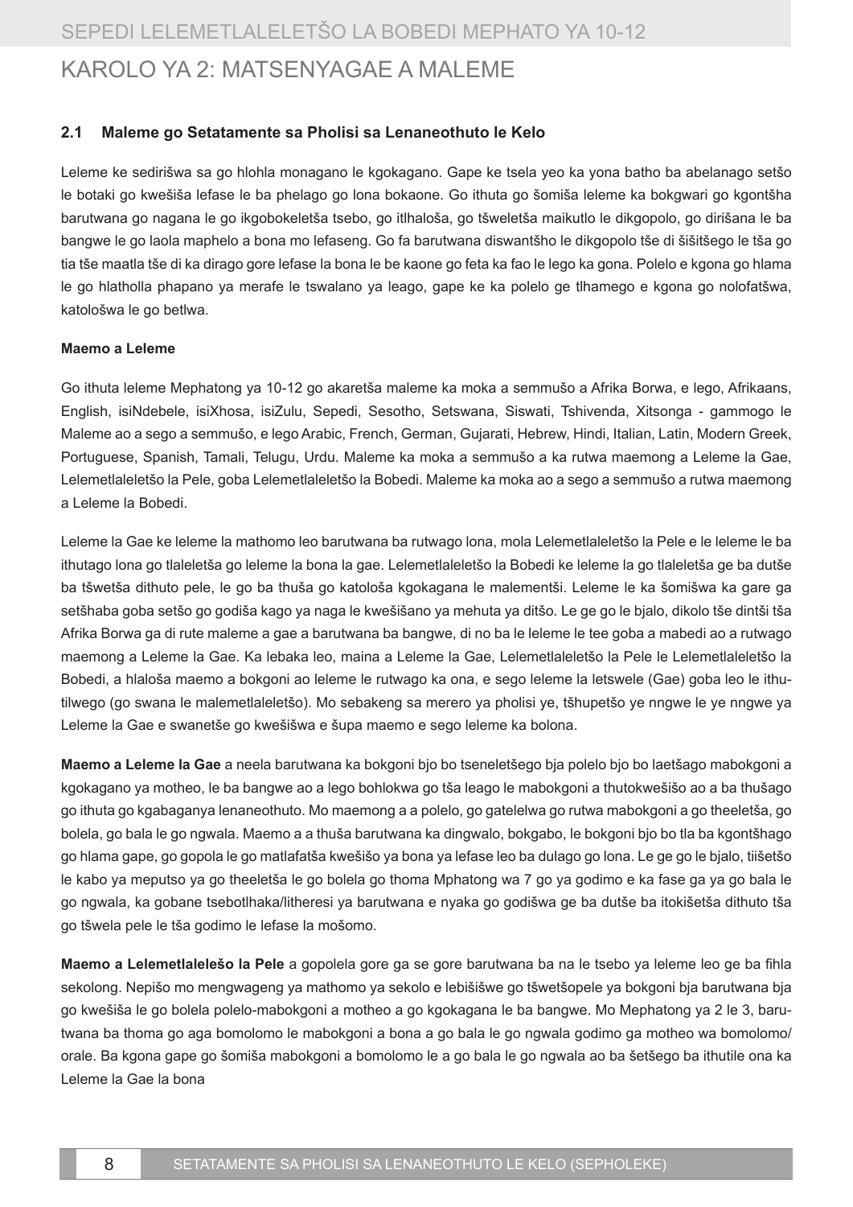# KAROLO YA 2: MATSENYAGAE A MALEME

## 2.1 Maleme go Setatamente sa Pholisi sa Lenaneothuto le Kelo

Leleme ke sedirišwa sa go hlohla monagano le kgokagano. Gape ke tsela yeo ka yona batho ba abelanago setšo le botaki go kwešiša lefase le ba phelago go lona bokaone. Go ithuta go šomiša leleme ka bokgwari go kgontšha barutwana go nagana le go ikgobokeletša tsebo, go itlhaloša, go tšweletša maikutlo le dikgopolo, go dirišana le ba bangwe le go laola maphelo a bona mo lefaseng. Go fa barutwana diswantšho le dikgopolo tše di šišitšego le tša go tia tše maatla tše di ka dirago gore lefase la bona le be kaone go feta ka fao le lego ka gona. Polelo e kgona go hlama le go hlatholla phapano ya merafe le tswalano ya leago, gape ke ka polelo ge tlhamego e kgona go nolofatšwa, katološwa le go betlwa.

**Maemo a Leleme**

Go ithuta leleme Mephatong ya 10-12 go akaretša maleme ka moka a semmušo a Afrika Borwa, e lego, Afrikaans, English, isiNdebele, isiXhosa, isiZulu, Sepedi, Sesotho, Setswana, Siswati, Tshivenda, Xitsonga - gammogo le Maleme ao a sego a semmušo, e lego Arabic, French, German, Gujarati, Hebrew, Hindi, Italian, Latin, Modern Greek, Portuguese, Spanish, Tamali, Telugu, Urdu. Maleme ka moka a semmušo a ka rutwa maemong a Leleme la Gae, Lelemetlaleletšo la Pele, goba Lelemetlaleletšo la Bobedi. Maleme ka moka ao a sego a semmušo a rutwa maemong a Leleme la Bobedi.

Leleme la Gae ke leleme la mathomo leo barutwana ba rutwago lona, mola Lelemetlaleletšo la Pele e le leleme le ba ithutago lona go tlaleletša go leleme la bona la gae. Lelemetlaleletšo la Bobedi ke leleme la go tlaleletša ge ba dutše ba tšwetša dithuto pele, le go ba thuša go katološa kgokagana le malementši. Leleme le ka šomišwa ka gare ga setšhaba goba setšo go godiša kago ya naga le kwešišano ya mehuta ya ditšo. Le ge go le bjalo, dikolo tše dintši tša Afrika Borwa ga di rute maleme a gae a barutwana ba bangwe, di no ba le leleme le tee goba a mabedi ao a rutwago maemong a Leleme la Gae. Ka lebaka leo, maina a Leleme la Gae, Lelemetlaleletšo la Pele le Lelemetlaleletšo la Bobedi, a hlaloša maemo a bokgoni ao leleme le rutwago ka ona, e sego leleme la letswele (Gae) goba leo le ithutilwego (go swana le malemetlaleletšo). Mo sebakeng sa merero ya pholisi ye, tšhupetšo ye nngwe le ye nngwe ya Leleme la Gae e swanetše go kwešišwa e šupa maemo e sego leleme ka bolona.

**Maemo a Leleme la Gae** a neela barutwana ka bokgoni bjo bo tseneletšego bja polelo bjo bo laetšago mabokgoni a kgokagano ya motheo, le ba bangwe ao a lego bohlokwa go tša leago le mabokgoni a thutokwešišo ao a ba thušago go ithuta go kgabaganya lenaneothuto. Mo maemong a a polelo, go gatelelwa go rutwa mabokgoni a go theeletša, go bolela, go bala le go ngwala. Maemo a a thuša barutwana ka dingwalo, bokgabo, le bokgoni bjo bo tla ba kgontšhago go hlama gape, go gopola le go matlafatša kwešišo ya bona ya lefase leo ba dulago go lona. Le ge go le bjalo, tiišetšo le kabo ya meputso ya go theeletša le go bolela go thoma Mphatong wa 7 go ya godimo e ka fase ga ya go bala le go ngwala, ka gobane tsebotlhaka/litheresi ya barutwana e nyaka go godišwa ge ba dutše ba itokišetša dithuto tša go tšwela pele le tša godimo le lefase la mošomo.

**Maemo a Lelemetlalelešo la Pele** a gopolela gore ga se gore barutwana ba na le tsebo ya leleme leo ge ba fihla sekolong. Nepišo mo mengwageng ya mathomo ya sekolo e lebišišwe go tšwetšopele ya bokgoni bja barutwana bja go kwešiša le go bolela polelo-mabokgoni a motheo a go kgokagana le ba bangwe. Mo Mephatong ya 2 le 3, barutwana ba thoma go aga bomolomo le mabokgoni a bona a go bala le go ngwala godimo ga motheo wa bomolomo/orale. Ba kgona gape go šomiša mabokgoni a bomolomo le a go bala le go ngwala ao ba šetšego ba ithutile ona ka Leleme la Gae la bona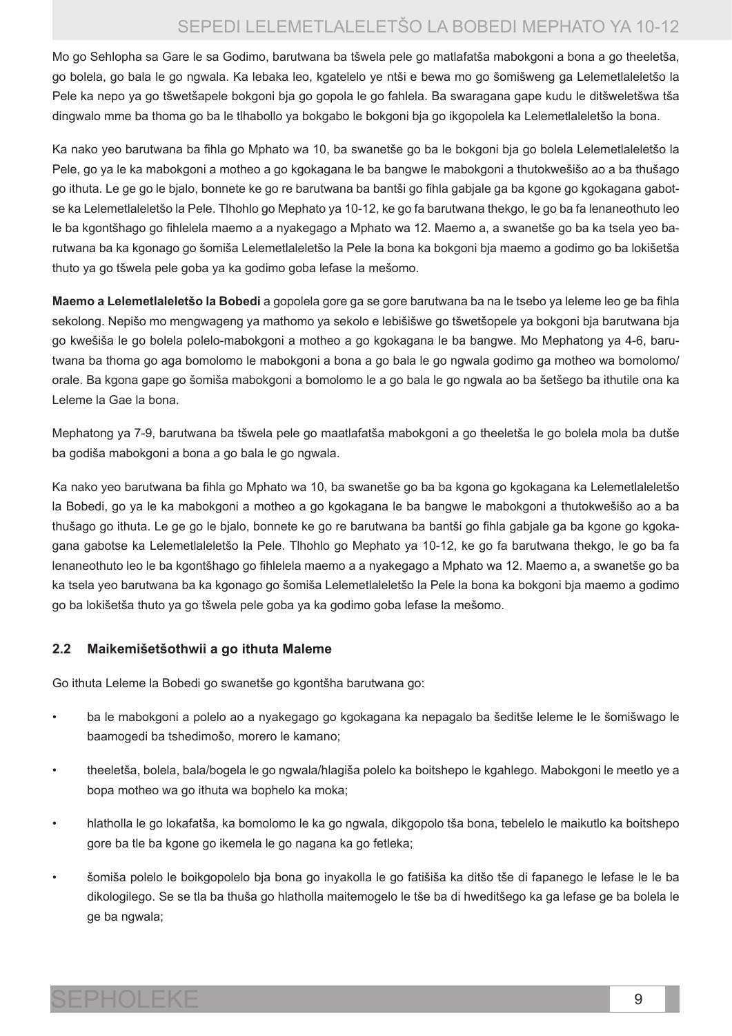Mo go Sehlopha sa Gare le sa Godimo, barutwana ba tšwela pele go matlafatša mabokgoni a bona a go theeletša, go bolela, go bala le go ngwala. Ka lebaka leo, kgatelelo ye ntši e bewa mo go šomišweng ga Lelemetlaleletšo la Pele ka nepo ya go tšwetšapele bokgoni bja go gopola le go fahlela. Ba swaragana gape kudu le ditšweletšwa tša dingwalo mme ba thoma go ba le tlhabollo ya bokgabo le bokgoni bja go ikgopolela ka Lelemetlaleletšo la bona.

Ka nako yeo barutwana ba fihla go Mphato wa 10, ba swanetše go ba le bokgoni bja go bolela Lelemetlaleletšo la Pele, go ya le ka mabokgoni a motheo a go kgokagana le ba bangwe le mabokgoni a thutokwešišo ao a ba thušago go ithuta. Le ge go le bjalo, bonnete ke go re barutwana ba bantši go fihla gabjale ga ba kgone go kgokagana gabotse ka Lelemetlaleletšo la Pele. Tlhohlo go Mephato ya 10-12, ke go fa barutwana thekgo, le go ba fa lenaneothuto leo le ba kgontšhago go fihlelela maemo a a nyakegago a Mphato wa 12. Maemo a, a swanetše go ba ka tsela yeo barutwana ba ka kgonago go šomiša Lelemetlaleletšo la Pele la bona ka bokgoni bja maemo a godimo go ba lokišetša thuto ya go tšwela pele goba ya ka godimo goba lefase la mešomo.

**Maemo a Lelemetlaleletšo la Bobedi** a gopolela gore ga se gore barutwana ba na le tsebo ya leleme leo ge ba fihla sekolong. Nepišo mo mengwageng ya mathomo ya sekolo e lebišišwe go tšwetšopele ya bokgoni bja barutwana bja go kwešiša le go bolela polelo-mabokgoni a motheo a go kgokagana le ba bangwe. Mo Mephatong ya 4-6, barutwana ba thoma go aga bomolomo le mabokgoni a bona a go bala le go ngwala godimo ga motheo wa bomolomo/orale. Ba kgona gape go šomiša mabokgoni a bomolomo le a go bala le go ngwala ao ba šetšego ba ithutile ona ka Leleme la Gae la bona.

Mephatong ya 7-9, barutwana ba tšwela pele go maatlafatša mabokgoni a go theeletša le go bolela mola ba dutše ba godiša mabokgoni a bona a go bala le go ngwala.

Ka nako yeo barutwana ba fihla go Mphato wa 10, ba swanetše go ba ba kgona go kgokagana ka Lelemetlaleletšo la Bobedi, go ya le ka mabokgoni a motheo a go kgokagana le ba bangwe le mabokgoni a thutokwešišo ao a ba thušago go ithuta. Le ge go le bjalo, bonnete ke go re barutwana ba bantši go fihla gabjale ga ba kgone go kgokagana gabotse ka Lelemetlaleletšo la Pele. Tlhohlo go Mephato ya 10-12, ke go fa barutwana thekgo, le go ba fa lenaneothuto leo le ba kgontšhago go fihlelela maemo a a nyakegago a Mphato wa 12. Maemo a, a swanetše go ba ka tsela yeo barutwana ba ka kgonago go šomiša Lelemetlaleletšo la Pele la bona ka bokgoni bja maemo a godimo go ba lokišetša thuto ya go tšwela pele goba ya ka godimo goba lefase la mešomo.

## 2.2 Maikemišetšothwii a go ithuta Maleme

Go ithuta Leleme la Bobedi go swanetše go kgontšha barutwana go:

- ba le mabokgoni a polelo ao a nyakegago go kgokagana ka nepagalo ba šeditše leleme le le šomišwago le baamogedi ba tshedimošo, morero le kamano;
- theeletša, bolela, bala/bogela le go ngwala/hlagiša polelo ka boitshepo le kgahlego. Mabokgoni le meetlo ye a bopa motheo wa go ithuta wa bophelo ka moka;
- hlatholla le go lokafatša, ka bomolomo le ka go ngwala, dikgopolo tša bona, tebelelo le maikutlo ka boitshepo gore ba tle ba kgone go ikemela le go nagana ka go fetleka;
- šomiša polelo le boikgopolelo bja bona go inyakolla le go fatišiša ka ditšo tše di fapanego le lefase le le ba dikologilego. Se se tla ba thuša go hlatholla maitemogelo le tše ba di hweditšego ka ga lefase ge ba bolela le ge ba ngwala;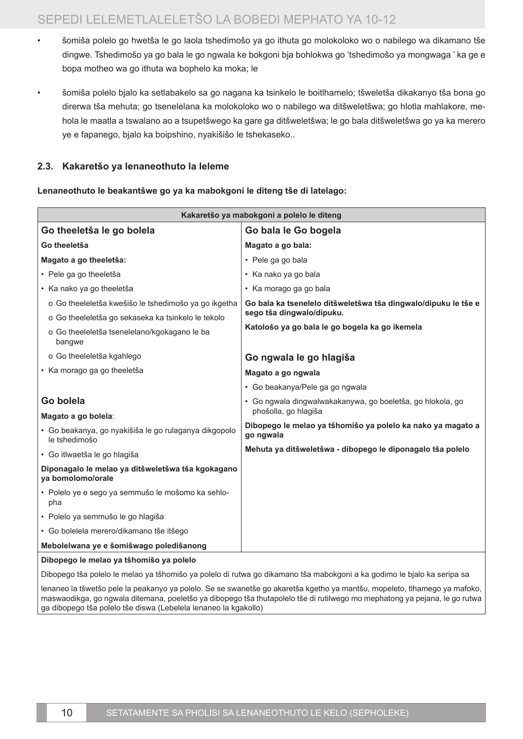- šomiša polelo go hwetša le go laola tshedimošo ya go ithuta go molokoloko wo o nabilego wa dikamano tše dingwe. Tshedimošo ya go bala le go ngwala ke bokgoni bja bohlokwa go 'tshedimošo ya mongwaga ' ka ge e bopa motheo wa go ithuta wa bophelo ka moka; le

- šomiša polelo bjalo ka setlabakelo sa go nagana ka tsinkelo le boitlhamelo; tšweletša dikakanyo tša bona go direrwa tša mehuta; go tsenelelana ka molokoloko wo o nabilego wa ditšweletšwa; go hlotla mahlakore, mehola le maatla a tswalano ao a tsupetšwego ka gare ga ditšweletšwa; le go bala ditšweletšwa go ya ka merero ye e fapanego, bjalo ka boipshino, nyakišišo le tshekaseko..

### 2.3. Kakaretšo ya lenaneothuto la leleme

**Lenaneothuto le beakantšwe go ya ka mabokgoni le diteng tše di latelago:**

| Kakaretšo ya mabokgoni a polelo le diteng | |
|---|---|
| **Go theeletša le go bolela**<br>**Go theeletša**<br>**Magato a go theeletša:**<br>• Pele ga go theeletša<br>• Ka nako ya go theeletša<br>o Go theeleletša kwešišo le tshedimošo ya go ikgetha<br>o Go theeleletša go sekaseka ka tsinkelo le tekolo<br>o Go theeleletša tsenelelano/kgokagano le ba bangwe<br>o Go theeleletša kgahlego<br>• Ka morago ga go theeletša<br><br>**Go bolela**<br>**Magato a go bolela**:<br>• Go beakanya, go nyakišiša le go rulaganya dikgopolo le tshedimošo<br>• Go itlwaetša le go hlagiša<br>**Diponagalo le melao ya ditšweletšwa tša kgokagano ya bomolomo/orale**<br>• Polelo ye e sego ya semmušo le mošomo ka sehlopha<br>• Polelo ya semmušo le go hlagiša<br>• Go bolelela merero/dikamano tše itšego<br>**Mebolelwana ye e šomišwago poledišanong** | **Go bala le Go bogela**<br>**Magato a go bala:**<br>• Pele ga go bala<br>• Ka nako ya go bala<br>• Ka morago ga go bala<br>**Go bala ka tsenelelo ditšweletšwa tša dingwalo/dipuku le tše e sego tša dingwalo/dipuku.**<br>**Katološo ya go bala le go bogela ka go ikemela**<br><br>**Go ngwala le go hlagiša**<br>**Magato a go ngwala**<br>• Go beakanya/Pele ga go ngwala<br>• Go ngwala dingwalwakakanywa, go boeletša, go hlokola, go phošolla, go hlagiša<br>**Dibopego le melao ya tšhomišo ya polelo ka nako ya magato a go ngwala**<br>**Mehuta ya ditšweletšwa - dibopego le diponagalo tša polelo** |
| **Dibopego le melao ya tšhomišo ya polelo**<br>Dibopego tša polelo le melao ya tšhomišo ya polelo di rutwa go dikamano tša mabokgoni a ka godimo le bjalo ka seripa sa lenaneo la tšwetšo pele la peakanyo ya polelo. Se se swanetše go akaretša kgetho ya mantšu, mopeleto, tlhamego ya mafoko, maswaodikga, go ngwala ditemana, poeletšo ya dibopego tša thutapolelo tše di rutilwego mo mephatong ya pejana, le go rutwa ga dibopego tša polelo tše diswa (Lebelela lenaneo la kgakollo) | |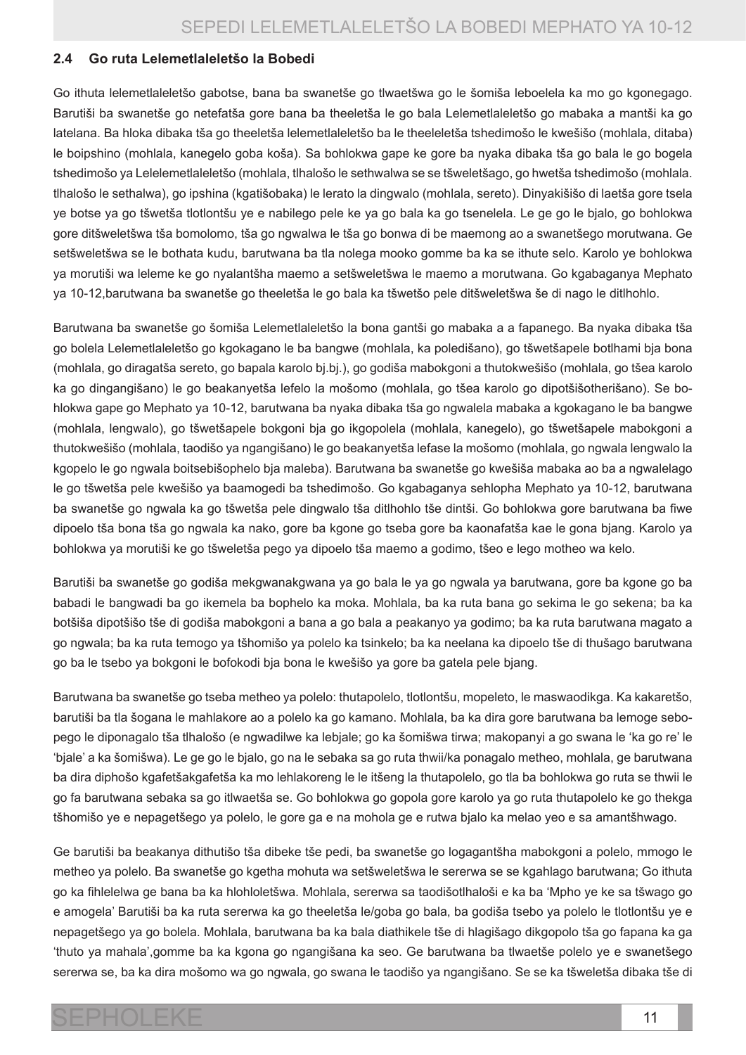### 2.4 Go ruta Lelemetlaleletšo la Bobedi

Go ithuta lelemetlaleletšo gabotse, bana ba swanetše go tlwaetšwa go le šomiša leboelela ka mo go kgonegago. Barutiši ba swanetše go netefatša gore bana ba theeletša le go bala Lelemetlaleletšo go mabaka a mantši ka go latelana. Ba hloka dibaka tša go theeletša lelemetlaleletšo ba le theeleletša tshedimošo le kwešišo (mohlala, ditaba) le boipshino (mohlala, kanegelo goba koša). Sa bohlokwa gape ke gore ba nyaka dibaka tša go bala le go bogela tshedimošo ya Lelelemetlaleletšo (mohlala, tlhalošo le sethwalwa se se tšweletšago, go hwetša tshedimošo (mohlala. tlhalošo le sethalwa), go ipshina (kgatišobaka) le lerato la dingwalo (mohlala, sereto). Dinyakišišo di laetša gore tsela ye botse ya go tšwetša tlotlontšu ye e nabilego pele ke ya go bala ka go tsenelela. Le ge go le bjalo, go bohlokwa gore ditšweletšwa tša bomolomo, tša go ngwalwa le tša go bonwa di be maemong ao a swanetšego morutwana. Ge setšweletšwa se le bothata kudu, barutwana ba tla nolega mooko gomme ba ka se ithute selo. Karolo ye bohlokwa ya morutiši wa leleme ke go nyalantšha maemo a setšweletšwa le maemo a morutwana. Go kgabaganya Mephato ya 10-12,barutwana ba swanetše go theeletša le go bala ka tšwetšo pele ditšweletšwa še di nago le ditlhohlo.

Barutwana ba swanetše go šomiša Lelemetlaleletšo la bona gantši go mabaka a a fapanego. Ba nyaka dibaka tša go bolela Lelemetlaleletšo go kgokagano le ba bangwe (mohlala, ka poledišano), go tšwetšapele botlhami bja bona (mohlala, go diragatša sereto, go bapala karolo bj.bj.), go godiša mabokgoni a thutokwešišo (mohlala, go tšea karolo ka go dingangišano) le go beakanyetša lefelo la mošomo (mohlala, go tšea karolo go dipotšišotherišano). Se bohlokwa gape go Mephato ya 10-12, barutwana ba nyaka dibaka tša go ngwalela mabaka a kgokagano le ba bangwe (mohlala, lengwalo), go tšwetšapele bokgoni bja go ikgopolela (mohlala, kanegelo), go tšwetšapele mabokgoni a thutokwešišo (mohlala, taodišo ya ngangišano) le go beakanyetša lefase la mošomo (mohlala, go ngwala lengwalo la kgopelo le go ngwala boitsebišophelo bja maleba). Barutwana ba swanetše go kwešiša mabaka ao ba a ngwalelago le go tšwetša pele kwešišo ya baamogedi ba tshedimošo. Go kgabaganya sehlopha Mephato ya 10-12, barutwana ba swanetše go ngwala ka go tšwetša pele dingwalo tša ditlhohlo tše dintši. Go bohlokwa gore barutwana ba fiwe dipoelo tša bona tša go ngwala ka nako, gore ba kgone go tseba gore ba kaonafatša kae le gona bjang. Karolo ya bohlokwa ya morutiši ke go tšweletša pego ya dipoelo tša maemo a godimo, tšeo e lego motheo wa kelo.

Barutiši ba swanetše go godiša mekgwanakgwana ya go bala le ya go ngwala ya barutwana, gore ba kgone go ba babadi le bangwadi ba go ikemela ba bophelo ka moka. Mohlala, ba ka ruta bana go sekima le go sekena; ba ka botšiša dipotšišo tše di godiša mabokgoni a bana a go bala a peakanyo ya godimo; ba ka ruta barutwana magato a go ngwala; ba ka ruta temogo ya tšhomišo ya polelo ka tsinkelo; ba ka neelana ka dipoelo tše di thušago barutwana go ba le tsebo ya bokgoni le bofokodi bja bona le kwešišo ya gore ba gatela pele bjang.

Barutwana ba swanetše go tseba metheo ya polelo: thutapolelo, tlotlontšu, mopeleto, le maswaodikga. Ka kakaretšo, barutiši ba tla šogana le mahlakore ao a polelo ka go kamano. Mohlala, ba ka dira gore barutwana ba lemoge sebopego le diponagalo tša tlhalošo (e ngwadilwe ka lebjale; go ka šomišwa tirwa; makopanyi a go swana le 'ka go re' le 'bjale' a ka šomišwa). Le ge go le bjalo, go na le sebaka sa go ruta thwii/ka ponagalo metheo, mohlala, ge barutwana ba dira diphošo kgafetšakgafetša ka mo lehlakoreng le le itšeng la thutapolelo, go tla ba bohlokwa go ruta se thwii le go fa barutwana sebaka sa go itlwaetša se. Go bohlokwa go gopola gore karolo ya go ruta thutapolelo ke go thekga tšhomišo ye e nepagetšego ya polelo, le gore ga e na mohola ge e rutwa bjalo ka melao yeo e sa amantšhwago.

Ge barutiši ba beakanya dithutišo tša dibeke tše pedi, ba swanetše go logagantšha mabokgoni a polelo, mmogo le metheo ya polelo. Ba swanetše go kgetha mohuta wa setšweletšwa le sererwa se se kgahlago barutwana; Go ithuta go ka fihlelelwa ge bana ba ka hlohloletšwa. Mohlala, sererwa sa taodišotlhaloši e ka ba 'Mpho ye ke sa tšwago go e amogela' Barutiši ba ka ruta sererwa ka go theeletša le/goba go bala, ba godiša tsebo ya polelo le tlotlontšu ye e nepagetšego ya go bolela. Mohlala, barutwana ba ka bala diathikele tše di hlagišago dikgopolo tša go fapana ka ga 'thuto ya mahala',gomme ba ka kgona go ngangišana ka seo. Ge barutwana ba tlwaetše polelo ye e swanetšego sererwa se, ba ka dira mošomo wa go ngwala, go swana le taodišo ya ngangišano. Se se ka tšweletša dibaka tše di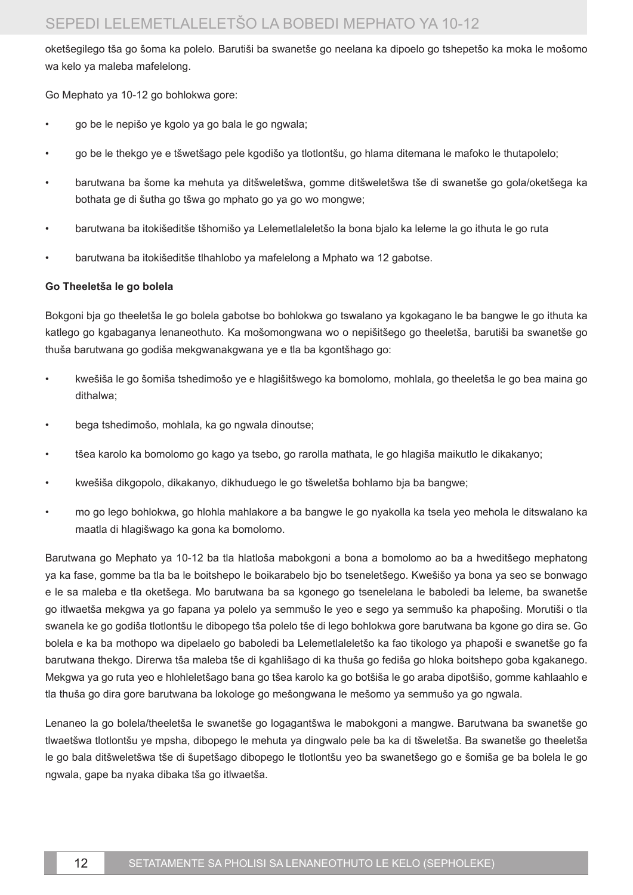oketšegilego tša go šoma ka polelo. Barutiši ba swanetše go neelana ka dipoelo go tshepetšo ka moka le mošomo wa kelo ya maleba mafelelong.

Go Mephato ya 10-12 go bohlokwa gore:

- go be le nepišo ye kgolo ya go bala le go ngwala;
- go be le thekgo ye e tšwetšago pele kgodišo ya tlotlontšu, go hlama ditemana le mafoko le thutapolelo;
- barutwana ba šome ka mehuta ya ditšweletšwa, gomme ditšweletšwa tše di swanetše go gola/oketšega ka bothata ge di šutha go tšwa go mphato go ya go wo mongwe;
- barutwana ba itokišeditše tšhomišo ya Lelemetlaleletšo la bona bjalo ka leleme la go ithuta le go ruta
- barutwana ba itokišeditše tlhahlobo ya mafelelong a Mphato wa 12 gabotse.

**Go Theeletša le go bolela**

Bokgoni bja go theeletša le go bolela gabotse bo bohlokwa go tswalano ya kgokagano le ba bangwe le go ithuta ka katlego go kgabaganya lenaneothuto. Ka mošomongwana wo o nepišitšego go theeletša, barutiši ba swanetše go thuša barutwana go godiša mekgwanakgwana ye e tla ba kgontšhago go:

- kwešiša le go šomiša tshedimošo ye e hlagišitšwego ka bomolomo, mohlala, go theeletša le go bea maina go dithalwa;
- bega tshedimošo, mohlala, ka go ngwala dinoutse;
- tšea karolo ka bomolomo go kago ya tsebo, go rarolla mathata, le go hlagiša maikutlo le dikakanyo;
- kwešiša dikgopolo, dikakanyo, dikhuduego le go tšweletša bohlamo bja ba bangwe;
- mo go lego bohlokwa, go hlohla mahlakore a ba bangwe le go nyakolla ka tsela yeo mehola le ditswalano ka maatla di hlagišwago ka gona ka bomolomo.

Barutwana go Mephato ya 10-12 ba tla hlatloša mabokgoni a bona a bomolomo ao ba a hweditšego mephatong ya ka fase, gomme ba tla ba le boitshepo le boikarabelo bjo bo tseneletšego. Kwešišo ya bona ya seo se bonwago e le sa maleba e tla oketšega. Mo barutwana ba sa kgonego go tsenelelana le baboledi ba leleme, ba swanetše go itlwaetša mekgwa ya go fapana ya polelo ya semmušo le yeo e sego ya semmušo ka phapošing. Morutiši o tla swanela ke go godiša tlotlontšu le dibopego tša polelo tše di lego bohlokwa gore barutwana ba kgone go dira se. Go bolela e ka ba mothopo wa dipelaelo go baboledi ba Lelemetlaleletšo ka fao tikologo ya phapoši e swanetše go fa barutwana thekgo. Direrwa tša maleba tše di kgahlišago di ka thuša go fediša go hloka boitshepo goba kgakanego. Mekgwa ya go ruta yeo e hlohleletšago bana go tšea karolo ka go botšiša le go araba dipotšišo, gomme kahlaahlo e tla thuša go dira gore barutwana ba lokologe go mešongwana le mešomo ya semmušo ya go ngwala.

Lenaneo la go bolela/theeletša le swanetše go logagantšwa le mabokgoni a mangwe. Barutwana ba swanetše go tlwaetšwa tlotlontšu ye mpsha, dibopego le mehuta ya dingwalo pele ba ka di tšweletša. Ba swanetše go theeletša le go bala ditšweletšwa tše di šupetšago dibopego le tlotlontšu yeo ba swanetšego go e šomiša ge ba bolela le go ngwala, gape ba nyaka dibaka tša go itlwaetša.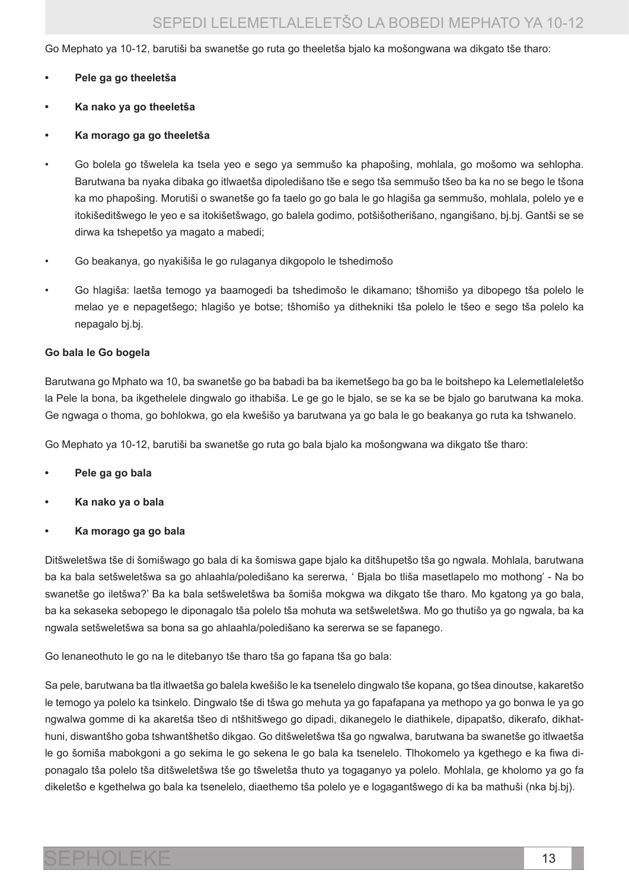Go Mephato ya 10-12, barutiši ba swanetše go ruta go theeletša bjalo ka mošongwana wa dikgato tše tharo:

- **Pele ga go theeletša**
- **Ka nako ya go theeletša**
- **Ka morago ga go theeletša**

- Go bolela go tšwelela ka tsela yeo e sego ya semmušo ka phapošing, mohlala, go mošomo wa sehlopha. Barutwana ba nyaka dibaka go itlwaetša dipoledišano tše e sego tša semmušo tšeo ba ka no se bego le tšona ka mo phapošing. Morutiši o swanetše go fa taelo go go bala le go hlagiša ga semmušo, mohlala, polelo ye e itokišeditšwego le yeo e sa itokišetšwago, go balela godimo, potšišotherišano, ngangišano, bj.bj. Gantši se se dirwa ka tshepetšo ya magato a mabedi;
- Go beakanya, go nyakišiša le go rulaganya dikgopolo le tshedimošo
- Go hlagiša: laetša temogo ya baamogedi ba tshedimošo le dikamano; tšhomišo ya dibopego tša polelo le melao ye e nepagetšego; hlagišo ye botse; tšhomišo ya dithekniki tša polelo le tšeo e sego tša polelo ka nepagalo bj.bj.

**Go bala le Go bogela**

Barutwana go Mphato wa 10, ba swanetše go ba babadi ba ba ikemetšego ba go ba le boitshepo ka Lelemetlaleletšo la Pele la bona, ba ikgethelele dingwalo go ithabiša. Le ge go le bjalo, se se ka se be bjalo go barutwana ka moka. Ge ngwaga o thoma, go bohlokwa, go ela kwešišo ya barutwana ya go bala le go beakanya go ruta ka tshwanelo.

Go Mephato ya 10-12, barutiši ba swanetše go ruta go bala bjalo ka mošongwana wa dikgato tše tharo:

- **Pele ga go bala**
- **Ka nako ya o bala**
- **Ka morago ga go bala**

Ditšweletšwa tše di šomišwago go bala di ka šomiswa gape bjalo ka ditšhupetšo tša go ngwala. Mohlala, barutwana ba ka bala setšweletšwa sa go ahlaahla/poledišano ka sererwa, ' Bjala bo tliša masetlapelo mo mothong' - Na bo swanetše go iletšwa?' Ba ka bala setšweletšwa ba šomiša mokgwa wa dikgato tše tharo. Mo kgatong ya go bala, ba ka sekaseka sebopego le diponagalo tša polelo tša mohuta wa setšweletšwa. Mo go thutišo ya go ngwala, ba ka ngwala setšweletšwa sa bona sa go ahlaahla/poledišano ka sererwa se se fapanego.

Go lenaneothuto le go na le ditebanyo tše tharo tša go fapana tša go bala:

Sa pele, barutwana ba tla itlwaetša go balela kwešišo le ka tsenelelo dingwalo tše kopana, go tšea dinoutse, kakaretšo le temogo ya polelo ka tsinkelo. Dingwalo tše di tšwa go mehuta ya go fapafapana ya methopo ya go bonwa le ya go ngwalwa gomme di ka akaretša tšeo di ntšhitšwego go dipadi, dikanegelo le diathikele, dipapatšo, dikerafo, dikhathuni, diswantšho goba tshwantšhetšo dikgao. Go ditšweletšwa tša go ngwalwa, barutwana ba swanetše go itlwaetša le go šomiša mabokgoni a go sekima le go sekena le go bala ka tsenelelo. Tlhokomelo ya kgethego e ka fiwa diponagalo tša polelo tša ditšweletšwa tše go tšweletša thuto ya togaganyo ya polelo. Mohlala, ge kholomo ya go fa dikeletšo e kgethelwa go bala ka tsenelelo, diaethemo tša polelo ye e logagantšwego di ka ba mathuši (nka bj.bj).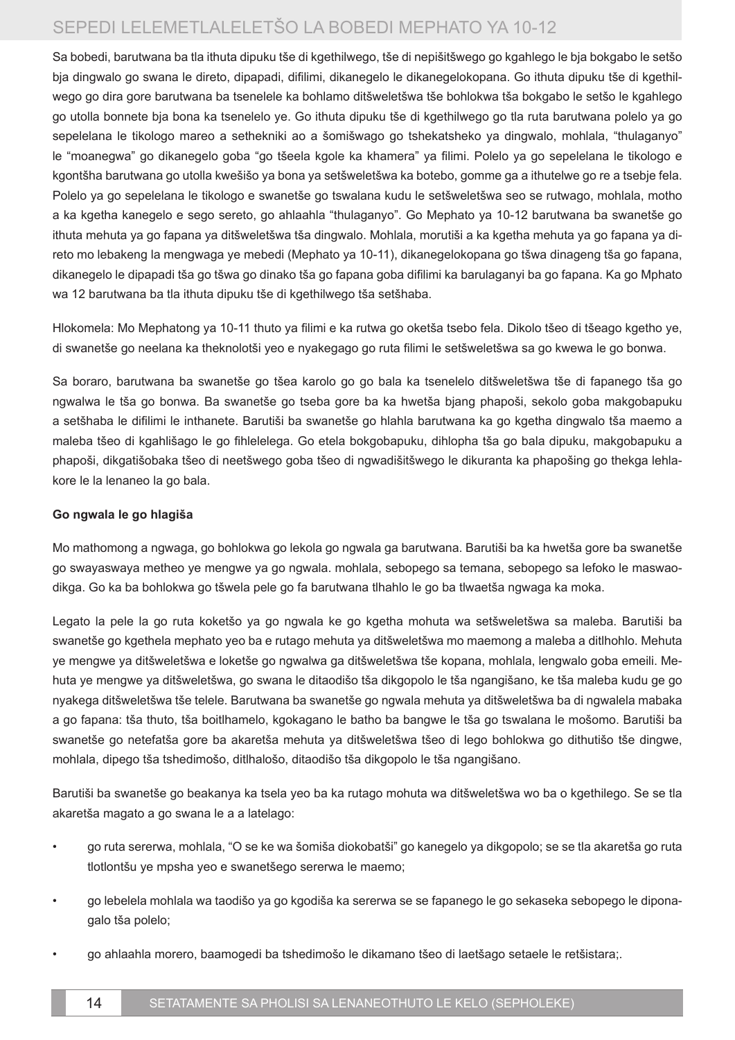Sa bobedi, barutwana ba tla ithuta dipuku tše di kgethilwego, tše di nepišitšwego go kgahlego le bja bokgabo le setšo bja dingwalo go swana le direto, dipapadi, difilimi, dikanegelo le dikanegelokopana. Go ithuta dipuku tše di kgethilwego go dira gore barutwana ba tsenelele ka bohlamo ditšweletšwa tše bohlokwa tša bokgabo le setšo le kgahlego go utolla bonnete bja bona ka tsenelelo ye. Go ithuta dipuku tše di kgethilwego go tla ruta barutwana polelo ya go sepelelana le tikologo mareo a sethekniki ao a šomišwago go tshekatsheko ya dingwalo, mohlala, "thulaganyo" le "moanegwa" go dikanegelo goba "go tšeela kgole ka khamera" ya filimi. Polelo ya go sepelelana le tikologo e kgontšha barutwana go utolla kwešišo ya bona ya setšweletšwa ka botebo, gomme ga a ithutelwe go re a tsebje fela. Polelo ya go sepelelana le tikologo e swanetše go tswalana kudu le setšweletšwa seo se rutwago, mohlala, motho a ka kgetha kanegelo e sego sereto, go ahlaahla "thulaganyo". Go Mephato ya 10-12 barutwana ba swanetše go ithuta mehuta ya go fapana ya ditšweletšwa tša dingwalo. Mohlala, morutiši a ka kgetha mehuta ya go fapana ya direto mo lebakeng la mengwaga ye mebedi (Mephato ya 10-11), dikanegelokopana go tšwa dinageng tša go fapana, dikanegelo le dipapadi tša go tšwa go dinako tša go fapana goba difilimi ka barulaganyi ba go fapana. Ka go Mphato wa 12 barutwana ba tla ithuta dipuku tše di kgethilwego tša setšhaba.

Hlokomela: Mo Mephatong ya 10-11 thuto ya filimi e ka rutwa go oketša tsebo fela. Dikolo tšeo di tšeago kgetho ye, di swanetše go neelana ka theknolotši yeo e nyakegago go ruta filimi le setšweletšwa sa go kwewa le go bonwa.

Sa boraro, barutwana ba swanetše go tšea karolo go go bala ka tsenelelo ditšweletšwa tše di fapanego tša go ngwalwa le tša go bonwa. Ba swanetše go tseba gore ba ka hwetša bjang phapoši, sekolo goba makgobapuku a setšhaba le difilimi le inthanete. Barutiši ba swanetše go hlahla barutwana ka go kgetha dingwalo tša maemo a maleba tšeo di kgahlišago le go fihlelelega. Go etela bokgobapuku, dihlopha tša go bala dipuku, makgobapuku a phapoši, dikgatišobaka tšeo di neetšwego goba tšeo di ngwadišitšwego le dikuranta ka phapošing go thekga lehlakore le la lenaneo la go bala.

**Go ngwala le go hlagiša**

Mo mathomong a ngwaga, go bohlokwa go lekola go ngwala ga barutwana. Barutiši ba ka hwetša gore ba swanetše go swayaswaya metheo ye mengwe ya go ngwala. mohlala, sebopego sa temana, sebopego sa lefoko le maswaodikga. Go ka ba bohlokwa go tšwela pele go fa barutwana tlhahlo le go ba tlwaetša ngwaga ka moka.

Legato la pele la go ruta koketšo ya go ngwala ke go kgetha mohuta wa setšweletšwa sa maleba. Barutiši ba swanetše go kgethela mephato yeo ba e rutago mehuta ya ditšweletšwa mo maemong a maleba a ditlhohlo. Mehuta ye mengwe ya ditšweletšwa e loketše go ngwalwa ga ditšweletšwa tše kopana, mohlala, lengwalo goba emeili. Mehuta ye mengwe ya ditšweletšwa, go swana le ditaodišo tša dikgopolo le tša ngangišano, ke tša maleba kudu ge go nyakega ditšweletšwa tše telele. Barutwana ba swanetše go ngwala mehuta ya ditšweletšwa ba di ngwalela mabaka a go fapana: tša thuto, tša boitlhamelo, kgokagano le batho ba bangwe le tša go tswalana le mošomo. Barutiši ba swanetše go netefatša gore ba akaretša mehuta ya ditšweletšwa tšeo di lego bohlokwa go dithutišo tše dingwe, mohlala, dipego tša tshedimošo, ditlhalošo, ditaodišo tša dikgopolo le tša ngangišano.

Barutiši ba swanetše go beakanya ka tsela yeo ba ka rutago mohuta wa ditšweletšwa wo ba o kgethilego. Se se tla akaretša magato a go swana le a a latelago:

- go ruta sererwa, mohlala, "O se ke wa šomiša diokobatši" go kanegelo ya dikgopolo; se se tla akaretša go ruta tlotlontšu ye mpsha yeo e swanetšego sererwa le maemo;
- go lebelela mohlala wa taodišo ya go kgodiša ka sererwa se se fapanego le go sekaseka sebopego le diponagalo tša polelo;
- go ahlaahla morero, baamogedi ba tshedimošo le dikamano tšeo di laetšago setaele le retšistara;.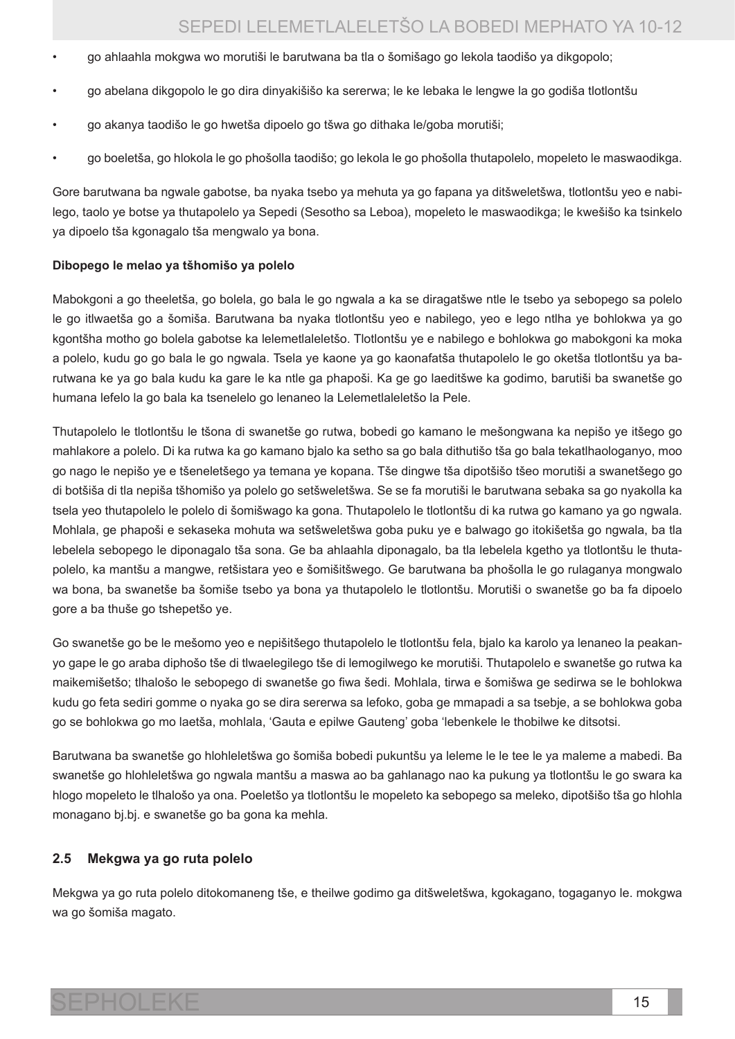- go ahlaahla mokgwa wo morutiši le barutwana ba tla o šomišago go lekola taodišo ya dikgopolo;
- go abelana dikgopolo le go dira dinyakišišo ka sererwa; le ke lebaka le lengwe la go godiša tlotlontšu
- go akanya taodišo le go hwetša dipoelo go tšwa go dithaka le/goba morutiši;
- go boeletša, go hlokola le go phošolla taodišo; go lekola le go phošolla thutapolelo, mopeleto le maswaodikga.

Gore barutwana ba ngwale gabotse, ba nyaka tsebo ya mehuta ya go fapana ya ditšweletšwa, tlotlontšu yeo e nabilego, taolo ye botse ya thutapolelo ya Sepedi (Sesotho sa Leboa), mopeleto le maswaodikga; le kwešišo ka tsinkelo ya dipoelo tša kgonagalo tša mengwalo ya bona.

**Dibopego le melao ya tšhomišo ya polelo**

Mabokgoni a go theeletša, go bolela, go bala le go ngwala a ka se diragatšwe ntle le tsebo ya sebopego sa polelo le go itlwaetša go a šomiša. Barutwana ba nyaka tlotlontšu yeo e nabilego, yeo e lego ntlha ye bohlokwa ya go kgontšha motho go bolela gabotse ka lelemetlaleletšo. Tlotlontšu ye e nabilego e bohlokwa go mabokgoni ka moka a polelo, kudu go go bala le go ngwala. Tsela ye kaone ya go kaonafatša thutapolelo le go oketša tlotlontšu ya barutwana ke ya go bala kudu ka gare le ka ntle ga phapoši. Ka ge go laeditšwe ka godimo, barutiši ba swanetše go humana lefelo la go bala ka tsenelelo go lenaneo la Lelemetlaleletšo la Pele.

Thutapolelo le tlotlontšu le tšona di swanetše go rutwa, bobedi go kamano le mešongwana ka nepišo ye itšego go mahlakore a polelo. Di ka rutwa ka go kamano bjalo ka setho sa go bala dithutišo tša go bala tekatlhaologanyo, moo go nago le nepišo ye e tšeneletšego ya temana ye kopana. Tše dingwe tša dipotšišo tšeo morutiši a swanetšego go di botšiša di tla nepiša tšhomišo ya polelo go setšweletšwa. Se se fa morutiši le barutwana sebaka sa go nyakolla ka tsela yeo thutapolelo le polelo di šomišwago ka gona. Thutapolelo le tlotlontšu di ka rutwa go kamano ya go ngwala. Mohlala, ge phapoši e sekaseka mohuta wa setšweletšwa goba puku ye e balwago go itokišetša go ngwala, ba tla lebelela sebopego le diponagalo tša sona. Ge ba ahlaahla diponagalo, ba tla lebelela kgetho ya tlotlontšu le thutapolelo, ka mantšu a mangwe, retšistara yeo e šomišitšwego. Ge barutwana ba phošolla le go rulaganya mongwalo wa bona, ba swanetše ba šomiše tsebo ya bona ya thutapolelo le tlotlontšu. Morutiši o swanetše go ba fa dipoelo gore a ba thuše go tshepetšo ye.

Go swanetše go be le mešomo yeo e nepišitšego thutapolelo le tlotlontšu fela, bjalo ka karolo ya lenaneo la peakanyo gape le go araba diphošo tše di tlwaelegilego tše di lemogilwego ke morutiši. Thutapolelo e swanetše go rutwa ka maikemišetšo; tlhalošo le sebopego di swanetše go fiwa šedi. Mohlala, tirwa e šomišwa ge sedirwa se le bohlokwa kudu go feta sediri gomme o nyaka go se dira sererwa sa lefoko, goba ge mmapadi a sa tsebje, a se bohlokwa goba go se bohlokwa go mo laetša, mohlala, ‘Gauta e epilwe Gauteng’ goba ‘lebenkele le thobilwe ke ditsotsi.

Barutwana ba swanetše go hlohleletšwa go šomiša bobedi pukuntšu ya leleme le le tee le ya maleme a mabedi. Ba swanetše go hlohleletšwa go ngwala mantšu a maswa ao ba gahlanago nao ka pukung ya tlotlontšu le go swara ka hlogo mopeleto le tlhalošo ya ona. Poeletšo ya tlotlontšu le mopeleto ka sebopego sa meleko, dipotšišo tša go hlohla monagano bj.bj. e swanetše go ba gona ka mehla.

## 2.5 Mekgwa ya go ruta polelo

Mekgwa ya go ruta polelo ditokomaneng tše, e theilwe godimo ga ditšweletšwa, kgokagano, togaganyo le. mokgwa wa go šomiša magato.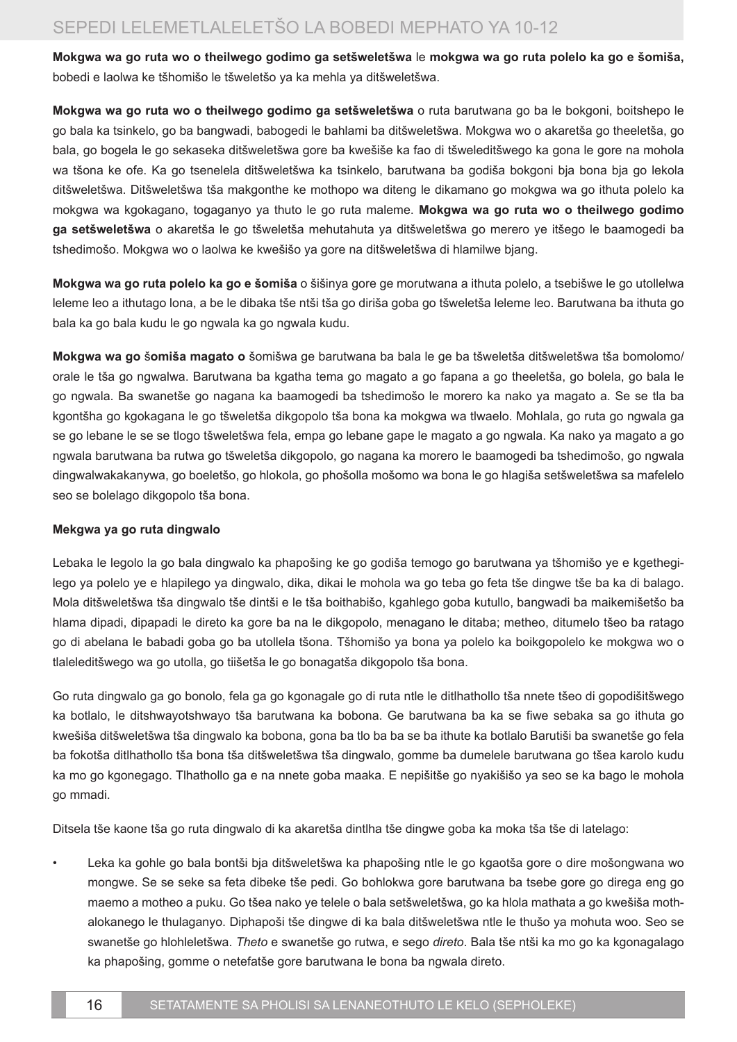**Mokgwa wa go ruta wo o theilwego godimo ga setšweletšwa** le **mokgwa wa go ruta polelo ka go e šomiša,** bobedi e laolwa ke tšhomišo le tšweletšo ya ka mehla ya ditšweletšwa.

**Mokgwa wa go ruta wo o theilwego godimo ga setšweletšwa** o ruta barutwana go ba le bokgoni, boitshepo le go bala ka tsinkelo, go ba bangwadi, babogedi le bahlami ba ditšweletšwa. Mokgwa wo o akaretša go theeletša, go bala, go bogela le go sekaseka ditšweletšwa gore ba kwešiše ka fao di tšweleditšwego ka gona le gore na mohola wa tšona ke ofe. Ka go tsenelela ditšweletšwa ka tsinkelo, barutwana ba godiša bokgoni bja bona bja go lekola ditšweletšwa. Ditšweletšwa tša makgonthe ke mothopo wa diteng le dikamano go mokgwa wa go ithuta polelo ka mokgwa wa kgokagano, togaganyo ya thuto le go ruta maleme. **Mokgwa wa go ruta wo o theilwego godimo ga setšweletšwa** o akaretša le go tšweletša mehutahuta ya ditšweletšwa go merero ye itšego le baamogedi ba tshedimošo. Mokgwa wo o laolwa ke kwešišo ya gore na ditšweletšwa di hlamilwe bjang.

**Mokgwa wa go ruta polelo ka go e šomiša** o šišinya gore ge morutwana a ithuta polelo, a tsebišwe le go utollelwa leleme leo a ithutago lona, a be le dibaka tše ntši tša go diriša goba go tšweletša leleme leo. Barutwana ba ithuta go bala ka go bala kudu le go ngwala ka go ngwala kudu.

**Mokgwa wa go šomiša magato o** šomišwa ge barutwana ba bala le ge ba tšweletša ditšweletšwa tša bomolomo/ orale le tša go ngwalwa. Barutwana ba kgatha tema go magato a go fapana a go theeletša, go bolela, go bala le go ngwala. Ba swanetše go nagana ka baamogedi ba tshedimošo le morero ka nako ya magato a. Se se tla ba kgontšha go kgokagana le go tšweletša dikgopolo tša bona ka mokgwa wa tlwaelo. Mohlala, go ruta go ngwala ga se go lebane le se se tlogo tšweletšwa fela, empa go lebane gape le magato a go ngwala. Ka nako ya magato a go ngwala barutwana ba rutwa go tšweletša dikgopolo, go nagana ka morero le baamogedi ba tshedimošo, go ngwala dingwalwakakanywa, go boeletšo, go hlokola, go phošolla mošomo wa bona le go hlagiša setšweletšwa sa mafelelo seo se bolelago dikgopolo tša bona.

**Mekgwa ya go ruta dingwalo**

Lebaka le legolo la go bala dingwalo ka phapošing ke go godiša temogo go barutwana ya tšhomišo ye e kgethegilego ya polelo ye e hlapilego ya dingwalo, dika, dikai le mohola wa go teba go feta tše dingwe tše ba ka di balago. Mola ditšweletšwa tša dingwalo tše dintši e le tša boithabišo, kgahlego goba kutullo, bangwadi ba maikemišetšo ba hlama dipadi, dipapadi le direto ka gore ba na le dikgopolo, menagano le ditaba; metheo, ditumelo tšeo ba ratago go di abelana le babadi goba go ba utollela tšona. Tšhomišo ya bona ya polelo ka boikgopolelo ke mokgwa wo o tlaleleditšwego wa go utolla, go tiišetša le go bonagatša dikgopolo tša bona.

Go ruta dingwalo ga go bonolo, fela ga go kgonagale go di ruta ntle le ditlhathollo tša nnete tšeo di gopodišitšwego ka botlalo, le ditshwayotshwayo tša barutwana ka bobona. Ge barutwana ba ka se fiwe sebaka sa go ithuta go kwešiša ditšweletšwa tša dingwalo ka bobona, gona ba tlo ba ba se ba ithute ka botlalo Barutiši ba swanetše go fela ba fokotša ditlhathollo tša bona tša ditšweletšwa tša dingwalo, gomme ba dumelele barutwana go tšea karolo kudu ka mo go kgonegago. Tlhathollo ga e na nnete goba maaka. E nepišitše go nyakišišo ya seo se ka bago le mohola go mmadi.

Ditsela tše kaone tša go ruta dingwalo di ka akaretša dintlha tše dingwe goba ka moka tša tše di latelago:

- Leka ka gohle go bala bontši bja ditšweletšwa ka phapošing ntle le go kgaotša gore o dire mošongwana wo mongwe. Se se seke sa feta dibeke tše pedi. Go bohlokwa gore barutwana ba tsebe gore go direga eng go maemo a motheo a puku. Go tšea nako ye telele o bala setšweletšwa, go ka hlola mathata a go kwešiša mothalokanego le thulaganyo. Diphapoši tše dingwe di ka bala ditšweletšwa ntle le thušo ya mohuta woo. Seo se swanetše go hlohleletšwa. *Theto* e swanetše go rutwa, e sego *direto*. Bala tše ntši ka mo go ka kgonagalago ka phapošing, gomme o netefatše gore barutwana le bona ba ngwala direto.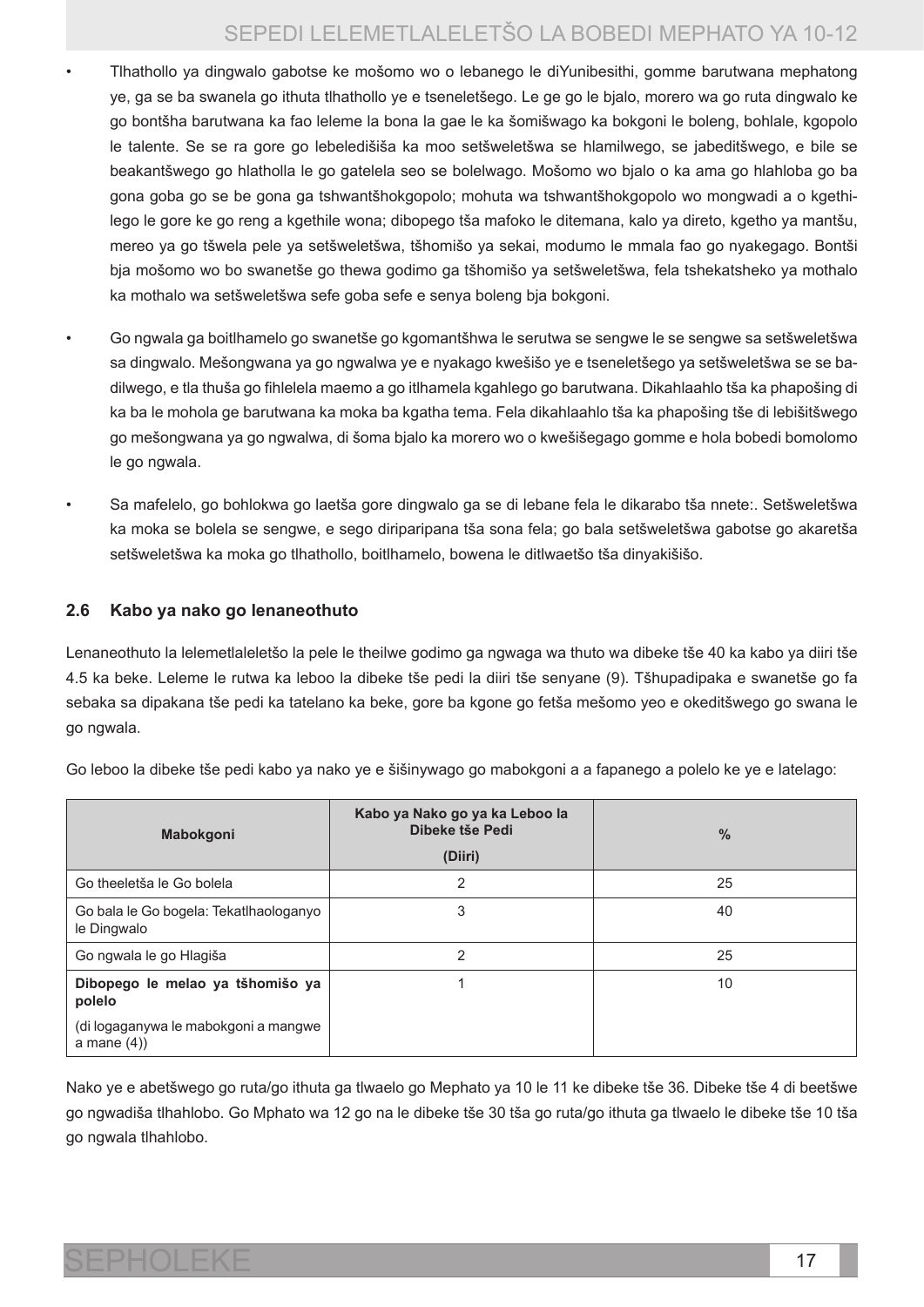- Tlhathollo ya dingwalo gabotse ke mošomo wo o lebanego le diYunibesithi, gomme barutwana mephatong ye, ga se ba swanela go ithuta tlhathollo ye e tseneletšego. Le ge go le bjalo, morero wa go ruta dingwalo ke go bontšha barutwana ka fao leleme la bona la gae le ka šomišwago ka bokgoni le boleng, bohlale, kgopolo le talente. Se se ra gore go lebeledišiša ka moo setšweletšwa se hlamilwego, se jabeditšwego, e bile se beakantšwego go hlatholla le go gatelela seo se bolelwago. Mošomo wo bjalo o ka ama go hlahloba go ba gona goba go se be gona ga tshwantšhokgopolo; mohuta wa tshwantšhokgopolo wo mongwadi a o kgethilego le gore ke go reng a kgethile wona; dibopego tša mafoko le ditemana, kalo ya direto, kgetho ya mantšu, mereo ya go tšwela pele ya setšweletšwa, tšhomišo ya sekai, modumo le mmala fao go nyakegago. Bontši bja mošomo wo bo swanetše go thewa godimo ga tšhomišo ya setšweletšwa, fela tshekatsheko ya mothalo ka mothalo wa setšweletšwa sefe goba sefe e senya boleng bja bokgoni.

- Go ngwala ga boitlhamelo go swanetše go kgomantšhwa le serutwa se sengwe le se sengwe sa setšweletšwa sa dingwalo. Mešongwana ya go ngwalwa ye e nyakago kwešišo ye e tseneletšego ya setšweletšwa se se badilwego, e tla thuša go fihlelela maemo a go itlhamela kgahlego go barutwana. Dikahlaahlo tša ka phapošing di ka ba le mohola ge barutwana ka moka ba kgatha tema. Fela dikahlaahlo tša ka phapošing tše di lebišitšwego go mešongwana ya go ngwalwa, di šoma bjalo ka morero wo o kwešišegago gomme e hola bobedi bomolomo le go ngwala.

- Sa mafelelo, go bohlokwa go laetša gore dingwalo ga se di lebane fela le dikarabo tša nnete:. Setšweletšwa ka moka se bolela se sengwe, e sego diriparipana tša sona fela; go bala setšweletšwa gabotse go akaretša setšweletšwa ka moka go tlhathollo, boitlhamelo, bowena le ditlwaetšo tša dinyakišišo.

### 2.6 Kabo ya nako go lenaneothuto

Lenaneothuto la lelemetlaleletšo la pele le theilwe godimo ga ngwaga wa thuto wa dibeke tše 40 ka kabo ya diiri tše 4.5 ka beke. Leleme le rutwa ka leboo la dibeke tše pedi la diiri tše senyane (9). Tšhupadipaka e swanetše go fa sebaka sa dipakana tše pedi ka tatelano ka beke, gore ba kgone go fetša mešomo yeo e okeditšwego go swana le go ngwala.

Go leboo la dibeke tše pedi kabo ya nako ye e šišinywago go mabokgoni a a fapanego a polelo ke ye e latelago:

| Mabokgoni | Kabo ya Nako go ya ka Leboo la Dibeke tše Pedi (Diiri) | % |
|---|---|---|
| Go theeletša le Go bolela | 2 | 25 |
| Go bala le Go bogela: Tekatlhaologanyo le Dingwalo | 3 | 40 |
| Go ngwala le go Hlagiša | 2 | 25 |
| **Dibopego le melao ya tšhomišo ya polelo** (di logaganywa le mabokgoni a mangwe a mane (4)) | 1 | 10 |

Nako ye e abetšwego go ruta/go ithuta ga tlwaelo go Mephato ya 10 le 11 ke dibeke tše 36. Dibeke tše 4 di beetšwe go ngwadiša tlhahlobo. Go Mphato wa 12 go na le dibeke tše 30 tša go ruta/go ithuta ga tlwaelo le dibeke tše 10 tša go ngwala tlhahlobo.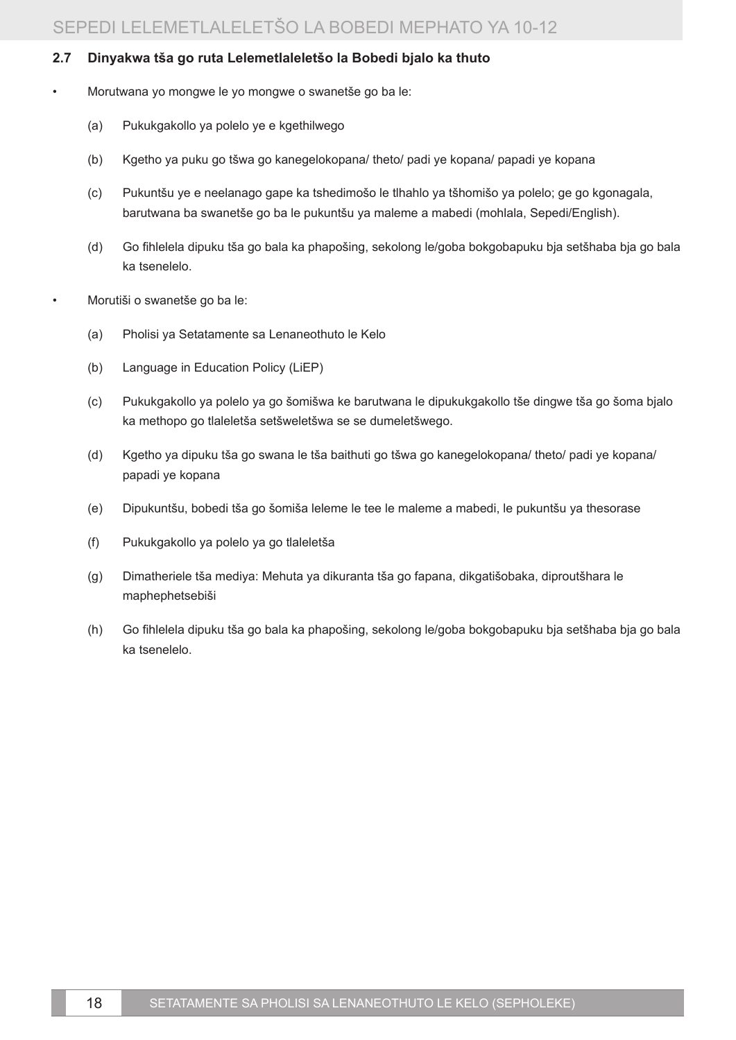### 2.7 Dinyakwa tša go ruta Lelemetlaleletšo la Bobedi bjalo ka thuto

- Morutwana yo mongwe le yo mongwe o swanetše go ba le:

  (a) Pukukgakollo ya polelo ye e kgethilwego

  (b) Kgetho ya puku go tšwa go kanegelokopana/ theto/ padi ye kopana/ papadi ye kopana

  (c) Pukuntšu ye e neelanago gape ka tshedimošo le tlhahlo ya tšhomišo ya polelo; ge go kgonagala, barutwana ba swanetše go ba le pukuntšu ya maleme a mabedi (mohlala, Sepedi/English).

  (d) Go fihlelela dipuku tša go bala ka phapošing, sekolong le/goba bokgobapuku bja setšhaba bja go bala ka tsenelelo.

- Morutiši o swanetše go ba le:

  (a) Pholisi ya Setatamente sa Lenaneothuto le Kelo

  (b) Language in Education Policy (LiEP)

  (c) Pukukgakollo ya polelo ya go šomišwa ke barutwana le dipukukgakollo tše dingwe tša go šoma bjalo ka methopo go tlaleletša setšweletšwa se se dumeletšwego.

  (d) Kgetho ya dipuku tša go swana le tša baithuti go tšwa go kanegelokopana/ theto/ padi ye kopana/ papadi ye kopana

  (e) Dipukuntšu, bobedi tša go šomiša leleme le tee le maleme a mabedi, le pukuntšu ya thesorase

  (f) Pukukgakollo ya polelo ya go tlaleletša

  (g) Dimatheriele tša mediya: Mehuta ya dikuranta tša go fapana, dikgatišobaka, diproutšhara le maphephetsebiši

  (h) Go fihlelela dipuku tša go bala ka phapošing, sekolong le/goba bokgobapuku bja setšhaba bja go bala ka tsenelelo.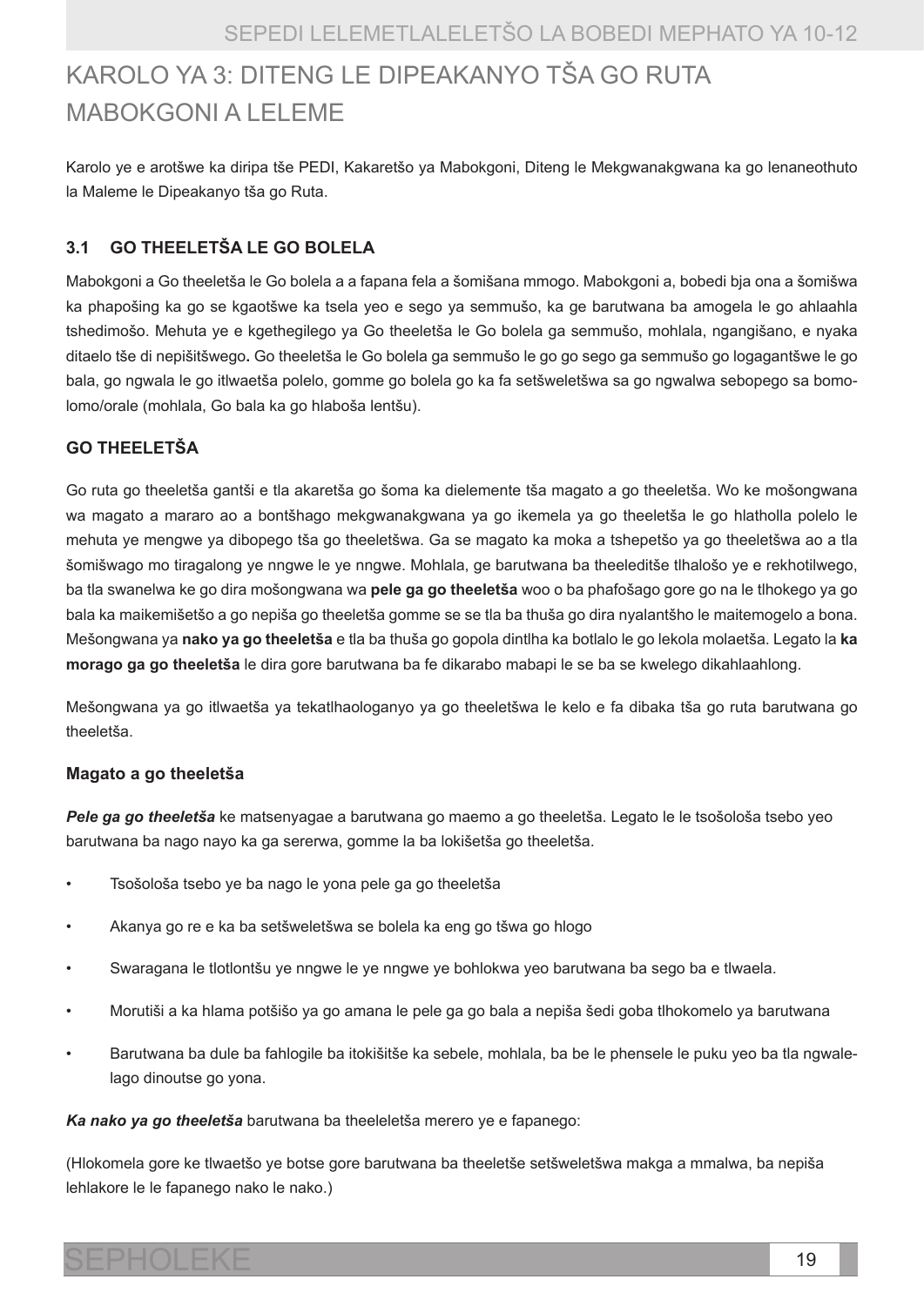# KAROLO YA 3: DITENG LE DIPEAKANYO TŠA GO RUTA MABOKGONI A LELEME

Karolo ye e arotšwe ka diripa tše PEDI, Kakaretšo ya Mabokgoni, Diteng le Mekgwanakgwana ka go lenaneothuto la Maleme le Dipeakanyo tša go Ruta.

## 3.1 GO THEELETŠA LE GO BOLELA

Mabokgoni a Go theeletša le Go bolela a a fapana fela a šomišana mmogo. Mabokgoni a, bobedi bja ona a šomišwa ka phapošing ka go se kgaotšwe ka tsela yeo e sego ya semmušo, ka ge barutwana ba amogela le go ahlaahla tshedimošo. Mehuta ye e kgethegilego ya Go theeletša le Go bolela ga semmušo, mohlala, ngangišano, e nyaka ditaelo tše di nepišitšwego**.** Go theeletša le Go bolela ga semmušo le go go sego ga semmušo go logagantšwe le go bala, go ngwala le go itlwaetša polelo, gomme go bolela go ka fa setšweletšwa sa go ngwalwa sebopego sa bomolomo/orale (mohlala, Go bala ka go hlaboša lentšu).

### GO THEELETŠA

Go ruta go theeletša gantši e tla akaretša go šoma ka dielemente tša magato a go theeletša. Wo ke mošongwana wa magato a mararo ao a bontšhago mekgwanakgwana ya go ikemela ya go theeletša le go hlatholla polelo le mehuta ye mengwe ya dibopego tša go theeletšwa. Ga se magato ka moka a tshepetšo ya go theeletšwa ao a tla šomišwago mo tiragalong ye nngwe le ye nngwe. Mohlala, ge barutwana ba theeleditše tlhalošo ye e rekhotilwego, ba tla swanelwa ke go dira mošongwana wa **pele ga go theeletša** woo o ba phafošago gore go na le tlhokego ya go bala ka maikemišetšo a go nepiša go theeletša gomme se se tla ba thuša go dira nyalantšho le maitemogelo a bona. Mešongwana ya **nako ya go theeletša** e tla ba thuša go gopola dintlha ka botlalo le go lekola molaetša. Legato la **ka morago ga go theeletša** le dira gore barutwana ba fe dikarabo mabapi le se ba se kwelego dikahlaahlong.

Mešongwana ya go itlwaetša ya tekatlhaologanyo ya go theeletšwa le kelo e fa dibaka tša go ruta barutwana go theeletša.

#### Magato a go theeletša

***Pele ga go theeletša*** ke matsenyagae a barutwana go maemo a go theeletša. Legato le le tsošološa tsebo yeo barutwana ba nago nayo ka ga sererwa, gomme la ba lokišetša go theeletša.

- Tsošološa tsebo ye ba nago le yona pele ga go theeletša
- Akanya go re e ka ba setšweletšwa se bolela ka eng go tšwa go hlogo
- Swaragana le tlotlontšu ye nngwe le ye nngwe ye bohlokwa yeo barutwana ba sego ba e tlwaela.
- Morutiši a ka hlama potšišo ya go amana le pele ga go bala a nepiša šedi goba tlhokomelo ya barutwana
- Barutwana ba dule ba fahlogile ba itokišitše ka sebele, mohlala, ba be le phensele le puku yeo ba tla ngwalelago dinoutse go yona.

***Ka nako ya go theeletša*** barutwana ba theeleletša merero ye e fapanego:

(Hlokomela gore ke tlwaetšo ye botse gore barutwana ba theeletše setšweletšwa makga a mmalwa, ba nepiša lehlakore le le fapanego nako le nako.)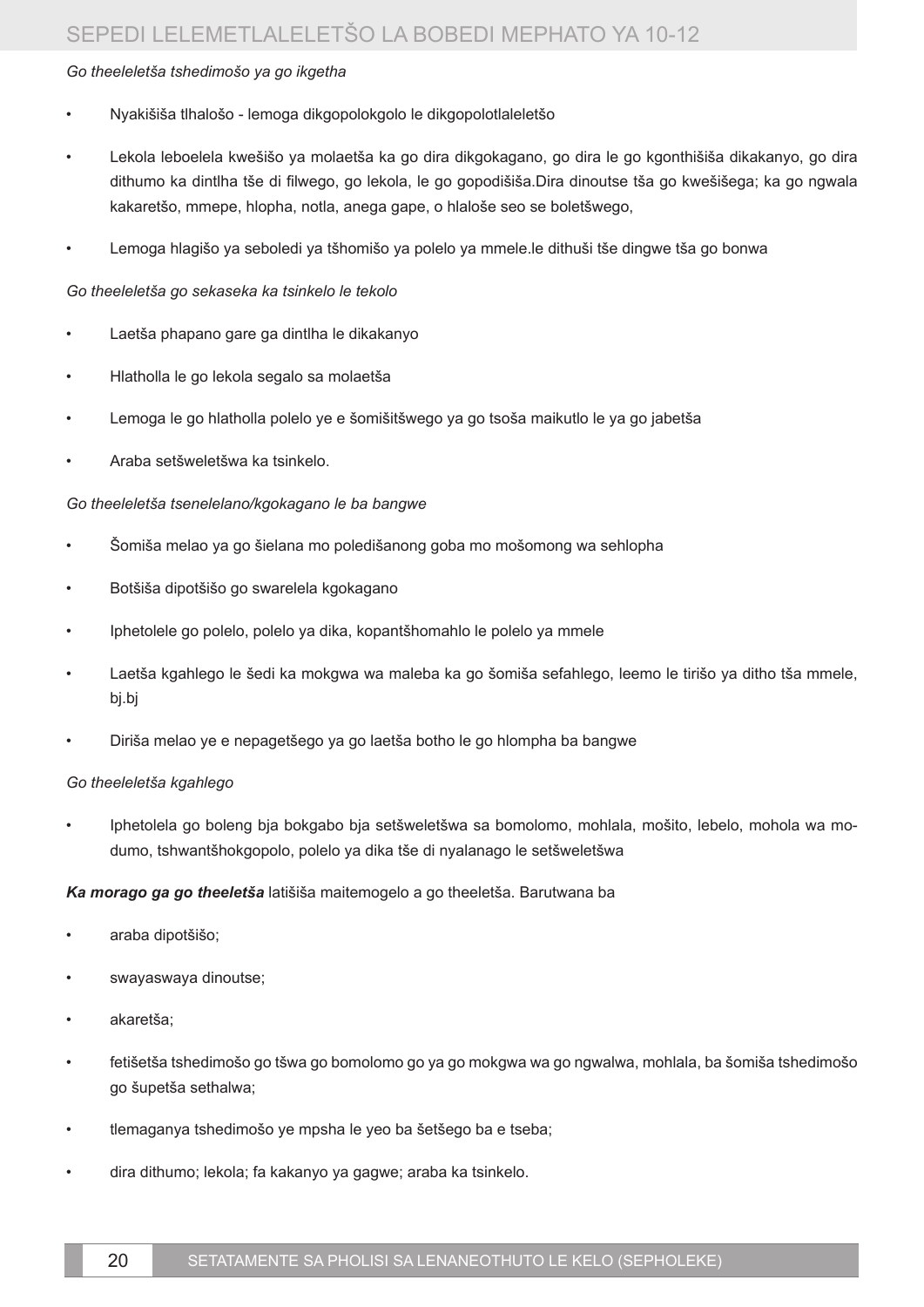*Go theeleletša tshedimošo ya go ikgetha*

- Nyakišiša tlhalošo - lemoga dikgopolokgolo le dikgopolotlaleletšo
- Lekola leboelela kwešišo ya molaetša ka go dira dikgokagano, go dira le go kgonthišiša dikakanyo, go dira dithumo ka dintlha tše di filwego, go lekola, le go gopodišiša.Dira dinoutse tša go kwešišega; ka go ngwala kakaretšo, mmepe, hlopha, notla, anega gape, o hlaloše seo se boletšwego,
- Lemoga hlagišo ya seboledi ya tšhomišo ya polelo ya mmele.le dithuši tše dingwe tša go bonwa

*Go theeleletša go sekaseka ka tsinkelo le tekolo*

- Laetša phapano gare ga dintlha le dikakanyo
- Hlatholla le go lekola segalo sa molaetša
- Lemoga le go hlatholla polelo ye e šomišitšwego ya go tsoša maikutlo le ya go jabetša
- Araba setšweletšwa ka tsinkelo.

*Go theeleletša tsenelelano/kgokagano le ba bangwe*

- Šomiša melao ya go šielana mo poledišanong goba mo mošomong wa sehlopha
- Botšiša dipotšišo go swarelela kgokagano
- Iphetolele go polelo, polelo ya dika, kopantšhomahlo le polelo ya mmele
- Laetša kgahlego le šedi ka mokgwa wa maleba ka go šomiša sefahlego, leemo le tirišo ya ditho tša mmele, bj.bj
- Diriša melao ye e nepagetšego ya go laetša botho le go hlompha ba bangwe

*Go theeleletša kgahlego*

- Iphetolela go boleng bja bokgabo bja setšweletšwa sa bomolomo, mohlala, mošito, lebelo, mohola wa modumo, tshwantšhokgopolo, polelo ya dika tše di nyalanago le setšweletšwa

***Ka morago ga go theeletša*** latišiša maitemogelo a go theeletša. Barutwana ba

- araba dipotšišo;
- swayaswaya dinoutse;
- akaretša;
- fetišetša tshedimošo go tšwa go bomolomo go ya go mokgwa wa go ngwalwa, mohlala, ba šomiša tshedimošo go šupetša sethalwa;
- tlemaganya tshedimošo ye mpsha le yeo ba šetšego ba e tseba;
- dira dithumo; lekola; fa kakanyo ya gagwe; araba ka tsinkelo.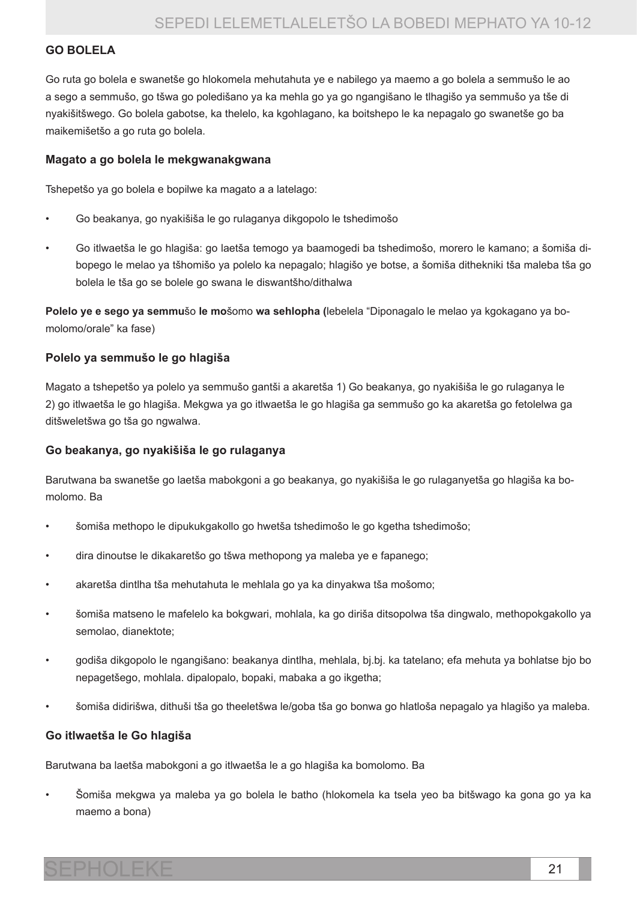### GO BOLELA

Go ruta go bolela e swanetše go hlokomela mehutahuta ye e nabilego ya maemo a go bolela a semmušo le ao a sego a semmušo, go tšwa go poledišano ya ka mehla go ya go ngangišano le tlhagišo ya semmušo ya tše di nyakišitšwego. Go bolela gabotse, ka thelelo, ka kgohlagano, ka boitshepo le ka nepagalo go swanetše go ba maikemišetšo a go ruta go bolela.

#### Magato a go bolela le mekgwanakgwana

Tshepetšo ya go bolela e bopilwe ka magato a a latelago:

- Go beakanya, go nyakišiša le go rulaganya dikgopolo le tshedimošo
- Go itlwaetša le go hlagiša: go laetša temogo ya baamogedi ba tshedimošo, morero le kamano; a šomiša dibopego le melao ya tšhomišo ya polelo ka nepagalo; hlagišo ye botse, a šomiša dithekniki tša maleba tša go bolela le tša go se bolele go swana le diswantšho/dithalwa

**Polelo ye e sego ya semmu**šo **le mo**šomo **wa sehlopha (**lebelela "Diponagalo le melao ya kgokagano ya bomolomo/orale" ka fase)

#### Polelo ya semmušo le go hlagiša

Magato a tshepetšo ya polelo ya semmušo gantši a akaretša 1) Go beakanya, go nyakišiša le go rulaganya le 2) go itlwaetša le go hlagiša. Mekgwa ya go itlwaetša le go hlagiša ga semmušo go ka akaretša go fetolelwa ga ditšweletšwa go tša go ngwalwa.

#### Go beakanya, go nyakišiša le go rulaganya

Barutwana ba swanetše go laetša mabokgoni a go beakanya, go nyakišiša le go rulaganyetša go hlagiša ka bomolomo. Ba

- šomiša methopo le dipukukgakollo go hwetša tshedimošo le go kgetha tshedimošo;
- dira dinoutse le dikakaretšo go tšwa methopong ya maleba ye e fapanego;
- akaretša dintlha tša mehutahuta le mehlala go ya ka dinyakwa tša mošomo;
- šomiša matseno le mafelelo ka bokgwari, mohlala, ka go diriša ditsopolwa tša dingwalo, methopokgakollo ya semolao, dianektote;
- godiša dikgopolo le ngangišano: beakanya dintlha, mehlala, bj.bj. ka tatelano; efa mehuta ya bohlatse bjo bo nepagetšego, mohlala. dipalopalo, bopaki, mabaka a go ikgetha;
- šomiša didirišwa, dithuši tša go theeletšwa le/goba tša go bonwa go hlatloša nepagalo ya hlagišo ya maleba.

#### Go itlwaetša le Go hlagiša

Barutwana ba laetša mabokgoni a go itlwaetša le a go hlagiša ka bomolomo. Ba

- Šomiša mekgwa ya maleba ya go bolela le batho (hlokomela ka tsela yeo ba bitšwago ka gona go ya ka maemo a bona)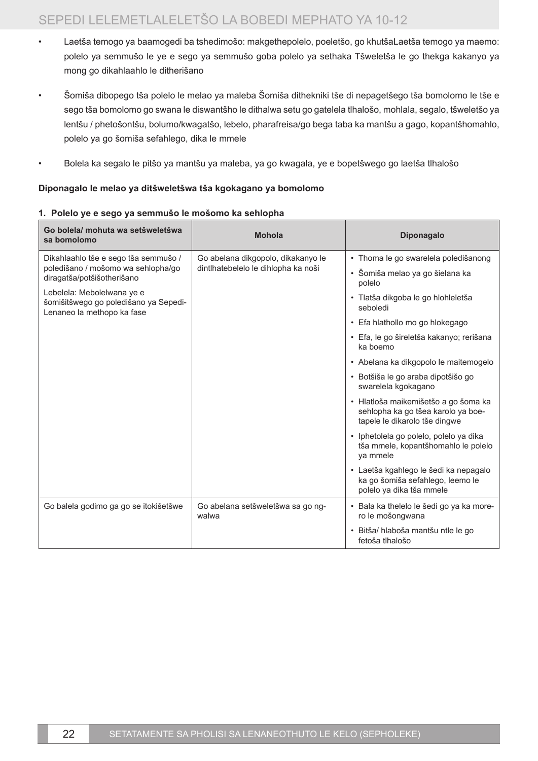- Laetša temogo ya baamogedi ba tshedimošo: makgethepolelo, poeletšo, go khutšaLaetša temogo ya maemo: polelo ya semmušo le ye e sego ya semmušo goba polelo ya sethaka Tšweletša le go thekga kakanyo ya mong go dikahlaahlo le ditherišano
- Šomiša dibopego tša polelo le melao ya maleba Šomiša dithekniki tše di nepagetšego tša bomolomo le tše e sego tša bomolomo go swana le diswantšho le dithalwa setu go gatelela tlhalošo, mohlala, segalo, tšweletšo ya lentšu / phetošontšu, bolumo/kwagatšo, lebelo, pharafreisa/go bega taba ka mantšu a gago, kopantšhomahlo, polelo ya go šomiša sefahlego, dika le mmele
- Bolela ka segalo le pitšo ya mantšu ya maleba, ya go kwagala, ye e bopetšwego go laetša tlhalošo

**Diponagalo le melao ya ditšweletšwa tša kgokagano ya bomolomo**

**1. Polelo ye e sego ya semmušo le mošomo ka sehlopha**

| Go bolela/ mohuta wa setšweletšwa sa bomolomo | Mohola | Diponagalo |
|---|---|---|
| Dikahlaahlo tše e sego tša semmušo / poledišano / mošomo wa sehlopha/go diragatša/potšišotherišano<br><br>Lebelela: Mebolelwana ye e šomišitšwego go poledišano ya Sepedi-Lenaneo la methopo ka fase | Go abelana dikgopolo, dikakanyo le dintlhatebelelo le dihlopha ka noši | • Thoma le go swarelela poledišanong<br>• Šomiša melao ya go šielana ka polelo<br>• Tlatša dikgoba le go hlohleletša seboledi<br>• Efa hlathollo mo go hlokegago<br>• Efa, le go šireletša kakanyo; rerišana ka boemo<br>• Abelana ka dikgopolo le maitemogelo<br>• Botšiša le go araba dipotšišo go swarelela kgokagano<br>• Hlatloša maikemišetšo a go šoma ka sehlopha ka go tšea karolo ya boetapele le dikarolo tše dingwe<br>• Iphetolela go polelo, polelo ya dika tša mmele, kopantšhomahlo le polelo ya mmele<br>• Laetša kgahlego le šedi ka nepagalo ka go šomiša sefahlego, leemo le polelo ya dika tša mmele |
| Go balela godimo ga go se itokišetšwe | Go abelana setšweletšwa sa go ngwalwa | • Bala ka thelelo le šedi go ya ka morero le mošongwana<br>• Bitša/ hlaboša mantšu ntle le go fetoša tlhalošo |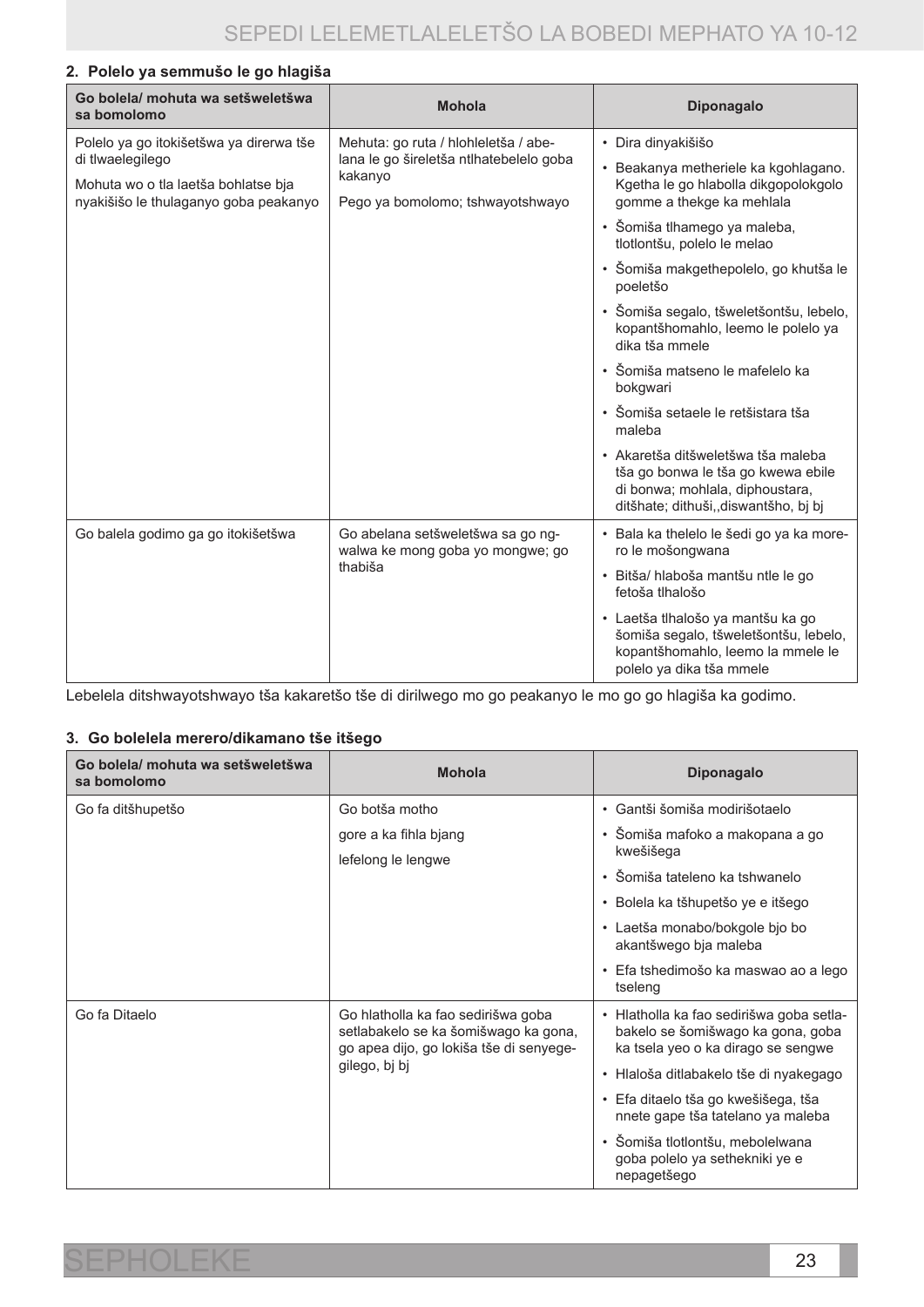## 2. Polelo ya semmušo le go hlagiša

| Go bolela/ mohuta wa setšweletšwa sa bomolomo | Mohola | Diponagalo |
| --- | --- | --- |
| Polelo ya go itokišetšwa ya direrwa tše di tlwaelegilego<br><br>Mohuta wo o tla laetša bohlatse bja nyakišišo le thulaganyo goba peakanyo | Mehuta: go ruta / hlohleletša / abelana le go šireletša ntlhatebelelo goba kakanyo<br><br>Pego ya bomolomo; tshwayotshwayo | • Dira dinyakišišo<br>• Beakanya metheriele ka kgohlagano. Kgetha le go hlabolla dikgopolokgolo gomme a thekge ka mehlala<br>• Šomiša tlhamego ya maleba, tlotlontšu, polelo le melao<br>• Šomiša makgethepolelo, go khutša le poeletšo<br>• Šomiša segalo, tšweletšontšu, lebelo, kopantšhomahlo, leemo le polelo ya dika tša mmele<br>• Šomiša matseno le mafelelo ka bokgwari<br>• Šomiša setaele le retšistara tša maleba<br>• Akaretša ditšweletšwa tša maleba tša go bonwa le tša go kwewa ebile di bonwa; mohlala, diphoustara, ditšhate; dithuši,,diswantšho, bj bj |
| Go balela godimo ga go itokišetšwa | Go abelana setšweletšwa sa go ngwalwa ke mong goba yo mongwe; go thabiša | • Bala ka thelelo le šedi go ya ka morero le mošongwana<br>• Bitša/ hlaboša mantšu ntle le go fetoša tlhalošo<br>• Laetša tlhalošo ya mantšu ka go šomiša segalo, tšweletšontšu, lebelo, kopantšhomahlo, leemo la mmele le polelo ya dika tša mmele |

Lebelela ditshwayotshwayo tša kakaretšo tše di dirilwego mo go peakanyo le mo go go hlagiša ka godimo.

## 3. Go bolelela merero/dikamano tše itšego

| Go bolela/ mohuta wa setšweletšwa sa bomolomo | Mohola | Diponagalo |
| --- | --- | --- |
| Go fa ditšhupetšo | Go botša motho<br>gore a ka fihla bjang<br>lefelong le lengwe | • Gantši šomiša modirišotaelo<br>• Šomiša mafoko a makopana a go kwešišega<br>• Šomiša tateleno ka tshwanelo<br>• Bolela ka tšhupetšo ye e itšego<br>• Laetša monabo/bokgole bjo bo akantšwego bja maleba<br>• Efa tshedimošo ka maswao ao a lego tseleng |
| Go fa Ditaelo | Go hlatholla ka fao sedirišwa goba setlabakelo se ka šomišwago ka gona, go apea dijo, go lokiša tše di senyegegilego, bj bj | • Hlatholla ka fao sedirišwa goba setlabakelo se šomišwago ka gona, goba ka tsela yeo o ka dirago se sengwe<br>• Hlaloša ditlabakelo tše di nyakegago<br>• Efa ditaelo tša go kwešišega, tša nnete gape tša tatelano ya maleba<br>• Šomiša tlotlontšu, mebolelwana goba polelo ya sethekniki ye e nepagetšego |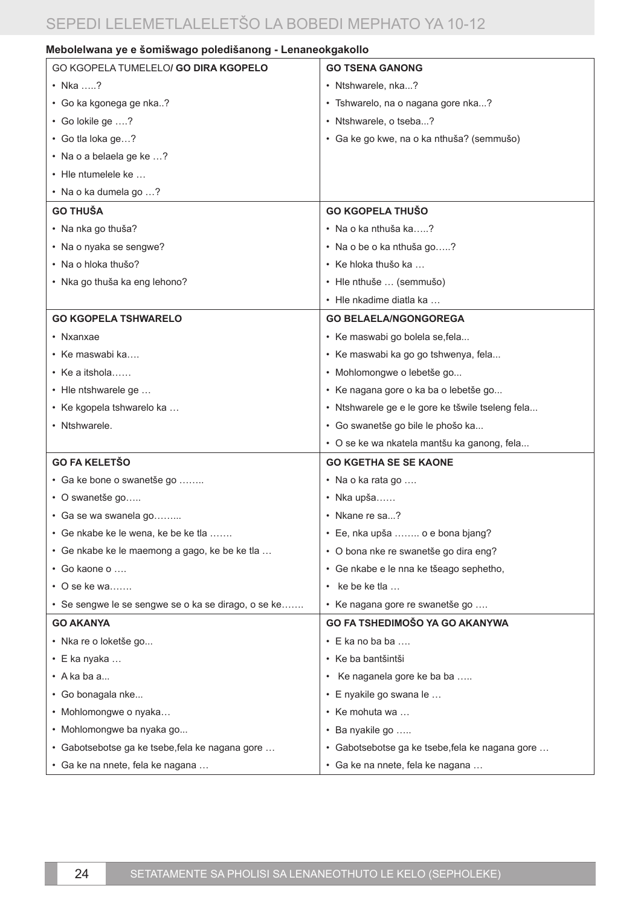**Mebolelwana ye e šomišwago poledišanong - Lenaneokgakollo**

| GO KGOPELA TUMELELO/ **GO DIRA KGOPELO** | **GO TSENA GANONG** |
|---|---|
| • Nka …..? | • Ntshwarele, nka...? |
| • Go ka kgonega ge nka..? | • Tshwarelo, na o nagana gore nka...? |
| • Go lokile ge ….? | • Ntshwarele, o tseba...? |
| • Go tla loka ge…? | • Ga ke go kwe, na o ka nthuša? (semmušo) |
| • Na o a belaela ge ke …? | |
| • Hle ntumelele ke … | |
| • Na o ka dumela go …? | |
| **GO THUŠA** | **GO KGOPELA THUŠO** |
| • Na nka go thuša? | • Na o ka nthuša ka…..? |
| • Na o nyaka se sengwe? | • Na o be o ka nthuša go…..? |
| • Na o hloka thušo? | • Ke hloka thušo ka … |
| • Nka go thuša ka eng lehono? | • Hle nthuše … (semmušo) |
| | • Hle nkadime diatla ka … |
| **GO KGOPELA TSHWARELO** | **GO BELAELA/NGONGOREGA** |
| • Nxanxae | • Ke maswabi go bolela se,fela... |
| • Ke maswabi ka…. | • Ke maswabi ka go go tshwenya, fela... |
| • Ke a itshola…… | • Mohlomongwe o lebetše go... |
| • Hle ntshwarele ge … | • Ke nagana gore o ka ba o lebetše go... |
| • Ke kgopela tshwarelo ka … | • Ntshwarele ge e le gore ke tšwile tseleng fela... |
| • Ntshwarele. | • Go swanetše go bile le phošo ka... |
| | • O se ke wa nkatela mantšu ka ganong, fela... |
| **GO FA KELETŠO** | **GO KGETHA SE SE KAONE** |
| • Ga ke bone o swanetše go …….. | • Na o ka rata go …. |
| • O swanetše go….. | • Nka upša…… |
| • Ga se wa swanela go…….. | • Nkane re sa...? |
| • Ge nkabe ke le wena, ke be ke tla ……. | • Ee, nka upša …….. o e bona bjang? |
| • Ge nkabe ke le maemong a gago, ke be ke tla … | • O bona nke re swanetše go dira eng? |
| • Go kaone o …. | • Ge nkabe e le nna ke tšeago sephetho, |
| • O se ke wa……. | • ke be ke tla … |
| • Se sengwe le se sengwe se o ka se dirago, o se ke……. | • Ke nagana gore re swanetše go …. |
| **GO AKANYA** | **GO FA TSHEDIMOŠO YA GO AKANYWA** |
| • Nka re o loketše go... | • E ka no ba ba …. |
| • E ka nyaka … | • Ke ba bantšintši |
| • A ka ba a... | • Ke naganela gore ke ba ba ….. |
| • Go bonagala nke... | • E nyakile go swana le … |
| • Mohlomongwe o nyaka… | • Ke mohuta wa … |
| • Mohlomongwe ba nyaka go... | • Ba nyakile go ….. |
| • Gabotsebotse ga ke tsebe,fela ke nagana gore … | • Gabotsebotse ga ke tsebe,fela ke nagana gore … |
| • Ga ke na nnete, fela ke nagana … | • Ga ke na nnete, fela ke nagana … |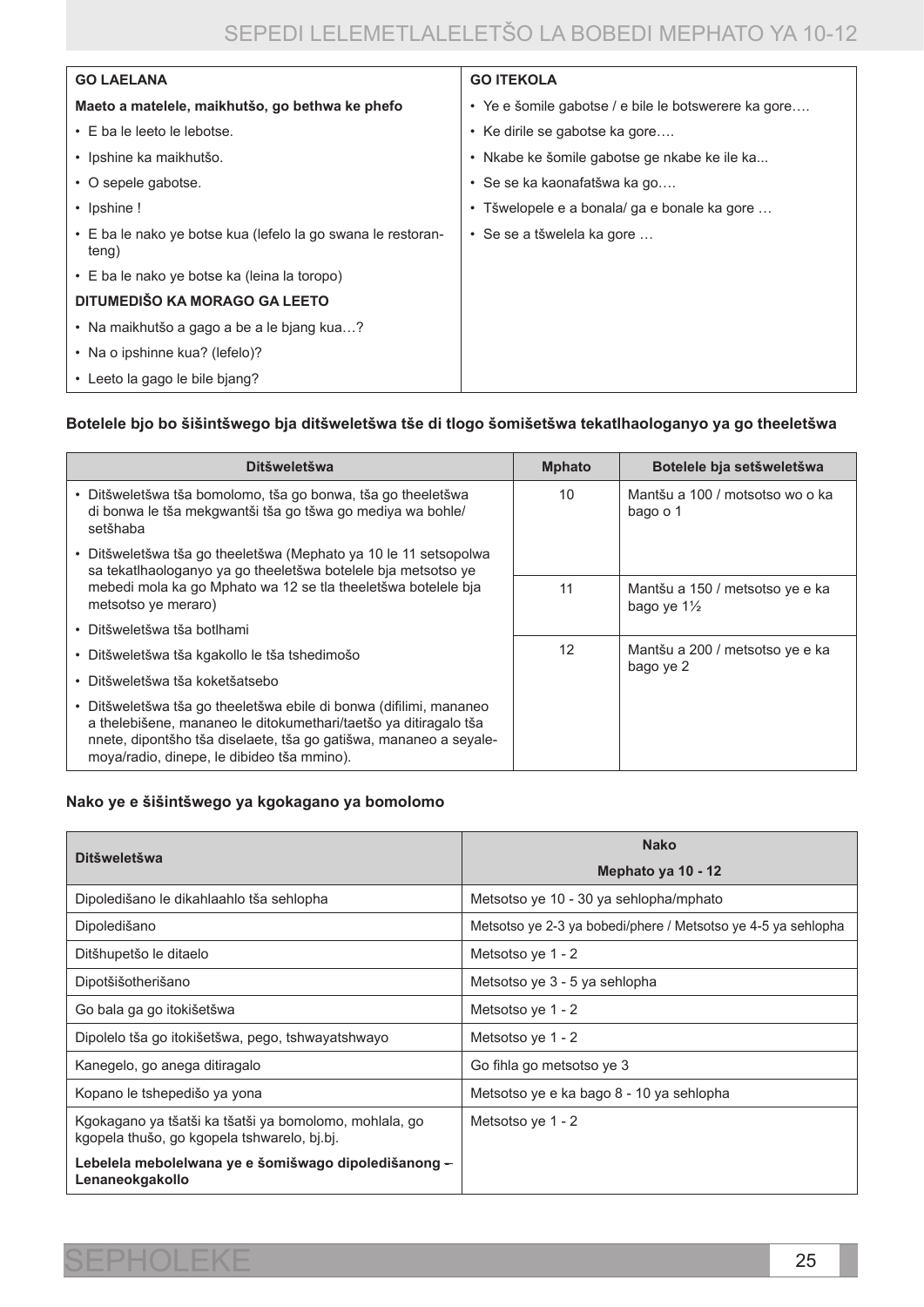| GO LAELANA | GO ITEKOLA |
| --- | --- |
| **Maeto a matelele, maikhutšo, go bethwa ke phefo** | • Ye e šomile gabotse / e bile le botswerere ka gore…. |
| • E ba le leeto le lebotse. | • Ke dirile se gabotse ka gore…. |
| • Ipshine ka maikhutšo. | • Nkabe ke šomile gabotse ge nkabe ke ile ka... |
| • O sepele gabotse. | • Se se ka kaonafatšwa ka go…. |
| • Ipshine ! | • Tšwelopele e a bonala/ ga e bonale ka gore … |
| • E ba le nako ye botse kua (lefelo la go swana le restoranteng) | • Se se a tšwelela ka gore … |
| • E ba le nako ye botse ka (leina la toropo) | |
| **DITUMEDIŠO KA MORAGO GA LEETO** | |
| • Na maikhutšo a gago a be a le bjang kua…? | |
| • Na o ipshinne kua? (lefelo)? | |
| • Leeto la gago le bile bjang? | |

**Botelele bjo bo šišintšwego bja ditšweletšwa tše di tlogo šomišetšwa tekatlhaologanyo ya go theeletšwa**

| Ditšweletšwa | Mphato | Botelele bja setšweletšwa |
| --- | --- | --- |
| • Ditšweletšwa tša bomolomo, tša go bonwa, tša go theeletšwa di bonwa le tša mekgwantši tša go tšwa go mediya wa bohle/ setšhaba<br>• Ditšweletšwa tša go theeletšwa (Mephato ya 10 le 11 setsopolwa sa tekatlhaologanyo ya go theeletšwa botelele bja metsotso ye mebedi mola ka go Mphato wa 12 se tla theeletšwa botelele bja metsotso ye meraro)<br>• Ditšweletšwa tša botlhami<br>• Ditšweletšwa tša kgakollo le tša tshedimošo<br>• Ditšweletšwa tša koketšatsebo<br>• Ditšweletšwa tša go theeletšwa ebile di bonwa (difilimi, mananeo a thelebišene, mananeo le ditokumethari/taetšo ya ditiragalo tša nnete, dipontšho tša diselaete, tša go gatišwa, mananeo a seyalemoya/radio, dinepe, le dibideo tša mmino). | 10 | Mantšu a 100 / motsotso wo o ka bago o 1 |
| | 11 | Mantšu a 150 / metsotso ye e ka bago ye 1½ |
| | 12 | Mantšu a 200 / metsotso ye e ka bago ye 2 |

**Nako ye e šišintšwego ya kgokagano ya bomolomo**

| Ditšweletšwa | Nako |
| --- | --- |
| | Mephato ya 10 - 12 |
| Dipoledišano le dikahlaahlo tša sehlopha | Metsotso ye 10 - 30 ya sehlopha/mphato |
| Dipoledišano | Metsotso ye 2-3 ya bobedi/phere / Metsotso ye 4-5 ya sehlopha |
| Ditšhupetšo le ditaelo | Metsotso ye 1 - 2 |
| Dipotšišotherišano | Metsotso ye 3 - 5 ya sehlopha |
| Go bala ga go itokišetšwa | Metsotso ye 1 - 2 |
| Dipolelo tša go itokišetšwa, pego, tshwayatshwayo | Metsotso ye 1 - 2 |
| Kanegelo, go anega ditiragalo | Go fihla go metsotso ye 3 |
| Kopano le tshepedišo ya yona | Metsotso ye e ka bago 8 - 10 ya sehlopha |
| Kgokagano ya tšatši ka tšatši ya bomolomo, mohlala, go kgopela thušo, go kgopela tshwarelo, bj.bj.<br>**Lebelela mebolelwana ye e šomišwago dipoledišanong – Lenaneokgakollo** | Metsotso ye 1 - 2 |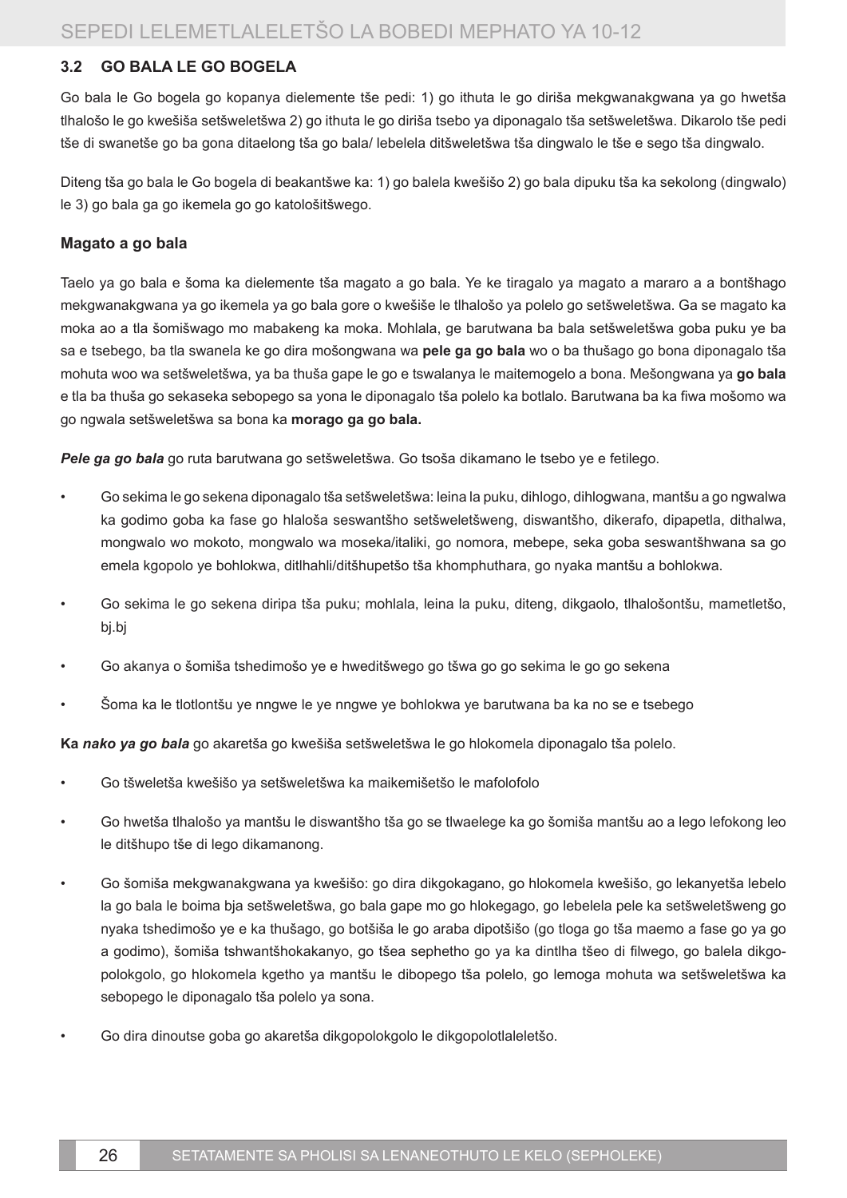### 3.2 GO BALA LE GO BOGELA

Go bala le Go bogela go kopanya dielemente tše pedi: 1) go ithuta le go diriša mekgwanakgwana ya go hwetša tlhalošo le go kwešiša setšweletšwa 2) go ithuta le go diriša tsebo ya diponagalo tša setšweletšwa. Dikarolo tše pedi tše di swanetše go ba gona ditaelong tša go bala/ lebelela ditšweletšwa tša dingwalo le tše e sego tša dingwalo.

Diteng tša go bala le Go bogela di beakantšwe ka: 1) go balela kwešišo 2) go bala dipuku tša ka sekolong (dingwalo) le 3) go bala ga go ikemela go go katološitšwego.

**Magato a go bala**

Taelo ya go bala e šoma ka dielemente tša magato a go bala. Ye ke tiragalo ya magato a mararo a a bontšhago mekgwanakgwana ya go ikemela ya go bala gore o kwešiše le tlhalošo ya polelo go setšweletšwa. Ga se magato ka moka ao a tla šomišwago mo mabakeng ka moka. Mohlala, ge barutwana ba bala setšweletšwa goba puku ye ba sa e tsebego, ba tla swanela ke go dira mošongwana wa **pele ga go bala** wo o ba thušago go bona diponagalo tša mohuta woo wa setšweletšwa, ya ba thuša gape le go e tswalanya le maitemogelo a bona. Mešongwana ya **go bala** e tla ba thuša go sekaseka sebopego sa yona le diponagalo tša polelo ka botlalo. Barutwana ba ka fiwa mošomo wa go ngwala setšweletšwa sa bona ka **morago ga go bala.**

***Pele ga go bala*** go ruta barutwana go setšweletšwa. Go tsoša dikamano le tsebo ye e fetilego.

- Go sekima le go sekena diponagalo tša setšweletšwa: leina la puku, dihlogo, dihlogwana, mantšu a go ngwalwa ka godimo goba ka fase go hlaloša seswantšho setšweletšweng, diswantšho, dikerafo, dipapetla, dithalwa, mongwalo wo mokoto, mongwalo wa moseka/italiki, go nomora, mebepe, seka goba seswantšhwana sa go emela kgopolo ye bohlokwa, ditlhahli/ditšhupetšo tša khomphuthara, go nyaka mantšu a bohlokwa.
- Go sekima le go sekena diripa tša puku; mohlala, leina la puku, diteng, dikgaolo, tlhalošontšu, mametletšo, bj.bj
- Go akanya o šomiša tshedimošo ye e hweditšwego go tšwa go go sekima le go go sekena
- Šoma ka le tlotlontšu ye nngwe le ye nngwe ye bohlokwa ye barutwana ba ka no se e tsebego

**Ka *nako ya go bala*** go akaretša go kwešiša setšweletšwa le go hlokomela diponagalo tša polelo.

- Go tšweletša kwešišo ya setšweletšwa ka maikemišetšo le mafolofolo
- Go hwetša tlhalošo ya mantšu le diswantšho tša go se tlwaelege ka go šomiša mantšu ao a lego lefokong leo le ditšhupo tše di lego dikamanong.
- Go šomiša mekgwanakgwana ya kwešišo: go dira dikgokagano, go hlokomela kwešišo, go lekanyetša lebelo la go bala le boima bja setšweletšwa, go bala gape mo go hlokegago, go lebelela pele ka setšweletšweng go nyaka tshedimošo ye e ka thušago, go botšiša le go araba dipotšišo (go tloga go tša maemo a fase go ya go a godimo), šomiša tshwantšhokakanyo, go tšea sephetho go ya ka dintlha tšeo di filwego, go balela dikgopolokgolo, go hlokomela kgetho ya mantšu le dibopego tša polelo, go lemoga mohuta wa setšweletšwa ka sebopego le diponagalo tša polelo ya sona.
- Go dira dinoutse goba go akaretša dikgopolokgolo le dikgopolotlaleletšo.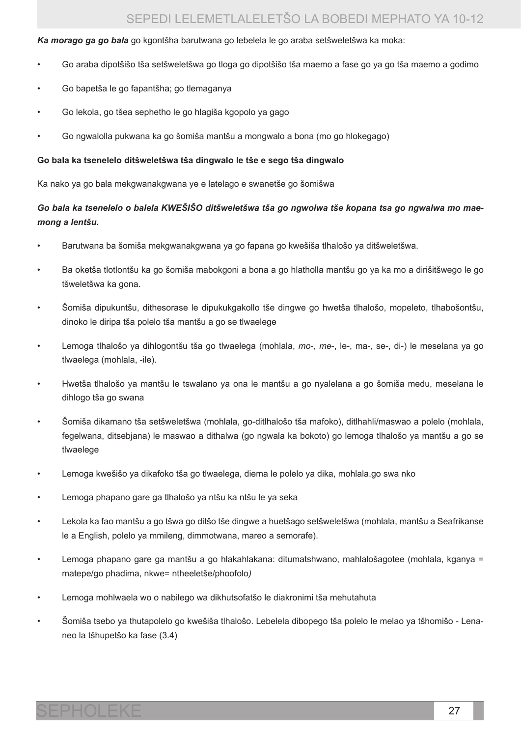***Ka morago ga go bala*** go kgontšha barutwana go lebelela le go araba setšweletšwa ka moka:

- Go araba dipotšišo tša setšweletšwa go tloga go dipotšišo tša maemo a fase go ya go tša maemo a godimo
- Go bapetša le go fapantšha; go tlemaganya
- Go lekola, go tšea sephetho le go hlagiša kgopolo ya gago
- Go ngwalolla pukwana ka go šomiša mantšu a mongwalo a bona (mo go hlokegago)

**Go bala ka tsenelelo ditšweletšwa tša dingwalo le tše e sego tša dingwalo**

Ka nako ya go bala mekgwanakgwana ye e latelago e swanetše go šomišwa

***Go bala ka tsenelelo o balela KWEŠIŠO ditšweletšwa tša go ngwolwa tše kopana tsa go ngwalwa mo maemong a lentšu.***

- Barutwana ba šomiša mekgwanakgwana ya go fapana go kwešiša tlhalošo ya ditšweletšwa.
- Ba oketša tlotlontšu ka go šomiša mabokgoni a bona a go hlatholla mantšu go ya ka mo a dirišitšwego le go tšweletšwa ka gona.
- Šomiša dipukuntšu, dithesorase le dipukukgakollo tše dingwe go hwetša tlhalošo, mopeleto, tlhabošontšu, dinoko le diripa tša polelo tša mantšu a go se tlwaelege
- Lemoga tlhalošo ya dihlogontšu tša go tlwaelega (mohlala, *mo-, me*-, le-, ma-, se-, di-) le meselana ya go tlwaelega (mohlala, -ile).
- Hwetša tlhalošo ya mantšu le tswalano ya ona le mantšu a go nyalelana a go šomiša medu, meselana le dihlogo tša go swana
- Šomiša dikamano tša setšweletšwa (mohlala, go-ditlhalošo tša mafoko), ditlhahli/maswao a polelo (mohlala, fegelwana, ditsebjana) le maswao a dithalwa (go ngwala ka bokoto) go lemoga tlhalošo ya mantšu a go se tlwaelege
- Lemoga kwešišo ya dikafoko tša go tlwaelega, diema le polelo ya dika, mohlala.go swa nko
- Lemoga phapano gare ga tlhalošo ya ntšu ka ntšu le ya seka
- Lekola ka fao mantšu a go tšwa go ditšo tše dingwe a huetšago setšweletšwa (mohlala, mantšu a Seafrikanse le a English, polelo ya mmileng, dimmotwana, mareo a semorafe).
- Lemoga phapano gare ga mantšu a go hlakahlakana: ditumatshwano, mahlalošagotee (mohlala, kganya = matepe/go phadima, nkwe= ntheeletše/phoofolo*)*
- Lemoga mohlwaela wo o nabilego wa dikhutsofatšo le diakronimi tša mehutahuta
- Šomiša tsebo ya thutapolelo go kwešiša tlhalošo. Lebelela dibopego tša polelo le melao ya tšhomišo - Lenaneo la tšhupetšo ka fase (3.4)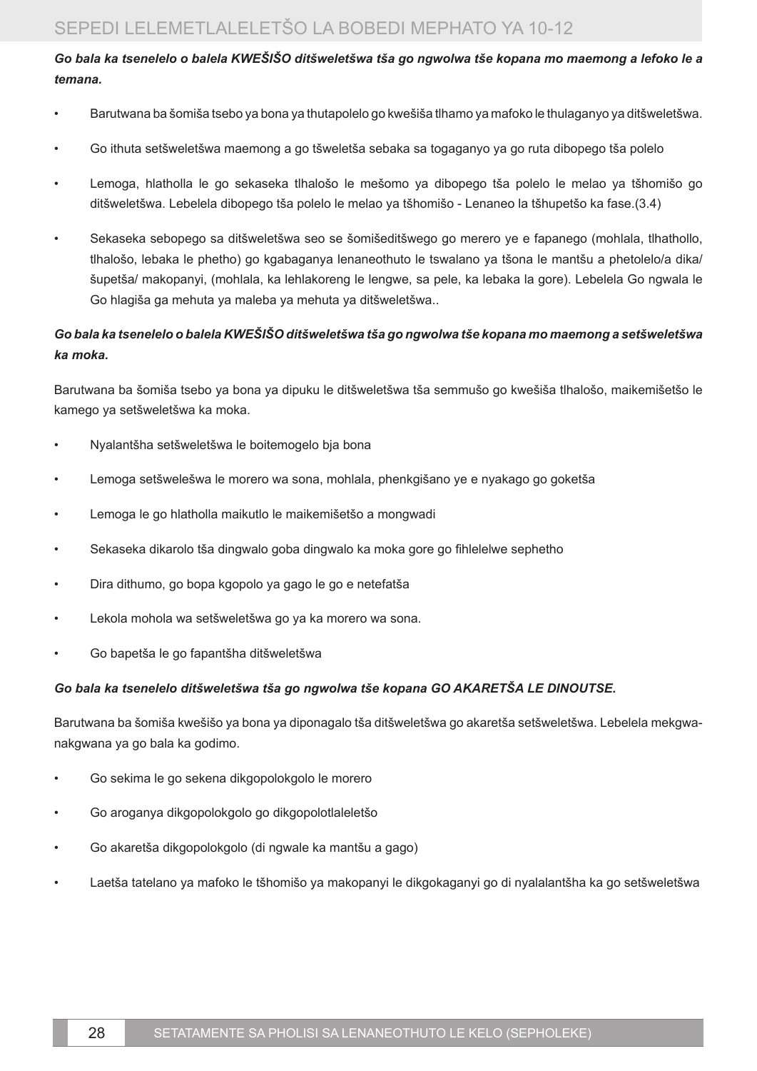***Go bala ka tsenelelo o balela KWEŠIŠO ditšweletšwa tša go ngwolwa tše kopana mo maemong a lefoko le a temana.***

- Barutwana ba šomiša tsebo ya bona ya thutapolelo go kwešiša tlhamo ya mafoko le thulaganyo ya ditšweletšwa.
- Go ithuta setšweletšwa maemong a go tšweletša sebaka sa togaganyo ya go ruta dibopego tša polelo
- Lemoga, hlatholla le go sekaseka tlhalošo le mešomo ya dibopego tša polelo le melao ya tšhomišo go ditšweletšwa. Lebelela dibopego tša polelo le melao ya tšhomišo - Lenaneo la tšhupetšo ka fase.(3.4)
- Sekaseka sebopego sa ditšweletšwa seo se šomišeditšwego go merero ye e fapanego (mohlala, tlhathollo, tlhalošo, lebaka le phetho) go kgabaganya lenaneothuto le tswalano ya tšona le mantšu a phetolelo/a dika/ šupetša/ makopanyi, (mohlala, ka lehlakoreng le lengwe, sa pele, ka lebaka la gore). Lebelela Go ngwala le Go hlagiša ga mehuta ya maleba ya mehuta ya ditšweletšwa..

***Go bala ka tsenelelo o balela KWEŠIŠO ditšweletšwa tša go ngwolwa tše kopana mo maemong a setšweletšwa ka moka.***

Barutwana ba šomiša tsebo ya bona ya dipuku le ditšweletšwa tša semmušo go kwešiša tlhalošo, maikemišetšo le kamego ya setšweletšwa ka moka.

- Nyalantšha setšweletšwa le boitemogelo bja bona
- Lemoga setšweleśwa le morero wa sona, mohlala, phenkgišano ye e nyakago go goketša
- Lemoga le go hlatholla maikutlo le maikemišetšo a mongwadi
- Sekaseka dikarolo tša dingwalo goba dingwalo ka moka gore go fihlelelwe sephetho
- Dira dithumo, go bopa kgopolo ya gago le go e netefatša
- Lekola mohola wa setšweletšwa go ya ka morero wa sona.
- Go bapetša le go fapantšha ditšweletšwa

***Go bala ka tsenelelo ditšweletšwa tša go ngwolwa tše kopana GO AKARETŠA LE DINOUTSE.***

Barutwana ba šomiša kwešišo ya bona ya diponagalo tša ditšweletšwa go akaretša setšweletšwa. Lebelela mekgwanakgwana ya go bala ka godimo.

- Go sekima le go sekena dikgopolokgolo le morero
- Go aroganya dikgopolokgolo go dikgopolotlaleletšo
- Go akaretša dikgopolokgolo (di ngwale ka mantšu a gago)
- Laetša tatelano ya mafoko le tšhomišo ya makopanyi le dikgokaganyi go di nyalalantšha ka go setšweletšwa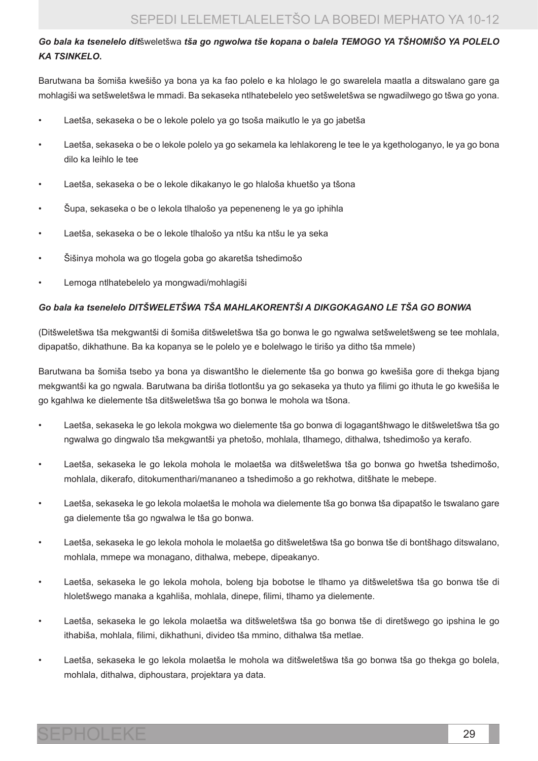***Go bala ka tsenelelo dit*šweletšwa *tša go ngwolwa tše kopana o balela TEMOGO YA TŠHOMIŠO YA POLELO KA TSINKELO*.**

Barutwana ba šomiša kwešišo ya bona ya ka fao polelo e ka hlolago le go swarelela maatla a ditswalano gare ga mohlagiši wa setšweletšwa le mmadi. Ba sekaseka ntlhatebelelo yeo setšweletšwa se ngwadilwego go tšwa go yona.

- Laetša, sekaseka o be o lekole polelo ya go tsoša maikutlo le ya go jabetša
- Laetša, sekaseka o be o lekole polelo ya go sekamela ka lehlakoreng le tee le ya kgethologanyo, le ya go bona dilo ka leihlo le tee
- Laetša, sekaseka o be o lekole dikakanyo le go hlaloša khuetšo ya tšona
- Šupa, sekaseka o be o lekola tlhalošo ya pepeneneng le ya go iphihla
- Laetša, sekaseka o be o lekole tlhalošo ya ntšu ka ntšu le ya seka
- Šišinya mohola wa go tlogela goba go akaretša tshedimošo
- Lemoga ntlhatebelelo ya mongwadi/mohlagiši

***Go bala ka tsenelelo DITŠWELETŠWA TŠA MAHLAKORENTŠI A DIKGOKAGANO LE TŠA GO BONWA***

(Ditšweletšwa tša mekgwantši di šomiša ditšweletšwa tša go bonwa le go ngwalwa setšweletšweng se tee mohlala, dipapatšo, dikhathune. Ba ka kopanya se le polelo ye e bolelwago le tirišo ya ditho tša mmele)

Barutwana ba šomiša tsebo ya bona ya diswantšho le dielemente tša go bonwa go kwešiša gore di thekga bjang mekgwantši ka go ngwala. Barutwana ba diriša tlotlontšu ya go sekaseka ya thuto ya filimi go ithuta le go kwešiša le go kgahlwa ke dielemente tša ditšweletšwa tša go bonwa le mohola wa tšona.

- Laetša, sekaseka le go lekola mokgwa wo dielemente tša go bonwa di logagantšhwago le ditšweletšwa tša go ngwalwa go dingwalo tša mekgwantši ya phetošo, mohlala, tlhamego, dithalwa, tshedimošo ya kerafo.
- Laetša, sekaseka le go lekola mohola le molaetša wa ditšweletšwa tša go bonwa go hwetša tshedimošo, mohlala, dikerafo, ditokumenthari/mananeo a tshedimošo a go rekhotwa, ditšhate le mebepe.
- Laetša, sekaseka le go lekola molaetša le mohola wa dielemente tša go bonwa tša dipapatšo le tswalano gare ga dielemente tša go ngwalwa le tša go bonwa.
- Laetša, sekaseka le go lekola mohola le molaetša go ditšweletšwa tša go bonwa tše di bontšhago ditswalano, mohlala, mmepe wa monagano, dithalwa, mebepe, dipeakanyo.
- Laetša, sekaseka le go lekola mohola, boleng bja bobotse le tlhamo ya ditšweletšwa tša go bonwa tše di hloletšwego manaka a kgahliša, mohlala, dinepe, filimi, tlhamo ya dielemente.
- Laetša, sekaseka le go lekola molaetša wa ditšweletšwa tša go bonwa tše di diretšwego go ipshina le go ithabiša, mohlala, filimi, dikhathuni, divideo tša mmino, dithalwa tša metlae.
- Laetša, sekaseka le go lekola molaetša le mohola wa ditšweletšwa tša go bonwa tša go thekga go bolela, mohlala, dithalwa, diphoustara, projektara ya data.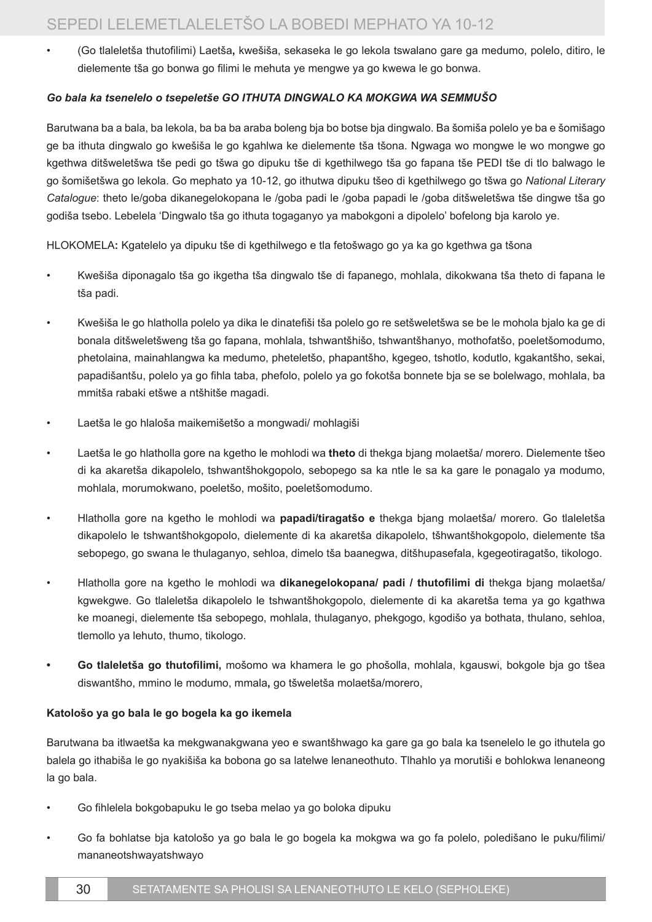- (Go tlaleletša thutofilimi) Laetša**,** kwešiša, sekaseka le go lekola tswalano gare ga medumo, polelo, ditiro, le dielemente tša go bonwa go filimi le mehuta ye mengwe ya go kwewa le go bonwa.

***Go bala ka tsenelelo o tsepeletše GO ITHUTA DINGWALO KA MOKGWA WA SEMMUŠO***

Barutwana ba a bala, ba lekola, ba ba ba araba boleng bja bo botse bja dingwalo. Ba šomiša polelo ye ba e šomišago ge ba ithuta dingwalo go kwešiša le go kgahlwa ke dielemente tša tšona. Ngwaga wo mongwe le wo mongwe go kgethwa ditšweletšwa tše pedi go tšwa go dipuku tše di kgethilwego tša go fapana tše PEDI tše di tlo balwago le go šomišetšwa go lekola. Go mephato ya 10-12, go ithutwa dipuku tšeo di kgethilwego go tšwa go *National Literary Catalogue*: theto le/goba dikanegelokopana le /goba padi le /goba papadi le /goba ditšweletšwa tše dingwe tša go godiša tsebo. Lebelela 'Dingwalo tša go ithuta togaganyo ya mabokgoni a dipolelo' bofelong bja karolo ye.

HLOKOMELA**:** Kgatelelo ya dipuku tše di kgethilwego e tla fetošwago go ya ka go kgethwa ga tšona

- Kwešiša diponagalo tša go ikgetha tša dingwalo tše di fapanego, mohlala, dikokwana tša theto di fapana le tša padi.
- Kwešiša le go hlatholla polelo ya dika le dinatefiši tša polelo go re setšweletšwa se be le mohola bjalo ka ge di bonala ditšweletšweng tša go fapana, mohlala, tshwantšhišo, tshwantšhanyo, mothofatšo, poeletšomodumo, phetolaina, mainahlangwa ka medumo, pheteletšo, phapantšho, kgegeo, tshotlo, kodutlo, kgakantšho, sekai, papadišantšu, polelo ya go fihla taba, phefolo, polelo ya go fokotša bonnete bja se se bolelwago, mohlala, ba mmitša rabaki etšwe a ntšhitše magadi.
- Laetša le go hlaloša maikemišetšo a mongwadi/ mohlagiši
- Laetša le go hlatholla gore na kgetho le mohlodi wa **theto** di thekga bjang molaetša/ morero. Dielemente tšeo di ka akaretša dikapolelo, tshwantšhokgopolo, sebopego sa ka ntle le sa ka gare le ponagalo ya modumo, mohlala, morumokwano, poeletšo, mošito, poeletšomodumo.
- Hlatholla gore na kgetho le mohlodi wa **papadi/tiragatšo e** thekga bjang molaetša/ morero. Go tlaleletša dikapolelo le tshwantšhokgopolo, dielemente di ka akaretša dikapolelo, tšhwantšhokgopolo, dielemente tša sebopego, go swana le thulaganyo, sehloa, dimelo tša baanegwa, ditšhupasefala, kgegeotiragatšo, tikologo.
- Hlatholla gore na kgetho le mohlodi wa **dikanegelokopana/ padi / thutofilimi di** thekga bjang molaetša/ kgwekgwe. Go tlaleletša dikapolelo le tshwantšhokgopolo, dielemente di ka akaretša tema ya go kgathwa ke moanegi, dielemente tša sebopego, mohlala, thulaganyo, phekgogo, kgodišo ya bothata, thulano, sehloa, tlemollo ya lehuto, thumo, tikologo.
- **Go tlaleletša go thutofilimi,** mošomo wa khamera le go phošolla, mohlala, kgauswi, bokgole bja go tšea diswantšho, mmino le modumo, mmala**,** go tšweletša molaetša/morero,

**Katološo ya go bala le go bogela ka go ikemela**

Barutwana ba itlwaetša ka mekgwanakgwana yeo e swantšhwago ka gare ga go bala ka tsenelelo le go ithutela go balela go ithabiša le go nyakišiša ka bobona go sa latelwe lenaneothuto. Tlhahlo ya morutiši e bohlokwa lenaneong la go bala.

- Go fihlelela bokgobapuku le go tseba melao ya go boloka dipuku
- Go fa bohlatse bja katološo ya go bala le go bogela ka mokgwa wa go fa polelo, poledišano le puku/filimi/ mananeotshwayatshwayo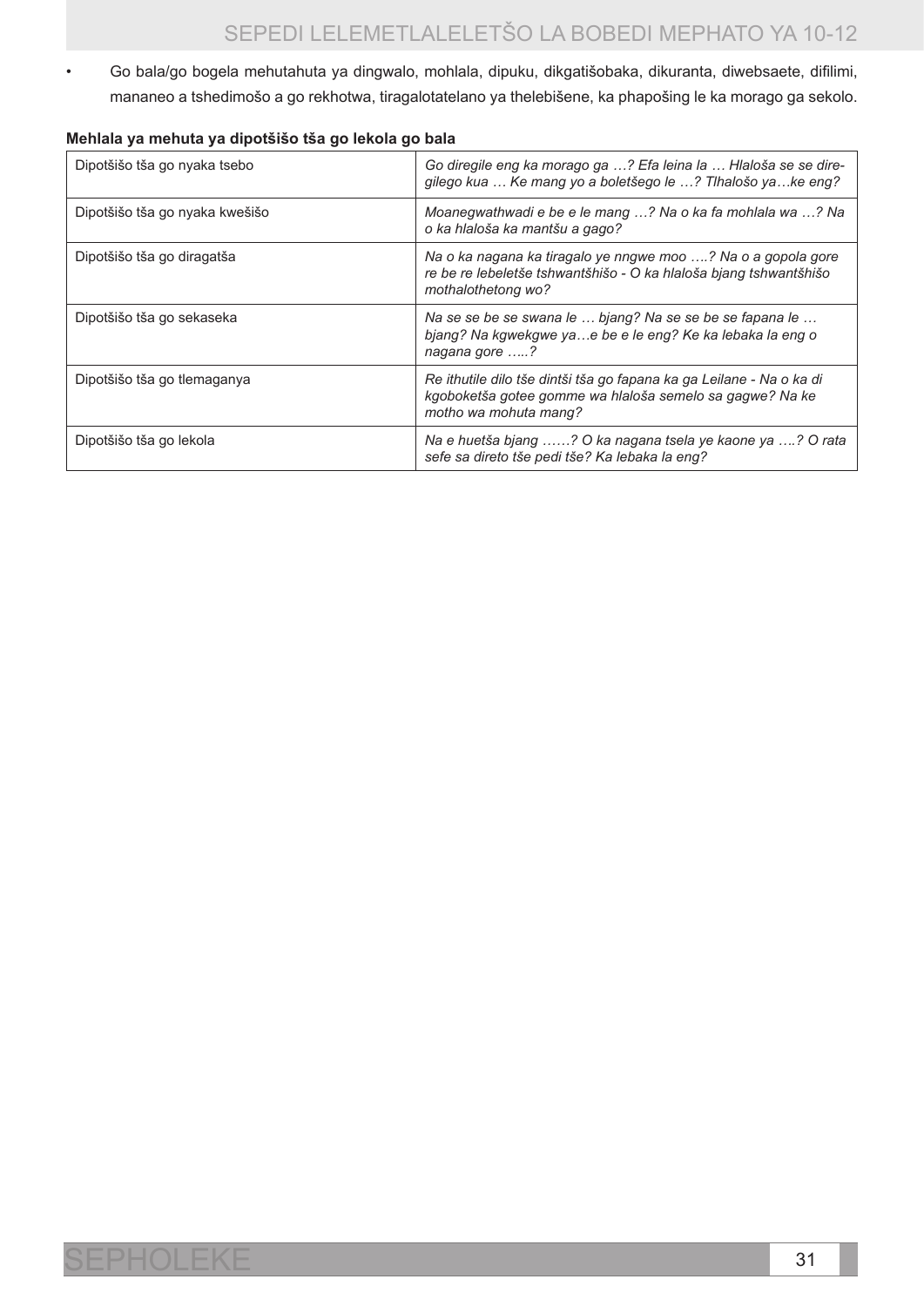- Go bala/go bogela mehutahuta ya dingwalo, mohlala, dipuku, dikgatišobaka, dikuranta, diwebsaete, difilimi, mananeo a tshedimošo a go rekhotwa, tiragalotatelano ya thelebišene, ka phapošing le ka morago ga sekolo.

**Mehlala ya mehuta ya dipotšišo tša go lekola go bala**

| | |
|---|---|
| Dipotšišo tša go nyaka tsebo | *Go diregile eng ka morago ga …? Efa leina la … Hlaloša se se diregilego kua … Ke mang yo a boletšego le …? Tlhalošo ya…ke eng?* |
| Dipotšišo tša go nyaka kwešišo | *Moanegwathwadi e be e le mang …? Na o ka fa mohlala wa …? Na o ka hlaloša ka mantšu a gago?* |
| Dipotšišo tša go diragatša | *Na o ka nagana ka tiragalo ye nngwe moo ….? Na o a gopola gore re be re lebeletše tshwantšhišo - O ka hlaloša bjang tshwantšhišo mothalothetong wo?* |
| Dipotšišo tša go sekaseka | *Na se se be se swana le … bjang? Na se se be se fapana le … bjang? Na kgwekgwe ya…e be e le eng? Ke ka lebaka la eng o nagana gore …..?* |
| Dipotšišo tša go tlemaganya | *Re ithutile dilo tše dintši tša go fapana ka ga Leilane - Na o ka di kgoboketša gotee gomme wa hlaloša semelo sa gagwe? Na ke motho wa mohuta mang?* |
| Dipotšišo tša go lekola | *Na e huetša bjang ……? O ka nagana tsela ye kaone ya ….? O rata sefe sa direto tše pedi tše? Ka lebaka la eng?* |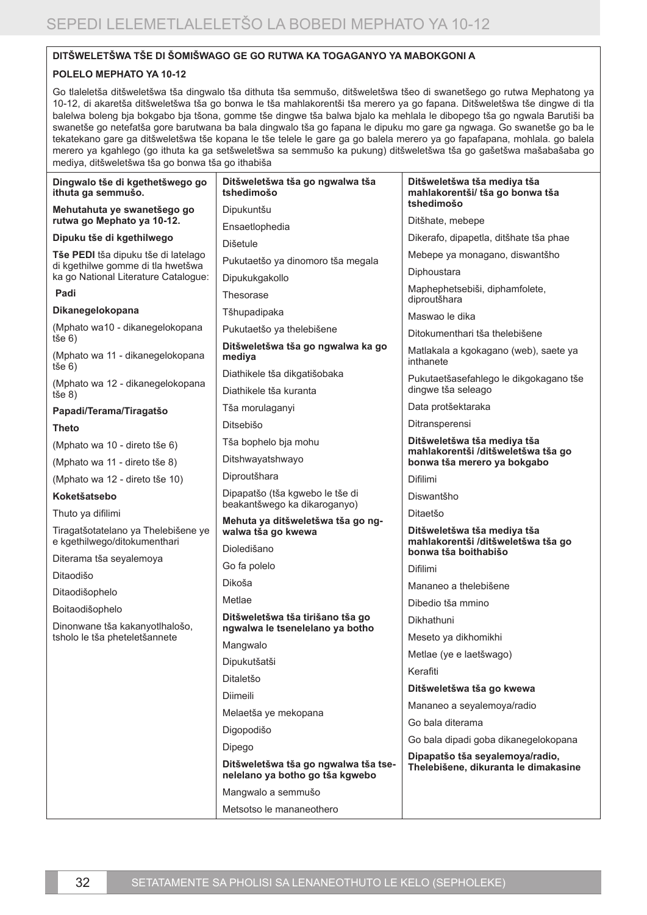**DITŠWELETŠWA TŠE DI ŠOMIŠWAGO GE GO RUTWA KA TOGAGANYO YA MABOKGONI A**

**POLELO MEPHATO YA 10-12**

Go tlaleletša ditšweletšwa tša dingwalo tša dithuta tša semmušo, ditšweletšwa tšeo di swanetšego go rutwa Mephatong ya 10-12, di akaretša ditšweletšwa tša go bonwa le tša mahlakorentši tša merero ya go fapana. Ditšweletšwa tše dingwe di tla balelwa boleng bja bokgabo bja tšona, gomme tše dingwe tša balwa bjalo ka mehlala le dibopego tša go ngwala Barutiši ba swanetše go netefatša gore barutwana ba bala dingwalo tša go fapana le dipuku mo gare ga ngwaga. Go swanetše go ba le tekatekano gare ga ditšweletšwa tše kopana le tše telele le gare ga go balela merero ya go fapafapana, mohlala. go balela merero ya kgahlego (go ithuta ka ga setšweletšwa sa semmušo ka pukung) ditšweletšwa tša go gašetšwa mašabašaba go mediya, ditšweletšwa tša go bonwa tša go ithabiša

| Dingwalo tše di kgethetšwego go ithuta ga semmušo. | Ditšweletšwa tša go ngwalwa tša tshedimošo | Ditšweletšwa tša mediya tša mahlakorentši/ tša go bonwa tša tshedimošo |
|---|---|---|
| **Mehutahuta ye swanetšego go rutwa go Mephato ya 10-12.** | Dipukuntšu | Ditšhate, mebepe |
| **Dipuku tše di kgethilwego** | Ensaetlophedia | Dikerafo, dipapetla, ditšhate tša phae |
| **Tše PEDI** tša dipuku tše di latelago di kgethilwe gomme di tla hwetšwa ka go National Literature Catalogue: | Dišetule | Mebepe ya monagano, diswantšho |
| **Padi** | Pukutaetšo ya dinomoro tša megala | Diphoustara |
| **Dikanegelokopana** | Dipukukgakollo | Maphephetsebiši, diphamfolete, diproutšhara |
| (Mphato wa10 - dikanegelokopana tše 6) | Thesorase | Maswao le dika |
| (Mphato wa 11 - dikanegelokopana tše 6) | Tšhupadipaka | Ditokumenthari tša thelebišene |
| (Mphato wa 12 - dikanegelokopana tše 8) | Pukutaetšo ya thelebišene | Matlakala a kgokagano (web), saete ya inthanete |
| **Papadi/Terama/Tiragatšo** | **Ditšweletšwa tša go ngwalwa ka go mediya** | Pukutaetšasefahlego le dikgokagano tše dingwe tša seleago |
| **Theto** | Diathikele tša dikgatišobaka | Data protšektaraka |
| (Mphato wa 10 - direto tše 6) | Diathikele tša kuranta | Ditransperensi |
| (Mphato wa 11 - direto tše 8) | Tša morulaganyi | **Ditšweletšwa tša mediya tša mahlakorentši /ditšweletšwa tša go bonwa tša merero ya bokgabo** |
| (Mphato wa 12 - direto tše 10) | Ditsebišo | Difilimi |
| **Koketšatsebo** | Tša bophelo bja mohu | Diswantšho |
| Thuto ya difilimi | Ditshwayatshwayo | Ditaetšo |
| Tiragatšotatelano ya Thelebišene ye e kgethilwego/ditokumenthari | Diproutšhara | **Ditšweletšwa tša mediya tša mahlakorentši /ditšweletšwa tša go bonwa tša boithabišo** |
| Diterama tša seyalemoya | Dipapatšo (tša kgwebo le tše di beakantšwego ka dikaroganyo) | Difilimi |
| Ditaodišo | **Mehuta ya ditšweletšwa tša go ngwalwa tša go kwewa** | Mananeo a thelebišene |
| Ditaodišophelo | Dioledišano | Dibedio tša mmino |
| Boitaodišophelo | Go fa polelo | Dikhathuni |
| Dinonwane tša kakanyotlhalošo, tsholo le tša pheteletšannete | Dikoša | Meseto ya dikhomikhi |
| | Metlae | Metlae (ye e laetšwago) |
| | **Ditšweletšwa tša tirišano tša go ngwalwa le tsenelelano ya botho** | Kerafiti |
| | Mangwalo | **Ditšweletšwa tša go kwewa** |
| | Dipukutšatši | Mananeo a seyalemoya/radio |
| | Ditaletšo | Go bala diterama |
| | Diimeili | Go bala dipadi goba dikanegelokopana |
| | Melaetša ye mekopana | **Dipapatšo tša seyalemoya/radio, Thelebišene, dikuranta le dimakasine** |
| | Digopodišo | |
| | Dipego | |
| | **Ditšweletšwa tša go ngwalwa tša tsenelelano ya botho go tša kgwebo** | |
| | Mangwalo a semmušo | |
| | Metsotso le mananeothero | |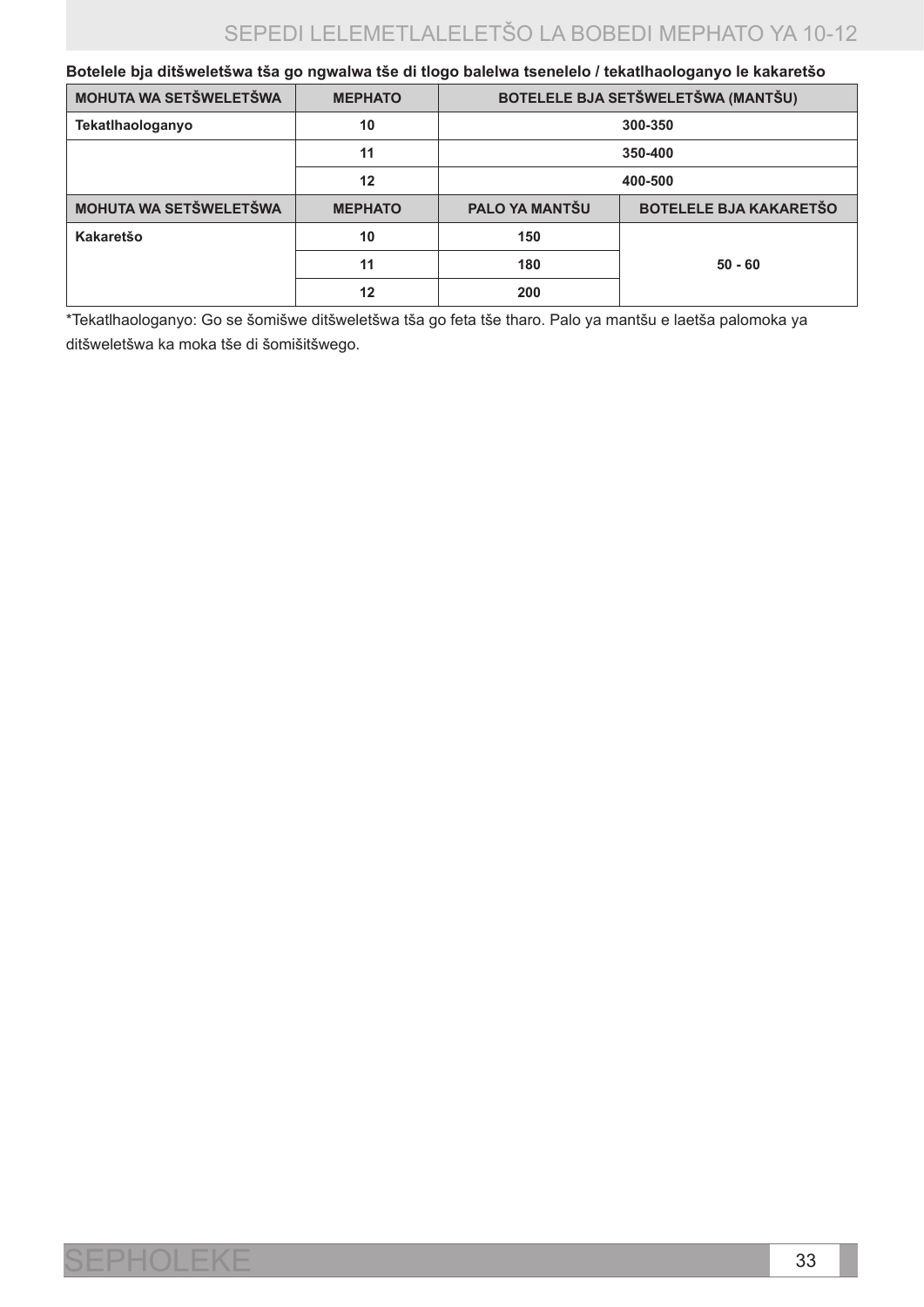**Botelele bja ditšweletšwa tša go ngwalwa tše di tlogo balelwa tsenelelo / tekatlhaologanyo le kakaretšo**

| MOHUTA WA SETŠWELETŠWA | MEPHATO | BOTELELE BJA SETŠWELETŠWA (MANTŠU) | |
|---|---|---|---|
| Tekatlhaologanyo | 10 | 300-350 | |
| | 11 | 350-400 | |
| | 12 | 400-500 | |
| MOHUTA WA SETŠWELETŠWA | MEPHATO | PALO YA MANTŠU | BOTELELE BJA KAKARETŠO |
| Kakaretšo | 10 | 150 | 50 - 60 |
| | 11 | 180 | |
| | 12 | 200 | |

*Tekatlhaologanyo: Go se šomišwe ditšweletšwa tša go feta tše tharo. Palo ya mantšu e laetša palomoka ya ditšweletšwa ka moka tše di šomišitšwego.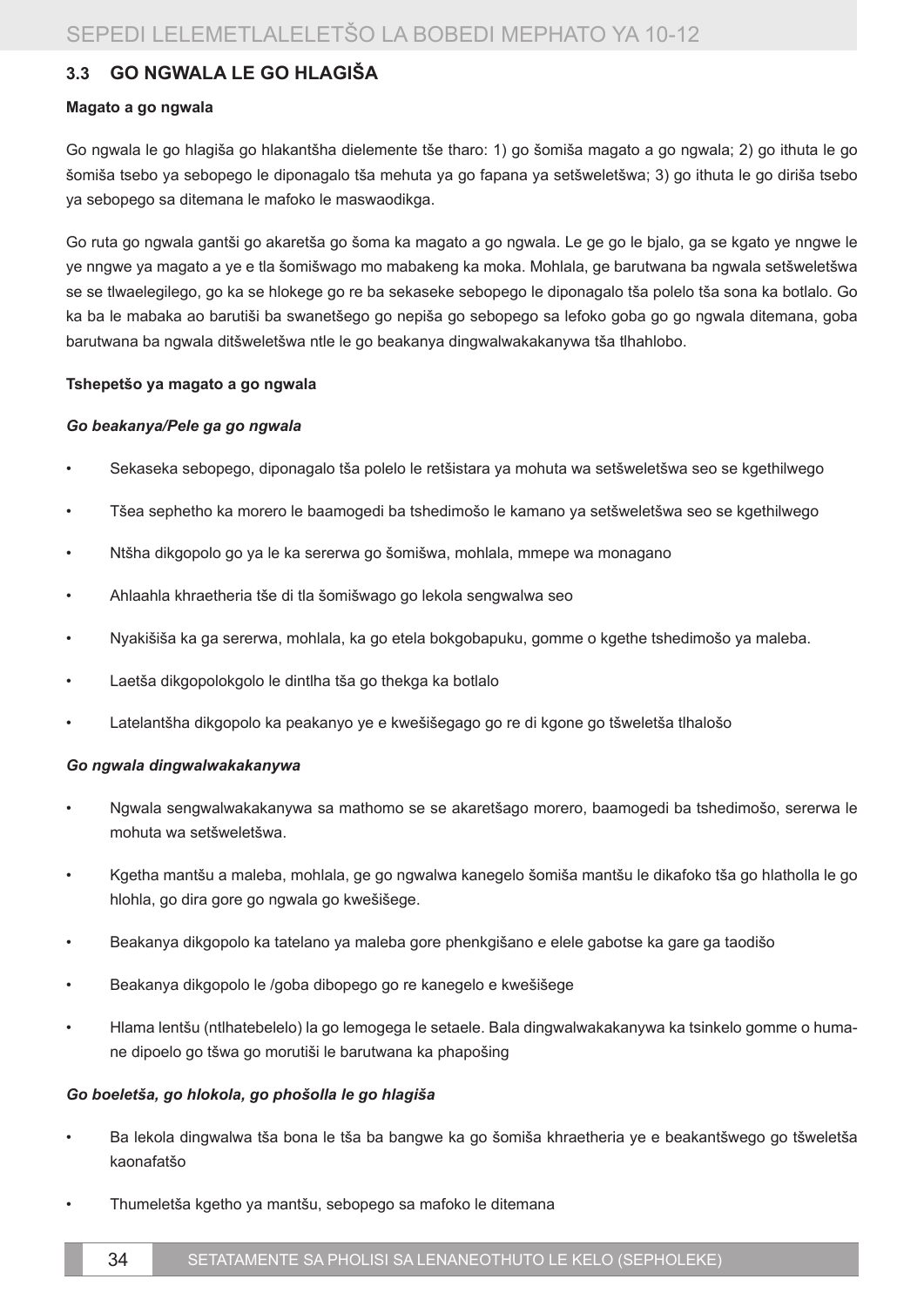## 3.3 GO NGWALA LE GO HLAGIŠA

**Magato a go ngwala**

Go ngwala le go hlagiša go hlakantšha dielemente tše tharo: 1) go šomiša magato a go ngwala; 2) go ithuta le go šomiša tsebo ya sebopego le diponagalo tša mehuta ya go fapana ya setšweletšwa; 3) go ithuta le go diriša tsebo ya sebopego sa ditemana le mafoko le maswaodikga.

Go ruta go ngwala gantši go akaretša go šoma ka magato a go ngwala. Le ge go le bjalo, ga se kgato ye nngwe le ye nngwe ya magato a ye e tla šomišwago mo mabakeng ka moka. Mohlala, ge barutwana ba ngwala setšweletšwa se se tlwaelegilego, go ka se hlokege go re ba sekaseke sebopego le diponagalo tša polelo tša sona ka botlalo. Go ka ba le mabaka ao barutiši ba swanetšego go nepiša go sebopego sa lefoko goba go go ngwala ditemana, goba barutwana ba ngwala ditšweletšwa ntle le go beakanya dingwalwakakanywa tša tlhahlobo.

**Tshepetšo ya magato a go ngwala**

***Go beakanya/Pele ga go ngwala***

- Sekaseka sebopego, diponagalo tša polelo le retšistara ya mohuta wa setšweletšwa seo se kgethilwego
- Tšea sephetho ka morero le baamogedi ba tshedimošo le kamano ya setšweletšwa seo se kgethilwego
- Ntšha dikgopolo go ya le ka sererwa go šomišwa, mohlala, mmepe wa monagano
- Ahlaahla khraetheria tše di tla šomišwago go lekola sengwalwa seo
- Nyakišiša ka ga sererwa, mohlala, ka go etela bokgobapuku, gomme o kgethe tshedimošo ya maleba.
- Laetša dikgopolokgolo le dintlha tša go thekga ka botlalo
- Latelantšha dikgopolo ka peakanyo ye e kwešišegago go re di kgone go tšweletša tlhalošo

***Go ngwala dingwalwakakanywa***

- Ngwala sengwalwakakanywa sa mathomo se se akaretšago morero, baamogedi ba tshedimošo, sererwa le mohuta wa setšweletšwa.
- Kgetha mantšu a maleba, mohlala, ge go ngwalwa kanegelo šomiša mantšu le dikafoko tša go hlatholla le go hlohla, go dira gore go ngwala go kwešišege.
- Beakanya dikgopolo ka tatelano ya maleba gore phenkgišano e elele gabotse ka gare ga taodišo
- Beakanya dikgopolo le /goba dibopego go re kanegelo e kwešišege
- Hlama lentšu (ntlhatebelelo) la go lemogega le setaele. Bala dingwalwakakanywa ka tsinkelo gomme o humane dipoelo go tšwa go morutiši le barutwana ka phapošing

***Go boeletša, go hlokola, go phošolla le go hlagiša***

- Ba lekola dingwalwa tša bona le tša ba bangwe ka go šomiša khraetheria ye e beakantšwego go tšweletša kaonafatšo
- Thumeletša kgetho ya mantšu, sebopego sa mafoko le ditemana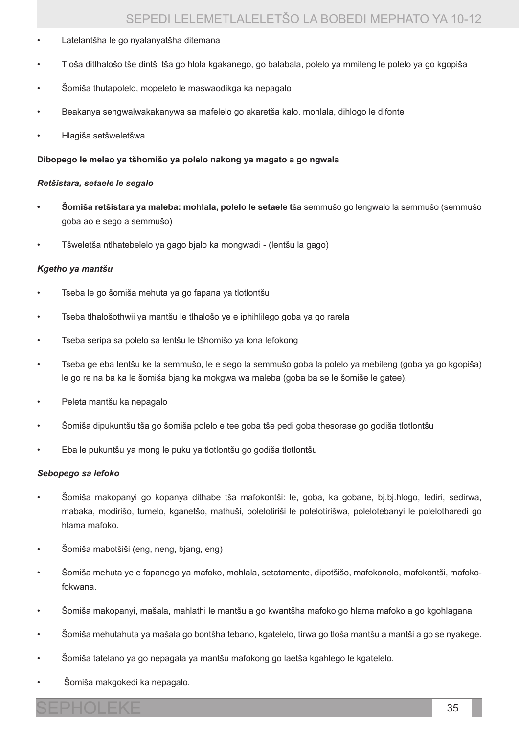- Latelantšha le go nyalanyatšha ditemana
- Tloša ditlhalošo tše dintši tša go hlola kgakanego, go balabala, polelo ya mmileng le polelo ya go kgopiša
- Šomiša thutapolelo, mopeleto le maswaodikga ka nepagalo
- Beakanya sengwalwakakanywa sa mafelelo go akaretša kalo, mohlala, dihlogo le difonte
- Hlagiša setšweletšwa.

**Dibopego le melao ya tšhomišo ya polelo nakong ya magato a go ngwala**

***Retšistara, setaele le segalo***

- **Šomiša retšistara ya maleba: mohlala, polelo le setaele t**ša semmušo go lengwalo la semmušo (semmušo goba ao e sego a semmušo)
- Tšweletša ntlhatebelelo ya gago bjalo ka mongwadi - (lentšu la gago)

***Kgetho ya mantšu***

- Tseba le go šomiša mehuta ya go fapana ya tlotlontšu
- Tseba tlhalošothwii ya mantšu le tlhalošo ye e iphihlilego goba ya go rarela
- Tseba seripa sa polelo sa lentšu le tšhomišo ya lona lefokong
- Tseba ge eba lentšu ke la semmušo, le e sego la semmušo goba la polelo ya mebileng (goba ya go kgopiša) le go re na ba ka le šomiša bjang ka mokgwa wa maleba (goba ba se le šomiše le gatee).
- Peleta mantšu ka nepagalo
- Šomiša dipukuntšu tša go šomiša polelo e tee goba tše pedi goba thesorase go godiša tlotlontšu
- Eba le pukuntšu ya mong le puku ya tlotlontšu go godiša tlotlontšu

***Sebopego sa lefoko***

- Šomiša makopanyi go kopanya dithabe tša mafokontši: le, goba, ka gobane, bj.bj.hlogo, lediri, sedirwa, mabaka, modirišo, tumelo, kganetšo, mathuši, polelotiriši le polelotirišwa, polelotebanyi le polelotharedi go hlama mafoko.
- Šomiša mabotšiši (eng, neng, bjang, eng)
- Šomiša mehuta ye e fapanego ya mafoko, mohlala, setatamente, dipotšišo, mafokonolo, mafokontši, mafoko-fokwana.
- Šomiša makopanyi, mašala, mahlathi le mantšu a go kwantšha mafoko go hlama mafoko a go kgohlagana
- Šomiša mehutahuta ya mašala go bontšha tebano, kgatelelo, tirwa go tloša mantšu a mantši a go se nyakege.
- Šomiša tatelano ya go nepagala ya mantšu mafokong go laetša kgahlego le kgatelelo.
- Šomiša makgokedi ka nepagalo.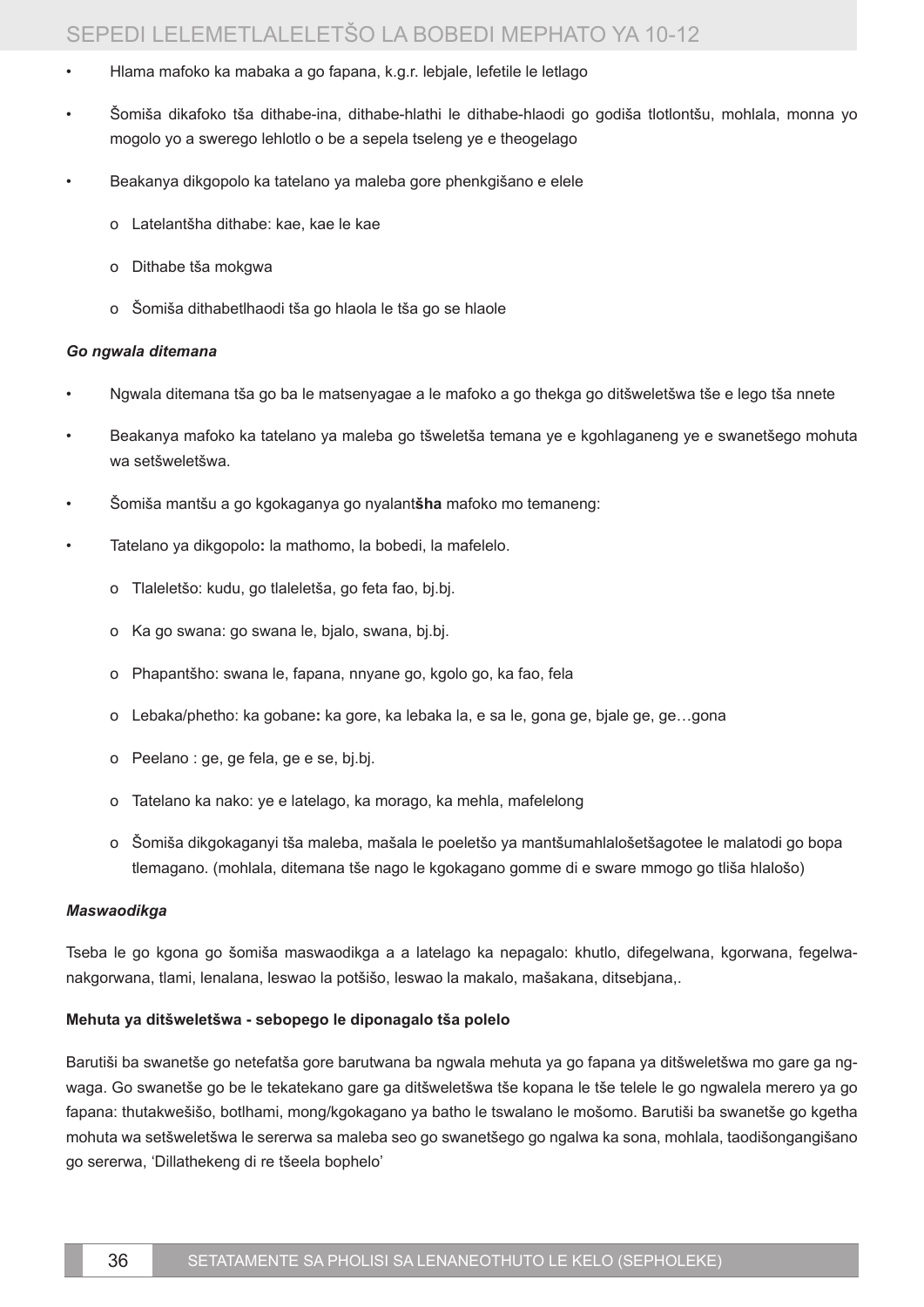- Hlama mafoko ka mabaka a go fapana, k.g.r. lebjale, lefetile le letlago
- Šomiša dikafoko tša dithabe-ina, dithabe-hlathi le dithabe-hlaodi go godiša tlotlontšu, mohlala, monna yo mogolo yo a swerego lehlotlo o be a sepela tseleng ye e theogelago
- Beakanya dikgopolo ka tatelano ya maleba gore phenkgišano e elele
    - o Latelantšha dithabe: kae, kae le kae
    - o Dithabe tša mokgwa
    - o Šomiša dithabetlhaodi tša go hlaola le tša go se hlaole

***Go ngwala ditemana***

- Ngwala ditemana tša go ba le matsenyagae a le mafoko a go thekga go ditšweletšwa tše e lego tša nnete
- Beakanya mafoko ka tatelano ya maleba go tšweletša temana ye e kgohlaganeng ye e swanetšego mohuta wa setšweletšwa.
- Šomiša mantšu a go kgokaganya go nyalant**šha** mafoko mo temaneng:
- Tatelano ya dikgopolo**:** la mathomo, la bobedi, la mafelelo.
    - o Tlaleletšo: kudu, go tlaleletša, go feta fao, bj.bj.
    - o Ka go swana: go swana le, bjalo, swana, bj.bj.
    - o Phapantšho: swana le, fapana, nnyane go, kgolo go, ka fao, fela
    - o Lebaka/phetho: ka gobane**:** ka gore, ka lebaka la, e sa le, gona ge, bjale ge, ge…gona
    - o Peelano : ge, ge fela, ge e se, bj.bj.
    - o Tatelano ka nako: ye e latelago, ka morago, ka mehla, mafelelong
    - o Šomiša dikgokaganyi tša maleba, mašala le poeletšo ya mantšumahlalošetšagotee le malatodi go bopa tlemagano. (mohlala, ditemana tše nago le kgokagano gomme di e sware mmogo go tliša hlalošo)

***Maswaodikga***

Tseba le go kgona go šomiša maswaodikga a a latelago ka nepagalo: khutlo, difegelwana, kgorwana, fegelwanakgorwana, tlami, lenalana, leswao la potšišo, leswao la makalo, mašakana, ditsebjana,.

**Mehuta ya ditšweletšwa - sebopego le diponagalo tša polelo**

Barutiši ba swanetše go netefatša gore barutwana ba ngwala mehuta ya go fapana ya ditšweletšwa mo gare ga ngwaga. Go swanetše go be le tekatekano gare ga ditšweletšwa tše kopana le tše telele le go ngwalela merero ya go fapana: thutakwešišo, botlhami, mong/kgokagano ya batho le tswalano le mošomo. Barutiši ba swanetše go kgetha mohuta wa setšweletšwa le sererwa sa maleba seo go swanetšego go ngalwa ka sona, mohlala, taodišongangišano go sererwa, 'Dillathekeng di re tšeela bophelo'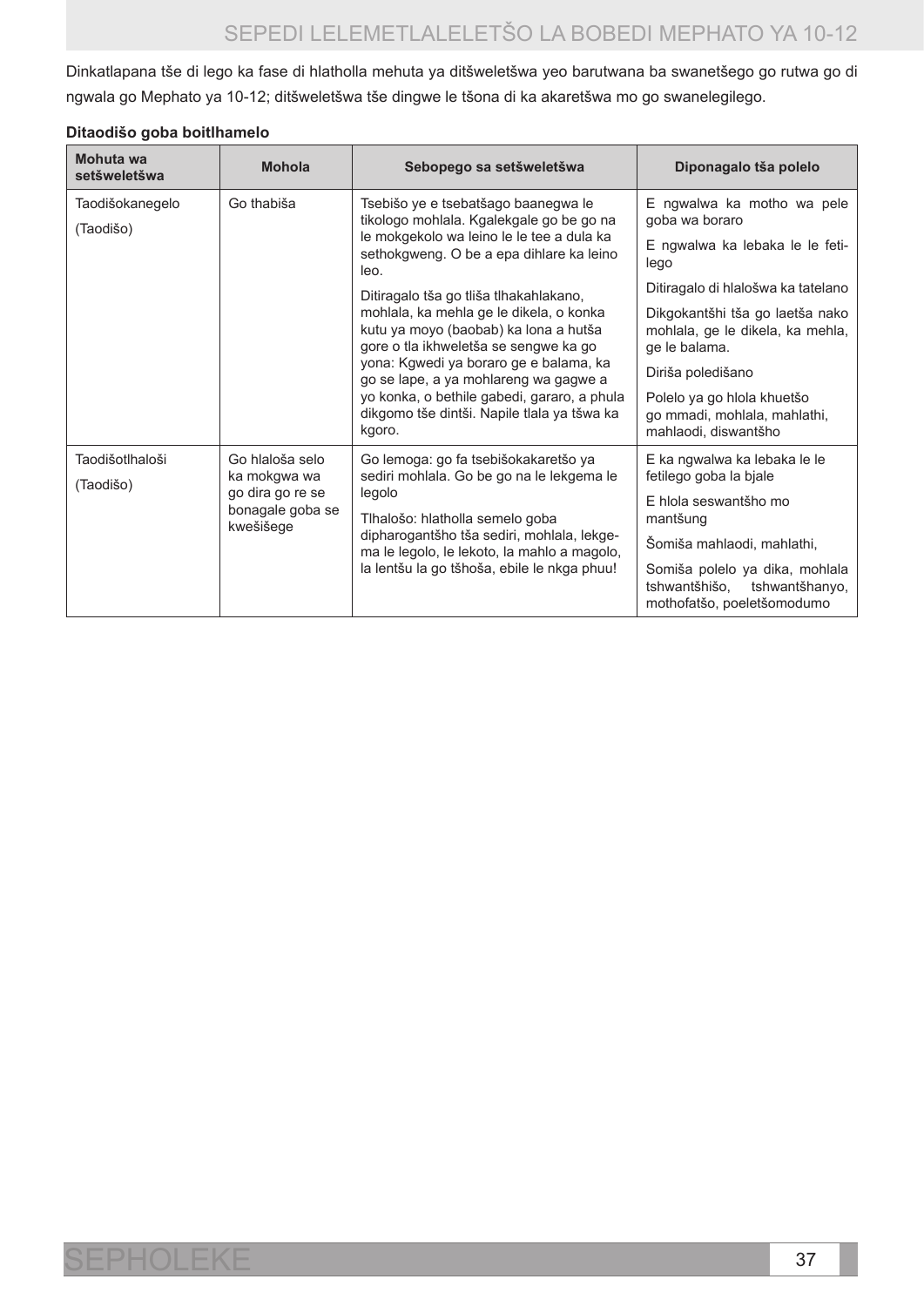Dinkatlapana tše di lego ka fase di hlatholla mehuta ya ditšweletšwa yeo barutwana ba swanetšego go rutwa go di ngwala go Mephato ya 10-12; ditšweletšwa tše dingwe le tšona di ka akaretšwa mo go swanelegilego.

**Ditaodišo goba boitlhamelo**

| Mohuta wa setšweletšwa | Mohola | Sebopego sa setšweletšwa | Diponagalo tša polelo |
|---|---|---|---|
| Taodišokanegelo (Taodišo) | Go thabiša | Tsebišo ye e tsebatšago baanegwa le tikologo mohlala. Kgalekgale go be go na le mokgekolo wa leino le le tee a dula ka sethokgweng. O be a epa dihlare ka leino leo. Ditiragalo tša go tliša tlhakahlakano, mohlala, ka mehla ge le dikela, o konka kutu ya moyo (baobab) ka lona a hutša gore o tla ikhweletša se sengwe ka go yona: Kgwedi ya boraro ge e balama, ka go se lape, a ya mohlareng wa gagwe a yo konka, o bethile gabedi, gararo, a phula dikgomo tše dintši. Napile tlala ya tšwa ka kgoro. | E ngwalwa ka motho wa pele goba wa boraro<br>E ngwalwa ka lebaka le le fetilego<br>Ditiragalo di hlalošwa ka tatelano<br>Dikgokantšhi tša go laetša nako mohlala, ge le dikela, ka mehla, ge le balama.<br>Diriša poledišano<br>Polelo ya go hlola khuetšo go mmadi, mohlala, mahlathi, mahlaodi, diswantšho |
| Taodišotlhaloši (Taodišo) | Go hlaloša selo ka mokgwa wa go dira go re se bonagale goba se kwešišege | Go lemoga: go fa tsebišokakaretšo ya sediri mohlala. Go be go na le lekgema le legolo<br>Tlhalošo: hlatholla semelo goba dipharogantšho tša sediri, mohlala, lekgema le legolo, le lekoto, la mahlo a magolo, la lentšu la go tšhoša, ebile le nkga phuu! | E ka ngwalwa ka lebaka le le fetilego goba la bjale<br>E hlola seswantšho mo mantšung<br>Šomiša mahlaodi, mahlathi,<br>Somiša polelo ya dika, mohlala tshwantšhišo, tshwantšhanyo, mothofatšo, poeletšomodumo |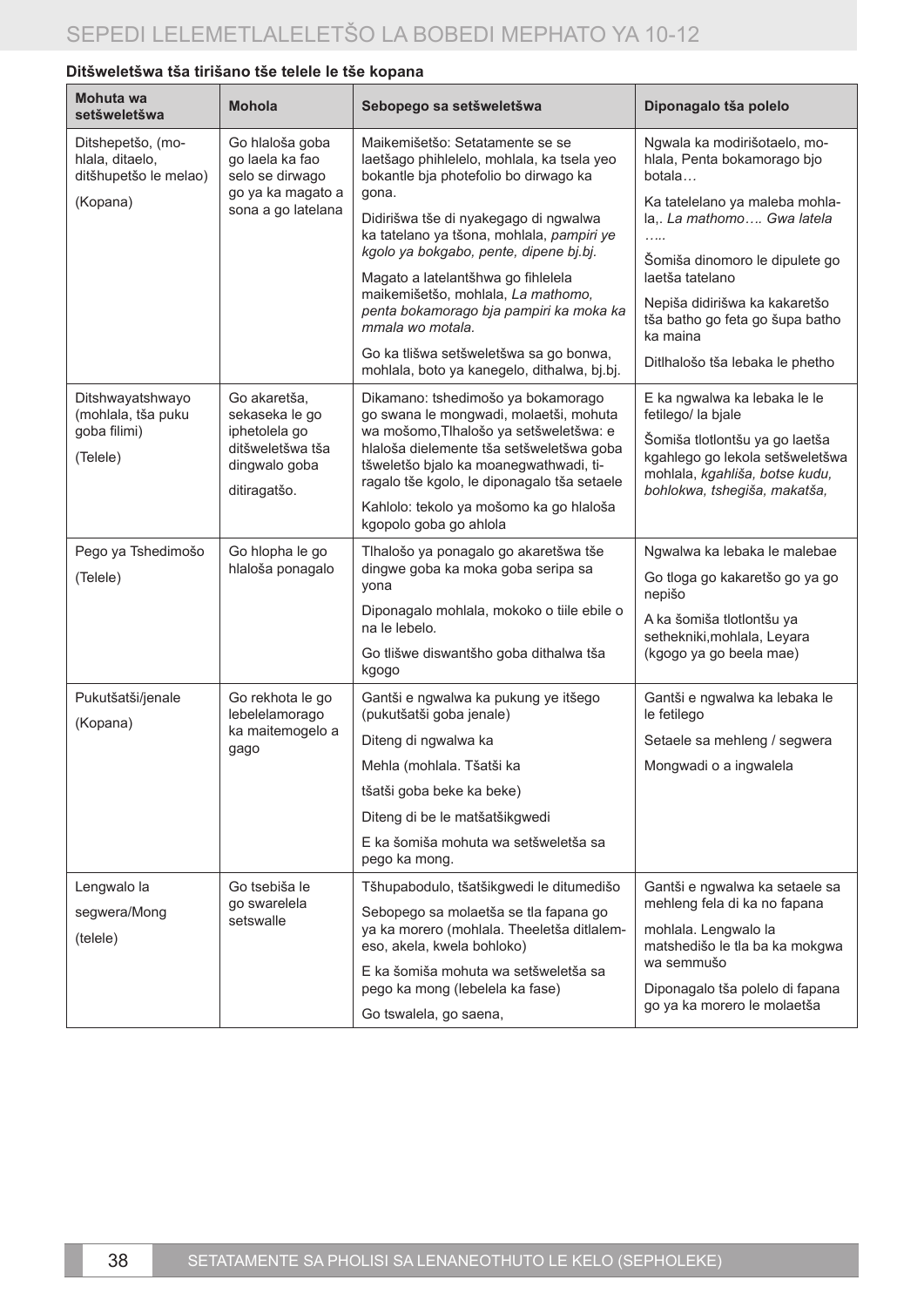**Ditšweletšwa tša tirišano tše telele le tše kopana**

| Mohuta wa setšweletšwa | Mohola | Sebopego sa setšweletšwa | Diponagalo tša polelo |
|---|---|---|---|
| Ditshepetšo, (mohlala, ditaelo, ditšhupetšo le melao)<br><br>(Kopana) | Go hlaloša goba go laela ka fao selo se dirwago go ya ka magato a sona a go latelana | Maikemišetšo: Setatamente se se laetšago phihlelelo, mohlala, ka tsela yeo bokantle bja photefolio bo dirwago ka gona.<br><br>Didirišwa tše di nyakegago di ngwalwa ka tatelano ya tšona, mohlala, *pampiri ye kgolo ya bokgabo, pente, dipene bj.bj.*<br><br>Magato a latelantšhwa go fihlelela maikemišetšo, mohlala, *La mathomo, penta bokamorago bja pampiri ka moka ka mmala wo motala.*<br><br>Go ka tlišwa setšweletšwa sa go bonwa, mohlala, boto ya kanegelo, dithalwa, bj.bj. | Ngwala ka modirišotaelo, mohlala, Penta bokamorago bjo botala…<br><br>Ka tatelelano ya maleba mohlala,. *La mathomo…. Gwa latela …..*<br><br>Šomiša dinomoro le dipulete go laetša tatelano<br><br>Nepiša didirišwa ka kakaretšo tša batho go feta go šupa batho ka maina<br><br>Ditlhalošo tša lebaka le phetho |
| Ditshwayatshwayo (mohlala, tša puku goba filimi)<br><br>(Telele) | Go akaretša, sekaseka le go iphetolela go ditšweletšwa tša dingwalo goba<br><br>ditiragatšo. | Dikamano: tshedimošo ya bokamorago go swana le mongwadi, molaetši, mohuta wa mošomo,Tlhalošo ya setšweletšwa: e hlaloša dielemente tša setšweletšwa goba tšweletšo bjalo ka moanegwathwadi, tiragalo tše kgolo, le diponagalo tša setaele<br><br>Kahlolo: tekolo ya mošomo ka go hlaloša kgopolo goba go ahlola | E ka ngwalwa ka lebaka le le fetilego/ la bjale<br><br>Šomiša tlotlontšu ya go laetša kgahlego go lekola setšweletšwa mohlala, *kgahliša, botse kudu, bohlokwa, tshegiša, makatša,* |
| Pego ya Tshedimošo<br><br>(Telele) | Go hlopha le go hlaloša ponagalo | Tlhalošo ya ponagalo go akaretšwa tše dingwe goba ka moka goba seripa sa yona<br><br>Diponagalo mohlala, mokoko o tiile ebile o na le lebelo.<br><br>Go tlišwe diswantšho goba dithalwa tša kgogo | Ngwalwa ka lebaka le malebae<br><br>Go tloga go kakaretšo go ya go nepišo<br><br>A ka šomiša tlotlontšu ya sethekniki,mohlala, Leyara (kgogo ya go beela mae) |
| Pukutšatši/jenale<br><br>(Kopana) | Go rekhota le go lebelelamorago ka maitemogelo a gago | Gantši e ngwalwa ka pukung ye itšego (pukutšatši goba jenale)<br><br>Diteng di ngwalwa ka<br><br>Mehla (mohlala. Tšatši ka<br><br>tšatši goba beke ka beke)<br><br>Diteng di be le matšatšikgwedi<br><br>E ka šomiša mohuta wa setšweletša sa pego ka mong. | Gantši e ngwalwa ka lebaka le le fetilego<br><br>Setaele se mehleng / segwera<br><br>Mongwadi o a ingwalela |
| Lengwalo la<br><br>segwera/Mong<br><br>(telele) | Go tsebiša le go swarelela setswalle | Tšhupabodulo, tšatšikgwedi le ditumedišo<br><br>Sebopego sa molaetša se tla fapana go ya ka morero (mohlala. Theeletša ditlalemeso, akela, kwela bohloko)<br><br>E ka šomiša mohuta wa setšweletša sa pego ka mong (lebelela ka fase)<br><br>Go tswalela, go saena, | Gantši e ngwalwa ka setaele sa mehleng fela di ka no fapana<br><br>mohlala. Lengwalo la matshedišo le tla ba ka mokgwa wa semmušo<br><br>Diponagalo tša polelo di fapana go ya ka morero le molaetša |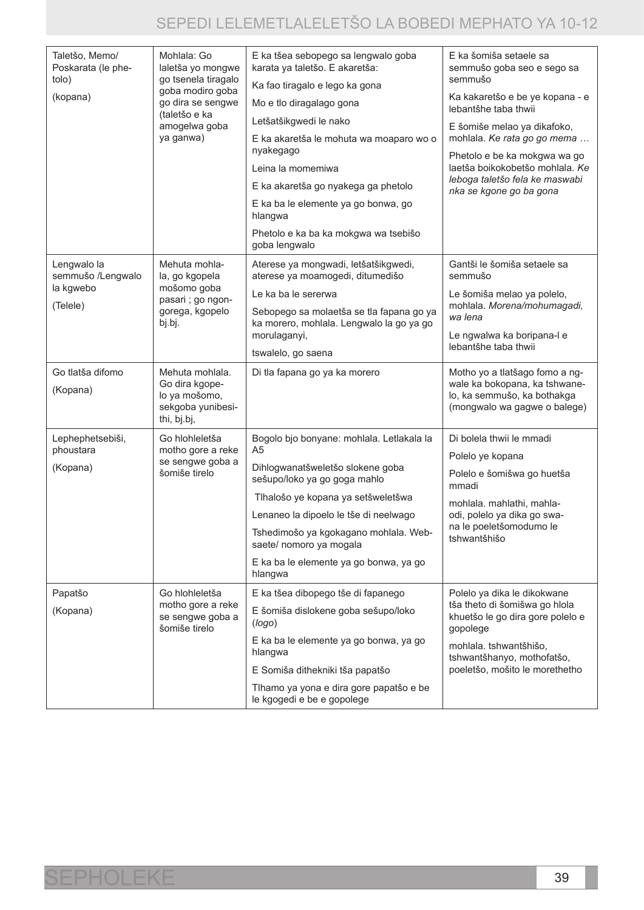| Taletšo, Memo/ Poskarata (le phetolo) (kopana) | Mohlala: Go laletša yo mongwe go tsenela tiragalo goba modiro goba go dira se sengwe (taletšo e ka amogelwa goba ya ganwa) | E ka tšea sebopego sa lengwalo goba karata ya taletšo. E akaretša:<br>Ka fao tiragalo e lego ka gona<br>Mo e tlo diragalago gona<br>Letšatšikgwedi le nako<br>E ka akaretša le mohuta wa moaparo wo o nyakegago<br>Leina la momemiwa<br>E ka akaretša go nyakega ga phetolo<br>E ka ba le elemente ya go bonwa, go hlangwa<br>Phetolo e ka ba ka mokgwa wa tsebišo goba lengwalo | E ka šomiša setaele sa semmušo goba seo e sego sa semmušo<br>Ka kakaretšo e be ye kopana - e lebantšhe taba thwii<br>E šomiše melao ya dikafoko, mohlala. *Ke rata go go mema …*<br>Phetolo e be ka mokgwa wa go laetša boikokobetšo mohlala. *Ke leboga taletšo fela ke maswabi nka se kgone go ba gona* |
|---|---|---|---|
| Lengwalo la semmušo /Lengwalo la kgwebo (Telele) | Mehuta mohlala, go kgopela mošomo goba pasari ; go ngongorega, kgopelo bj.bj. | Aterese ya mongwadi, letšatšikgwedi, aterese ya moamogedi, ditumedišo<br>Le ka ba le sererwa<br>Sebopego sa molaetša se tla fapana go ya ka morero, mohlala. Lengwalo la go ya go morulaganyi,<br>tswalelo, go saena | Gantši le šomiša setaele sa semmušo<br>Le šomiša melao ya polelo, mohlala. *Morena/mohumagadi, wa lena*<br>Le ngwalwa ka boripana-l e lebantšhe taba thwii |
| Go tlatša difomo (Kopana) | Mehuta mohlala. Go dira kgopelo ya mošomo, sekgoba yunibesithi, bj.bj, | Di tla fapana go ya ka morero | Motho yo a tlatšago fomo a ngwale ka bokopana, ka tshwanelo, ka semmušo, ka bothakga (mongwalo wa gagwe o balege) |
| Lephephetsebiši, phoustara (Kopana) | Go hlohleletša motho gore a reke se sengwe goba a šomiše tirelo | Bogolo bjo bonyane: mohlala. Letlakala la A5<br>Dihlogwanatšweletšo slokene goba sešupo/loko ya go goga mahlo<br>Tlhalošo ye kopana ya setšweletšwa<br>Lenaneo la dipoelo le tše di neelwago<br>Tshedimošo ya kgokagano mohlala. Websaete/ nomoro ya mogala<br>E ka ba le elemente ya go bonwa, ya go hlangwa | Di bolela thwii le mmadi<br>Polelo ye kopana<br>Polelo e šomišwa go huetša mmadi<br>mohlala. mahlathi, mahlaodi, polelo ya dika go swana le poeletšomodumo le tshwantšhišo |
| Papatšo (Kopana) | Go hlohleletša motho gore a reke se sengwe goba a šomiše tirelo | E ka tšea dibopego tše di fapanego<br>E šomiša dislokene goba sešupo/loko (*logo*)<br>E ka ba le elemente ya go bonwa, ya go hlangwa<br>E Somiša dithekniki tša papatšo<br>Tlhamo ya yona e dira gore papatšo e be le kgogedi e be e gopolege | Polelo ya dika le dikokwane tša theto di šomišwa go hlola khuetšo le go dira gore polelo e gopolege<br>mohlala. tshwantšhišo, tshwantšhanyo, mothofatšo, poeletšo, mošito le morethetho |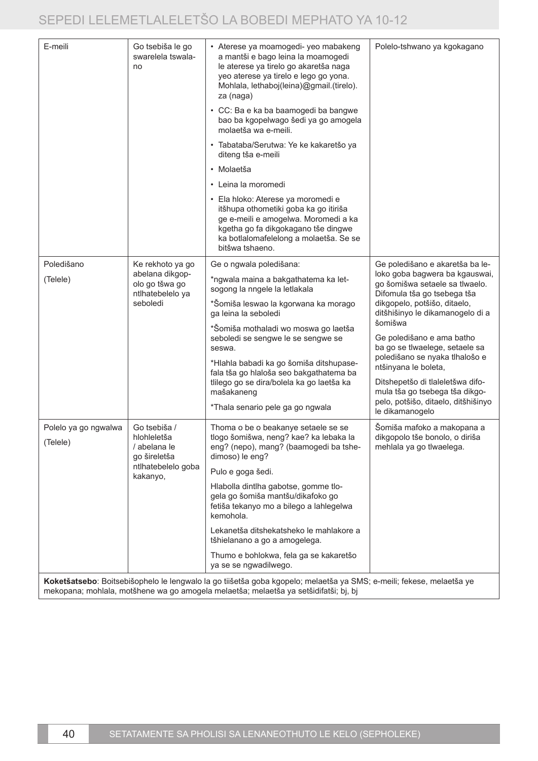| E-meili | Go tsebiša le go swarelela tswalano | • Aterese ya moamogedi- yeo mabakeng a mantši e bago leina la moamogedi le aterese ya tirelo go akaretša naga yeo aterese ya tirelo e lego go yona. Mohlala, lethaboj(leina)@gmail.(tirelo).za (naga)<br>• CC: Ba e ka ba baamogedi ba bangwe bao ba kgopelwago šedi ya go amogela molaetša wa e-meili.<br>• Tabataba/Serutwa: Ye ke kakaretšo ya diteng tša e-meili<br>• Molaetša<br>• Leina la moromedi<br>• Ela hloko: Aterese ya moromedi e itšhupa othometiki goba ka go itiriša ge e-meili e amogelwa. Moromedi a ka kgetha go fa dikgokagano tše dingwe ka botlalomafelelong a molaetša. Se se bitšwa tshaeno. | Polelo-tshwano ya kgokagano |
|---|---|---|---|
| Poledišano<br>(Telele) | Ke rekhoto ya go abelana dikgopolo go tšwa go ntlhatebelelo ya seboledi | Ge o ngwala poledišana:<br>*ngwala maina a bakgathatema ka letsogong la nngele la letlakala<br>*Šomiša leswao la kgorwana ka morago ga leina la seboledi<br>*Šomiša mothaladi wo moswa go laetša seboledi se sengwe le se sengwe se seswa.<br>*Hlahla babadi ka go šomiša ditshupasefala tša go hlaloša seo bakgathatema ba tlilego go se dira/bolela ka go laetša ka mašakaneng<br>*Thala senario pele ga go ngwala | Ge poledišano e akaretša ba leloko goba bagwera ba kgauswai, go šomišwa setaele sa tlwaelo. Difomula tša go tsebega tša dikgopelo, potšišo, ditaelo, ditšhišinyo le dikamanogelo di a šomišwa<br>Ge poledišano e ama batho ba go se tlwaelege, setaele sa poledišano se nyaka tlhalošo e ntšinyana le boleta,<br>Ditshepetšo di tlaleletšwa difomula tša go tsebega tša dikgopelo, potšišo, ditaelo, ditšhišinyo le dikamanogelo |
| Polelo ya go ngwalwa<br>(Telele) | Go tsebiša / hlohleletša / abelana le go šireletša ntlhatebelelo goba kakanyo, | Thoma o be o beakanye setaele se se tlogo šomišwa, neng? kae? ka lebaka la eng? (nepo), mang? (baamogedi ba tshedimoso) le eng?<br>Pulo e goga šedi.<br>Hlabolla dintlha gabotse, gomme tlogela go šomiša mantšu/dikafoko go fetiša tekanyo mo a bilego a lahlegelwa kemohola.<br>Lekanetša ditshekatsheko le mahlakore a tšhielanano a go a amogelega.<br>Thumo e bohlokwa, fela ga se kakaretšo ya se se ngwadilwego. | Šomiša mafoko a makopana a dikgopolo tše bonolo, o diriša mehlala ya go tlwaelega. |
| **Koketšatsebo**: Boitsebišophelo le lengwalo la go tiišetša goba kgopelo; melaetša ya SMS; e-meili; fekese, melaetša ye mekopana; mohlala, motšhene wa go amogela melaetša; melaetša ya setšidifatši; bj, bj | | | |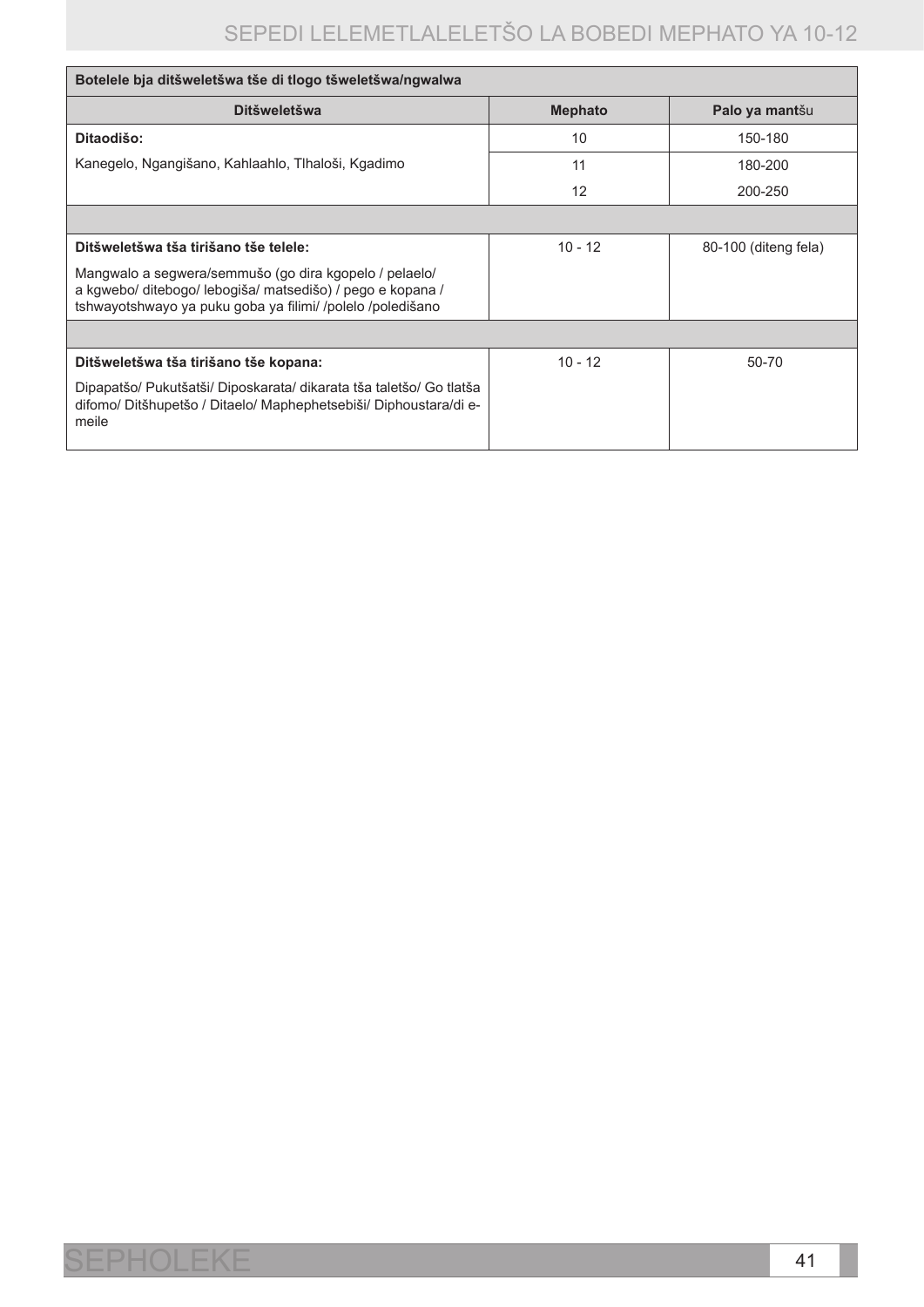| Botelele bja ditšweletšwa tše di tlogo tšweletšwa/ngwalwa | | |
|---|---|---|
| **Ditšweletšwa** | **Mephato** | **Palo ya mantšu** |
| **Ditaodišo:** Kanegelo, Ngangišano, Kahlaahlo, Tlhaloši, Kgadimo | 10 | 150-180 |
| | 11 | 180-200 |
| | 12 | 200-250 |
| | | |
| **Ditšweletšwa tša tirišano tše telele:** Mangwalo a segwera/semmušo (go dira kgopelo / pelaelo/ a kgwebo/ ditebogo/ lebogiša/ matsedišo) / pego e kopana / tshwayotshwayo ya puku goba ya filimi/ /polelo /poledišano | 10 - 12 | 80-100 (diteng fela) |
| | | |
| **Ditšweletšwa tša tirišano tše kopana:** Dipapatšo/ Pukutšatši/ Diposkarata/ dikarata tša taletšo/ Go tlatša difomo/ Ditšhupetšo / Ditaelo/ Maphephetsebiši/ Diphoustara/di e-meile | 10 - 12 | 50-70 |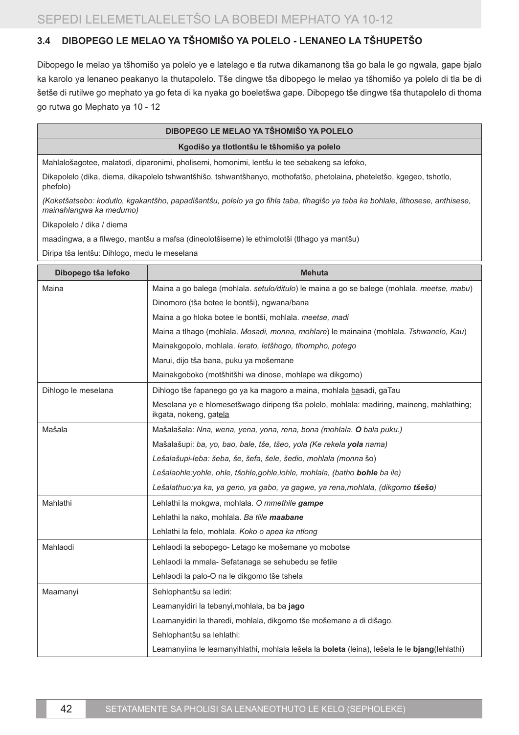### 3.4 DIBOPEGO LE MELAO YA TŠHOMIŠO YA POLELO - LENANEO LA TŠHUPETŠO

Dibopego le melao ya tšhomišo ya polelo ye e latelago e tla rutwa dikamanong tša go bala le go ngwala, gape bjalo ka karolo ya lenaneo peakanyo la thutapolelo. Tše dingwe tša dibopego le melao ya tšhomišo ya polelo di tla be di šetše di rutilwe go mephato ya go feta di ka nyaka go boeletšwa gape. Dibopego tše dingwe tša thutapolelo di thoma go rutwa go Mephato ya 10 - 12

| DIBOPEGO LE MELAO YA TŠHOMIŠO YA POLELO |
|---|
| **Kgodišo ya tlotlontšu le tšhomišo ya polelo** |
| Mahlalošagotee, malatodi, diparonimi, pholisemi, homonimi, lentšu le tee sebakeng sa lefoko, |
| Dikapolelo (dika, diema, dikapolelo tshwantšhišo, tshwantšhanyo, mothofatšo, phetolaina, pheteletšo, kgegeo, tshotlo, phefolo) |
| *(Koketšatsebo: kodutlo, kgakantšho, papadišantšu, polelo ya go fihla taba, tlhagišo ya taba ka bohlale, lithosese, anthisese, mainahlangwa ka medumo)* |
| Dikapolelo / dika / diema |
| maadingwa, a a filwego, mantšu a mafsa (dineolotšiseme) le ethimolotši (tlhago ya mantšu) |
| Diripa tša lentšu: Dihlogo, medu le meselana |

| Dibopego tša lefoko | Mehuta |
|---|---|
| Maina | Maina a go balega (mohlala. *setulo/ditulo*) le maina a go se balege (mohlala. *meetse, mabu*) |
| | Dinomoro (tša botee le bontši), ngwana/bana |
| | Maina a go hloka botee le bontši, mohlala. *meetse, madi* |
| | Maina a tlhago (mohlala. *Mosadi, monna, mohlare*) le mainaina (mohlala. *Tshwanelo, Kau*) |
| | Mainakgopolo, mohlala. *lerato, letšhogo, tlhompho, potego* |
| | Marui, dijo tša bana, puku ya mošemane |
| | Mainakgoboko (motšhitšhi wa dinose, mohlape wa dikgomo) |
| Dihlogo le meselana | Dihlogo tše fapanego go ya ka magoro a maina, mohlala <u>ba</u>sadi, gaTau |
| | Meselana ye e hlomesetšwago diripeng tša polelo, mohlala: madiring, maineng, mahlathing; ikgata, nokeng, gat<u>ela</u> |
| Mašala | Mašalašala: *Nna, wena, yena, yona, rena, bona (mohlala.* ***O*** *bala puku.)* |
| | Mašalašupi: *ba, yo, bao, bale, tše, tšeo, yola (Ke rekela* ***yola*** *nama)* |
| | *Lešalašupi-leba: šeba, še, šefa, šele, šedio, mohlala (monna* šo) |
| | *Lešalaohle:yohle, ohle, tšohle,gohle,lohle, mohlala, (batho* ***bohle*** *ba ile)* |
| | *Lešalathuo:ya ka, ya geno, ya gabo, ya gagwe, ya rena,mohlala, (dikgomo* ***tšešo****)* |
| Mahlathi | Lehlathi la mokgwa, mohlala. *O mmethile* ***gampe*** |
| | Lehlathi la nako, mohlala. *Ba tlile* ***maabane*** |
| | Lehlathi la felo, mohlala. *Koko o apea ka ntlong* |
| Mahlaodi | Lehlaodi la sebopego- Letago ke mošemane yo mobotse |
| | Lehlaodi la mmala- Sefatanaga se sehubedu se fetile |
| | Lehlaodi la palo-O na le dikgomo tše tshela |
| Maamanyi | Sehlophantšu sa lediri: |
| | Leamanyidiri la tebanyi,mohlala, ba ba **jago** |
| | Leamanyidiri la tharedi, mohlala, dikgomo tše mošemane a di dišago. |
| | Sehlophantšu sa lehlathi: |
| | Leamanyiina le leamanyihlathi, mohlala lešela la **boleta** (leina), lešela le le **bjang**(lehlathi) |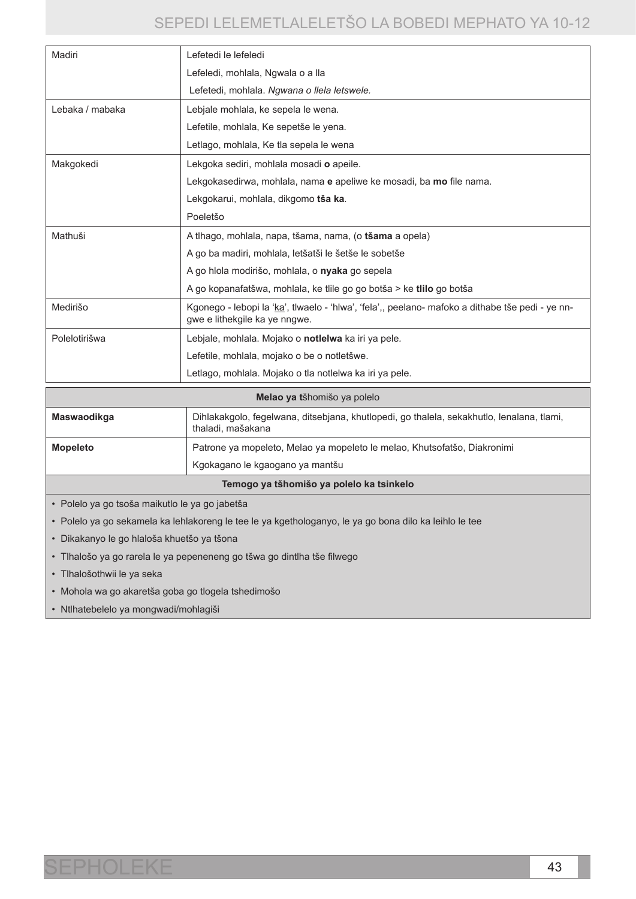| | |
|---|---|
| Madiri | Lefetedi le lefeledi |
| | Lefeledi, mohlala, Ngwala o a lla |
| | Lefetedi, mohlala. *Ngwana o llela letswele.* |
| Lebaka / mabaka | Lebjale mohlala, ke sepela le wena. |
| | Lefetile, mohlala, Ke sepetše le yena. |
| | Letlago, mohlala, Ke tla sepela le wena |
| Makgokedi | Lekgoka sediri, mohlala mosadi **o** apeile. |
| | Lekgokasedirwa, mohlala, nama **e** apeliwe ke mosadi, ba **mo** file nama. |
| | Lekgokarui, mohlala, dikgomo **tša ka**. |
| | Poeletšo |
| Mathuši | A tlhago, mohlala, napa, tšama, nama, (o **tšama** a opela) |
| | A go ba madiri, mohlala, letšatši le šetše le sobetše |
| | A go hlola modirišo, mohlala, o **nyaka** go sepela |
| | A go kopanafatšwa, mohlala, ke tlile go go botša > ke **tlilo** go botša |
| Medirišo | Kgonego - lebopi la 'ka', tlwaelo - 'hlwa', 'fela',, peelano- mafoko a dithabe tše pedi - ye nngwe e lithekgile ka ye nngwe. |
| Polelotirišwa | Lebjale, mohlala. Mojako o **notlelwa** ka iri ya pele. |
| | Lefetile, mohlala, mojako o be o notletšwe. |
| | Letlago, mohlala. Mojako o tla notlelwa ka iri ya pele. |

| **Melao ya t**šhomišo ya polelo | |
|---|---|
| **Maswaodikga** | Dihlakakgolo, fegelwana, ditsebjana, khutlopedi, go thalela, sekakhutlo, lenalana, tlami, thaladi, mašakana |
| **Mopeleto** | Patrone ya mopeleto, Melao ya mopeleto le melao, Khutsofatšo, Diakronimi |
| | Kgokagano le kgaogano ya mantšu |

| **Temogo ya tšhomišo ya polelo ka tsinkelo** |
|---|
| • Polelo ya go tsoša maikutlo le ya go jabetša |
| • Polelo ya go sekamela ka lehlakoreng le tee le ya kgethologanyo, le ya go bona dilo ka leihlo le tee |
| • Dikakanyo le go hlaloša khuetšo ya tšona |
| • Tlhalošo ya go rarela le ya pepeneneng go tšwa go dintlha tše filwego |
| • Tlhalošothwii le ya seka |
| • Mohola wa go akaretša goba go tlogela tshedimošo |
| • Ntlhatebelelo ya mongwadi/mohlagiši |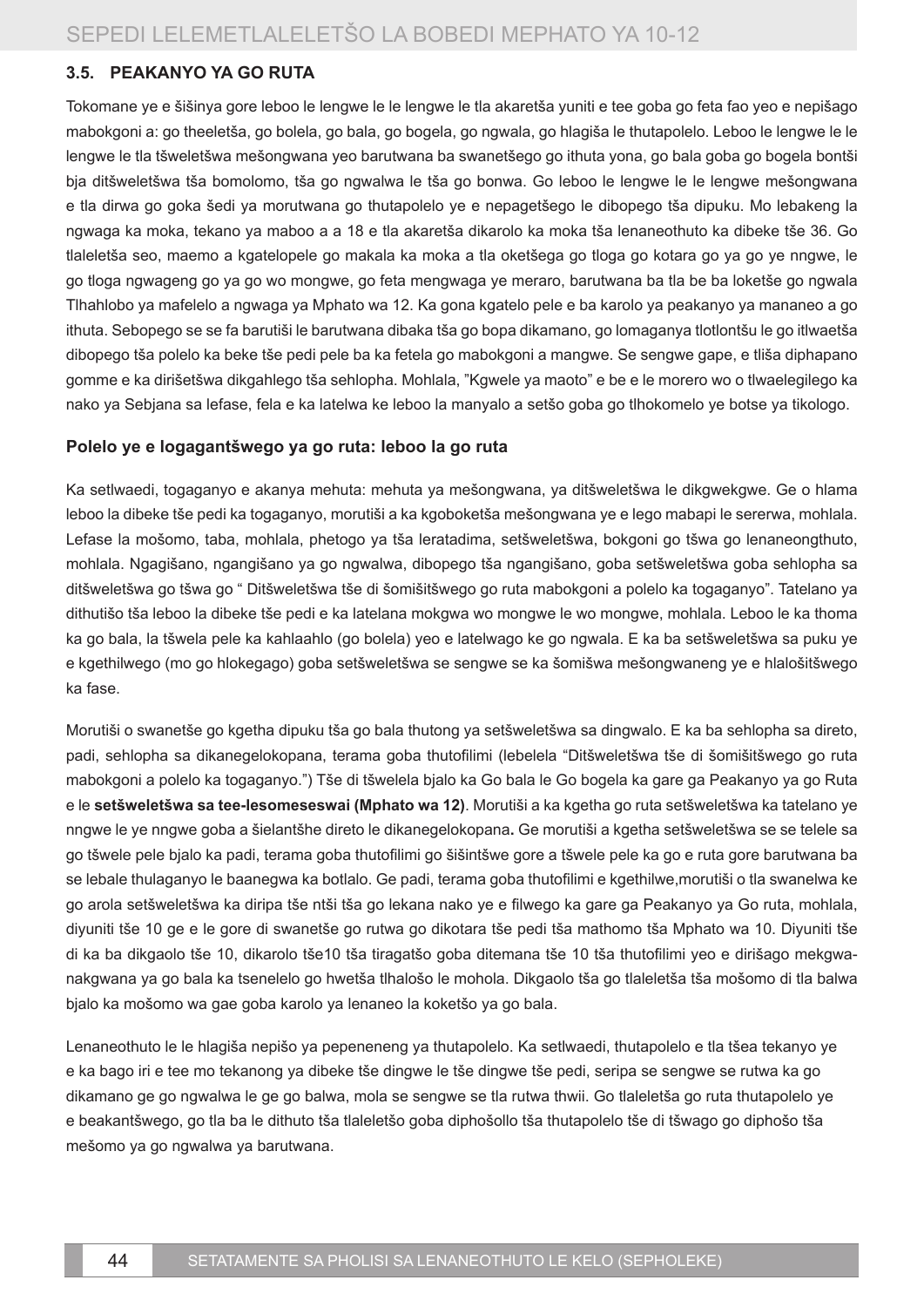### 3.5. PEAKANYO YA GO RUTA

Tokomane ye e šišinya gore leboo le lengwe le le lengwe le tla akaretša yuniti e tee goba go feta fao yeo e nepišago mabokgoni a: go theeletša, go bolela, go bala, go bogela, go ngwala, go hlagiša le thutapolelo. Leboo le lengwe le le lengwe le tla tšweletšwa mešongwana yeo barutwana ba swanetšego go ithuta yona, go bala goba go bogela bontši bja ditšweletšwa tša bomolomo, tša go ngwalwa le tša go bonwa. Go leboo le lengwe le le lengwe mešongwana e tla dirwa go goka šedi ya morutwana go thutapolelo ye e nepagetšego le dibopego tša dipuku. Mo lebakeng la ngwaga ka moka, tekano ya maboo a a 18 e tla akaretša dikarolo ka moka tša lenaneothuto ka dibeke tše 36. Go tlaleletša seo, maemo a kgatelopele go makala ka moka a tla oketšega go tloga go kotara go ya go ye nngwe, le go tloga ngwageng go ya go wo mongwe, go feta mengwaga ye meraro, barutwana ba tla be ba loketše go ngwala Tlhahlobo ya mafelelo a ngwaga ya Mphato wa 12. Ka gona kgatelo pele e ba karolo ya peakanyo ya mananeo a go ithuta. Sebopego se se fa barutiši le barutwana dibaka tša go bopa dikamano, go lomaganya tlotlontšu le go itlwaetša dibopego tša polelo ka beke tše pedi pele ba ka fetela go mabokgoni a mangwe. Se sengwe gape, e tliša diphapano gomme e ka dirišetšwa dikgahlego tša sehlopha. Mohlala, "Kgwele ya maoto" e be e le morero wo o tlwaelegilego ka nako ya Sebjana sa lefase, fela e ka latelwa ke leboo la manyalo a setšo goba go tlhokomelo ye botse ya tikologo.

#### Polelo ye e logagantšwego ya go ruta: leboo la go ruta

Ka setlwaedi, togaganyo e akanya mehuta: mehuta ya mešongwana, ya ditšweletšwa le dikgwekgwe. Ge o hlama leboo la dibeke tše pedi ka togaganyo, morutiši a ka kgoboketša mešongwana ye e lego mabapi le sererwa, mohlala. Lefase la mošomo, taba, mohlala, phetogo ya tša leratadima, setšweletšwa, bokgoni go tšwa go lenaneongthuto, mohlala. Ngagišano, ngangišano ya go ngwalwa, dibopego tša ngangišano, goba setšweletšwa goba sehlopha sa ditšweletšwa go tšwa go " Ditšweletšwa tše di šomišitšwego go ruta mabokgoni a polelo ka togaganyo". Tatelano ya dithutišo tša leboo la dibeke tše pedi e ka latelana mokgwa wo mongwe le wo mongwe, mohlala. Leboo le ka thoma ka go bala, la tšwela pele ka kahlaahlo (go bolela) yeo e latelwago ke go ngwala. E ka ba setšweletšwa sa puku ye e kgethilwego (mo go hlokegago) goba setšweletšwa se sengwe se ka šomišwa mešongwaneng ye e hlalošitšwego ka fase.

Morutiši o swanetše go kgetha dipuku tša go bala thutong ya setšweletšwa sa dingwalo. E ka ba sehlopha sa direto, padi, sehlopha sa dikanegelokopana, terama goba thutofilimi (lebelela "Ditšweletšwa tše di šomišitšwego go ruta mabokgoni a polelo ka togaganyo.") Tše di tšwelela bjalo ka Go bala le Go bogela ka gare ga Peakanyo ya go Ruta e le **setšweletšwa sa tee-lesomeseswai (Mphato wa 12)**. Morutiši a ka kgetha go ruta setšweletšwa ka tatelano ye nngwe le ye ngwe goba a šielantšhe direto le dikanegelokopana**.** Ge morutiši a kgetha setšweletšwa se se telele sa go tšwele pele bjalo ka padi, terama goba thutofilimi go šišintšwe gore a tšwele pele ka go e ruta gore barutwana ba se lebale thulaganyo le baanegwa ka botlalo. Ge padi, terama goba thutofilimi e kgethilwe,morutiši o tla swanelwa ke go arola setšweletšwa ka diripa tše ntši tša go lekana nako ye e filwego ka gare ga Peakanyo ya Go ruta, mohlala, diyuniti tše 10 ge e le gore di swanetše go rutwa go dikotara tše pedi tša mathomo tša Mphato wa 10. Diyuniti tše di ka ba dikgaolo tše 10, dikarolo tše10 tša tiragatšo goba ditemana tše 10 tša thutofilimi yeo e dirišago mekgwa-nakgwana ya go bala ka tsenelelo go hwetša tlhalošo le mohola. Dikgaolo tša go tlaleletša tša mošomo di tla balwa bjalo ka mošomo wa gae goba karolo ya lenaneo la koketšo ya go bala.

Lenaneothuto le le hlagiša nepišo ya pepeneneng ya thutapolelo. Ka setlwaedi, thutapolelo e tla tšea tekanyo ye e ka bago iri e tee mo tekanong ya dibeke tše dingwe le tše dingwe tše pedi, seripa se sengwe se rutwa ka go dikamano ge go ngwalwa le ge go balwa, mola se sengwe se tla rutwa thwii. Go tlaleletša go ruta thutapolelo ye e beakantšwego, go tla ba le dithuto tša tlaleletšo goba diphošollo tša thutapolelo tše di tšwago go diphošo tša mešomo ya go ngwalwa ya barutwana.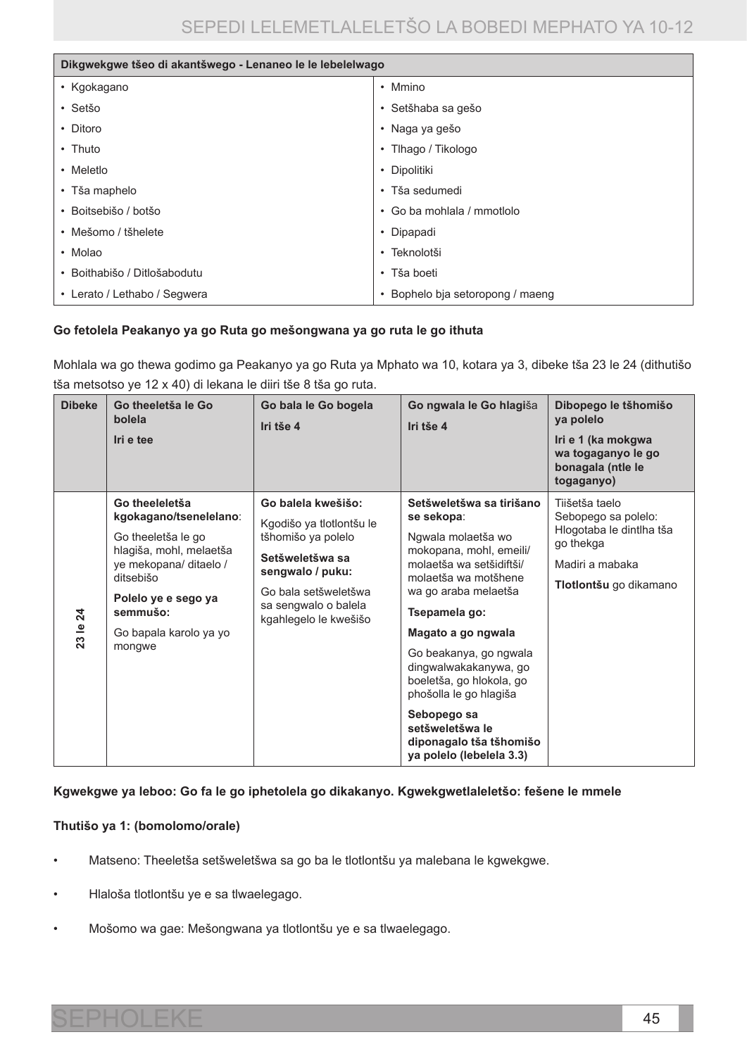| Dikgwekgwe tšeo di akantšwego - Lenaneo le le lebelelwago | |
|---|---|
| • Kgokagano | • Mmino |
| • Setšo | • Setšhaba sa gešo |
| • Ditoro | • Naga ya gešo |
| • Thuto | • Tlhago / Tikologo |
| • Meletlo | • Dipolitiki |
| • Tša maphelo | • Tša sedumedi |
| • Boitsebišo / botšo | • Go ba mohlala / mmotlolo |
| • Mešomo / tšhelete | • Dipapadi |
| • Molao | • Teknolotši |
| • Boithabišo / Ditlošabodutu | • Tša boeti |
| • Lerato / Lethabo / Segwera | • Bophelo bja setoropong / maeng |

**Go fetolela Peakanyo ya go Ruta go mešongwana ya go ruta le go ithuta**

Mohlala wa go thewa godimo ga Peakanyo ya go Ruta ya Mphato wa 10, kotara ya 3, dibeke tša 23 le 24 (dithutišo tša metsotso ye 12 x 40) di lekana le diiri tše 8 tša go ruta.

| Dibeke | Go theeletša le Go bolela<br>Iri e tee | Go bala le Go bogela<br>Iri tše 4 | Go ngwala le Go hlagiša<br>Iri tše 4 | Dibopego le tšhomišo ya polelo<br>Iri e 1 (ka mokgwa wa togaganyo le go bonagala (ntle le togaganyo) |
|---|---|---|---|---|
| 23 le 24 | **Go theeleletša kgokagano/tsenelelano**:<br>Go theeletša le go hlagiša, mohl, melaetša ye mekopana/ ditaelo / ditsebišo<br>**Polelo ye e sego ya semmušo:**<br>Go bapala karolo ya yo mongwe | **Go balela kwešišo:**<br>Kgodišo ya tlotlontšu le tšhomišo ya polelo<br>**Setšweletšwa sa sengwalo / puku:**<br>Go bala setšweletšwa sa sengwalo o balela kgahlegelo le kwešišo | **Setšweletšwa sa tirišano se sekopa**:<br>Ngwala molaetša wo mokopana, mohl, emeili/ molaetša wa setšidiftši/ molaetša wa motšhene wa go araba melaetša<br>**Tsepamela go:**<br>**Magato a go ngwala**<br>Go beakanya, go ngwala dingwalwakakanywa, go boeletša, go hlokola, go phošolla le go hlagiša<br>**Sebopego sa setšweletšwa le diponagalo tša tšhomišo ya polelo (lebelela 3.3)** | Tiišetša taelo<br>Sebopego sa polelo: Hlogotaba le dintlha tša go thekga<br>Madiri a mabaka<br>**Tlotlontšu** go dikamano |

**Kgwekgwe ya leboo: Go fa le go iphetolela go dikakanyo. Kgwekgwetlaleletšo: fešene le mmele**

**Thutišo ya 1: (bomolomo/orale)**

- Matseno: Theeletša setšweletšwa sa go ba le tlotlontšu ya malebana le kgwekgwe.
- Hlaloša tlotlontšu ye e sa tlwaelegago.
- Mošomo wa gae: Mešongwana ya tlotlontšu ye e sa tlwaelegago.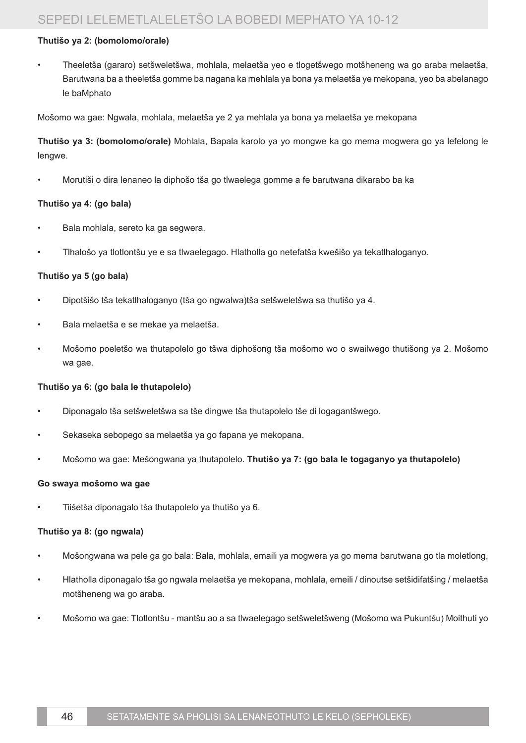**Thutišo ya 2: (bomolomo/orale)**

- Theeletša (gararo) setšweletšwa, mohlala, melaetša yeo e tlogetšwego motšheneng wa go araba melaetša, Barutwana ba a theeletša gomme ba nagana ka mehlala ya bona ya melaetša ye mekopana, yeo ba abelanago le baMphato

Mošomo wa gae: Ngwala, mohlala, melaetša ye 2 ya mehlala ya bona ya melaetša ye mekopana

**Thutišo ya 3: (bomolomo/orale)** Mohlala, Bapala karolo ya yo mongwe ka go mema mogwera go ya lefelong le lengwe.

- Morutiši o dira lenaneo la diphošo tša go tlwaelega gomme a fe barutwana dikarabo ba ka

**Thutišo ya 4: (go bala)**

- Bala mohlala, sereto ka ga segwera.
- Tlhalošo ya tlotlontšu ye e sa tlwaelegago. Hlatholla go netefatša kwešišo ya tekatlhaloganyo.

**Thutišo ya 5 (go bala)**

- Dipotšišo tša tekatlhaloganyo (tša go ngwalwa)tša setšweletšwa sa thutišo ya 4.
- Bala melaetša e se mekae ya melaetša.
- Mošomo poeletšo wa thutapolelo go tšwa diphošong tša mošomo wo o swailwego thutišong ya 2. Mošomo wa gae.

**Thutišo ya 6: (go bala le thutapolelo)**

- Diponagalo tša setšweletšwa sa tše dingwe tša thutapolelo tše di logagantšwego.
- Sekaseka sebopego sa melaetša ya go fapana ye mekopana.
- Mošomo wa gae: Mešongwana ya thutapolelo. **Thutišo ya 7: (go bala le togaganyo ya thutapolelo)**

**Go swaya mošomo wa gae**

- Tiišetša diponagalo tša thutapolelo ya thutišo ya 6.

**Thutišo ya 8: (go ngwala)**

- Mošongwana wa pele ga go bala: Bala, mohlala, emaili ya mogwera ya go mema barutwana go tla moletlong,
- Hlatholla diponagalo tša go ngwala melaetša ye mekopana, mohlala, emeili / dinoutse setšidifatšing / melaetša motšheneng wa go araba.
- Mošomo wa gae: Tlotlontšu - mantšu ao a sa tlwaelegago setšweletšweng (Mošomo wa Pukuntšu) Moithuti yo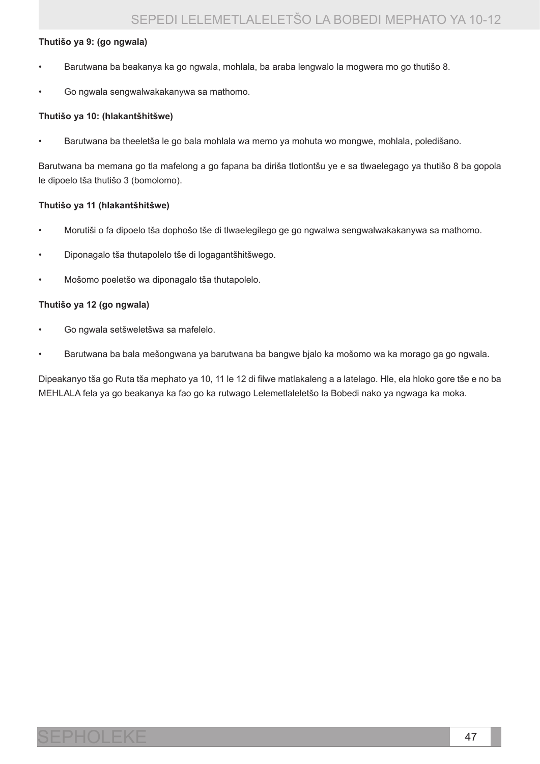**Thutišo ya 9: (go ngwala)**

- Barutwana ba beakanya ka go ngwala, mohlala, ba araba lengwalo la mogwera mo go thutišo 8.
- Go ngwala sengwalwakakanywa sa mathomo.

**Thutišo ya 10: (hlakantšhitšwe)**

- Barutwana ba theeletša le go bala mohlala wa memo ya mohuta wo mongwe, mohlala, poledišano.

Barutwana ba memana go tla mafelong a go fapana ba diriša tlotlontšu ye e sa tlwaelegago ya thutišo 8 ba gopola le dipoelo tša thutišo 3 (bomolomo).

**Thutišo ya 11 (hlakantšhitšwe)**

- Morutiši o fa dipoelo tša dophošo tše di tlwaelegilego ge go ngwalwa sengwalwakakanywa sa mathomo.
- Diponagalo tša thutapolelo tše di logagantšhitšwego.
- Mošomo poeletšo wa diponagalo tša thutapolelo.

**Thutišo ya 12 (go ngwala)**

- Go ngwala setšweletšwa sa mafelelo.
- Barutwana ba bala mešongwana ya barutwana ba bangwe bjalo ka mošomo wa ka morago ga go ngwala.

Dipeakanyo tša go Ruta tša mephato ya 10, 11 le 12 di filwe matlakaleng a a latelago. Hle, ela hloko gore tše e no ba MEHLALA fela ya go beakanya ka fao go ka rutwago Lelemetlaleletšo la Bobedi nako ya ngwaga ka moka.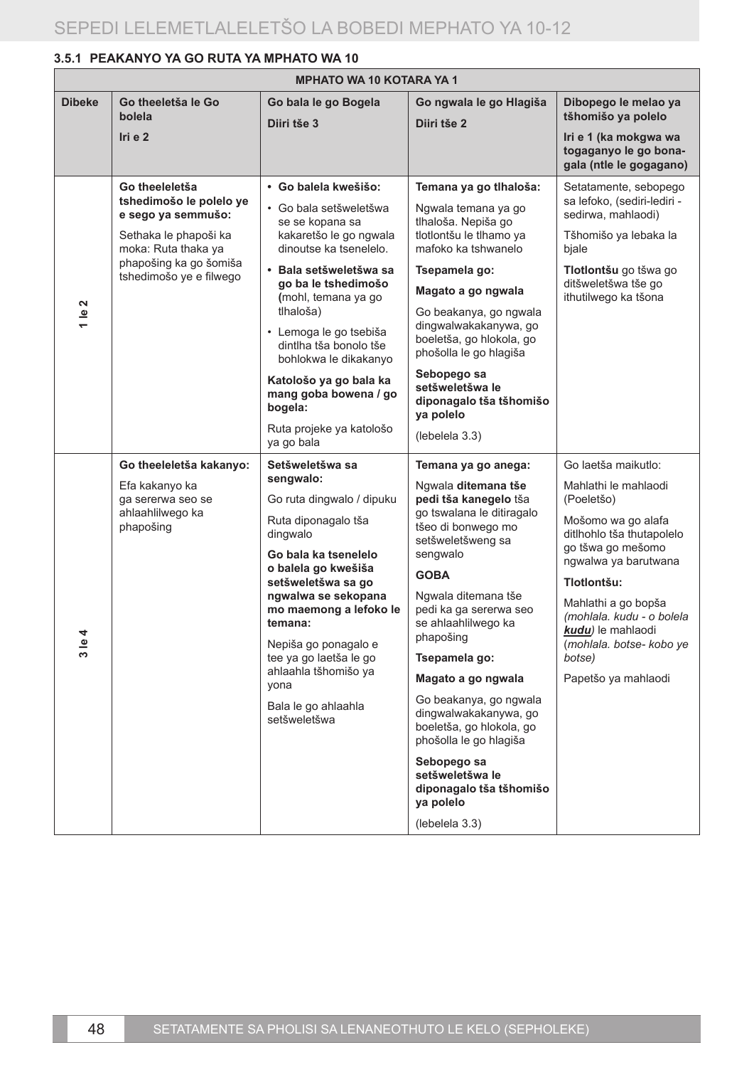### 3.5.1 PEAKANYO YA GO RUTA YA MPHATO WA 10

| MPHATO WA 10 KOTARA YA 1 | | | | |
|---|---|---|---|---|
| **Dibeke** | **Go theeletša le Go bolela**<br>**Iri e 2** | **Go bala le go Bogela**<br>**Diiri tše 3** | **Go ngwala le go Hlagiša**<br>**Diiri tše 2** | **Dibopego le melao ya tšhomišo ya polelo**<br>**Iri e 1 (ka mokgwa wa togaganyo le go bona-gala (ntle le gogagano)** |
| **1 le 2** | **Go theeleletša tshedimošo le polelo ye e sego ya semmušo:**<br>Sethaka le phapoši ka moka: Ruta thaka ya phapošing ka go šomiša tshedimošo ye e filwego | • **Go balela kwešišo:**<br>• Go bala setšweletšwa se se kopana sa kakaretšo le go ngwala dinoutse ka tsenelelo.<br>• **Bala setšweletšwa sa go ba le tshedimošo (**mohl, temana ya go tlhaloša)<br>• Lemoga le go tsebiša dintlha tša bonolo tše bohlokwa le dikakanyo<br>**Katološo ya go bala ka mang goba bowena / go bogela:**<br>Ruta projeke ya katološo ya go bala | **Temana ya go tlhaloša:**<br>Ngwala temana ya go tlhaloša. Nepiša go tlotlontšu le tlhamo ya mafoko ka tshwanelo<br>**Tsepamela go:**<br>**Magato a go ngwala**<br>Go beakanya, go ngwala dingwalwakakanywa, go boeletša, go hlokola, go phošolla le go hlagiša<br>**Sebopego sa setšweletšwa le diponagalo tša tšhomišo ya polelo**<br>(lebelela 3.3) | Setatamente, sebopego sa lefoko, (sediri-lediri - sedirwa, mahlaodi)<br>Tšhomišo ya lebaka la bjale<br>**Tlotlontšu** go tšwa go ditšweletšwa tše go ithutilwego ka tšona |
| **3 le 4** | **Go theeleletša kakanyo:**<br>Efa kakanyo ka ga sererwa seo se ahlaahlilwego ka phapošing | **Setšweletšwa sa sengwalo:**<br>Go ruta dingwalo / dipuku<br>Ruta diponagalo tša dingwalo<br>**Go bala ka tsenelelo o balela go kwešiša setšweletšwa sa go ngwalwa se sekopana mo maemong a lefoko le temana:**<br>Nepiša go ponagalo e tee ya go laetša le go ahlaahla tšhomišo ya yona<br>Bala le go ahlaahla setšweletšwa | **Temana ya go anega:**<br>Ngwala **ditemana tše pedi tša kanegelo** tša go tswalana le ditiragalo tšeo di bonwego mo setšweletšweng sa sengwalo<br>**GOBA**<br>Ngwala ditemana tše pedi ka ga sererwa seo se ahlaahlilwego ka phapošing<br>**Tsepamela go:**<br>**Magato a go ngwala**<br>Go beakanya, go ngwala dingwalwakakanywa, go boeletša, go hlokola, go phošolla le go hlagiša<br>**Sebopego sa setšweletšwa le diponagalo tša tšhomišo ya polelo**<br>(lebelela 3.3) | Go laetša maikutlo:<br>Mahlathi le mahlaodi (Poeletšo)<br>Mošomo wa go alafa ditlhohlo tša thutapolelo go tšwa go mešomo ngwalwa ya barutwana<br>**Tlotlontšu:**<br>Mahlathi a go bopša *(mohlala. kudu - o bolela* ***kudu****)* le mahlaodi (*mohlala. botse- kobo ye botse)*<br>Papetšo ya mahlaodi |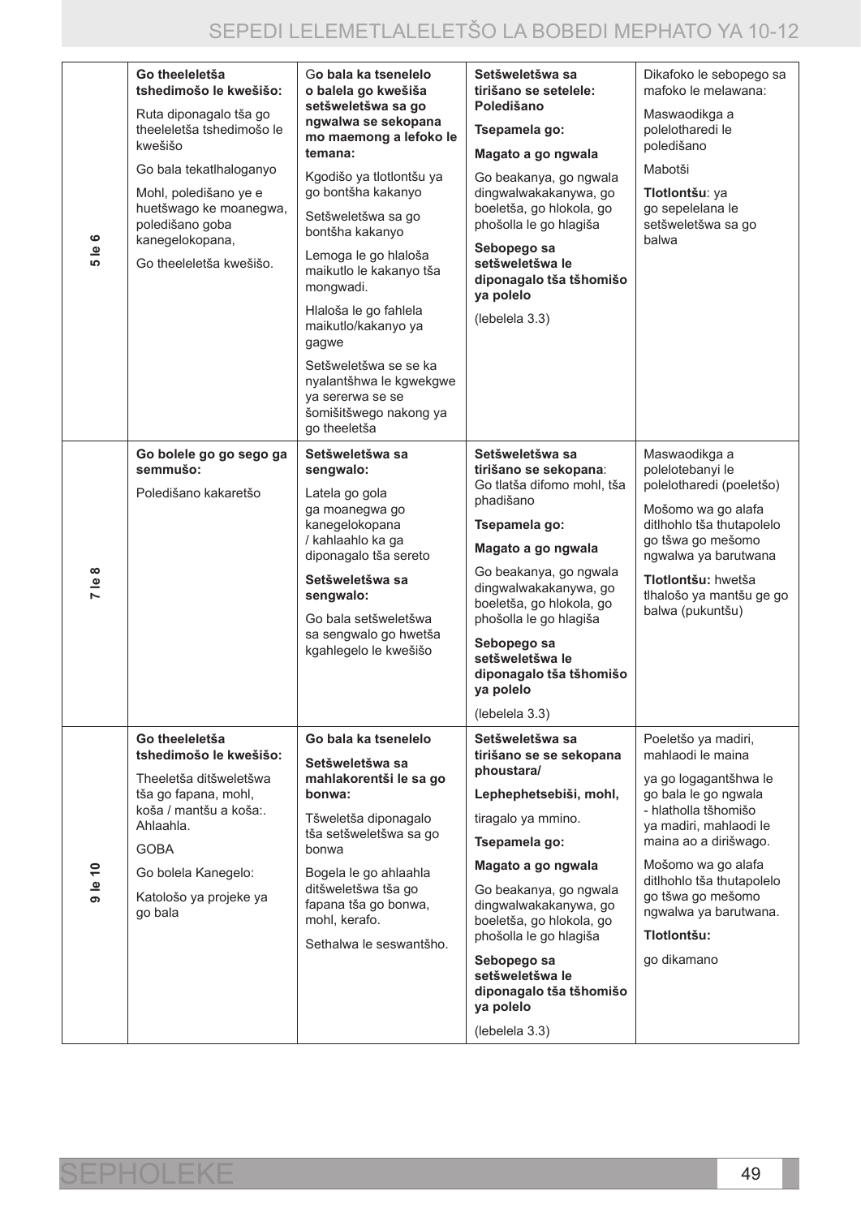| | | | | |
|---|---|---|---|---|
| **5 le 6** | **Go theeleletša tshedimošo le kwešišo:**<br><br>Ruta diponagalo tša go theeleletša tshedimošo le kwešišo<br><br>Go bala tekatlhaloganyo<br><br>Mohl, poledišano ye e huetšwago ke moanegwa, poledišano goba kanegelokopana,<br><br>Go theeleletša kwešišo. | G**o bala ka tsenelelo o balela go kwešiša setšweletšwa sa go ngwalwa se sekopana mo maemong a lefoko le temana:**<br><br>Kgodišo ya tlotlontšu ya go bontšha kakanyo<br><br>Setšweletšwa sa go bontšha kakanyo<br><br>Lemoga le go hlaloša maikutlo le kakanyo tša mongwadi.<br><br>Hlaloša le go fahlela maikutlo/kakanyo ya gagwe<br><br>Setšweletšwa se se ka nyalantšhwa le kgwekgwe ya sererwa se se šomišitšwego nakong ya go theeletša | **Setšweletšwa sa tirišano se setelele: Poledišano**<br><br>**Tsepamela go:**<br><br>**Magato a go ngwala**<br><br>Go beakanya, go ngwala dingwalwakakanywa, go boeletša, go hlokola, go phošolla le go hlagiša<br><br>**Sebopego sa setšweletšwa le diponagalo tša tšhomišo ya polelo**<br><br>(lebelela 3.3) | Dikafoko le sebopego sa mafoko le melawana:<br><br>Maswaodikga a polelotharedi le poledišano<br><br>Mabotši<br><br>**Tlotlontšu**: ya go sepelelana le setšweletšwa sa go balwa |
| **7 le 8** | **Go bolele go go sego ga semmušo:**<br><br>Poledišano kakaretšo | **Setšweletšwa sa sengwalo:**<br><br>Latela go gola ga moanegwa go kanegelokopana / kahlaahlo ka ga diponagalo tša sereto<br><br>**Setšweletšwa sa sengwalo:**<br><br>Go bala setšweletšwa sa sengwalo go hwetša kgahlegelo le kwešišo | **Setšweletšwa sa tirišano se sekopana**: Go tlatša difomo mohl, tša phadišano<br><br>**Tsepamela go:**<br><br>**Magato a go ngwala**<br><br>Go beakanya, go ngwala dingwalwakakanywa, go boeletša, go hlokola, go phošolla le go hlagiša<br><br>**Sebopego sa setšweletšwa le diponagalo tša tšhomišo ya polelo**<br><br>(lebelela 3.3) | Maswaodikga a polelotebanyi le polelotharedi (poeletšo)<br><br>Mošomo wa go alafa ditlhohlo tša thutapolelo go tšwa go mešomo ngwalwa ya barutwana<br><br>**Tlotlontšu:** hwetša tlhalošo ya mantšu ge go balwa (pukuntšu) |
| **9 le 10** | **Go theeleletša tshedimošo le kwešišo:**<br><br>Theeletša ditšweletšwa tša go fapana, mohl, koša / mantšu a koša:. Ahlaahla.<br><br>GOBA<br><br>Go bolela Kanegelo:<br><br>Katološo ya projeke ya go bala | **Go bala ka tsenelelo**<br><br>**Setšweletšwa sa mahlakorentši le sa go bonwa:**<br><br>Tšweletša diponagalo tša setšweletšwa sa go bonwa<br><br>Bogela le go ahlaahla ditšweletšwa tša go fapana tša go bonwa, mohl, kerafo.<br><br>Sethalwa le seswantšho. | **Setšweletšwa sa tirišano se se sekopana phoustara/**<br><br>**Lephephetsebiši, mohl,**<br><br>tiragalo ya mmino.<br><br>**Tsepamela go:**<br><br>**Magato a go ngwala**<br><br>Go beakanya, go ngwala dingwalwakakanywa, go boeletša, go hlokola, go phošolla le go hlagiša<br><br>**Sebopego sa setšweletšwa le diponagalo tša tšhomišo ya polelo**<br><br>(lebelela 3.3) | Poeletšo ya madiri, mahlaodi le maina<br><br>ya go logagantšhwa le go bala le go ngwala - hlatholla tšhomišo ya madiri, mahlaodi le maina ao a dirišwago.<br><br>Mošomo wa go alafa ditlhohlo tša thutapolelo go tšwa go mešomo ngwalwa ya barutwana.<br><br>**Tlotlontšu:**<br><br>go dikamano |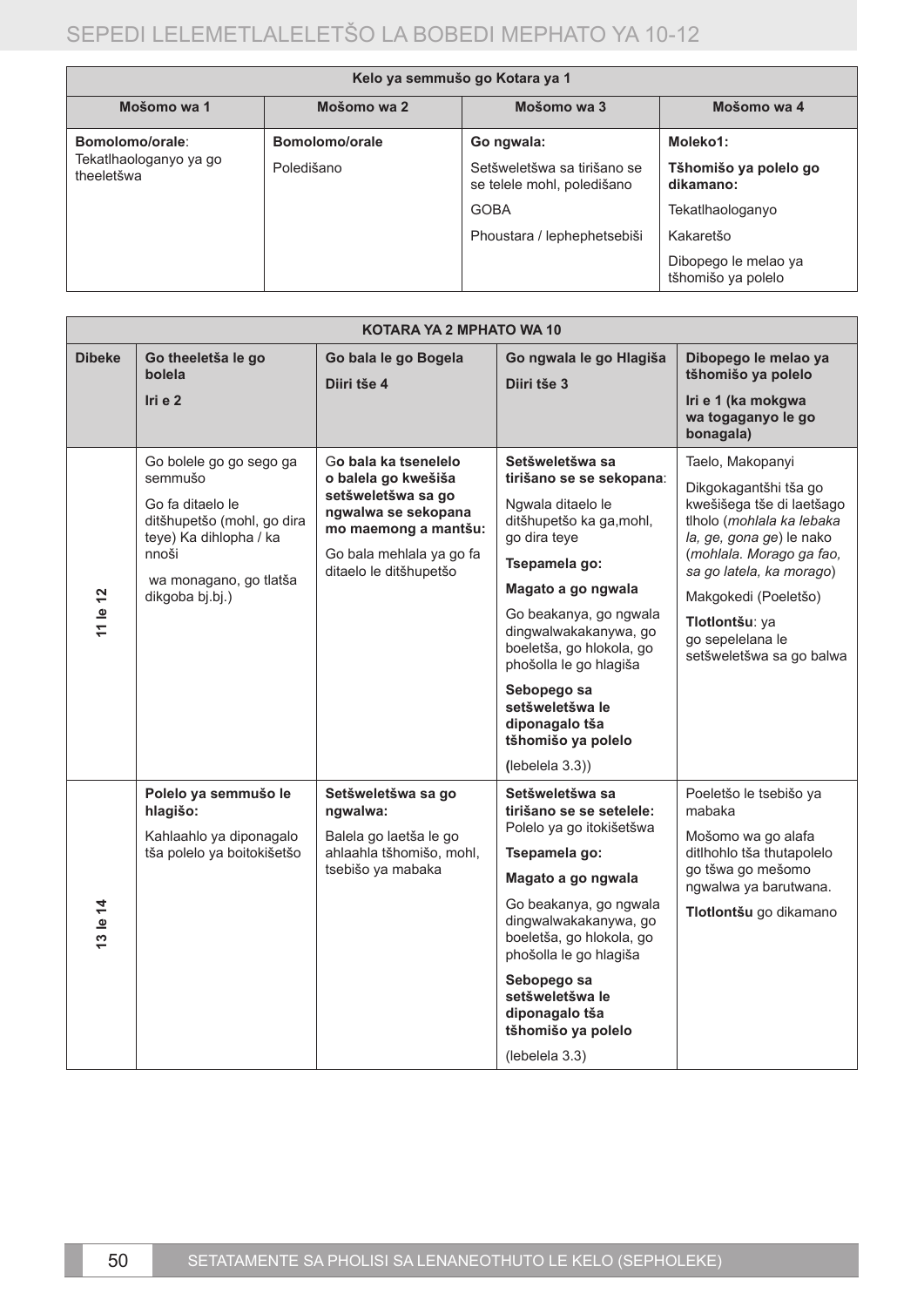| Kelo ya semmušo go Kotara ya 1 | | | |
|---|---|---|---|
| **Mošomo wa 1** | **Mošomo wa 2** | **Mošomo wa 3** | **Mošomo wa 4** |
| **Bomolomo/orale**: Tekatlhaologanyo ya go theeletšwa | **Bomolomo/orale** Poledišano | **Go ngwala:** Setšweletšwa sa tirišano se se telele mohl, poledišano GOBA Phoustara / lephephetsebiši | **Moleko1:** **Tšhomišo ya polelo go dikamano:** Tekatlhaologanyo Kakaretšo Dibopego le melao ya tšhomišo ya polelo |

| KOTARA YA 2 MPHATO WA 10 | | | | |
|---|---|---|---|---|
| **Dibeke** | **Go theeletša le go bolela** **Iri e 2** | **Go bala le go Bogela** **Diiri tše 4** | **Go ngwala le go Hlagiša** **Diiri tše 3** | **Dibopego le melao ya tšhomišo ya polelo** **Iri e 1 (ka mokgwa wa togaganyo le go bonagala)** |
| **11 le 12** | Go bolele go go sego ga semmušo<br>Go fa ditaelo le ditšhupetšo (mohl, go dira teye) Ka dihlopha / ka nnoši<br>wa monagano, go tlatša dikgoba bj.bj.) | G**o bala ka tsenelelo o balela go kwešiša setšweletšwa sa go ngwalwa se sekopana mo maemong a mantšu:**<br>Go bala mehlala ya go fa ditaelo le ditšhupetšo | **Setšweletšwa sa tirišano se se sekopana**:<br>Ngwala ditaelo le ditšhupetšo ka ga,mohl, go dira teye<br>**Tsepamela go:**<br>**Magato a go ngwala**<br>Go beakanya, go ngwala dingwalwakakanywa, go boeletša, go hlokola, go phošolla le go hlagiša<br>**Sebopego sa setšweletšwa le diponagalo tša tšhomišo ya polelo**<br>**(**lebelela 3.3)) | Taelo, Makopanyi<br>Dikgokagantšhi tša go kwešišega tše di laetšago tlholo (*mohlala ka lebaka la, ge, gona ge*) le nako (*mohlala. Morago ga fao, sa go latela, ka morago*)<br>Makgokedi (Poeletšo)<br>**Tlotlontšu**: ya go sepelelana le setšweletšwa sa go balwa |
| **13 le 14** | **Polelo ya semmušo le hlagišo:**<br>Kahlaahlo ya diponagalo tša polelo ya boitokišetšo | **Setšweletšwa sa go ngwalwa:**<br>Balela go laetša le go ahlaahla tšhomišo, mohl, tsebišo ya mabaka | **Setšweletšwa sa tirišano se se setelele:**<br>Polelo ya go itokišetšwa<br>**Tsepamela go:**<br>**Magato a go ngwala**<br>Go beakanya, go ngwala dingwalwakakanywa, go boeletša, go hlokola, go phošolla le go hlagiša<br>**Sebopego sa setšweletšwa le diponagalo tša tšhomišo ya polelo**<br>(lebelela 3.3) | Poeletšo le tsebišo ya mabaka<br>Mošomo wa go alafa ditlhohlo tša thutapolelo go tšwa go mešomo ngwalwa ya barutwana.<br>**Tlotlontšu** go dikamano |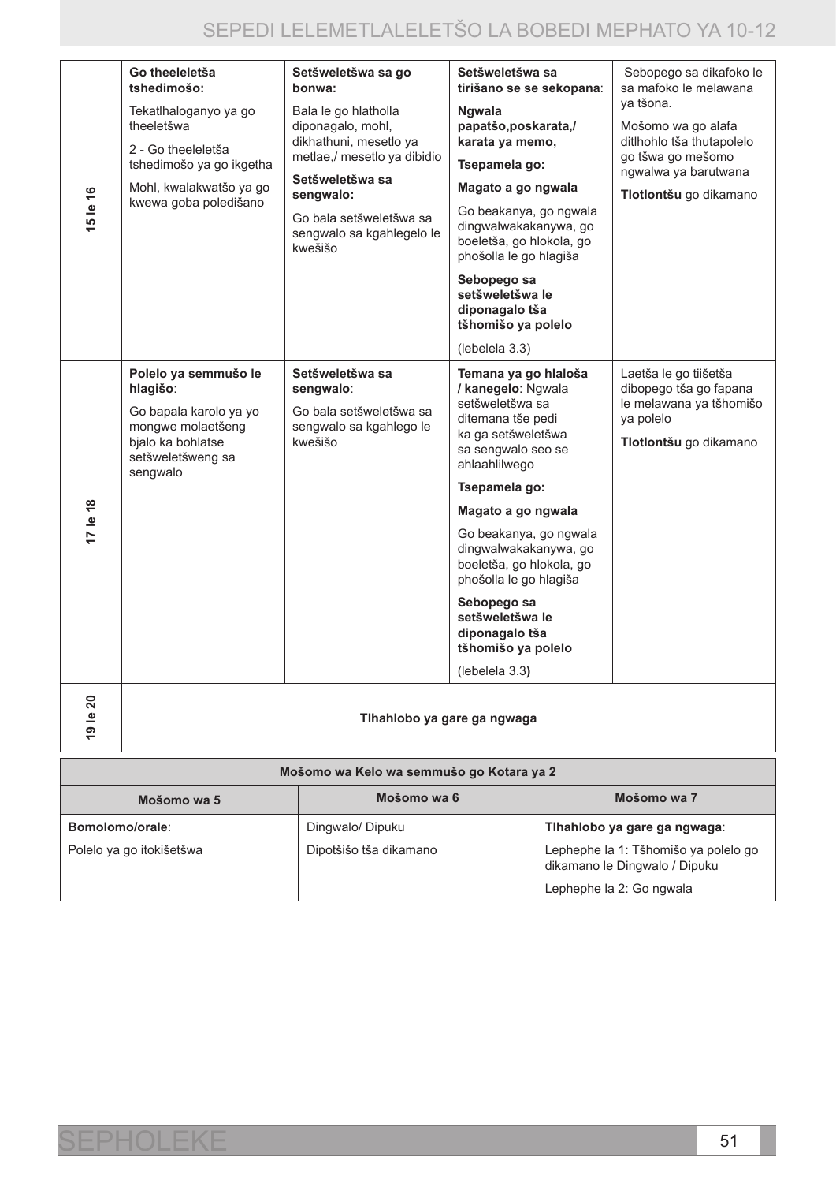| | | | | |
|---|---|---|---|---|
| **15 le 16** | **Go theeleletša tshedimošo:** Tekatlhaloganyo ya go theeletšwa 2 - Go theeleletša tshedimošo ya go ikgetha Mohl, kwalakwatšo ya go kwewa goba poledišano | **Setšweletšwa sa go bonwa:** Bala le go hlatholla diponagalo, mohl, dikhathuni, mesetlo ya metlae,/ mesetlo ya dibidio **Setšweletšwa sa sengwalo:** Go bala setšweletšwa sa sengwalo sa kgahlegelo le kwešišo | **Setšweletšwa sa tirišano se se sekopana**: **Ngwala papatšo,poskarata,/ karata ya memo,** **Tsepamela go:** **Magato a go ngwala** Go beakanya, go ngwala dingwalwakakanywa, go boeletša, go hlokola, go phošolla le go hlagiša **Sebopego sa setšweletšwa le diponagalo tša tšhomišo ya polelo** (lebelela 3.3) | Sebopego sa dikafoko le sa mafoko le melawana ya tšona. Mošomo wa go alafa ditlhohlo tša thutapolelo go tšwa go mešomo ngwalwa ya barutwana **Tlotlontšu** go dikamano |
| **17 le 18** | **Polelo ya semmušo le hlagišo**: Go bapala karolo ya yo mongwe molaetšeng bjalo ka bohlatse setšweletšweng sa sengwalo | **Setšweletšwa sa sengwalo**: Go bala setšweletšwa sa sengwalo sa kgahlego le kwešišo | **Temana ya go hlaloša / kanegelo**: Ngwala setšweletšwa sa ditemana tše pedi ka ga setšweletšwa sa sengwalo seo se ahlaahlilwego **Tsepamela go:** **Magato a go ngwala** Go beakanya, go ngwala dingwalwakakanywa, go boeletša, go hlokola, go phošolla le go hlagiša **Sebopego sa setšweletšwa le diponagalo tša tšhomišo ya polelo** (lebelela 3.3**)** | Laetša le go tiišetša dibopego tša go fapana le melawana ya tšhomišo ya polelo **Tlotlontšu** go dikamano |
| **19 le 20** | **Tlhahlobo ya gare ga ngwaga** | | | |

| **Mošomo wa Kelo wa semmušo go Kotara ya 2** | | |
|---|---|---|
| **Mošomo wa 5** | **Mošomo wa 6** | **Mošomo wa 7** |
| **Bomolomo/orale**: Polelo ya go itokišetšwa | Dingwalo/ Dipuku Dipotšišo tša dikamano | **Tlhahlobo ya gare ga ngwaga**: Lephephe la 1: Tšhomišo ya polelo go dikamano le Dingwalo / Dipuku Lephephe la 2: Go ngwala |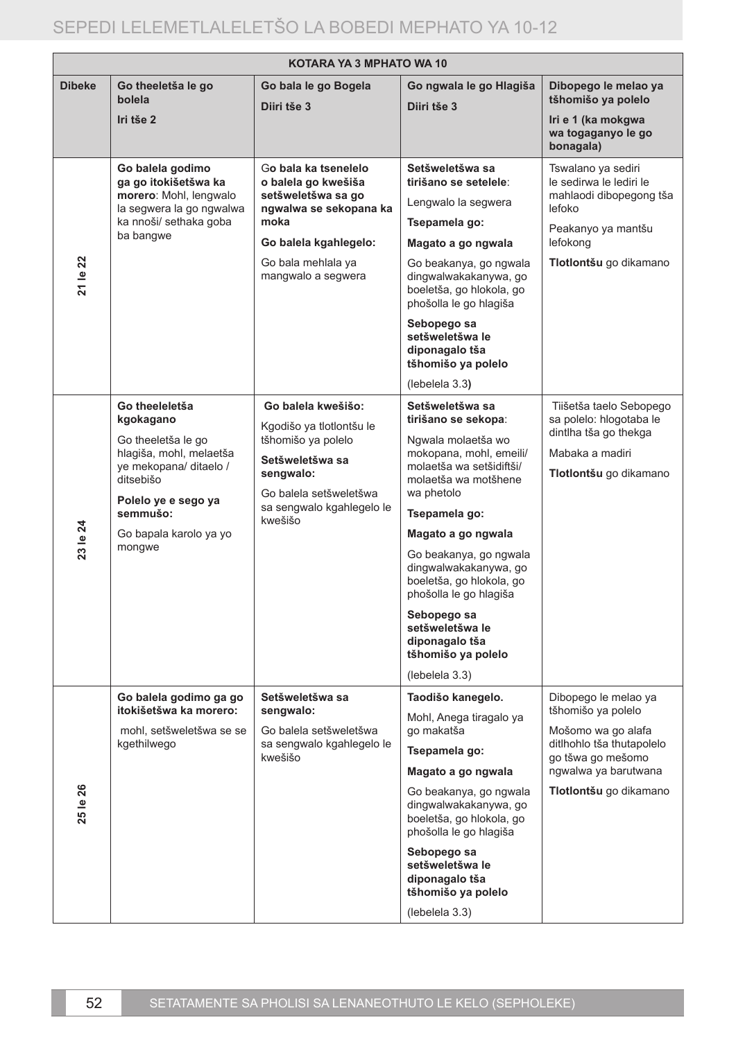| KOTARA YA 3 MPHATO WA 10 | | | | |
|---|---|---|---|---|
| **Dibeke** | **Go theeletša le go bolela**<br>**Iri tše 2** | **Go bala le go Bogela**<br>**Diiri tše 3** | **Go ngwala le go Hlagiša**<br>**Diiri tše 3** | **Dibopego le melao ya tšhomišo ya polelo**<br>**Iri e 1 (ka mokgwa wa togaganyo le go bonagala)** |
| **21 le 22** | **Go balela godimo ga go itokišetšwa ka morero**: Mohl, lengwalo la segwera la go ngwalwa ka nnoši/ sethaka goba ba bangwe | G**o bala ka tsenelelo o balela go kwešiša setšweletšwa sa go ngwalwa se sekopana ka moka**<br>**Go balela kgahlegelo:**<br>Go bala mehlala ya mangwalo a segwera | **Setšweletšwa sa tirišano se setelele**:<br>Lengwalo la segwera<br>**Tsepamela go:**<br>**Magato a go ngwala**<br>Go beakanya, go ngwala dingwalwakakanywa, go boeletša, go hlokola, go phošolla le go hlagiša<br>**Sebopego sa setšweletšwa le diponagalo tša tšhomišo ya polelo**<br>(lebelela 3.3**)** | Tswalano ya sediri le sedirwa le lediri le mahlaodi dibopegong tša lefoko<br>Peakanyo ya mantšu lefokong<br>**Tlotlontšu** go dikamano |
| **23 le 24** | **Go theeleletša kgokagano**<br>Go theeletša le go hlagiša, mohl, melaetša ye mekopana/ ditaelo / ditsebišo<br>**Polelo ye e sego ya semmušo:**<br>Go bapala karolo ya yo mongwe | **Go balela kwešišo:**<br>Kgodišo ya tlotlontšu le tšhomišo ya polelo<br>**Setšweletšwa sa sengwalo:**<br>Go balela setšweletšwa sa sengwalo kgahlegelo le kwešišo | **Setšweletšwa sa tirišano se sekopa**:<br>Ngwala molaetša wo mokopana, mohl, emeili/ molaetša wa setšidiftši/ molaetša wa motšhene wa phetolo<br>**Tsepamela go:**<br>**Magato a go ngwala**<br>Go beakanya, go ngwala dingwalwakakanywa, go boeletša, go hlokola, go phošolla le go hlagiša<br>**Sebopego sa setšweletšwa le diponagalo tša tšhomišo ya polelo**<br>(lebelela 3.3) | Tiišetša taelo Sebopego sa polelo: hlogotaba le dintlha tša go thekga<br>Mabaka a madiri<br>**Tlotlontšu** go dikamano |
| **25 le 26** | **Go balela godimo ga go itokišetšwa ka morero:**<br>mohl, setšweletšwa se se kgethilwego | **Setšweletšwa sa sengwalo:**<br>Go balela setšweletšwa sa sengwalo kgahlegelo le kwešišo | **Taodišo kanegelo.**<br>Mohl, Anega tiragalo ya go makatša<br>**Tsepamela go:**<br>**Magato a go ngwala**<br>Go beakanya, go ngwala dingwalwakakanywa, go boeletša, go hlokola, go phošolla le go hlagiša<br>**Sebopego sa setšweletšwa le diponagalo tša tšhomišo ya polelo**<br>(lebelela 3.3) | Dibopego le melao ya tšhomišo ya polelo<br>Mošomo wa go alafa ditlhohlo tša thutapolelo go tšwa go mešomo ngwalwa ya barutwana<br>**Tlotlontšu** go dikamano |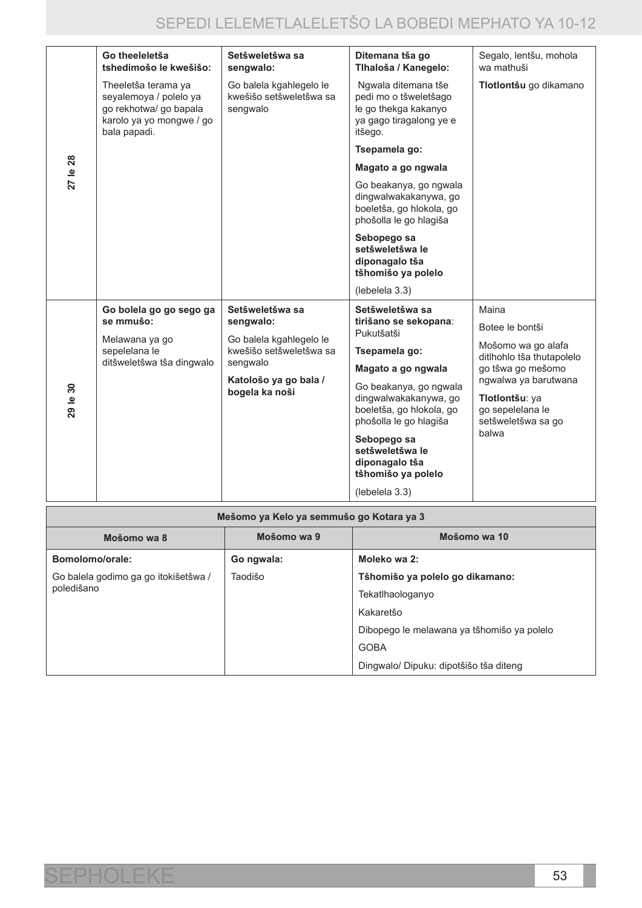| | | | | |
|---|---|---|---|---|
| 27 le 28 | **Go theeleletša tshedimošo le kwešišo:**<br><br>Theeletša terama ya seyalemoya / polelo ya go rekhotwa/ go bapala karolo ya yo mongwe / go bala papadi. | **Setšweletšwa sa sengwalo:**<br><br>Go balela kgahlegelo le kwešišo setšweletšwa sa sengwalo | **Ditemana tša go Tlhaloša / Kanegelo:**<br><br>Ngwala ditemana tše pedi mo o tšweletšago le go thekga kakanyo ya gago tiragalong ye e itšego.<br><br>**Tsepamela go:**<br><br>**Magato a go ngwala**<br><br>Go beakanya, go ngwala dingwalwakakanywa, go boeletša, go hlokola, go phošolla le go hlagiša<br><br>**Sebopego sa setšweletšwa le diponagalo tša tšhomišo ya polelo**<br><br>(lebelela 3.3) | Segalo, lentšu, mohola wa mathuši<br><br>**Tlotlontšu** go dikamano |
| 29 le 30 | **Go bolela go go sego ga se mmušo:**<br><br>Melawana ya go sepelelana le ditšweletšwa tša dingwalo | **Setšweletšwa sa sengwalo:**<br><br>Go balela kgahlegelo le kwešišo setšweletšwa sa sengwalo<br><br>**Katološo ya go bala / bogela ka noši** | **Setšweletšwa sa tirišano se sekopana**: Pukutšatši<br><br>**Tsepamela go:**<br><br>**Magato a go ngwala**<br><br>Go beakanya, go ngwala dingwalwakakanywa, go boeletša, go hlokola, go phošolla le go hlagiša<br><br>**Sebopego sa setšweletšwa le diponagalo tša tšhomišo ya polelo**<br><br>(lebelela 3.3) | Maina<br><br>Botee le bontši<br><br>Mošomo wa go alafa ditlhohlo tša thutapolelo go tšwa go mešomo ngwalwa ya barutwana<br><br>**Tlotlontšu**: ya go sepelelana le setšweletšwa sa go balwa |

| **Mešomo ya Kelo ya semmušo go Kotara ya 3** | | |
|---|---|---|
| **Mošomo wa 8** | **Mošomo wa 9** | **Mošomo wa 10** |
| **Bomolomo/orale:**<br><br>Go balela godimo ga go itokišetšwa / poledišano | **Go ngwala:**<br><br>Taodišo | **Moleko wa 2:**<br><br>**Tšhomišo ya polelo go dikamano:**<br><br>Tekatlhaologanyo<br><br>Kakaretšo<br><br>Dibopego le melawana ya tšhomišo ya polelo<br><br>GOBA<br><br>Dingwalo/ Dipuku: dipotšišo tša diteng |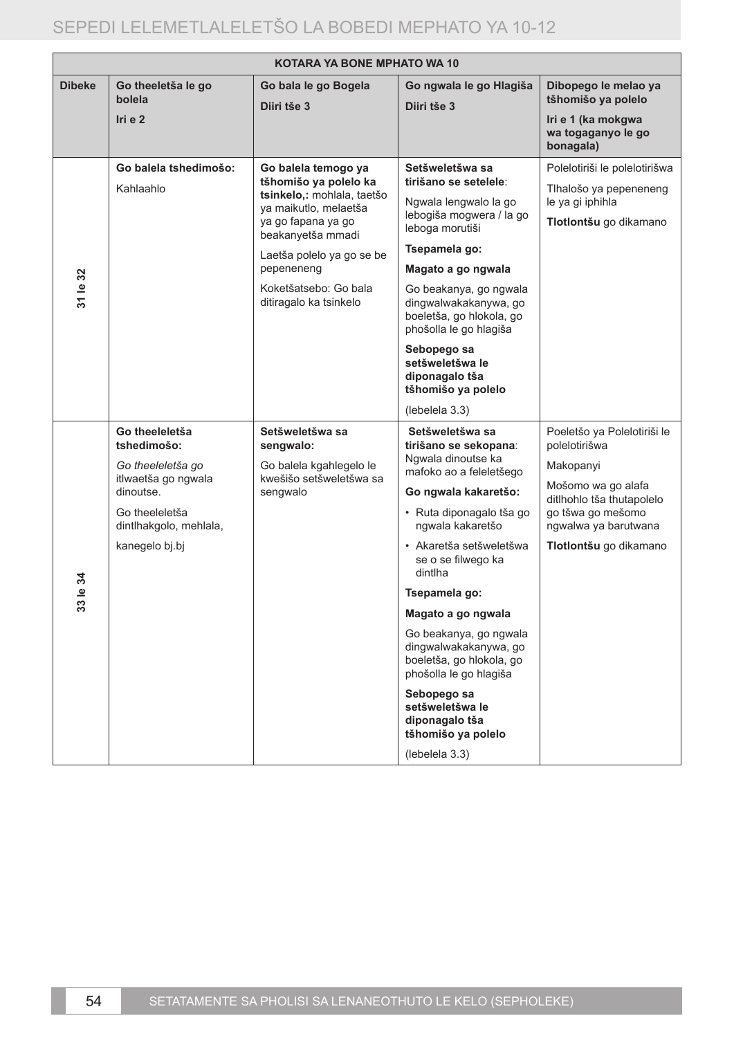| KOTARA YA BONE MPHATO WA 10 | | | | |
|---|---|---|---|---|
| **Dibeke** | **Go theeletša le go bolela** **Iri e 2** | **Go bala le go Bogela** **Diiri tše 3** | **Go ngwala le go Hlagiša** **Diiri tše 3** | **Dibopego le melao ya tšhomišo ya polelo** **Iri e 1 (ka mokgwa wa togaganyo le go bonagala)** |
| **31 le 32** | **Go balela tshedimošo:** Kahlaahlo | **Go balela temogo ya tšhomišo ya polelo ka tsinkelo,:** mohlala, taetšo ya maikutlo, melaetša ya go fapana ya go beakanyetša mmadi<br>Laetša polelo ya go se be pepeneneng<br>Koketšatsebo: Go bala ditiragalo ka tsinkelo | **Setšweletšwa sa tirišano se setelele**:<br>Ngwala lengwalo la go lebogiša mogwera / la go leboga morutiši<br>**Tsepamela go:**<br>**Magato a go ngwala**<br>Go beakanya, go ngwala dingwalwakakanywa, go boeletša, go hlokola, go phošolla le go hlagiša<br>**Sebopego sa setšweletšwa le diponagalo tša tšhomišo ya polelo**<br>(lebelela 3.3) | Polelotiriši le polelotirišwa<br>Tlhalošo ya pepeneneng le ya gi iphihla<br>**Tlotlontšu** go dikamano |
| **33 le 34** | **Go theeleletša tshedimošo:**<br>*Go theeleletša go* itlwaetša go ngwala dinoutse.<br>Go theeleletša dintlhakgolo, mehlala,<br>kanegelo bj.bj | **Setšweletšwa sa sengwalo:**<br>Go balela kgahlegelo le kwešišo setšweletšwa sa sengwalo | **Setšweletšwa sa tirišano se sekopana**:<br>Ngwala dinoutse ka mafoko ao a feleletšego<br>**Go ngwala kakaretšo:**<br>• Ruta diponagalo tša go ngwala kakaretšo<br>• Akaretša setšweletšwa se o se filwego ka dintlha<br>**Tsepamela go:**<br>**Magato a go ngwala**<br>Go beakanya, go ngwala dingwalwakakanywa, go boeletša, go hlokola, go phošolla le go hlagiša<br>**Sebopego sa setšweletšwa le diponagalo tša tšhomišo ya polelo**<br>(lebelela 3.3) | Poeletšo ya Polelotiriši le polelotirišwa<br>Makopanyi<br>Mošomo wa go alafa ditlhohlo tša thutapolelo go tšwa go mešomo ngwalwa ya barutwana<br>**Tlotlontšu** go dikamano |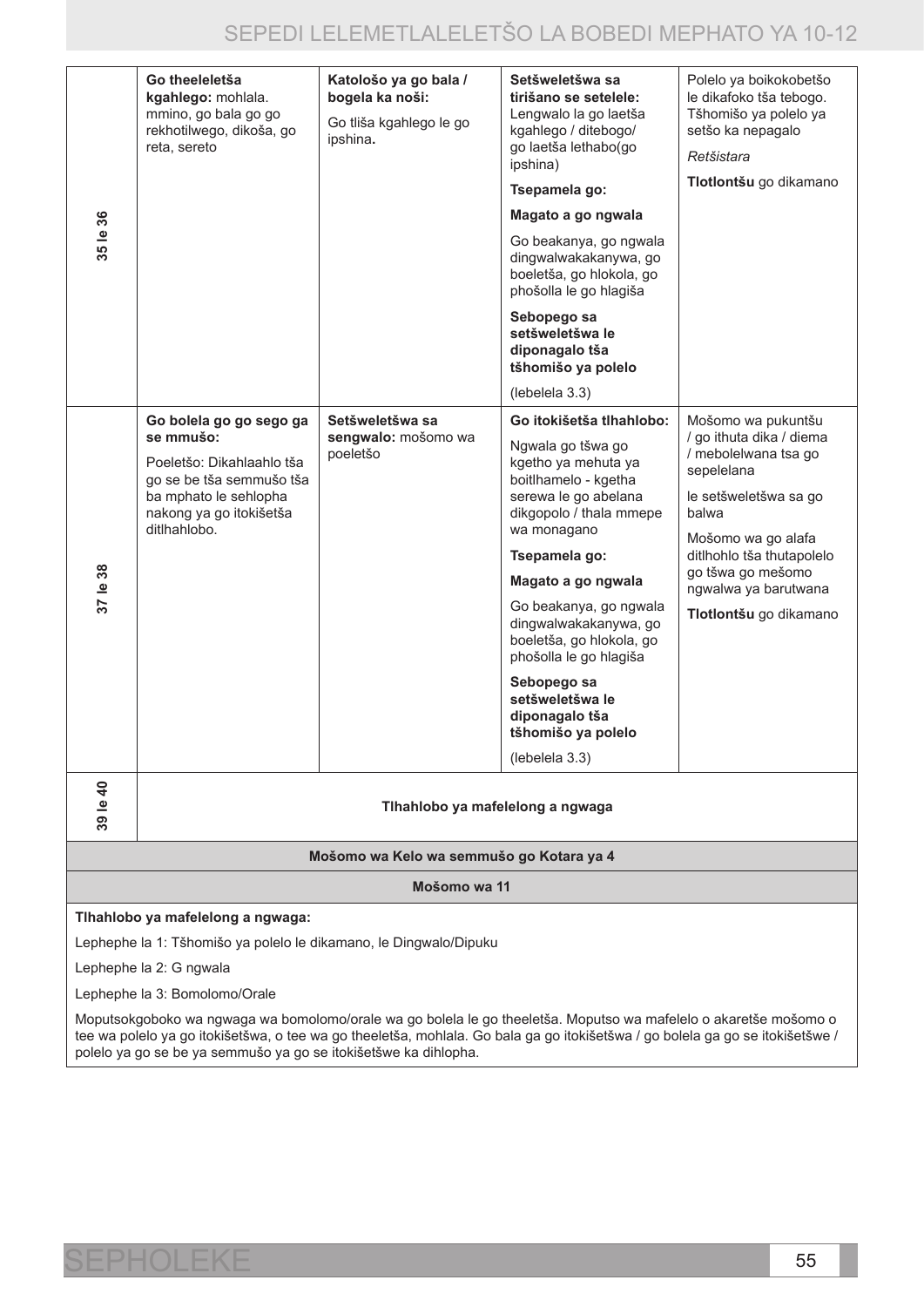| | | | | |
|---|---|---|---|---|
| 35 le 36 | **Go theeleletša kgahlego:** mohlala. mmino, go bala go go rekhotilwego, dikoša, go reta, sereto | **Katološo ya go bala / bogela ka noši:** Go tliša kgahlego le go ipshina**.** | **Setšweletšwa sa tirišano se setelele:** Lengwalo la go laetša kgahlego / ditebogo/ go laetša lethabo(go ipshina) **Tsepamela go:** **Magato a go ngwala** Go beakanya, go ngwala dingwalwakakanywa, go boeletša, go hlokola, go phošolla le go hlagiša **Sebopego sa setšweletšwa le diponagalo tša tšhomišo ya polelo** (lebelela 3.3) | Polelo ya boikokobetšo le dikafoko tša tebogo. Tšhomišo ya polelo ya setšo ka nepagalo *Retšistara* **Tlotlontšu** go dikamano |
| 37 le 38 | **Go bolela go go sego ga se mmušo:** Poeletšo: Dikahlaahlo tša go se be tša semmušo tša ba mphato le sehlopha nakong ya go itokišetša ditlhahlobo. | **Setšweletšwa sa sengwalo:** mošomo wa poeletšo | **Go itokišetša tlhahlobo:** Ngwala go tšwa go kgetho ya mehuta ya boitlhamelo - kgetha serewa le go abelana dikgopolo / thala mmepe wa monagano **Tsepamela go:** **Magato a go ngwala** Go beakanya, go ngwala dingwalwakakanywa, go boeletša, go hlokola, go phošolla le go hlagiša **Sebopego sa setšweletšwa le diponagalo tša tšhomišo ya polelo** (lebelela 3.3) | Mošomo wa pukuntšu / go ithuta dika / diema / mebolelwana tsa go sepelelana le setšweletšwa sa go balwa Mošomo wa go alafa ditlhohlo tša thutapolelo go tšwa go mešomo ngwalwa ya barutwana **Tlotlontšu** go dikamano |
| 39 le 40 | **Tlhahlobo ya mafelelong a ngwaga** | | | |

**Mošomo wa Kelo wa semmušo go Kotara ya 4**

**Mošomo wa 11**

**Tlhahlobo ya mafelelong a ngwaga:**

Lephephe la 1: Tšhomišo ya polelo le dikamano, le Dingwalo/Dipuku

Lephephe la 2: G ngwala

Lephephe la 3: Bomolomo/Orale

Moputsokgoboko wa ngwaga wa bomolomo/orale wa go bolela le go theeletša. Moputso wa mafelelo o akaretše mošomo o tee wa polelo ya go itokišetšwa, o tee wa go theeletša, mohlala. Go bala ga go itokišetšwa / go bolela ga go se itokišetšwe / polelo ya go se be ya semmušo ya go se itokišetšwe ka dihlopha.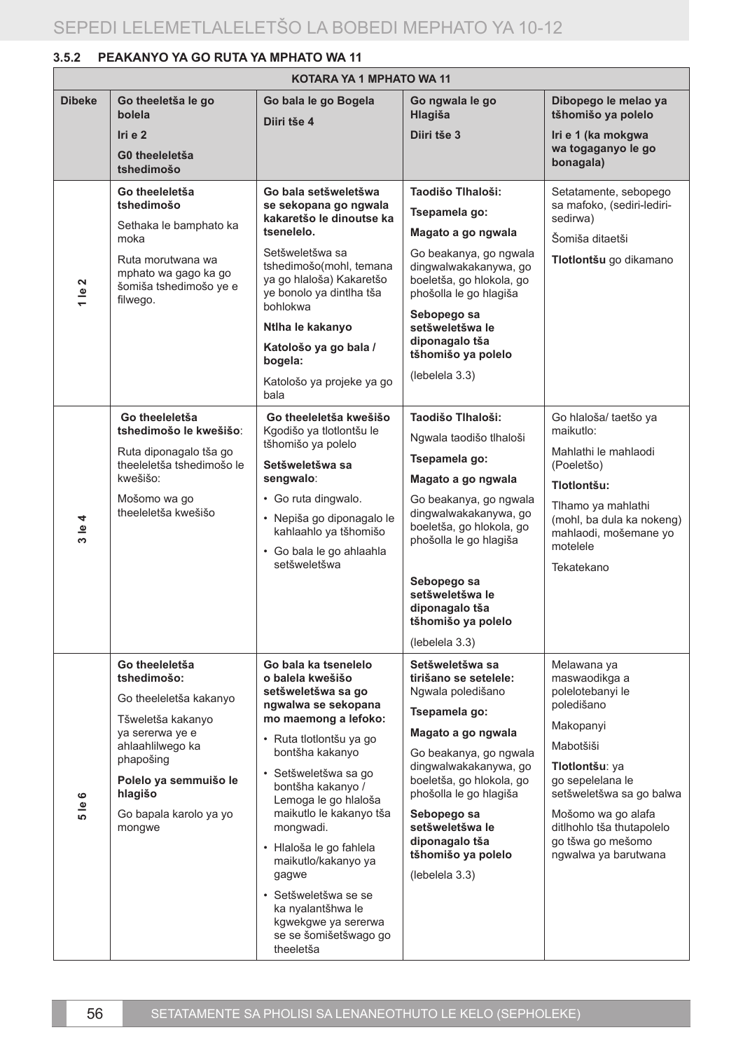### 3.5.2 PEAKANYO YA GO RUTA YA MPHATO WA 11

| KOTARA YA 1 MPHATO WA 11 | | | | |
|---|---|---|---|---|
| **Dibeke** | **Go theeletša le go bolela**<br>**Iri e 2**<br>**G0 theeleletša tshedimošo** | **Go bala le go Bogela**<br>**Diiri tše 4** | **Go ngwala le go Hlagiša**<br>**Diiri tše 3** | **Dibopego le melao ya tšhomišo ya polelo**<br>**Iri e 1 (ka mokgwa wa togaganyo le go bonagala)** |
| **1 le 2** | **Go theeleletša tshedimošo**<br>Sethaka le bamphato ka moka<br>Ruta morutwana wa mphato wa gago ka go šomiša tshedimošo ye e filwego. | **Go bala setšweletšwa se sekopana go ngwala kakaretšo le dinoutse ka tsenelelo.**<br>Setšweletšwa sa tshedimošo(mohl, temana ya go hlaloša) Kakaretšo ye bonolo ya dintlha tša bohlokwa<br>**Ntlha le kakanyo**<br>**Katološo ya go bala / bogela:**<br>Katološo ya projeke ya go bala | **Taodišo Tlhaloši:**<br>**Tsepamela go:**<br>**Magato a go ngwala**<br>Go beakanya, go ngwala dingwalwakakanywa, go boeletša, go hlokola, go phošolla le go hlagiša<br>**Sebopego sa setšweletšwa le diponagalo tša tšhomišo ya polelo**<br>(lebelela 3.3) | Setatamente, sebopego sa mafoko, (sediri-lediri-sedirwa)<br>Šomiša ditaetši<br>**Tlotlontšu** go dikamano |
| **3 le 4** | **Go theeleletša tshedimošo le kwešišo**:<br>Ruta diponagalo tša go theeleletša tshedimošo le kwešišo:<br>Mošomo wa go theeleletša kwešišo | **Go theeleletša kwešišo**<br>Kgodišo ya tlotlontšu le tšhomišo ya polelo<br>**Setšweletšwa sa sengwalo**:<br>• Go ruta dingwalo.<br>• Nepiša go diponagalo le kahlaahlo ya tšhomišo<br>• Go bala le go ahlaahla setšweletšwa | **Taodišo Tlhaloši:**<br>Ngwala taodišo tlhaloši<br>**Tsepamela go:**<br>**Magato a go ngwala**<br>Go beakanya, go ngwala dingwalwakakanywa, go boeletša, go hlokola, go phošolla le go hlagiša<br>**Sebopego sa setšweletšwa le diponagalo tša tšhomišo ya polelo**<br>(lebelela 3.3) | Go hlaloša/ taetšo ya maikutlo:<br>Mahlathi le mahlaodi (Poeletšo)<br>**Tlotlontšu:**<br>Tlhamo ya mahlathi (mohl, ba dula ka nokeng) mahlaodi, mošemane yo motelele<br>Tekatekano |
| **5 le 6** | **Go theeleletša tshedimošo:**<br>Go theeleletša kakanyo<br>Tšweletša kakanyo ya sererwa ye e ahlaahlilwego ka phapošing<br>**Polelo ya semmuišo le hlagišo**<br>Go bapala karolo ya yo mongwe | **Go bala ka tsenelelo o balela kwešišo setšweletšwa sa go ngwalwa se sekopana mo maemong a lefoko:**<br>• Ruta tlotlontšu ya go bontšha kakanyo<br>• Setšweletšwa sa go bontšha kakanyo / Lemoga le go hlaloša maikutlo le kakanyo tša mongwadi.<br>• Hlaloša le go fahlela maikutlo/kakanyo ya gagwe<br>• Setšweletšwa se se ka nyalantšhwa le kgwekgwe ya sererwa se se šomišetšwago go theeletša | **Setšweletšwa sa tirišano se setelele:** Ngwala poledišano<br>**Tsepamela go:**<br>**Magato a go ngwala**<br>Go beakanya, go ngwala dingwalwakakanywa, go boeletša, go hlokola, go phošolla le go hlagiša<br>**Sebopego sa setšweletšwa le diponagalo tša tšhomišo ya polelo**<br>(lebelela 3.3) | Melawana ya maswaodikga a polelotebanyi le poledišano<br>Makopanyi<br>Mabotšiši<br>**Tlotlontšu**: ya go sepelelana le setšweletšwa sa go balwa<br>Mošomo wa go alafa ditlhohlo tša thutapolelo go tšwa go mešomo ngwalwa ya barutwana |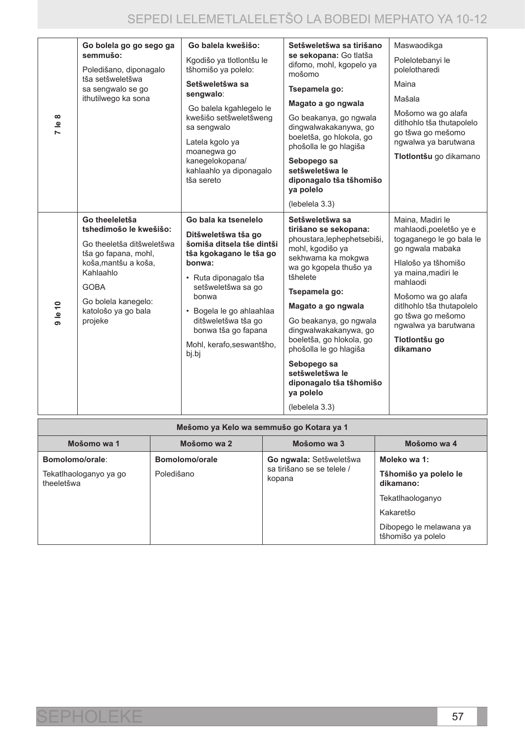| | | | | |
|---|---|---|---|---|
| 7 le 8 | **Go bolela go go sego ga semmušo:**<br><br>Poledišano, diponagalo tša setšweletšwa sa sengwalo se go ithutilwego ka sona | **Go balela kwešišo:**<br><br>Kgodišo ya tlotlontšu le tšhomišo ya polelo:<br><br>**Setšweletšwa sa sengwalo**:<br><br>Go balela kgahlegelo le kwešišo setšweletšweng sa sengwalo<br><br>Latela kgolo ya moanegwa go kanegelokopana/ kahlaahlo ya diponagalo tša sereto | **Setšweletšwa sa tirišano se sekopana:** Go tlatša difomo, mohl, kgopelo ya mošomo<br><br>**Tsepamela go:**<br><br>**Magato a go ngwala**<br><br>Go beakanya, go ngwala dingwalwakakanywa, go boeletša, go hlokola, go phošolla le go hlagiša<br><br>**Sebopego sa setšweletšwa le diponagalo tša tšhomišo ya polelo**<br><br>(lebelela 3.3) | Maswaodikga<br><br>Polelotebanyi le polelotharedi<br><br>Maina<br><br>Mašala<br><br>Mošomo wa go alafa ditlhohlo tša thutapolelo go tšwa go mešomo ngwalwa ya barutwana<br><br>**Tlotlontšu** go dikamano |
| 9 le 10 | **Go theeletša tshedimošo le kwešišo:**<br><br>Go theeletša ditšweletšwa tša go fapana, mohl, koša,mantšu a koša, Kahlaahlo<br><br>GOBA<br><br>Go bolela kanegelo: katološo ya go bala projeke | **Go bala ka tsenelelo**<br><br>**Ditšweletšwa tša go šomiša ditsela tše dintši tša kgokagano le tša go bonwa:**<br><br>• Ruta diponagalo tša setšweletšwa sa go bonwa<br>• Bogela le go ahlaahlaa ditšweletšwa tša go bonwa tša go fapana<br><br>Mohl, kerafo,seswantšho, bj.bj | **Setšweletšwa sa tirišano se sekopana:** phoustara,lephephetsebiši, mohl, kgodišo ya sekhwama ka mokgwa wa go kgopela thušo ya tšhelete<br><br>**Tsepamela go:**<br><br>**Magato a go ngwala**<br><br>Go beakanya, go ngwala dingwalwakakanywa, go boeletša, go hlokola, go phošolla le go hlagiša<br><br>**Sebopego sa setšweletšwa le diponagalo tša tšhomišo ya polelo**<br><br>(lebelela 3.3) | Maina, Madiri le mahlaodi,poeletšo ye e togaganego le go bala le go ngwala mabaka<br><br>Hlalošo ya tšhomišo ya maina,madiri le mahlaodi<br><br>Mošomo wa go alafa ditlhohlo tša thutapolelo go tšwa go mešomo ngwalwa ya barutwana<br><br>**Tlotlontšu go dikamano** |

| **Mešomo ya Kelo wa semmušo go Kotara ya 1** | | | |
|---|---|---|---|
| **Mošomo wa 1** | **Mošomo wa 2** | **Mošomo wa 3** | **Mošomo wa 4** |
| **Bomolomo/orale**:<br><br>Tekatlhaologanyo ya go theeletšwa | **Bomolomo/orale**<br><br>Poledišano | **Go ngwala:** Setšweletšwa sa tirišano se se telele / kopana | **Moleko wa 1:**<br><br>**Tšhomišo ya polelo le dikamano:**<br><br>Tekatlhaologanyo<br><br>Kakaretšo<br><br>Dibopego le melawana ya tšhomišo ya polelo |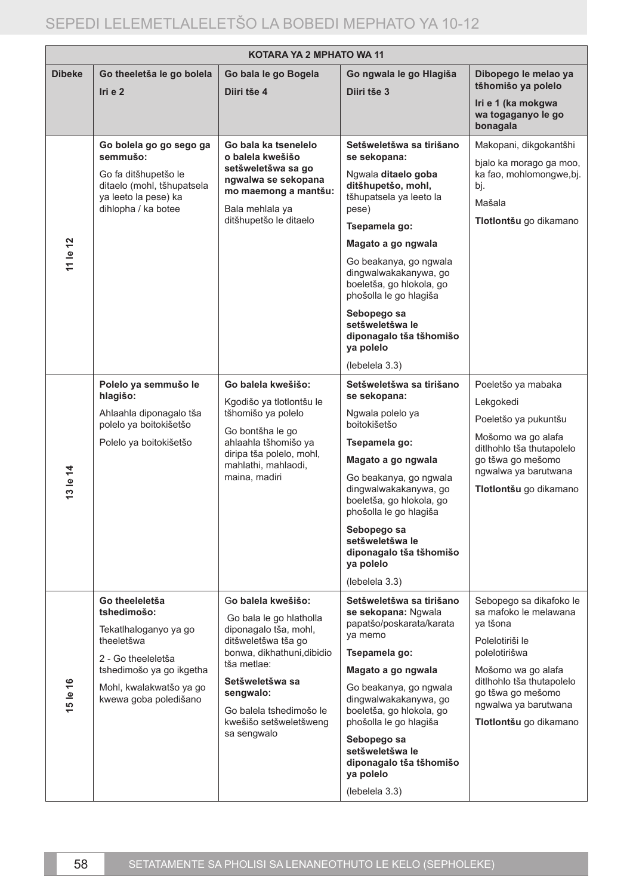| KOTARA YA 2 MPHATO WA 11 | | | | |
|---|---|---|---|---|
| **Dibeke** | **Go theeletša le go bolela**<br>**Iri e 2** | **Go bala le go Bogela**<br>**Diiri tše 4** | **Go ngwala le go Hlagiša**<br>**Diiri tše 3** | **Dibopego le melao ya tšhomišo ya polelo**<br>**Iri e 1 (ka mokgwa wa togaganyo le go bonagala** |
| **11 le 12** | **Go bolela go go sego ga semmušo:**<br>Go fa ditšhupetšo le ditaelo (mohl, tšhupatsela ya leeto la pese) ka dihlopha / ka botee | **Go bala ka tsenelelo o balela kwešišo setšweletšwa sa go ngwalwa se sekopana mo maemong a mantšu:**<br>Bala mehlala ya ditšhupetšo le ditaelo | **Setšweletšwa sa tirišano se sekopana:**<br>Ngwala **ditaelo goba ditšhupetšo, mohl,** tšhupatsela ya leeto la pese)<br>**Tsepamela go:**<br>**Magato a go ngwala**<br>Go beakanya, go ngwala dingwalwakakanywa, go boeletša, go hlokola, go phošolla le go hlagiša<br>**Sebopego sa setšweletšwa le diponagalo tša tšhomišo ya polelo**<br>(lebelela 3.3) | Makopani, dikgokantšhi<br>bjalo ka morago ga moo, ka fao, mohlomongwe,bj. bj.<br>Mašala<br>**Tlotlontšu** go dikamano |
| **13 le 14** | **Polelo ya semmušo le hlagišo:**<br>Ahlaahla diponagalo tša polelo ya boitokišetšo<br>Polelo ya boitokišetšo | **Go balela kwešišo:**<br>Kgodišo ya tlotlontšu le tšhomišo ya polelo<br>Go bontšha le go ahlaahla tšhomišo ya diripa tša polelo, mohl, mahlathi, mahlaodi, maina, madiri | **Setšweletšwa sa tirišano se sekopana:**<br>Ngwala polelo ya boitokišetšo<br>**Tsepamela go:**<br>**Magato a go ngwala**<br>Go beakanya, go ngwala dingwalwakakanywa, go boeletša, go hlokola, go phošolla le go hlagiša<br>**Sebopego sa setšweletšwa le diponagalo tša tšhomišo ya polelo**<br>(lebelela 3.3) | Poeletšo ya mabaka<br>Lekgokedi<br>Poeletšo ya pukuntšu<br>Mošomo wa go alafa ditlhohlo tša thutapolelo go tšwa go mešomo ngwalwa ya barutwana<br>**Tlotlontšu** go dikamano |
| **15 le 16** | **Go theeleletša tshedimošo:**<br>Tekatlhaloganyo ya go theeletšwa<br>2 - Go theeleletša tshedimošo ya go ikgetha<br>Mohl, kwalakwatšo ya go kwewa goba poledišano | G**o balela kwešišo:**<br>Go bala le go hlatholla diponagalo tša, mohl, ditšweletšwa tša go bonwa, dikhathuni,dibidio tša metlae:<br>**Setšweletšwa sa sengwalo:**<br>Go balela tshedimošo le kwešišo setšweletšweng sa sengwalo | **Setšweletšwa sa tirišano se sekopana:** Ngwala papatšo/poskarata/karata ya memo<br>**Tsepamela go:**<br>**Magato a go ngwala**<br>Go beakanya, go ngwala dingwalwakakanywa, go boeletša, go hlokola, go phošolla le go hlagiša<br>**Sebopego sa setšweletšwa le diponagalo tša tšhomišo ya polelo**<br>(lebelela 3.3) | Sebopego sa dikafoko le sa mafoko le melawana ya tšona<br>Polelotiriši le polelotirišwa<br>Mošomo wa go alafa ditlhohlo tša thutapolelo go tšwa go mešomo ngwalwa ya barutwana<br>**Tlotlontšu** go dikamano |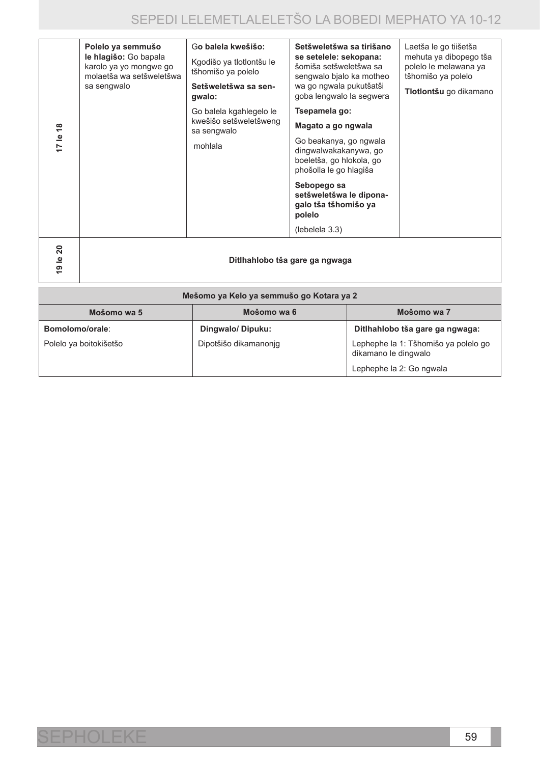| 17 le 18 | **Polelo ya semmušo le hlagišo:** Go bapala karolo ya yo mongwe go molaetša wa setšweletšwa sa sengwalo | G**o balela kwešišo:** Kgodišo ya tlotlontšu le tšhomišo ya polelo **Setšweletšwa sa sengwalo:** Go balela kgahlegelo le kwešišo setšweletšweng sa sengwalo mohlala | **Setšweletšwa sa tirišano se setelele: sekopana:** šomiša setšweletšwa sa sengwalo bjalo ka motheo wa go ngwala pukutšatši goba lengwalo la segwera **Tsepamela go:** **Magato a go ngwala** Go beakanya, go ngwala dingwalwakakanywa, go boeletša, go hlokola, go phošolla le go hlagiša **Sebopego sa setšweletšwa le diponagalo tša tšhomišo ya polelo** (lebelela 3.3) | Laetša le go tiišetša mehuta ya dibopego tša polelo le melawana ya tšhomišo ya polelo **Tlotlontšu** go dikamano |
|---|---|---|---|---|
| 19 le 20 | **Ditlhahlobo tša gare ga ngwaga** | | | |

| **Mešomo ya Kelo ya semmušo go Kotara ya 2** | | |
|---|---|---|
| **Mošomo wa 5** | **Mošomo wa 6** | **Mošomo wa 7** |
| **Bomolomo/orale**: | **Dingwalo/ Dipuku:** | **Ditlhahlobo tša gare ga ngwaga:** |
| Polelo ya boitokišetšo | Dipotšišo dikamanonjg | Lephephe la 1: Tšhomišo ya polelo go dikamano le dingwalo |
| | | Lephephe la 2: Go ngwala |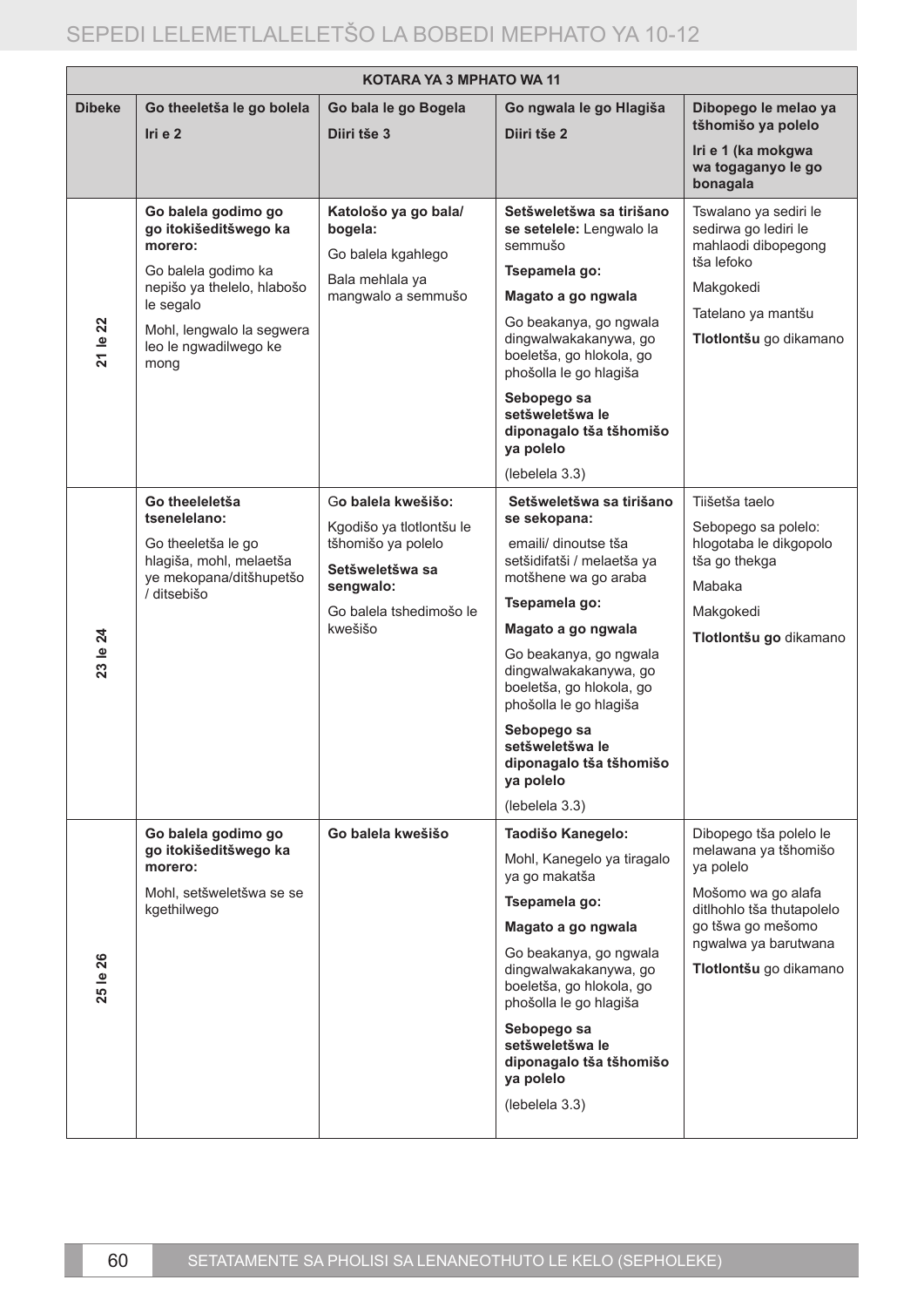| KOTARA YA 3 MPHATO WA 11 | | | | |
|---|---|---|---|---|
| **Dibeke** | **Go theeletša le go bolela**<br>**Iri e 2** | **Go bala le go Bogela**<br>**Diiri tše 3** | **Go ngwala le go Hlagiša**<br>**Diiri tše 2** | **Dibopego le melao ya tšhomišo ya polelo**<br>**Iri e 1 (ka mokgwa wa togaganyo le go bonagala** |
| **21 le 22** | **Go balela godimo go go itokišeditšwego ka morero:**<br>Go balela godimo ka nepišo ya thelelo, hlabošo le segalo<br>Mohl, lengwalo la segwera leo le ngwadilwego ke mong | **Katološo ya go bala/ bogela:**<br>Go balela kgahlego<br>Bala mehlala ya mangwalo a semmušo | **Setšweletšwa sa tirišano se setelele:** Lengwalo la semmušo<br>**Tsepamela go:**<br>**Magato a go ngwala**<br>Go beakanya, go ngwala dingwalwakakanywa, go boeletša, go hlokola, go phošolla le go hlagiša<br>**Sebopego sa setšweletšwa le diponagalo tša tšhomišo ya polelo**<br>(lebelela 3.3) | Tswalano ya sediri le sedirwa go lediri le mahlaodi dibopegong tša lefoko<br>Makgokedi<br>Tatelano ya mantšu<br>**Tlotlontšu** go dikamano |
| **23 le 24** | **Go theeleletša tsenelelano:**<br>Go theeletša le go hlagiša, mohl, melaetša ye mekopana/ditšhupetšo / ditsebišo | G**o balela kwešišo:**<br>Kgodišo ya tlotlontšu le tšhomišo ya polelo<br>**Setšweletšwa sa sengwalo:**<br>Go balela tshedimošo le kwešišo | **Setšweletšwa sa tirišano se sekopana:**<br>emaili/ dinoutse tša setšidifatši / melaetša ya motšhene wa go araba<br>**Tsepamela go:**<br>**Magato a go ngwala**<br>Go beakanya, go ngwala dingwalwakakanywa, go boeletša, go hlokola, go phošolla le go hlagiša<br>**Sebopego sa setšweletšwa le diponagalo tša tšhomišo ya polelo**<br>(lebelela 3.3) | Tiišetša taelo<br>Sebopego sa polelo: hlogotaba le dikgopolo tša go thekga<br>Mabaka<br>Makgokedi<br>**Tlotlontšu go** dikamano |
| **25 le 26** | **Go balela godimo go go itokišeditšwego ka morero:**<br>Mohl, setšweletšwa se se kgethilwego | **Go balela kwešišo** | **Taodišo Kanegelo:**<br>Mohl, Kanegelo ya tiragalo ya go makatša<br>**Tsepamela go:**<br>**Magato a go ngwala**<br>Go beakanya, go ngwala dingwalwakakanywa, go boeletša, go hlokola, go phošolla le go hlagiša<br>**Sebopego sa setšweletšwa le diponagalo tša tšhomišo ya polelo**<br>(lebelela 3.3) | Dibopego tša polelo le melawana ya tšhomišo ya polelo<br>Mošomo wa go alafa ditlhohlo tša thutapolelo go tšwa go mešomo ngwalwa ya barutwana<br>**Tlotlontšu** go dikamano |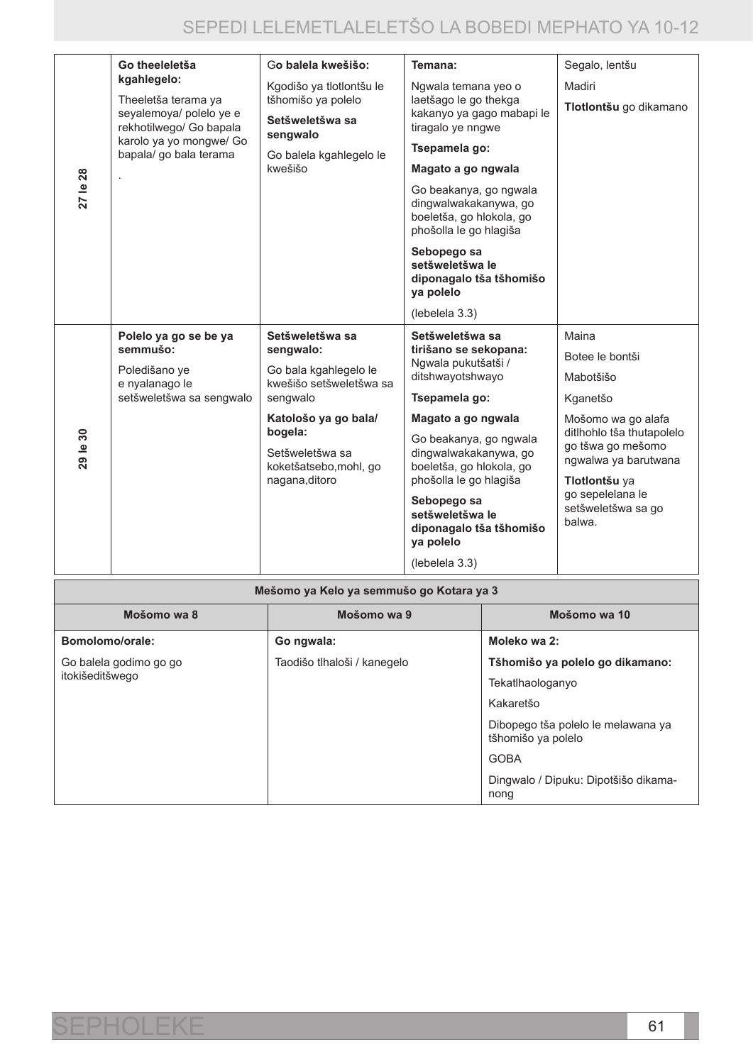| | | | | |
|---|---|---|---|---|
| **27 le 28** | **Go theeleletša kgahlegelo:**<br><br>Theeletša terama ya seyalemoya/ polelo ye e rekhotilwego/ Go bapala karolo ya yo mongwe/ Go bapala/ go bala terama<br><br>. | G**o balela kwešišo:**<br><br>Kgodišo ya tlotlontšu le tšhomišo ya polelo<br><br>**Setšweletšwa sa sengwalo**<br><br>Go balela kgahlegelo le kwešišo | **Temana:**<br><br>Ngwala temana yeo o laetšago le go thekga kakanyo ya gago mabapi le tiragalo ye nngwe<br><br>**Tsepamela go:**<br><br>**Magato a go ngwala**<br><br>Go beakanya, go ngwala dingwalwakakanywa, go boeletša, go hlokola, go phošolla le go hlagiša<br><br>**Sebopego sa setšweletšwa le diponagalo tša tšhomišo ya polelo**<br><br>(lebelela 3.3) | Segalo, lentšu<br><br>Madiri<br><br>**Tlotlontšu** go dikamano |
| **29 le 30** | **Polelo ya go se be ya semmušo:**<br><br>Poledišano ye e nyalanago le setšweletšwa sa sengwalo | **Setšweletšwa sa sengwalo:**<br><br>Go bala kgahlegelo le kwešišo setšweletšwa sa sengwalo<br><br>**Katološo ya go bala/ bogela:**<br><br>Setšweletšwa sa koketšatsebo,mohl, go nagana,ditoro | **Setšweletšwa sa tirišano se sekopana:** Ngwala pukutšatši / ditshwayotshwayo<br><br>**Tsepamela go:**<br><br>**Magato a go ngwala**<br><br>Go beakanya, go ngwala dingwalwakakanywa, go boeletša, go hlokola, go phošolla le go hlagiša<br><br>**Sebopego sa setšweletšwa le diponagalo tša tšhomišo ya polelo**<br><br>(lebelela 3.3) | Maina<br><br>Botee le bontši<br><br>Mabotšišo<br><br>Kganetšo<br><br>Mošomo wa go alafa ditlhohlo tša thutapolelo go tšwa go mešomo ngwalwa ya barutwana<br><br>**Tlotlontšu** ya go sepelelana le setšweletšwa sa go balwa. |

| Mešomo ya Kelo ya semmušo go Kotara ya 3 | | |
|---|---|---|
| **Mošomo wa 8** | **Mošomo wa 9** | **Mošomo wa 10** |
| **Bomolomo/orale:**<br><br>Go balela godimo go go itokišeditšwego | **Go ngwala:**<br><br>Taodišo tlhaloši / kanegelo | **Moleko wa 2:**<br><br>**Tšhomišo ya polelo go dikamano:**<br><br>Tekatlhaologanyo<br><br>Kakaretšo<br><br>Dibopego tša polelo le melawana ya tšhomišo ya polelo<br><br>GOBA<br><br>Dingwalo / Dipuku: Dipotšišo dikamanong |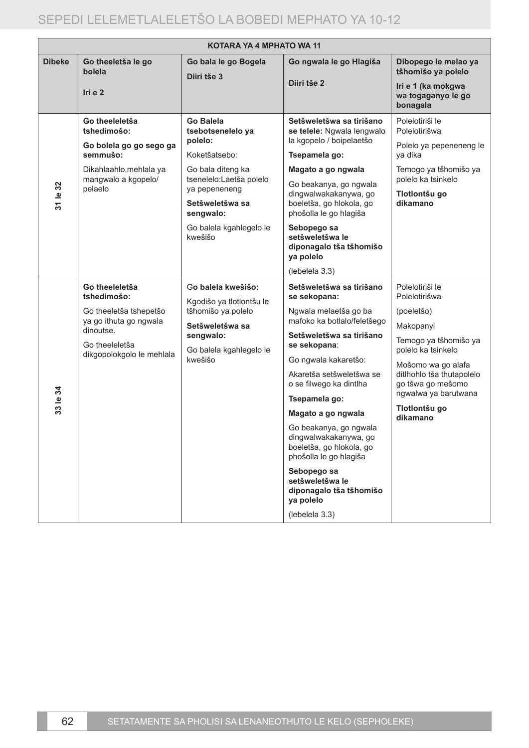| KOTARA YA 4 MPHATO WA 11 | | | | |
|---|---|---|---|---|
| **Dibeke** | **Go theeletša le go bolela**<br><br>**Iri e 2** | **Go bala le go Bogela**<br><br>**Diiri tše 3** | **Go ngwala le go Hlagiša**<br><br>**Diiri tše 2** | **Dibopego le melao ya tšhomišo ya polelo**<br><br>**Iri e 1 (ka mokgwa wa togaganyo le go bonagala** |
| **31 le 32** | **Go theeleletša tshedimošo:**<br><br>**Go bolela go go sego ga semmušo:**<br><br>Dikahlaahlo,mehlala ya mangwalo a kgopelo/ pelaelo | **Go Balela tsebotsenelelo ya polelo:**<br><br>Koketšatsebo:<br><br>Go bala diteng ka tsenelelo:Laetša polelo ya pepeneneng<br><br>**Setšweletšwa sa sengwalo:**<br><br>Go balela kgahlegelo le kwešišo | **Setšweletšwa sa tirišano se telele:** Ngwala lengwalo la kgopelo / boipelaetšo<br><br>**Tsepamela go:**<br><br>**Magato a go ngwala**<br><br>Go beakanya, go ngwala dingwalwakakanywa, go boeletša, go hlokola, go phošolla le go hlagiša<br><br>**Sebopego sa setšweletšwa le diponagalo tša tšhomišo ya polelo**<br><br>(lebelela 3.3) | Polelotiriši le Polelotirišwa<br><br>Polelo ya pepeneneng le ya dika<br><br>Temogo ya tšhomišo ya polelo ka tsinkelo<br><br>**Tlotlontšu go dikamano** |
| **33 le 34** | **Go theeleletša tshedimošo:**<br><br>Go theeletša tshepetšo ya go ithuta go ngwala dinoutse.<br><br>Go theeleletša dikgopolokgolo le mehlala | G**o balela kwešišo:**<br><br>Kgodišo ya tlotlontšu le tšhomišo ya polelo<br><br>**Setšweletšwa sa sengwalo:**<br><br>Go balela kgahlegelo le kwešišo | **Setšweletšwa sa tirišano se sekopana:**<br><br>Ngwala melaetša go ba mafoko ka botlalo/feletšego<br><br>**Setšweletšwa sa tirišano se sekopana**:<br><br>Go ngwala kakaretšo:<br><br>Akaretša setšweletšwa se o se filwego ka dintlha<br><br>**Tsepamela go:**<br><br>**Magato a go ngwala**<br><br>Go beakanya, go ngwala dingwalwakakanywa, go boeletša, go hlokola, go phošolla le go hlagiša<br><br>**Sebopego sa setšweletšwa le diponagalo tša tšhomišo ya polelo**<br><br>(lebelela 3.3) | Polelotiriši le Polelotirišwa<br><br>(poeletšo)<br><br>Makopanyi<br><br>Temogo ya tšhomišo ya polelo ka tsinkelo<br><br>Mošomo wa go alafa ditlhohlo tša thutapolelo go tšwa go mešomo ngwalwa ya barutwana<br><br>**Tlotlontšu go dikamano** |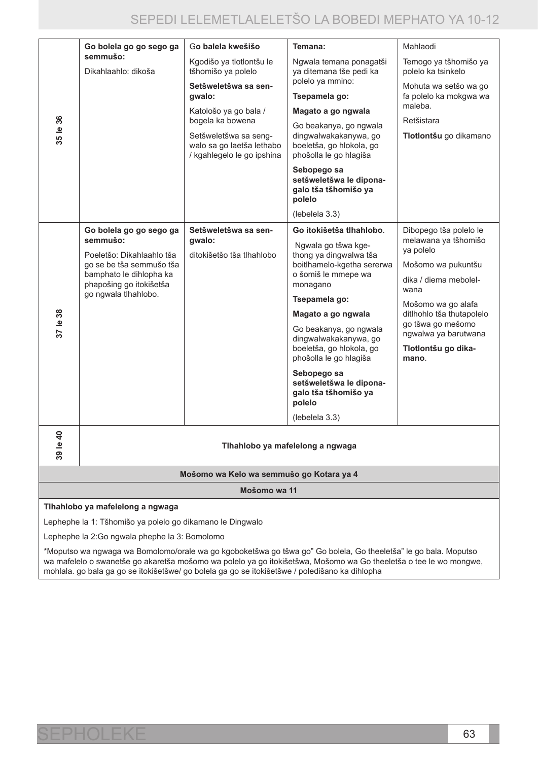| | | | | |
|---|---|---|---|---|
| 35 le 36 | **Go bolela go go sego ga semmušo:**<br>Dikahlaahlo: dikoša | G**o balela kwešišo**<br>Kgodišo ya tlotlontšu le tšhomišo ya polelo<br>**Setšweletšwa sa sengwalo:**<br>Katológo ya go bala / bogela ka bowena<br>Setšweletšwa sa sengwalo sa go laetša lethabo / kgahlegelo le go ipshina | **Temana:**<br>Ngwala temana ponagatši ya ditemana tše pedi ka polelo ya mmino:<br>**Tsepamela go:**<br>**Magato a go ngwala**<br>Go beakanya, go ngwala dingwalwakakanywa, go boeletša, go hlokola, go phošolla le go hlagiša<br>**Sebopego sa setšweletšwa le diponagalo tša tšhomišo ya polelo**<br>(lebelela 3.3) | Mahlaodi<br>Temogo ya tšhomišo ya polelo ka tsinkelo<br>Mohuta wa setšo wa go fa polelo ka mokgwa wa maleba.<br>Retšistara<br>**Tlotlontšu** go dikamano |
| 37 le 38 | **Go bolela go go sego ga semmušo:**<br>Poeletšo: Dikahlaahlo tša go se be tša semmušo tša bamphato le dihlopha ka phapošing go itokišetša go ngwala tlhahlobo. | **Setšweletšwa sa sengwalo:**<br>ditokišetšo tša tlhahlobo | **Go itokišetša tlhahlobo**.<br>Ngwala go tšwa kgethong ya dingwalwa tša boitlhamelo-kgetha sererwa o šomiš le mmepe wa monagano<br>**Tsepamela go:**<br>**Magato a go ngwala**<br>Go beakanya, go ngwala dingwalwakakanywa, go boeletša, go hlokola, go phošolla le go hlagiša<br>**Sebopego sa setšweletšwa le diponagalo tša tšhomišo ya polelo**<br>(lebelela 3.3) | Dibopego tša polelo le melawana ya tšhomišo ya polelo<br>Mošomo wa pukuntšu<br>dika / diema mebolelwana<br>Mošomo wa go alafa ditlhohlo tša thutapolelo go tšwa go mešomo ngwalwa ya barutwana<br>**Tlotlontšu go dikamano**. |
| 39 le 40 | **Tlhahlobo ya mafelelong a ngwaga** | | | |

| **Mošomo wa Kelo wa semmušo go Kotara ya 4** |
|---|
| **Mošomo wa 11** |
| **Tlhahlobo ya mafelelong a ngwaga**<br><br>Lephephe la 1: Tšhomišo ya polelo go dikamano le Dingwalo<br><br>Lephephe la 2:Go ngwala phephe la 3: Bomolomo<br><br>*Moputso wa ngwaga wa Bomolomo/orale wa go kgoboketšwa go tšwa go" Go bolela, Go theeletša" le go bala. Moputso wa mafelelo o swanetše go akaretša mošomo wa polelo ya go itokišetšwa, Mošomo wa Go theeletša o tee le wo mongwe, mohlala. go bala ga go se itokišetšwe/ go bolela ga go se itokišetšwe / poledišano ka dihlopha |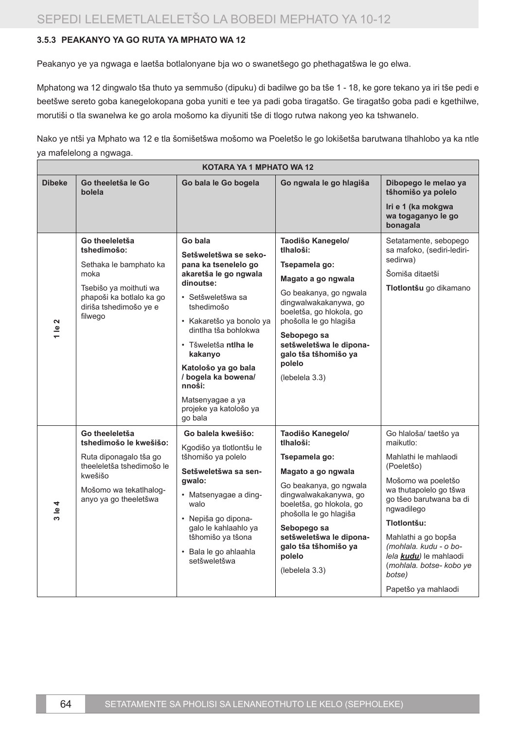### 3.5.3 PEAKANYO YA GO RUTA YA MPHATO WA 12

Peakanyo ye ya ngwaga e laetša botlalonyane bja wo o swanetšego go phethagatšwa le go elwa.

Mphatong wa 12 dingwalo tša thuto ya semmušo (dipuku) di badilwe go ba tše 1 - 18, ke gore tekano ya iri tše pedi e beetšwe sereto goba kanegelokopana goba yuniti e tee ya padi goba tiragatšo. Ge tiragatšo goba padi e kgethilwe, morutiši o tla swanelwa ke go arola mošomo ka diyuniti tše di tlogo rutwa nakong yeo ka tshwanelo.

Nako ye ntši ya Mphato wa 12 e tla šomišetšwa mošomo wa Poeletšo le go lokišetša barutwana tlhahlobo ya ka ntle ya mafelelong a ngwaga.

| KOTARA YA 1 MPHATO WA 12 | | | | |
|---|---|---|---|---|
| **Dibeke** | **Go theeletša le Go bolela** | **Go bala le Go bogela** | **Go ngwala le go hlagiša** | **Dibopego le melao ya tšhomišo ya polelo**<br>**Iri e 1 (ka mokgwa wa togaganyo le go bonagala** |
| **1 le 2** | **Go theeleletša tshedimošo:**<br>Sethaka le bamphato ka moka<br>Tsebišo ya moithuti wa phapoši ka botlalo ka go diriša tshedimošo ye e filwego | **Go bala**<br>**Setšweletšwa se sekopana ka tsenelelo go akaretša le go ngwala dinoutse:**<br>• Setšweletšwa sa tshedimošo<br>• Kakaretšo ya bonolo ya dintlha tša bohlokwa<br>• Tšweletša **ntlha le kakanyo**<br>**Katološo ya go bala / bogela ka bowena/ nnoši:**<br>Matsenyagae a ya projeke ya katološo ya go bala | **Taodišo Kanegelo/ tlhaloši:**<br>**Tsepamela go:**<br>**Magato a go ngwala**<br>Go beakanya, go ngwala dingwalwakakanywa, go boeletša, go hlokola, go phošolla le go hlagiša<br>**Sebopego sa setšweletšwa le diponagalo tša tšhomišo ya polelo**<br>(lebelela 3.3) | Setatamente, sebopego sa mafoko, (sediri-lediri-sedirwa)<br>Šomiša ditaetši<br>**Tlotlontšu** go dikamano |
| **3 le 4** | **Go theeleletša tshedimošo le kwešišo:**<br>Ruta diponagalo tša go theeleletša tshedimošo le kwešišo<br>Mošomo wa tekatlhaloganyo ya go theeletšwa | **Go balela kwešišo:**<br>Kgodišo ya tlotlontšu le tšhomišo ya polelo<br>**Setšweletšwa sa sengwalo:**<br>• Matsenyagae a dingwalo<br>• Nepiša go diponagalo le kahlaahlo ya tšhomišo ya tšona<br>• Bala le go ahlaahla setšweletšwa | **Taodišo Kanegelo/ tlhaloši:**<br>**Tsepamela go:**<br>**Magato a go ngwala**<br>Go beakanya, go ngwala dingwalwakakanywa, go boeletša, go hlokola, go phošolla le go hlagiša<br>**Sebopego sa setšweletšwa le diponagalo tša tšhomišo ya polelo**<br>(lebelela 3.3) | Go hlaloša/ taetšo ya maikutlo:<br>Mahlathi le mahlaodi (Poeletšo)<br>Mošomo wa poeletšo wa thutapolelo go tšwa go tšeo barutwana ba di ngwadilego<br>**Tlotlontšu:**<br>Mahlathi a go bopša *(mohlala. kudu - o bolela **kudu**)* le mahlaodi (*mohlala. botse- kobo ye botse)*<br>Papetšo ya mahlaodi |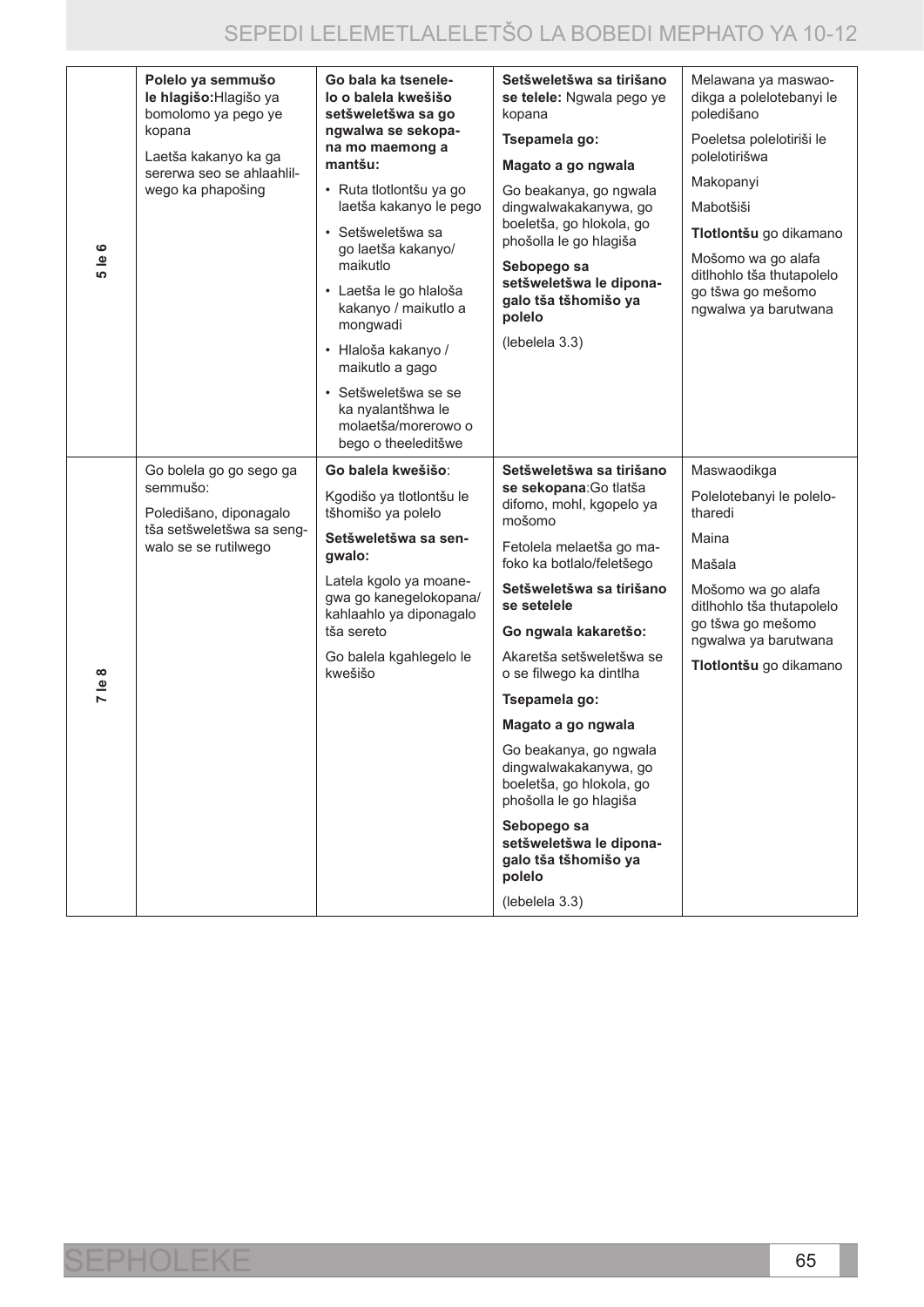| | | | | |
|---|---|---|---|---|
| **5 le 6** | **Polelo ya semmušo le hlagišo:** Hlagišo ya bomolomo ya pego ye kopana<br><br>Laetša kakanyo ka ga sererwa seo se ahlaahlilwego ka phapošing | **Go bala ka tsenelelo o balela kwešišo setšweletšwa sa go ngwalwa se sekopana mo maemong a mantšu:**<br>• Ruta tlotlontšu ya go laetša kakanyo le pego<br>• Setšweletšwa sa go laetša kakanyo/ maikutlo<br>• Laetša le go hlaloša kakanyo / maikutlo a mongwadi<br>• Hlaloša kakanyo / maikutlo a gago<br>• Setšweletšwa se se ka nyalantšhwa le molaetša/morerowo o bego o theeleditšwe | **Setšweletšwa sa tirišano se telele:** Ngwala pego ye kopana<br><br>**Tsepamela go:**<br><br>**Magato a go ngwala**<br><br>Go beakanya, go ngwala dingwalwakakanywa, go boeletša, go hlokola, go phošolla le go hlagiša<br><br>**Sebopego sa setšweletšwa le diponagalo tša tšhomišo ya polelo**<br><br>(lebelela 3.3) | Melawana ya maswaodikga a polelotebanyi le poledišano<br><br>Poeletsa polelotiriši le polelotirišwa<br><br>Makopanyi<br><br>Mabotšiši<br><br>**Tlotlontšu** go dikamano<br><br>Mošomo wa go alafa ditlhohlo tša thutapolelo go tšwa go mešomo ngwalwa ya barutwana |
| **7 le 8** | Go bolela go go sego ga semmušo:<br><br>Poledišano, diponagalo tša setšweletšwa sa sengwalo se se rutilwego | **Go balela kwešišo**:<br><br>Kgodišo ya tlotlontšu le tšhomišo ya polelo<br><br>**Setšweletšwa sa sengwalo:**<br><br>Latela kgolo ya moanegwa go kanegelokopana/ kahlaahlo ya diponagalo tša sereto<br><br>Go balela kgahlegelo le kwešišo | **Setšweletšwa sa tirišano se sekopana**: Go tlatša difomo, mohl, kgopelo ya mošomo<br><br>Fetolela melaetša go mafoko ka botlalo/feletšego<br><br>**Setšweletšwa sa tirišano se setelele**<br><br>**Go ngwala kakaretšo:**<br><br>Akaretša setšweletšwa se o se filwego ka dintlha<br><br>**Tsepamela go:**<br><br>**Magato a go ngwala**<br><br>Go beakanya, go ngwala dingwalwakakanywa, go boeletša, go hlokola, go phošolla le go hlagiša<br><br>**Sebopego sa setšweletšwa le diponagalo tša tšhomišo ya polelo**<br><br>(lebelela 3.3) | Maswaodikga<br><br>Polelotebanyi le polelotharedi<br><br>Maina<br><br>Mašala<br><br>Mošomo wa go alafa ditlhohlo tša thutapolelo go tšwa go mešomo ngwalwa ya barutwana<br><br>**Tlotlontšu** go dikamano |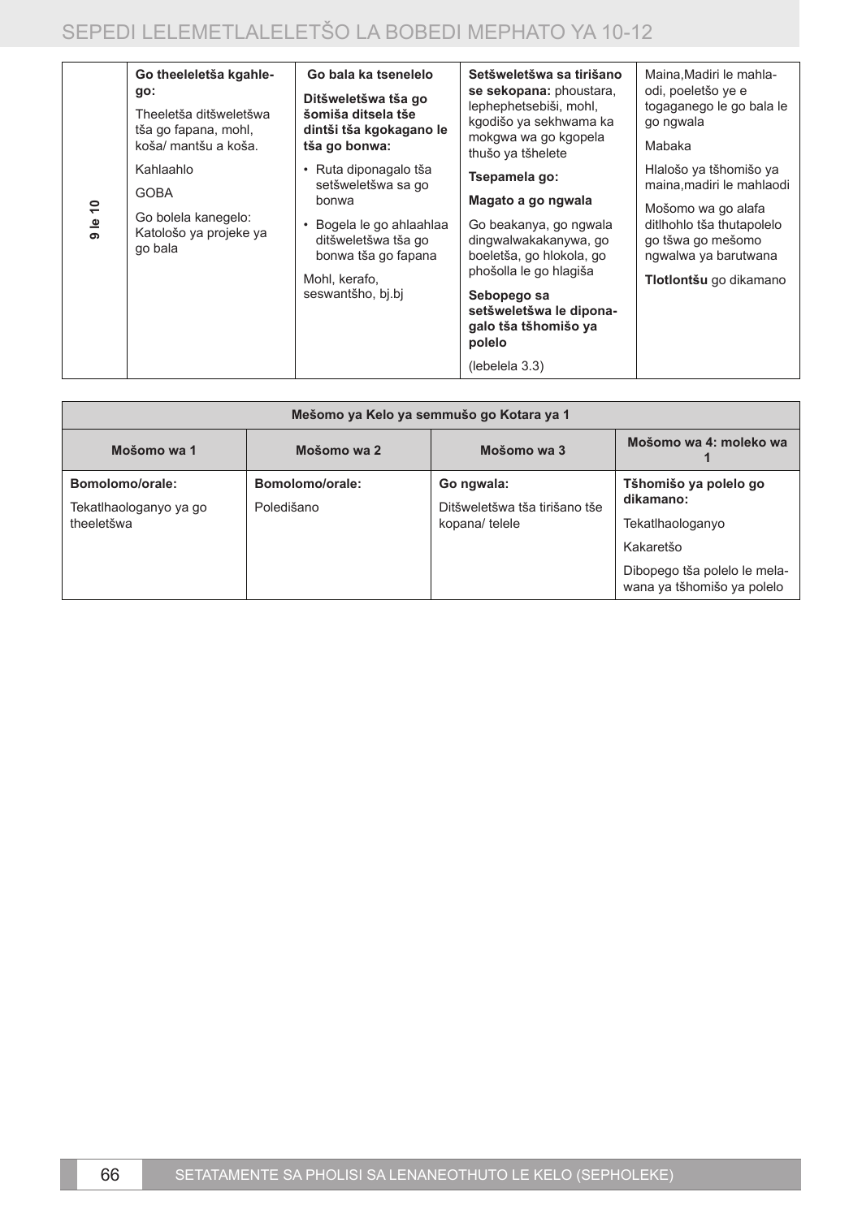| 9 le 10 | **Go theeleletša kgahlego:**<br><br>Theeletša ditšweletšwa tša go fapana, mohl, koša/ mantšu a koša.<br><br>Kahlaahlo<br><br>GOBA<br><br>Go bolela kanegelo: Katološo ya projeke ya go bala | **Go bala ka tsenelelo**<br><br>**Ditšweletšwa tša go šomiša ditsela tše dintši tša kgokagano le tša go bonwa:**<br><br>• Ruta diponagalo tša setšweletšwa sa go bonwa<br><br>• Bogela le go ahlaahlaa ditšweletšwa tša go bonwa tša go fapana<br><br>Mohl, kerafo, seswantšho, bj.bj | **Setšweletšwa sa tirišano se sekopana:** phoustara, lephephetsebiši, mohl, kgodišo ya sekhwama ka mokgwa wa go kgopela thušo ya tšhelete<br><br>**Tsepamela go:**<br><br>**Magato a go ngwala**<br><br>Go beakanya, go ngwala dingwalwakakanywa, go boeletša, go hlokola, go phošolla le go hlagiša<br><br>**Sebopego sa setšweletšwa le diponagalo tša tšhomišo ya polelo**<br><br>(lebelela 3.3) | Maina,Madiri le mahlaodi, poeletšo ye e togaganego le go bala le go ngwala<br><br>Mabaka<br><br>Hlalošo ya tšhomišo ya maina,madiri le mahlaodi<br><br>Mošomo wa go alafa ditlhohlo tša thutapolelo go tšwa go mešomo ngwalwa ya barutwana<br><br>**Tlotlontšu** go dikamano |
|---|---|---|---|---|

| Mešomo ya Kelo ya semmušo go Kotara ya 1 | | | |
|---|---|---|---|
| **Mošomo wa 1** | **Mošomo wa 2** | **Mošomo wa 3** | **Mošomo wa 4: moleko wa 1** |
| **Bomolomo/orale:**<br><br>Tekatlhaologanyo ya go theeletšwa | **Bomolomo/orale:**<br><br>Poledišano | **Go ngwala:**<br><br>Ditšweletšwa tša tirišano tše kopana/ telele | **Tšhomišo ya polelo go dikamano:**<br><br>Tekatlhaologanyo<br><br>Kakaretšo<br><br>Dibopego tša polelo le melawana ya tšhomišo ya polelo |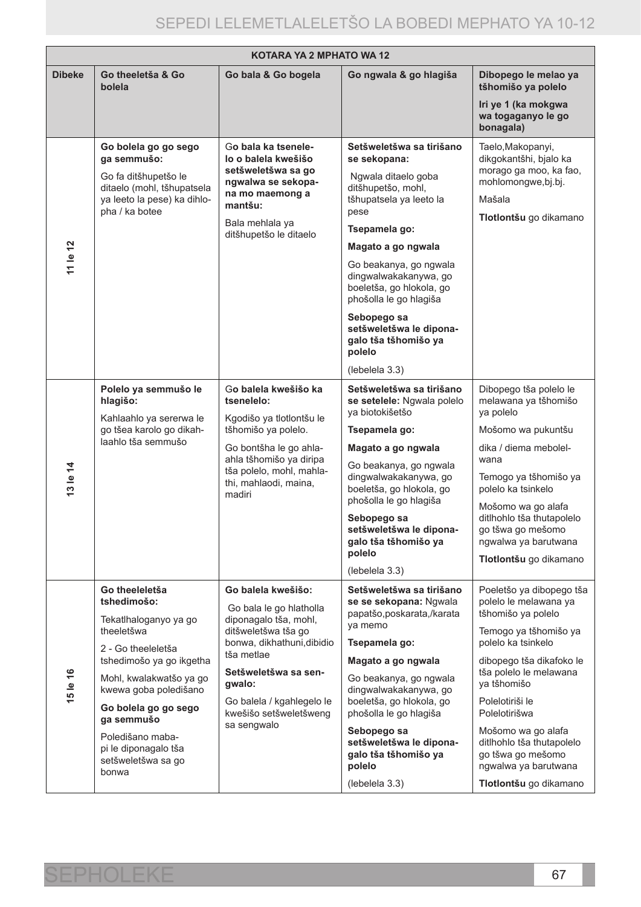| KOTARA YA 2 MPHATO WA 12 | | | | |
|---|---|---|---|---|
| **Dibeke** | **Go theeletša & Go bolela** | **Go bala & Go bogela** | **Go ngwala & go hlagiša** | **Dibopego le melao ya tšhomišo ya polelo**<br><br>**Iri ye 1 (ka mokgwa wa togaganyo le go bonagala)** |
| **11 le 12** | **Go bolela go go sego ga semmušo:**<br><br>Go fa ditšhupetšo le ditaelo (mohl, tšhupatsela ya leeto la pese) ka dihlopha / ka botee | G**o bala ka tsenelelo o balela kwešišo setšweletšwa sa go ngwalwa se sekopana mo maemong a mantšu:**<br><br>Bala mehlala ya ditšhupetšo le ditaelo | **Setšweletšwa sa tirišano se sekopana:**<br><br>Ngwala ditaelo goba ditšhupetšo, mohl, tšhupatsela ya leeto la pese<br><br>**Tsepamela go:**<br><br>**Magato a go ngwala**<br><br>Go beakanya, go ngwala dingwalwakakanywa, go boeletša, go hlokola, go phošolla le go hlagiša<br><br>**Sebopego sa setšweletšwa le diponagalo tša tšhomišo ya polelo**<br><br>(lebelela 3.3) | Taelo,Makopanyi, dikgokantšhi, bjalo ka morago ga moo, ka fao, mohlomongwe,bj.bj.<br><br>Mašala<br><br>**Tlotlontšu** go dikamano |
| **13 le 14** | **Polelo ya semmušo le hlagišo:**<br><br>Kahlaahlo ya sererwa le go tšea karolo go dikahlaahlo tša semmušo | G**o balela kwešišo ka tsenelelo:**<br><br>Kgodišo ya tlotlontšu le tšhomišo ya polelo.<br><br>Go bontšha le go ahlaahla tšhomišo ya diripa tša polelo, mohl, mahlathi, mahlaodi, maina, madiri | **Setšweletšwa sa tirišano se setelele:** Ngwala polelo ya biotokišetšo<br><br>**Tsepamela go:**<br><br>**Magato a go ngwala**<br><br>Go beakanya, go ngwala dingwalwakakanywa, go boeletša, go hlokola, go phošolla le go hlagiša<br><br>**Sebopego sa setšweletšwa le diponagalo tša tšhomišo ya polelo**<br><br>(lebelela 3.3) | Dibopego tša polelo le melawana ya tšhomišo ya polelo<br><br>Mošomo wa pukuntšu<br><br>dika / diema mebolelwana<br><br>Temogo ya tšhomišo ya polelo ka tsinkelo<br><br>Mošomo wa go alafa ditlhohlo tša thutapolelo go tšwa go mešomo ngwalwa ya barutwana<br><br>**Tlotlontšu** go dikamano |
| **15 le 16** | **Go theeleletša tshedimošo:**<br><br>Tekatlhaloganyo ya go theeletšwa<br><br>2 - Go theeleletša tshedimošo ya go ikgetha<br><br>Mohl, kwalakwatšo ya go kwewa goba poledišano<br><br>**Go bolela go go sego ga semmušo**<br><br>Poledišano mabapi le diponagalo tša setšweletšwa sa go bonwa | **Go balela kwešišo:**<br><br>Go bala le go hlatholla diponagalo tša, mohl, ditšweletšwa tša go bonwa, dikhathuni,dibidio tša metlae<br><br>**Setšweletšwa sa sengwalo:**<br><br>Go balela / kgahlegelo le kwešišo setšweletšweng sa sengwalo | **Setšweletšwa sa tirišano se se sekopana:** Ngwala papatšo,poskarata,/karata ya memo<br><br>**Tsepamela go:**<br><br>**Magato a go ngwala**<br><br>Go beakanya, go ngwala dingwalwakakanywa, go boeletša, go hlokola, go phošolla le go hlagiša<br><br>**Sebopego sa setšweletšwa le diponagalo tša tšhomišo ya polelo**<br><br>(lebelela 3.3) | Poeletšo ya dibopego tša polelo le melawana ya tšhomišo ya polelo<br><br>Temogo ya tšhomišo ya polelo ka tsinkelo<br><br>dibopego tša dikafoko le tša polelo le melawana ya tšhomišo<br><br>Polelotiriši le Polelotirišwa<br><br>Mošomo wa go alafa ditlhohlo tša thutapolelo go tšwa go mešomo ngwalwa ya barutwana<br><br>**Tlotlontšu** go dikamano |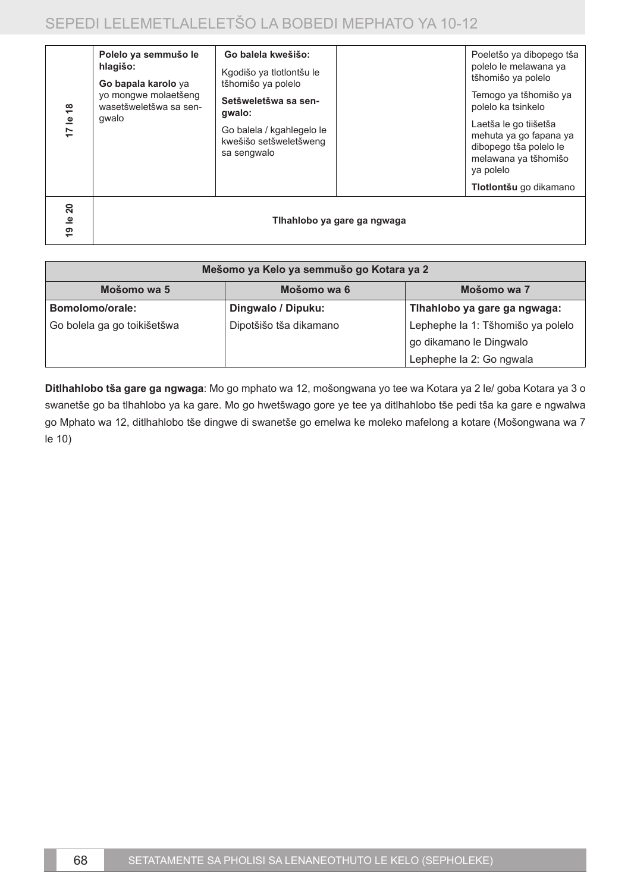| | | | | |
|---|---|---|---|---|
| **17 le 18** | **Polelo ya semmušo le hlagišo:** **Go bapala karolo** ya yo mongwe molaetšeng wasetšweletšwa sa sengwalo | **Go balela kwešišo:** Kgodišo ya tlotlontšu le tšhomišo ya polelo **Setšweletšwa sa sengwalo:** Go balela / kgahlegelo le kwešišo setšweletšweng sa sengwalo | | Poeletšo ya dibopego tša polelo le melawana ya tšhomišo ya polelo Temogo ya tšhomišo ya polelo ka tsinkelo Laetša le go tiišetša mehuta ya go fapana ya dibopego tša polelo le melawana ya tšhomišo ya polelo **Tlotlontšu** go dikamano |
| **19 le 20** | **Tlhahlobo ya gare ga ngwaga** | | | |

| Mešomo ya Kelo ya semmušo go Kotara ya 2 | | |
|---|---|---|
| **Mošomo wa 5** | **Mošomo wa 6** | **Mošomo wa 7** |
| **Bomolomo/orale:** | **Dingwalo / Dipuku:** | **Tlhahlobo ya gare ga ngwaga:** |
| Go bolela ga go toikišetšwa | Dipotšišo tša dikamano | Lephephe la 1: Tšhomišo ya polelo go dikamano le Dingwalo |
| | | Lephephe la 2: Go ngwala |

**Ditlhahlobo tša gare ga ngwaga**: Mo go mphato wa 12, mošongwana yo tee wa Kotara ya 2 le/ goba Kotara ya 3 o swanetše go ba tlhahlobo ya ka gare. Mo go hwetšwago gore ye tee ya ditlhahlobo tše pedi tša ka gare e ngwalwa go Mphato wa 12, ditlhahlobo tše dingwe di swanetše go emelwa ke moleko mafelong a kotare (Mošongwana wa 7 le 10)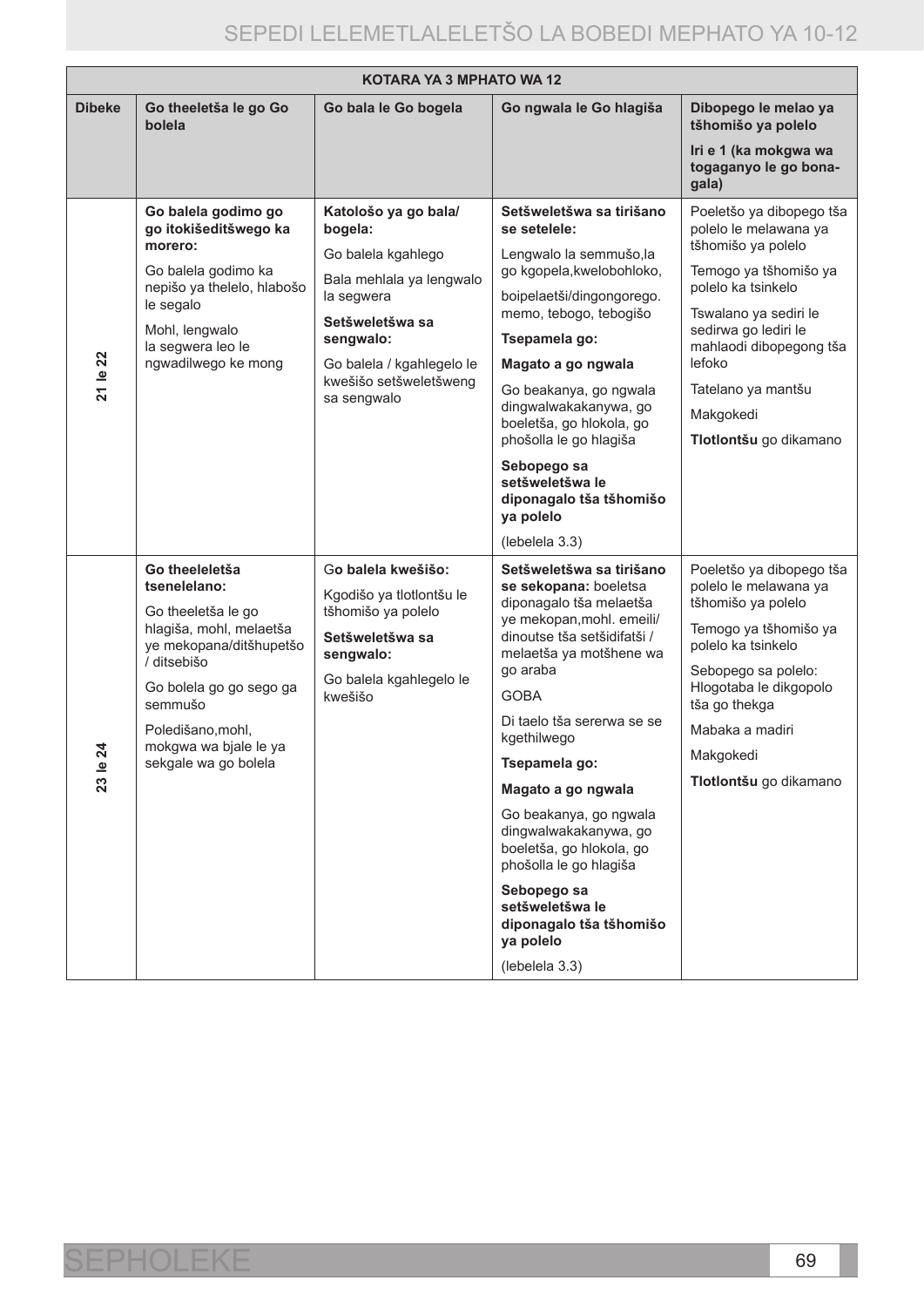| KOTARA YA 3 MPHATO WA 12 | | | | |
|---|---|---|---|---|
| **Dibeke** | **Go theeletša le go Go bolela** | **Go bala le Go bogela** | **Go ngwala le Go hlagiša** | **Dibopego le melao ya tšhomišo ya polelo**<br>**Iri e 1 (ka mokgwa wa togaganyo le go bonagala)** |
| **21 le 22** | **Go balela godimo go go itokišeditšwego ka morero:**<br>Go balela godimo ka nepišo ya thelelo, hlabošo le segalo<br>Mohl, lengwalo la segwera leo le ngwadilwego ke mong | **Katološo ya go bala/ bogela:**<br>Go balela kgahlego<br>Bala mehlala ya lengwalo la segwera<br>**Setšweletšwa sa sengwalo:**<br>Go balela / kgahlegelo le kwešišo setšweletšweng sa sengwalo | **Setšweletšwa sa tirišano se setelele:**<br>Lengwalo la semmušo,la go kgopela,kwelobohloko,<br>boipelaetši/dingongorego. memo, tebogo, tebogišo<br>**Tsepamela go:**<br>**Magato a go ngwala**<br>Go beakanya, go ngwala dingwalwakakanywa, go boeletša, go hlokola, go phošolla le go hlagiša<br>**Sebopego sa setšweletšwa le diponagalo tša tšhomišo ya polelo**<br>(lebelela 3.3) | Poeletšo ya dibopego tša polelo le melawana ya tšhomišo ya polelo<br>Temogo ya tšhomišo ya polelo ka tsinkelo<br>Tswalano ya sediri le sedirwa go lediri le mahlaodi dibopegong tša lefoko<br>Tatelano ya mantšu<br>Makgokedi<br>**Tlotlontšu** go dikamano |
| **23 le 24** | **Go theeletša tsenelelano:**<br>Go theeletša le go hlagiša, mohl, melaetša ye mekopana/ditšhupetšo / ditsebišo<br>Go bolela go go sego ga semmušo<br>Poledišano,mohl, mokgwa wa bjale le ya sekgale wa go bolela | G**o balela kwešišo:**<br>Kgodišo ya tlotlontšu le tšhomišo ya polelo<br>**Setšweletšwa sa sengwalo:**<br>Go balela kgahlegelo le kwešišo | **Setšweletšwa sa tirišano se sekopana:** boeletsa diponagalo tša melaetša ye mekopan,mohl. emeili/ dinoutse tša setšidifatši / melaetša ya motšhene wa go araba<br>GOBA<br>Di taelo tša sererwa se se kgethilwego<br>**Tsepamela go:**<br>**Magato a go ngwala**<br>Go beakanya, go ngwala dingwalwakakanywa, go boeletša, go hlokola, go phošolla le go hlagiša<br>**Sebopego sa setšweletšwa le diponagalo tša tšhomišo ya polelo**<br>(lebelela 3.3) | Poeletšo ya dibopego tša polelo le melawana ya tšhomišo ya polelo<br>Temogo ya tšhomišo ya polelo ka tsinkelo<br>Sebopego sa polelo: Hlogotaba le dikgopolo tša go thekga<br>Mabaka a madiri<br>Makgokedi<br>**Tlotlontšu** go dikamano |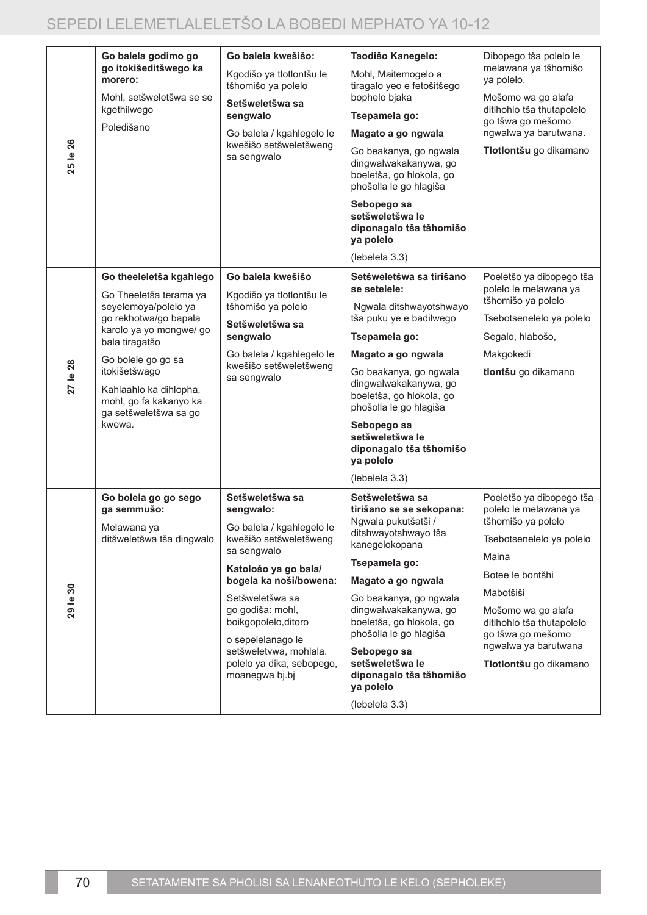| | | | | |
|---|---|---|---|---|
| **25 le 26** | **Go balela godimo go go itokišeditšwego ka morero:**<br><br>Mohl, setšweletšwa se se kgethilwego<br><br>Poledišano | **Go balela kwešišo:**<br><br>Kgodišo ya tlotlontšu le tšhomišo ya polelo<br><br>**Setšweletšwa sa sengwalo**<br><br>Go balela / kgahlegelo le kwešišo setšweletšweng sa sengwalo | **Taodišo Kanegelo:**<br><br>Mohl, Maitemogelo a tiragalo yeo e fetošitšego bophelo bjaka<br><br>**Tsepamela go:**<br><br>**Magato a go ngwala**<br><br>Go beakanya, go ngwala dingwalwakakanywa, go boeletša, go hlokola, go phošolla le go hlagiša<br><br>**Sebopego sa setšweletšwa le diponagalo tša tšhomišo ya polelo**<br><br>(lebelela 3.3) | Dibopego tša polelo le melawana ya tšhomišo ya polelo.<br><br>Mošomo wa go alafa ditlhohlo tša thutapolelo go tšwa go mešomo ngwalwa ya barutwana.<br><br>**Tlotlontšu** go dikamano |
| **27 le 28** | **Go theeleletša kgahlego**<br><br>Go Theeletša terama ya seyelemoya/polelo ya go rekhotwa/go bapala karolo ya yo mongwe/ go bala tiragatšo<br><br>Go bolele go go sa itokišetšwago<br><br>Kahlaahlo ka dihlopha, mohl, go fa kakanyo ka ga setšweletšwa sa go kwewa. | **Go balela kwešišo**<br><br>Kgodišo ya tlotlontšu le tšhomišo ya polelo<br><br>**Setšweletšwa sa sengwalo**<br><br>Go balela / kgahlegelo le kwešišo setšweletšweng sa sengwalo | **Setšweletšwa sa tirišano se setelele:**<br><br>Ngwala ditshwayotshwayo tša puku ye e badilwego<br><br>**Tsepamela go:**<br><br>**Magato a go ngwala**<br><br>Go beakanya, go ngwala dingwalwakakanywa, go boeletša, go hlokola, go phošolla le go hlagiša<br><br>**Sebopego sa setšweletšwa le diponagalo tša tšhomišo ya polelo**<br><br>(lebelela 3.3) | Poeletšo ya dibopego tša polelo le melawana ya tšhomišo ya polelo<br><br>Tsebotsenelelo ya polelo<br><br>Segalo, hlabošo,<br><br>Makgokedi<br><br>**tlontšu** go dikamano |
| **29 le 30** | **Go bolela go go sego ga semmušo:**<br><br>Melawana ya ditšweletšwa tša dingwalo | **Setšweletšwa sa sengwalo:**<br><br>Go balela / kgahlegelo le kwešišo setšweletšweng sa sengwalo<br><br>**Katološo ya go bala/ bogela ka noši/bowena:**<br><br>Setšweletšwa sa go godiša: mohl, boikgopolelo,ditoro<br><br>o sepelelanago le setšweletvwa, mohlala. polelo ya dika, sebopego, moanegwa bj.bj | **Setšweletšwa sa tirišano se se sekopana:** Ngwala pukutšatši / ditshwayotshwayo tša kanegelokopana<br><br>**Tsepamela go:**<br><br>**Magato a go ngwala**<br><br>Go beakanya, go ngwala dingwalwakakanywa, go boeletša, go hlokola, go phošolla le go hlagiša<br><br>**Sebopego sa setšweletšwa le diponagalo tša tšhomišo ya polelo**<br><br>(lebelela 3.3) | Poeletšo ya dibopego tša polelo le melawana ya tšhomišo ya polelo<br><br>Tsebotsenelelo ya polelo<br><br>Maina<br><br>Botee le bontšhi<br><br>Mabotšiši<br><br>Mošomo wa go alafa ditlhohlo tša thutapolelo go tšwa go mešomo ngwalwa ya barutwana<br><br>**Tlotlontšu** go dikamano |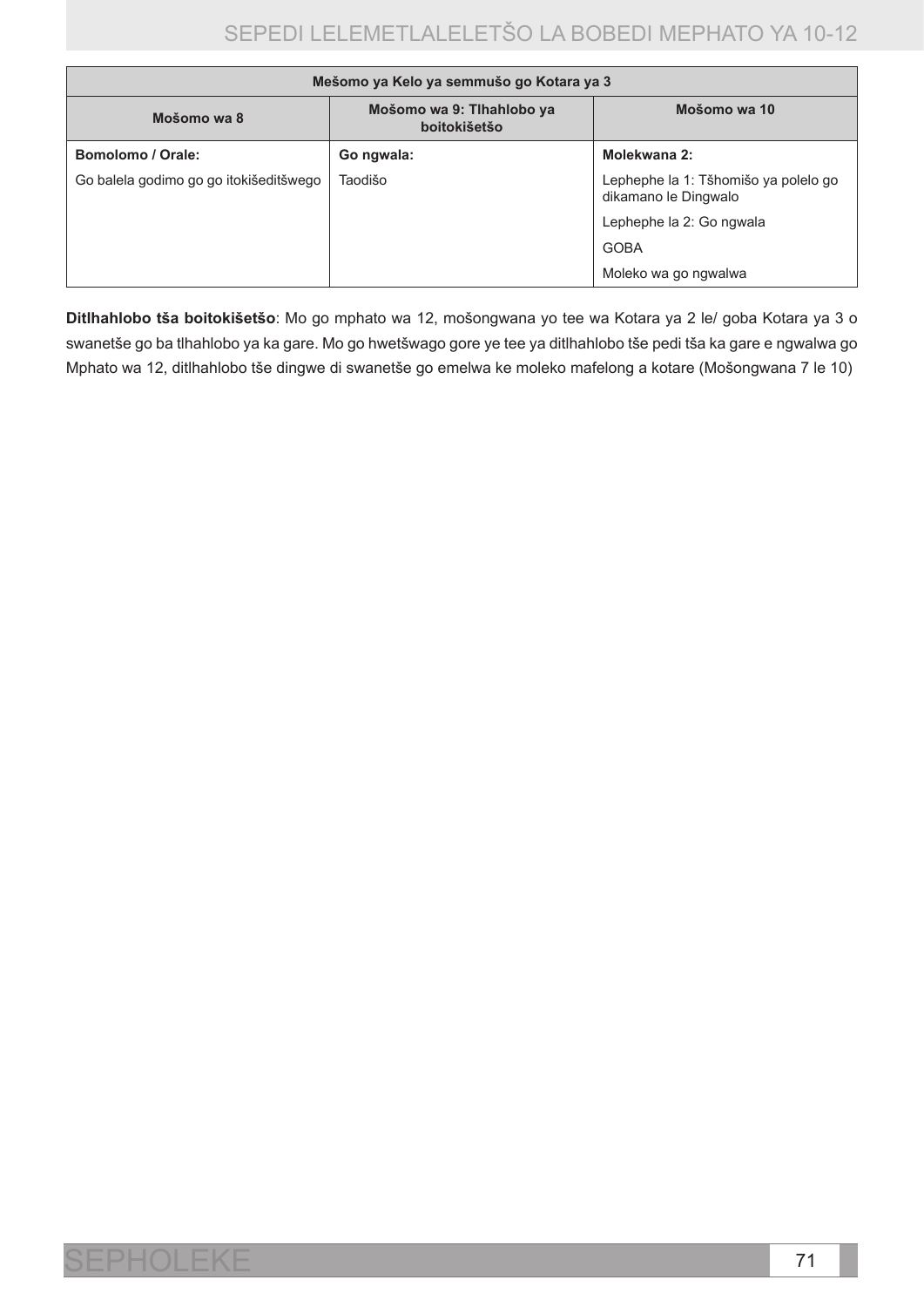| Mešomo ya Kelo ya semmušo go Kotara ya 3 | | |
|---|---|---|
| **Mošomo wa 8** | **Mošomo wa 9: Tlhahlobo ya boitokišetšo** | **Mošomo wa 10** |
| **Bomolomo / Orale:** | **Go ngwala:** | **Molekwana 2:** |
| Go balela godimo go go itokišeditšwego | Taodišo | Lephephe la 1: Tšhomišo ya polelo go dikamano le Dingwalo |
| | | Lephephe la 2: Go ngwala |
| | | GOBA |
| | | Moleko wa go ngwalwa |

**Ditlhahlobo tša boitokišetšo**: Mo go mphato wa 12, mošongwana yo tee wa Kotara ya 2 le/ goba Kotara ya 3 o swanetše go ba tlhahlobo ya ka gare. Mo go hwetšwago gore ye tee ya ditlhahlobo tše pedi tša ka gare e ngwalwa go Mphato wa 12, ditlhahlobo tše dingwe di swanetše go emelwa ke moleko mafelong a kotare (Mošongwana 7 le 10)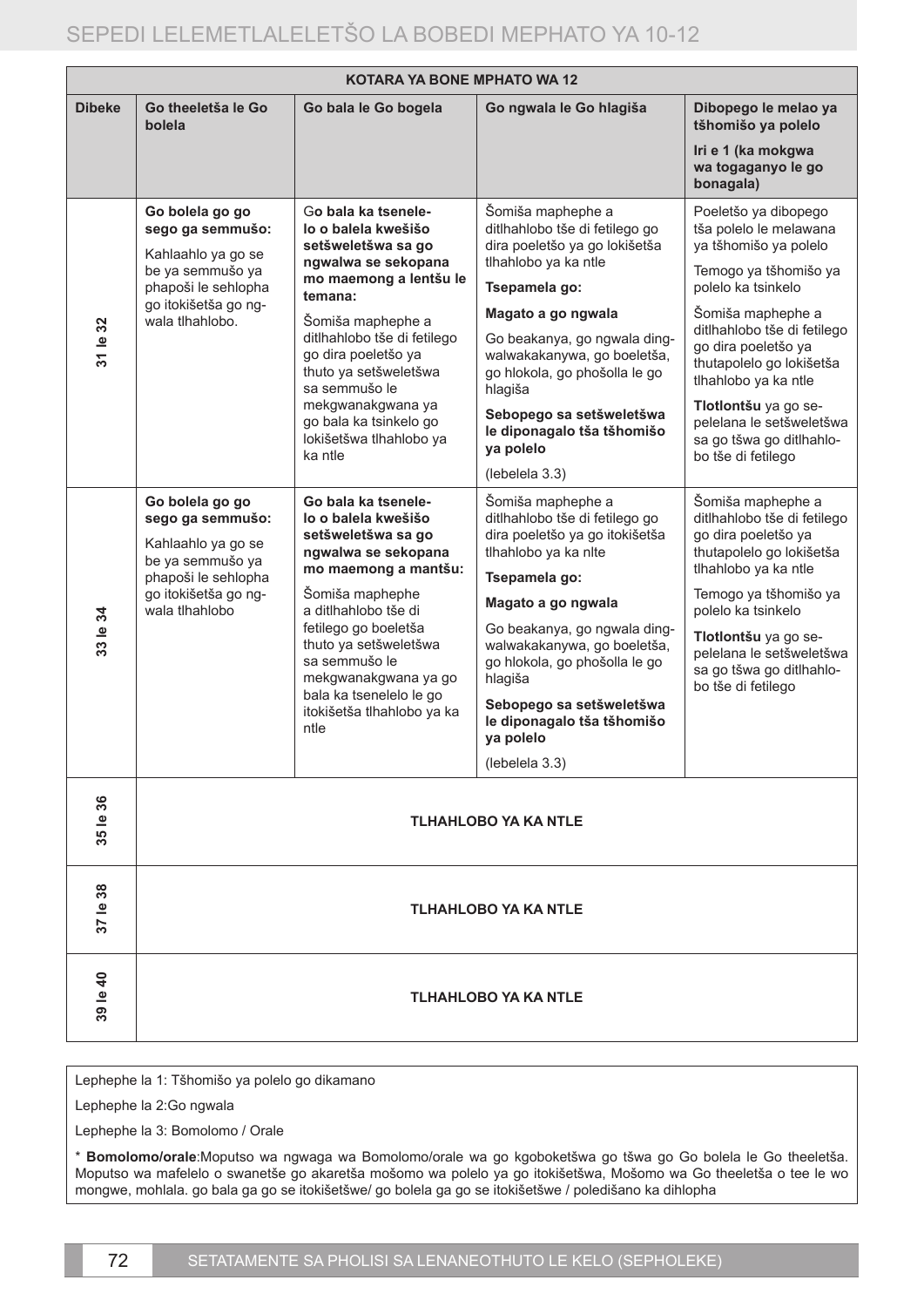| KOTARA YA BONE MPHATO WA 12 | | | | |
|---|---|---|---|---|
| **Dibeke** | **Go theeletša le Go bolela** | **Go bala le Go bogela** | **Go ngwala le Go hlagiša** | **Dibopego le melao ya tšhomišo ya polelo** **Iri e 1 (ka mokgwa wa togaganyo le go bonagala)** |
| **31 le 32** | **Go bolela go go sego ga semmušo:** Kahlaahlo ya go se be ya semmušo ya phapoši le sehlopha go itokišetša go ngwala tlhahlobo. | G**o bala ka tsenelelo o balela kwešišo setšweletšwa sa go ngwalwa se sekopana mo maemong a lentšu le temana:** Šomiša maphephe a ditlhahlobo tše di fetilego go dira poeletšo ya thuto ya setšweletšwa sa semmušo le mekgwanakgwana ya go bala ka tsinkelo go lokišetšwa tlhahlobo ya ka ntle | Šomiša maphephe a ditlhahlobo tše di fetilego go dira poeletšo ya go lokišetša tlhahlobo ya ka ntle **Tsepamela go:** **Magato a go ngwala** Go beakanya, go ngwala dingwalwakakanywa, go boeletša, go hlokola, go phošolla le go hlagiša **Sebopego sa setšweletšwa le diponagalo tša tšhomišo ya polelo** (lebelela 3.3) | Poeletšo ya dibopego tša polelo le melawana ya tšhomišo ya polelo Temogo ya tšhomišo ya polelo ka tsinkelo Šomiša maphephe a ditlhahlobo tše di fetilego go dira poeletšo ya thutapolelo go lokišetša tlhahlobo ya ka ntle **Tlotlontšu** ya go sepelelana le setšweletšwa sa go tšwa go ditlhahlobo tše di fetilego |
| **33 le 34** | **Go bolela go go sego ga semmušo:** Kahlaahlo ya go se be ya semmušo ya phapoši le sehlopha go itokišetša go ngwala tlhahlobo | **Go bala ka tsenelelo o balela kwešišo setšweletšwa sa go ngwalwa se sekopana mo maemong a mantšu:** Šomiša maphephe a ditlhahlobo tše di fetilego go boeletša thuto ya setšweletšwa sa semmušo le mekgwanakgwana ya go bala ka tsenelelo le go itokišetša tlhahlobo ya ka ntle | Šomiša maphephe a ditlhahlobo tše di fetilego go dira poeletšo ya go itokišetša tlhahlobo ya ka nlte **Tsepamela go:** **Magato a go ngwala** Go beakanya, go ngwala dingwalwakakanywa, go boeletša, go hlokola, go phošolla le go hlagiša **Sebopego sa setšweletšwa le diponagalo tša tšhomišo ya polelo** (lebelela 3.3) | Šomiša maphephe a ditlhahlobo tše di fetilego go dira poeletšo ya thutapolelo go lokišetša tlhahlobo ya ka ntle Temogo ya tšhomišo ya polelo ka tsinkelo **Tlotlontšu** ya go sepelelana le setšweletšwa sa go tšwa go ditlhahlobo tše di fetilego |
| **35 le 36** | **TLHAHLOBO YA KA NTLE** | | | |
| **37 le 38** | **TLHAHLOBO YA KA NTLE** | | | |
| **39 le 40** | **TLHAHLOBO YA KA NTLE** | | | |

Lephephe la 1: Tšhomišo ya polelo go dikamano

Lephephe la 2:Go ngwala

Lephephe la 3: Bomolomo / Orale

* **Bomolomo/orale**:Moputso wa ngwaga wa Bomolomo/orale wa go kgoboketšwa go tšwa go Go bolela le Go theeletša. Moputso wa mafelelo o swanetše go akaretša mošomo wa polelo ya go itokišetšwa, Mošomo wa Go theeletša o tee le wo mongwe, mohlala. go bala ga go se itokišetšwe/ go bolela ga go se itokišetšwe / poledišano ka dihlopha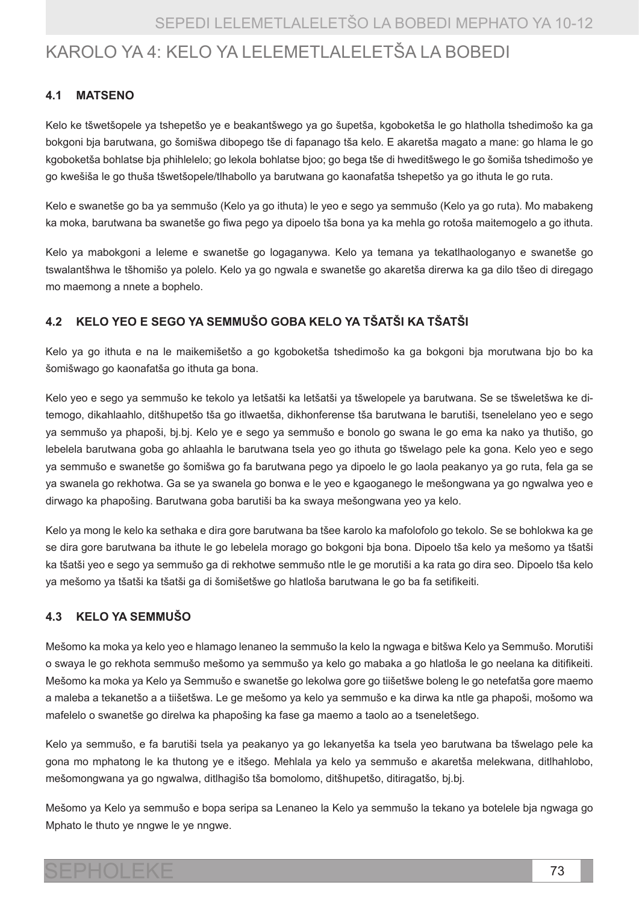# KAROLO YA 4: KELO YA LELEMETLALELETŠA LA BOBEDI

## 4.1 MATSENO

Kelo ke tšwetšopele ya tshepetšo ye e beakantšwego ya go šupetša, kgoboketša le go hlatholla tshedimošo ka ga bokgoni bja barutwana, go šomišwa dibopego tše di fapanago tša kelo. E akaretša magato a mane: go hlama le go kgoboketša bohlatse bja phihlelelo; go lekola bohlatse bjoo; go bega tše di hweditšwego le go šomiša tshedimošo ye go kwešiša le go thuša tšwetšopele/tlhabollo ya barutwana go kaonafatša tshepetšo ya go ithuta le go ruta.

Kelo e swanetše go ba ya semmušo (Kelo ya go ithuta) le yeo e sego ya semmušo (Kelo ya go ruta). Mo mabakeng ka moka, barutwana ba swanetše go fiwa pego ya dipoelo tša bona ya ka mehla go rotoša maitemogelo a go ithuta.

Kelo ya mabokgoni a leleme e swanetše go logaganywa. Kelo ya temana ya tekatlhaologanyo e swanetše go tswalantšhwa le tšhomišo ya polelo. Kelo ya go ngwala e swanetše go akaretša direrwa ka ga dilo tšeo di diregago mo maemong a nnete a bophelo.

## 4.2 KELO YEO E SEGO YA SEMMUŠO GOBA KELO YA TŠATŠI KA TŠATŠI

Kelo ya go ithuta e na le maikemišetšo a go kgoboketša tshedimošo ka ga bokgoni bja morutwana bjo bo ka šomišwago go kaonafatša go ithuta ga bona.

Kelo yeo e sego ya semmušo ke tekolo ya letšatši ka letšatši ya tšwelopele ya barutwana. Se se tšweletšwa ke ditemogo, dikahlaahlo, ditšhupetšo tša go itlwaetša, dikhonferense tša barutwana le barutiši, tsenelelano yeo e sego ya semmušo ya phapoši, bj.bj. Kelo ye e sego ya semmušo e bonolo go swana le go ema ka nako ya thutišo, go lebelela barutwana goba go ahlaahla le barutwana tsela yeo go ithuta go tšwelago pele ka gona. Kelo yeo e sego ya semmušo e swanetše go šomišwa go fa barutwana pego ya dipoelo le go laola peakanyo ya go ruta, fela ga se ya swanela go rekhotwa. Ga se ya swanela go bonwa e le yeo e kgaoganego le mešongwana ya go ngwalwa yeo e dirwago ka phapošing. Barutwana goba barutiši ba ka swaya mešongwana yeo ya kelo.

Kelo ya mong le kelo ka sethaka e dira gore barutwana ba tšee karolo ka mafolofolo go tekolo. Se se bohlokwa ka ge se dira gore barutwana ba ithute le go lebelela morago go bokgoni bja bona. Dipoelo tša kelo ya mešomo ya tšatši ka tšatši yeo e sego ya semmušo ga di rekhotwe semmušo ntle le ge morutiši a ka rata go dira seo. Dipoelo tša kelo ya mešomo ya tšatši ka tšatši ga di šomišetšwe go hlatloša barutwana le go ba fa setifikeiti.

## 4.3 KELO YA SEMMUŠO

Mešomo ka moka ya kelo yeo e hlamago lenaneo la semmušo la kelo la ngwaga e bitšwa Kelo ya Semmušo. Morutiši o swaya le go rekhota semmušo mešomo ya semmušo ya kelo go mabaka a go hlatloša le go neelana ka ditifikeiti. Mešomo ka moka ya Kelo ya Semmušo e swanetše go lekolwa gore go tiišetšwe boleng le go netefatša gore maemo a maleba a tekanetšo a a tiišetšwa. Le ge mešomo ya kelo ya semmušo e ka dirwa ka ntle ga phapoši, mošomo wa mafelelo o swanetše go direlwa ka phapošing ka fase ga maemo a taolo ao a tseneletšego.

Kelo ya semmušo, e fa barutiši tsela ya peakanyo ya go lekanyetša ka tsela yeo barutwana ba tšwelago pele ka gona mo mphatong le ka thutong ye e itšego. Mehlala ya kelo ya semmušo e akaretša melekwana, ditlhahlobo, mešomongwana ya go ngwalwa, ditlhagišo tša bomolomo, ditšhupetšo, ditiragatšo, bj.bj.

Mešomo ya Kelo ya semmušo e bopa seripa sa Lenaneo la Kelo ya semmušo la tekano ya botelele bja ngwaga go Mphato le thuto ye nngwe le ye nngwe.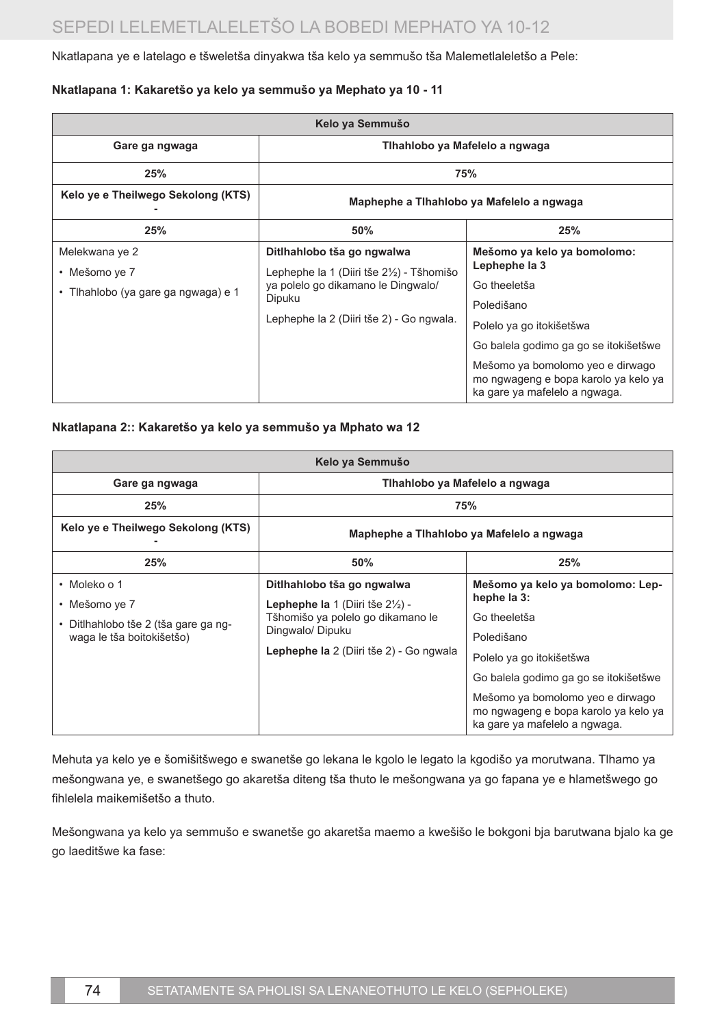Nkatlapana ye e latelago e tšweletša dinyakwa tša kelo ya semmušo tša Malemetlaleletšo a Pele:

**Nkatlapana 1: Kakaretšo ya kelo ya semmušo ya Mephato ya 10 - 11**

| Kelo ya Semmušo | | |
|---|---|---|
| **Gare ga ngwaga** | **Tlhahlobo ya Mafelelo a ngwaga** | |
| **25%** | **75%** | |
| **Kelo ye e Theilwego Sekolong (KTS) -** | **Maphephe a Tlhahlobo ya Mafelelo a ngwaga** | |
| **25%** | **50%** | **25%** |
| Melekwana ye 2<br>• Mešomo ye 7<br>• Tlhahlobo (ya gare ga ngwaga) e 1 | **Ditlhahlobo tša go ngwalwa**<br>Lephephe la 1 (Diiri tše 2½) - Tšhomišo ya polelo go dikamano le Dingwalo/ Dipuku<br>Lephephe la 2 (Diiri tše 2) - Go ngwala. | **Mešomo ya kelo ya bomolomo: Lephephe la 3**<br>Go theeletša<br>Poledišano<br>Polelo ya go itokišetšwa<br>Go balela godimo ga go se itokišetšwe<br>Mešomo ya bomolomo yeo e dirwago mo ngwageng e bopa karolo ya kelo ya ka gare ya mafelelo a ngwaga. |

**Nkatlapana 2:: Kakaretšo ya kelo ya semmušo ya Mphato wa 12**

| Kelo ya Semmušo | | |
|---|---|---|
| **Gare ga ngwaga** | **Tlhahlobo ya Mafelelo a ngwaga** | |
| **25%** | **75%** | |
| **Kelo ye e Theilwego Sekolong (KTS) -** | **Maphephe a Tlhahlobo ya Mafelelo a ngwaga** | |
| **25%** | **50%** | **25%** |
| • Moleko o 1<br>• Mešomo ye 7<br>• Ditlhahlobo tše 2 (tša gare ga ngwaga le tša boitokišetšo) | **Ditlhahlobo tša go ngwalwa**<br>**Lephephe la** 1 (Diiri tše 2½) - Tšhomišo ya polelo go dikamano le Dingwalo/ Dipuku<br>**Lephephe la** 2 (Diiri tše 2) - Go ngwala | **Mešomo ya kelo ya bomolomo: Lephephe la 3:**<br>Go theeletša<br>Poledišano<br>Polelo ya go itokišetšwa<br>Go balela godimo ga go se itokišetšwe<br>Mešomo ya bomolomo yeo e dirwago mo ngwageng e bopa karolo ya kelo ya ka gare ya mafelelo a ngwaga. |

Mehuta ya kelo ye e šomišitšwego e swanetše go lekana le kgolo le legato la kgodišo ya morutwana. Tlhamo ya mešongwana ye, e swanetšego go akaretša diteng tša thuto le mešongwana ya go fapana ye e hlametšwego go fihlelela maikemišetšo a thuto.

Mešongwana ya kelo ya semmušo e swanetše go akaretša maemo a kwešišo le bokgoni bja barutwana bjalo ka ge go laeditšwe ka fase: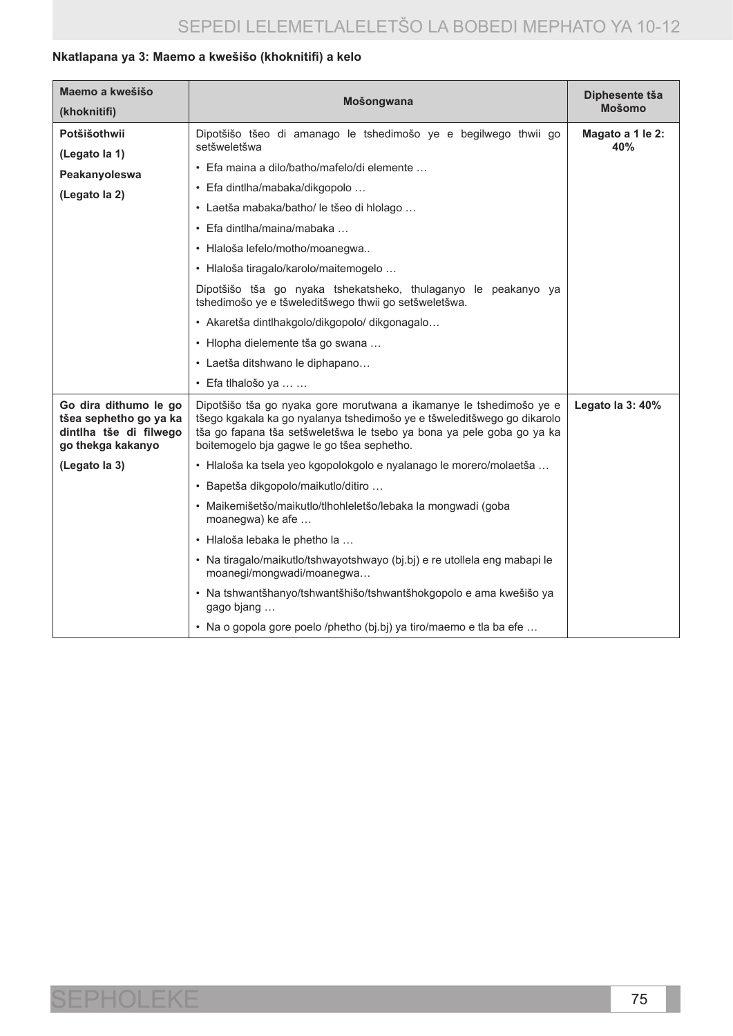**Nkatlapana ya 3: Maemo a kwešišo (khoknitifi) a kelo**

| Maemo a kwešišo (khoknitifi) | Mošongwana | Diphesente tša Mošomo |
|---|---|---|
| **Potšišothwii** **(Legato la 1)** **Peakanyoleswa** **(Legato la 2)** | Dipotšišo tšeo di amanago le tshedimošo ye e begilwego thwii go setšweletšwa | **Magato a 1 le 2: 40%** |
| | • Efa maina a dilo/batho/mafelo/di elemente … | |
| | • Efa dintlha/mabaka/dikgopolo … | |
| | • Laetša mabaka/batho/ le tšeo di hlolago … | |
| | • Efa dintlha/maina/mabaka … | |
| | • Hlaloša lefelo/motho/moanegwa.. | |
| | • Hlaloša tiragalo/karolo/maitemogelo … | |
| | Dipotšišo tša go nyaka tshekatsheko, thulaganyo le peakanyo ya tshedimošo ye e tšweleditšwego thwii go setšweletšwa. | |
| | • Akaretša dintlhakgolo/dikgopolo/ dikgonagalo… | |
| | • Hlopha dielemente tša go swana … | |
| | • Laetša ditshwano le diphapano… | |
| | • Efa tlhalošo ya … … | |
| **Go dira dithumo le go tšea sephetho go ya ka dintlha tše di filwego go thekga kakanyo** **(Legato la 3)** | Dipotšišo tša go nyaka gore morutwana a ikamanye le tshedimošo ye e tšego kgakala ka go nyalanya tshedimošo ye e tšweleditšwego go dikarolo tša go fapana tša setšweletšwa le tsebo ya bona ya pele goba go ya ka boitemogelo bja gagwe le go tšea sephetho. | **Legato la 3: 40%** |
| | • Hlaloša ka tsela yeo kgopolokgolo e nyalanago le morero/molaetša … | |
| | • Bapetša dikgopolo/maikutlo/ditiro … | |
| | • Maikemišetšo/maikutlo/tlhohleletšo/lebaka la mongwadi (goba moanegwa) ke afe … | |
| | • Hlaloša lebaka le phetho la … | |
| | • Na tiragalo/maikutlo/tshwayotshwayo (bj.bj) e re utollela eng mabapi le moanegi/mongwadi/moanegwa… | |
| | • Na tshwantšhanyo/tshwantšhišo/tshwantšhokgopolo e ama kwešišo ya gago bjang … | |
| | • Na o gopola gore poelo /phetho (bj.bj) ya tiro/maemo e tla ba efe … | |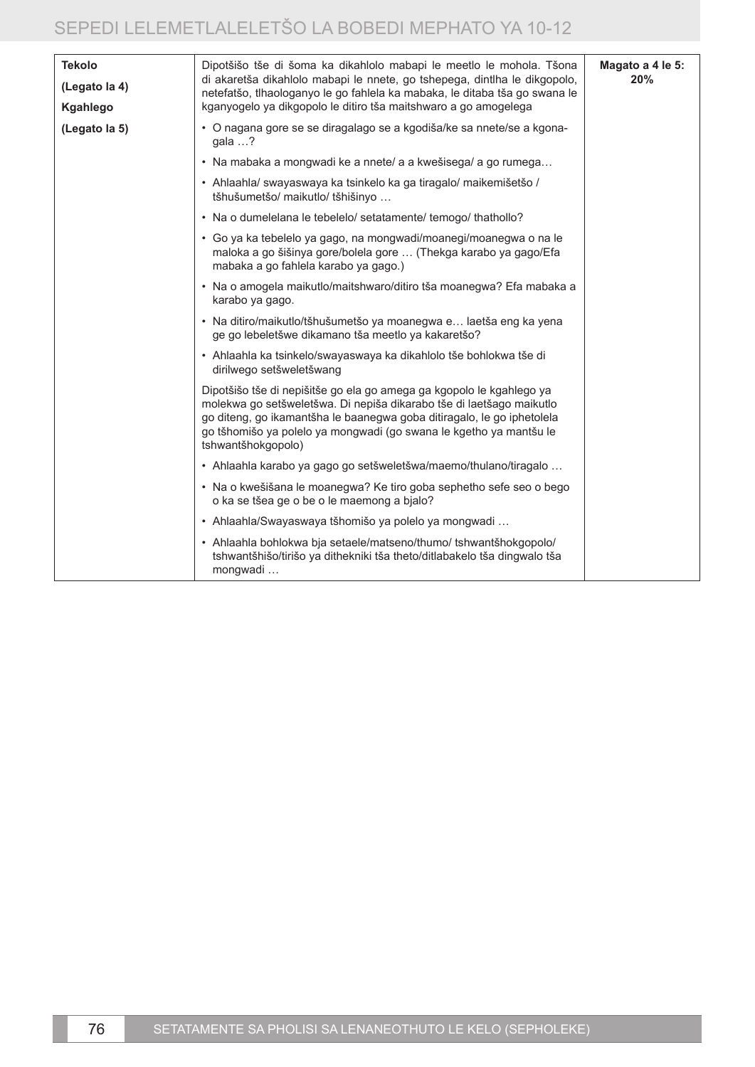| **Tekolo (Legato la 4) Kgahlego (Legato la 5)** | Dipotšišo tše di šoma ka dikahlolo mabapi le meetlo le mohola. Tšona di akaretša dikahlolo mabapi le nnete, go tshepega, dintlha le dikgopolo, netefatšo, tlhaologanyo le go fahlela ka mabaka, le ditaba tša go swana le kganyogelo ya dikgopolo le ditiro tša maitshwaro a go amogelega<br>• O nagana gore se se diragalago se a kgodiša/ke sa nnete/se a kgonagala …?<br>• Na mabaka a mongwadi ke a nnete/ a a kwešisega/ a go rumega…<br>• Ahlaahla/ swayaswaya ka tsinkelo ka ga tiragalo/ maikemišetšo / tšhušumetšo/ maikutlo/ tšhišinyo …<br>• Na o dumelelana le tebelelo/ setatamente/ temogo/ thathollo?<br>• Go ya ka tebelelo ya gago, na mongwadi/moanegi/moanegwa o na le maloka a go šišinya gore/bolela gore … (Thekga karabo ya gago/Efa mabaka a go fahlela karabo ya gago.)<br>• Na o amogela maikutlo/maitshwaro/ditiro tša moanegwa? Efa mabaka a karabo ya gago.<br>• Na ditiro/maikutlo/tšhušumetšo ya moanegwa e… laetša eng ka yena ge go lebeletšwe dikamano tša meetlo ya kakaretšo?<br>• Ahlaahla ka tsinkelo/swayaswaya ka dikahlolo tše bohlokwa tše di dirilwego setšweletšwang<br>Dipotšišo tše di nepišitše go ela go amega ga kgopolo le kgahlego ya molekwa go setšweletšwa. Di nepiša dikarabo tše di laetšago maikutlo go diteng, go ikamantšha le baanegwa goba ditiragalo, le go iphetolela go tšhomišo ya polelo ya mongwadi (go swana le kgetho ya mantšu le tshwantšhokgopolo)<br>• Ahlaahla karabo ya gago go setšweletšwa/maemo/thulano/tiragalo …<br>• Na o kwešišana le moanegwa? Ke tiro goba sephetho sefe seo o bego o ka se tšea ge o be o le maemong a bjalo?<br>• Ahlaahla/Swayaswaya tšhomišo ya polelo ya mongwadi …<br>• Ahlaahla bohlokwa bja setaele/matseno/thumo/ tshwantšhokgopolo/ tshwantšhišo/tirišo ya dithekniki tša theto/ditlabakelo tša dingwalo tša mongwadi … | **Magato a 4 le 5: 20%** |
|---|---|---|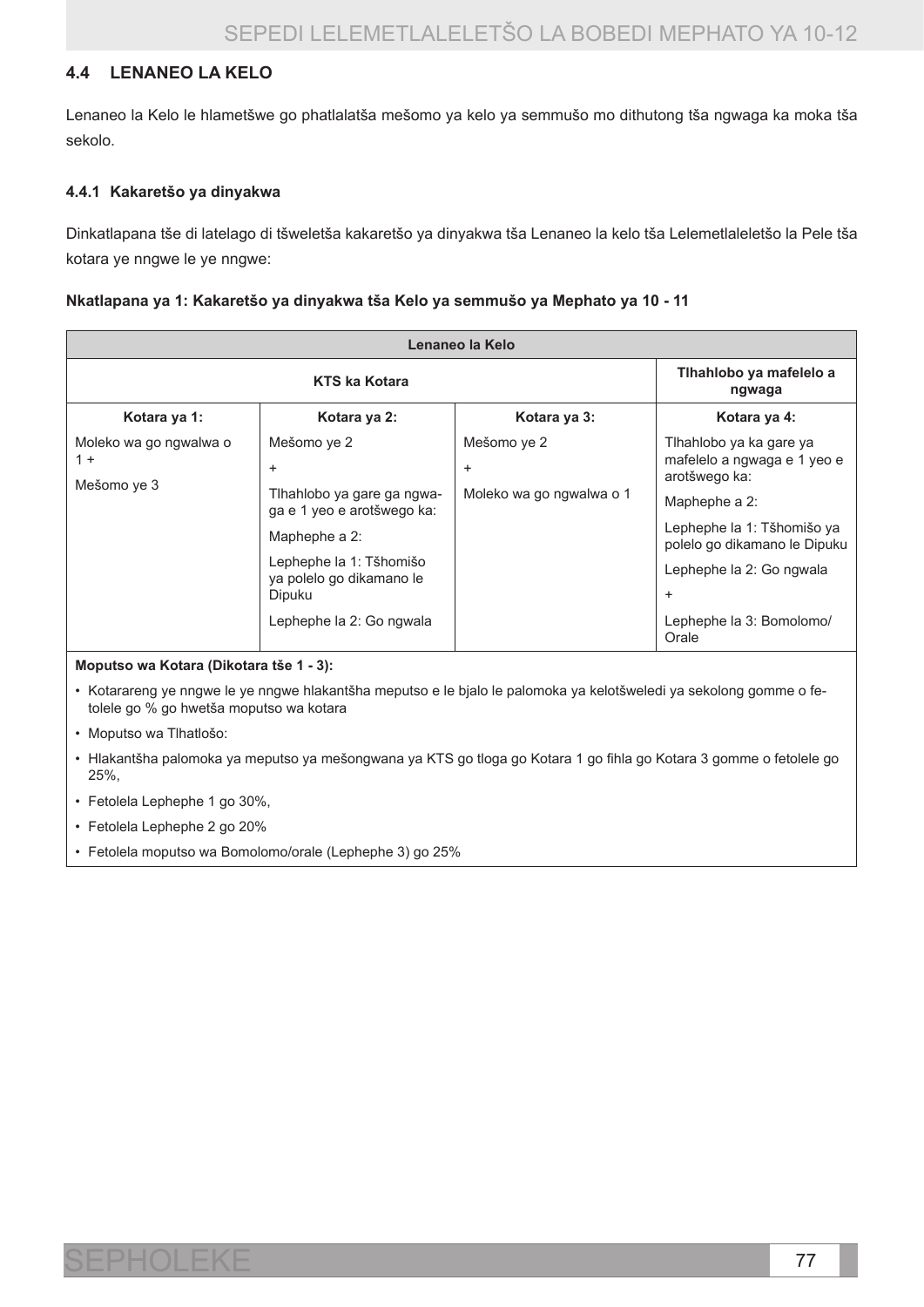## 4.4 LENANEO LA KELO

Lenaneo la Kelo le hlametšwe go phatlalatša mešomo ya kelo ya semmušo mo dithutong tša ngwaga ka moka tša sekolo.

### 4.4.1 Kakaretšo ya dinyakwa

Dinkatlapana tše di latelago di tšweletša kakaretšo ya dinyakwa tša Lenaneo la kelo tša Lelemetlaleletšo la Pele tša kotara ye nngwe le ye nngwe:

**Nkatlapana ya 1: Kakaretšo ya dinyakwa tša Kelo ya semmušo ya Mephato ya 10 - 11**

| Lenaneo la Kelo | | | |
|---|---|---|---|
| **KTS ka Kotara** | | | **Tlhahlobo ya mafelelo a ngwaga** |
| **Kotara ya 1:** | **Kotara ya 2:** | **Kotara ya 3:** | **Kotara ya 4:** |
| Moleko wa go ngwalwa o 1 +<br>Mešomo ye 3 | Mešomo ye 2<br>+<br>Tlhahlobo ya gare ga ngwaga e 1 yeo e arotšwego ka:<br>Maphephe a 2:<br>Lephephe la 1: Tšhomišo ya polelo go dikamano le Dipuku<br>Lephephe la 2: Go ngwala | Mešomo ye 2<br>+<br>Moleko wa go ngwalwa o 1 | Tlhahlobo ya ka gare ya mafelelo a ngwaga e 1 yeo e arotšwego ka:<br>Maphephe a 2:<br>Lephephe la 1: Tšhomišo ya polelo go dikamano le Dipuku<br>Lephephe la 2: Go ngwala<br>+<br>Lephephe la 3: Bomolomo/ Orale |

**Moputso wa Kotara (Dikotara tše 1 - 3):**

- Kotarareng ye nngwe le ye nngwe hlakantšha meputso e le bjalo le palomoka ya kelotšweledi ya sekolong gomme o fetolele go % go hwetša moputso wa kotara
- Moputso wa Tlhatlošo:
- Hlakantšha palomoka ya meputso ya mešongwana ya KTS go tloga go Kotara 1 go fihla go Kotara 3 gomme o fetolele go 25%,
- Fetolela Lephephe 1 go 30%,
- Fetolela Lephephe 2 go 20%
- Fetolela moputso wa Bomolomo/orale (Lephephe 3) go 25%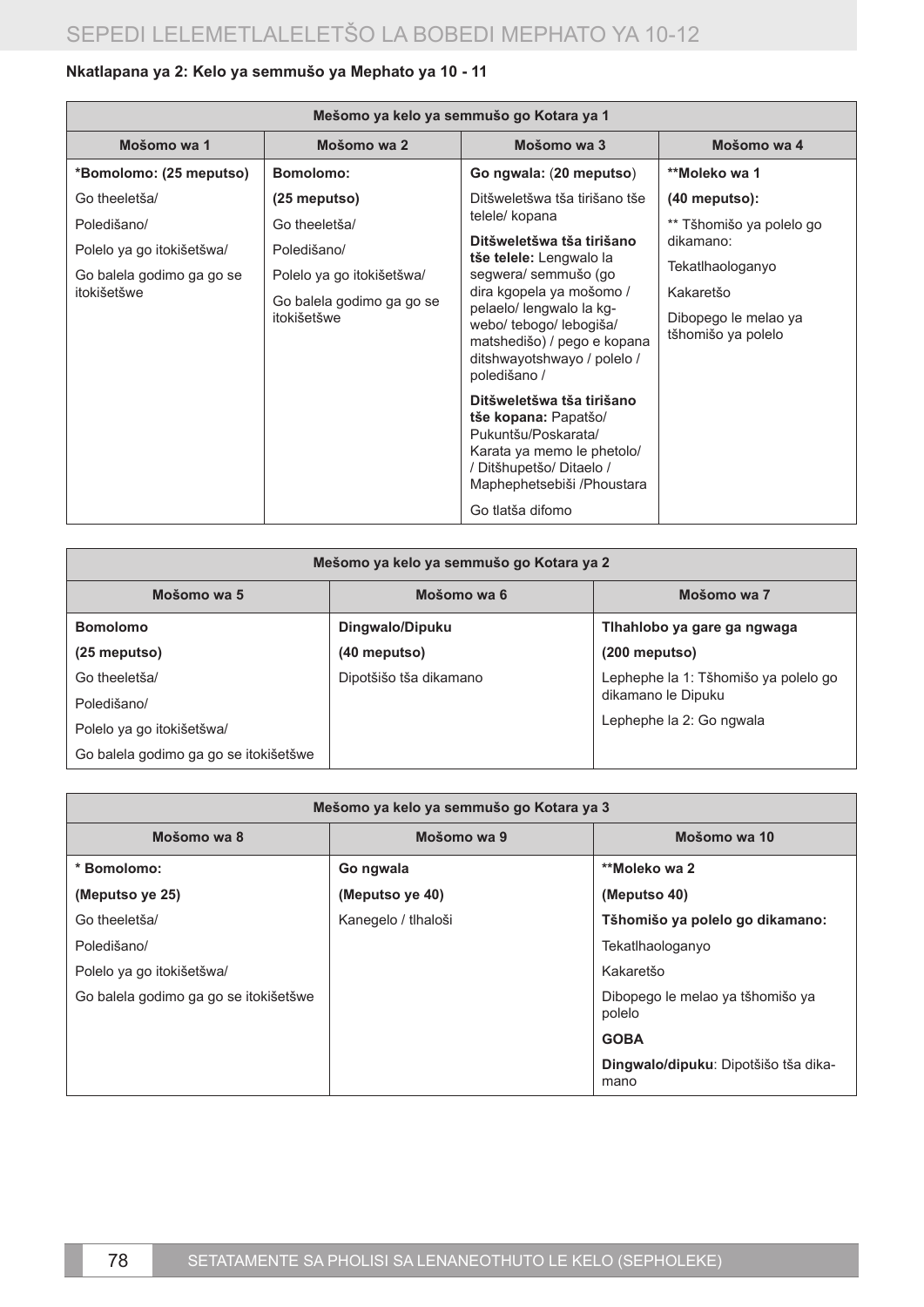**Nkatlapana ya 2: Kelo ya semmušo ya Mephato ya 10 - 11**

| Mešomo ya kelo ya semmušo go Kotara ya 1 | | | |
|---|---|---|---|
| **Mošomo wa 1** | **Mošomo wa 2** | **Mošomo wa 3** | **Mošomo wa 4** |
| ***Bomolomo: (25 meputso)**<br>Go theeletša/<br>Poledišano/<br>Polelo ya go itokišetšwa/<br>Go balela godimo ga go se itokišetšwe | **Bomolomo:**<br>**(25 meputso)**<br>Go theeletša/<br>Poledišano/<br>Polelo ya go itokišetšwa/<br>Go balela godimo ga go se itokišetšwe | **Go ngwala:** (**20 meputso**)<br>Ditšweletšwa tša tirišano tše telele/ kopana<br>**Ditšweletšwa tša tirišano tše telele:** Lengwalo la segwera/ semmušo (go dira kgopela ya mošomo / pelaelo/ lengwalo la kg-webo/ tebogo/ lebogiša/ matshedišo) / pego e kopana ditshwayotshwayo / polelo / poledišano /<br>**Ditšweletšwa tša tirišano tše kopana:** Papatšo/ Pukuntšu/Poskarata/ Karata ya memo le phetolo/ / Ditšhupetšo/ Ditaelo / Maphephetsebiši /Phoustara<br>Go tlatša difomo | ****Moleko wa 1**<br>**(40 meputso):**<br>** Tšhomišo ya polelo go dikamano:<br>Tekatlhaologanyo<br>Kakaretšo<br>Dibopego le melao ya tšhomišo ya polelo |

| Mešomo ya kelo ya semmušo go Kotara ya 2 | | |
|---|---|---|
| **Mošomo wa 5** | **Mošomo wa 6** | **Mošomo wa 7** |
| **Bomolomo**<br>**(25 meputso)**<br>Go theeletša/<br>Poledišano/<br>Polelo ya go itokišetšwa/<br>Go balela godimo ga go se itokišetšwe | **Dingwalo/Dipuku**<br>**(40 meputso)**<br>Dipotšišo tša dikamano | **Tlhahlobo ya gare ga ngwaga**<br>**(200 meputso)**<br>Lephephe la 1: Tšhomišo ya polelo go dikamano le Dipuku<br>Lephephe la 2: Go ngwala |

| Mešomo ya kelo ya semmušo go Kotara ya 3 | | |
|---|---|---|
| **Mošomo wa 8** | **Mošomo wa 9** | **Mošomo wa 10** |
| *** Bomolomo:**<br>**(Meputso ye 25)**<br>Go theeletša/<br>Poledišano/<br>Polelo ya go itokišetšwa/<br>Go balela godimo ga go se itokišetšwe | **Go ngwala**<br>**(Meputso ye 40)**<br>Kanegelo / tlhaloši | ****Moleko wa 2**<br>**(Meputso 40)**<br>**Tšhomišo ya polelo go dikamano:**<br>Tekatlhaologanyo<br>Kakaretšo<br>Dibopego le melao ya tšhomišo ya polelo<br>**GOBA**<br>**Dingwalo/dipuku**: Dipotšišo tša dikamano |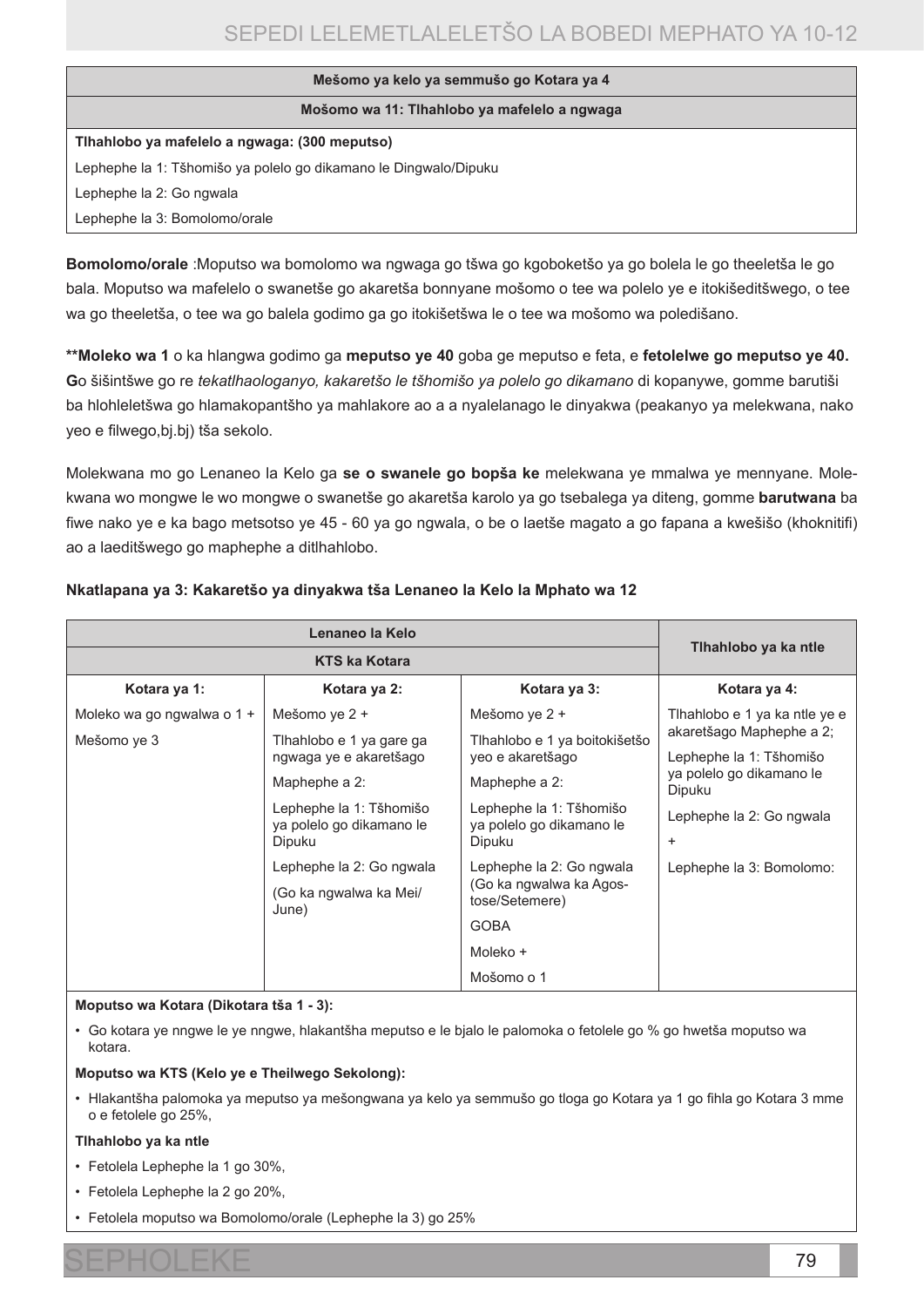| Mešomo ya kelo ya semmušo go Kotara ya 4 |
|---|
| **Mošomo wa 11: Tlhahlobo ya mafelelo a ngwaga** |
| **Tlhahlobo ya mafelelo a ngwaga: (300 meputso)** |
| Lephephe la 1: Tšhomišo ya polelo go dikamano le Dingwalo/Dipuku |
| Lephephe la 2: Go ngwala |
| Lephephe la 3: Bomolomo/orale |

**Bomolomo/orale** :Moputso wa bomolomo wa ngwaga go tšwa go kgoboketšo ya go bolela le go theeletša le go bala. Moputso wa mafelelo o swanetše go akaretša bonnyane mešomo o tee wa polelo ye e itokišeditšwego, o tee wa go theeletša, o tee wa go balela godimo ga go itokišetšwa le o tee wa mošomo wa poledišano.

**\*\*Moleko wa 1** o ka hlangwa godimo ga **meputso ye 40** goba ge meputso e feta, e **fetolelwe go meputso ye 40. G**o šišintšwe go re *tekatlhaologanyo, kakaretšo le tšhomišo ya polelo go dikamano* di kopanywe, gomme barutiši ba hlohleletšwa go hlamakopantšho ya mahlakore ao a a nyalelanago le dinyakwa (peakanyo ya melekwana, nako yeo e filwego,bj.bj) tša sekolo.

Molekwana mo go Lenaneo la Kelo ga **se o swanele go bopša ke** melekwana ye mmalwa ye mennyane. Molekwana wo mongwe le wo mongwe o swanetše go akaretša karolo ya go tsebalega ya diteng, gomme **barutwana** ba fiwe nako ye e ka bago metsotso ye 45 - 60 ya go ngwala, o be o laetše magato a go fapana a kwešišo (khoknitifi) ao a laeditšwego go maphephe a ditlhahlobo.

**Nkatlapana ya 3: Kakaretšo ya dinyakwa tša Lenaneo la Kelo la Mphato wa 12**

| Lenaneo la Kelo | | | | Tlhahlobo ya ka ntle |
|---|---|---|---|---|
| KTS ka Kotara | | | | |
| **Kotara ya 1:** | **Kotara ya 2:** | **Kotara ya 3:** | | **Kotara ya 4:** |
| Moleko wa go ngwalwa o 1 + Mešomo ye 3 | Mešomo ye 2 + Tlhahlobo e 1 ya gare ga ngwaga ye e akaretšago Maphephe a 2: Lephephe la 1: Tšhomišo ya polelo go dikamano le Dipuku Lephephe la 2: Go ngwala (Go ka ngwalwa ka Mei/ June) | Mešomo ye 2 + Tlhahlobo e 1 ya boitokišetšo yeo e akaretšago Maphephe a 2: Lephephe la 1: Tšhomišo ya polelo go dikamano le Dipuku Lephephe la 2: Go ngwala (Go ka ngwalwa ka Agostose/Setemere) GOBA Moleko + Mošomo o 1 | | Tlhahlobo e 1 ya ka ntle ye e akaretšago Maphephe a 2; Lephephe la 1: Tšhomišo ya polelo go dikamano le Dipuku Lephephe la 2: Go ngwala + Lephephe la 3: Bomolomo: |

**Moputso wa Kotara (Dikotara tša 1 - 3):**

- Go kotara ye nngwe le ye nngwe, hlakantšha meputso e le bjalo le palomoka o fetolele go % go hwetša moputso wa kotara.

**Moputso wa KTS (Kelo ye e Theilwego Sekolong):**

- Hlakantšha palomoka ya meputso ya mešongwana ya kelo ya semmušo go tloga go Kotara ya 1 go fihla go Kotara 3 mme o e fetolele go 25%,

**Tlhahlobo ya ka ntle**

- Fetolela Lephephe la 1 go 30%,
- Fetolela Lephephe la 2 go 20%,
- Fetolela moputso wa Bomolomo/orale (Lephephe la 3) go 25%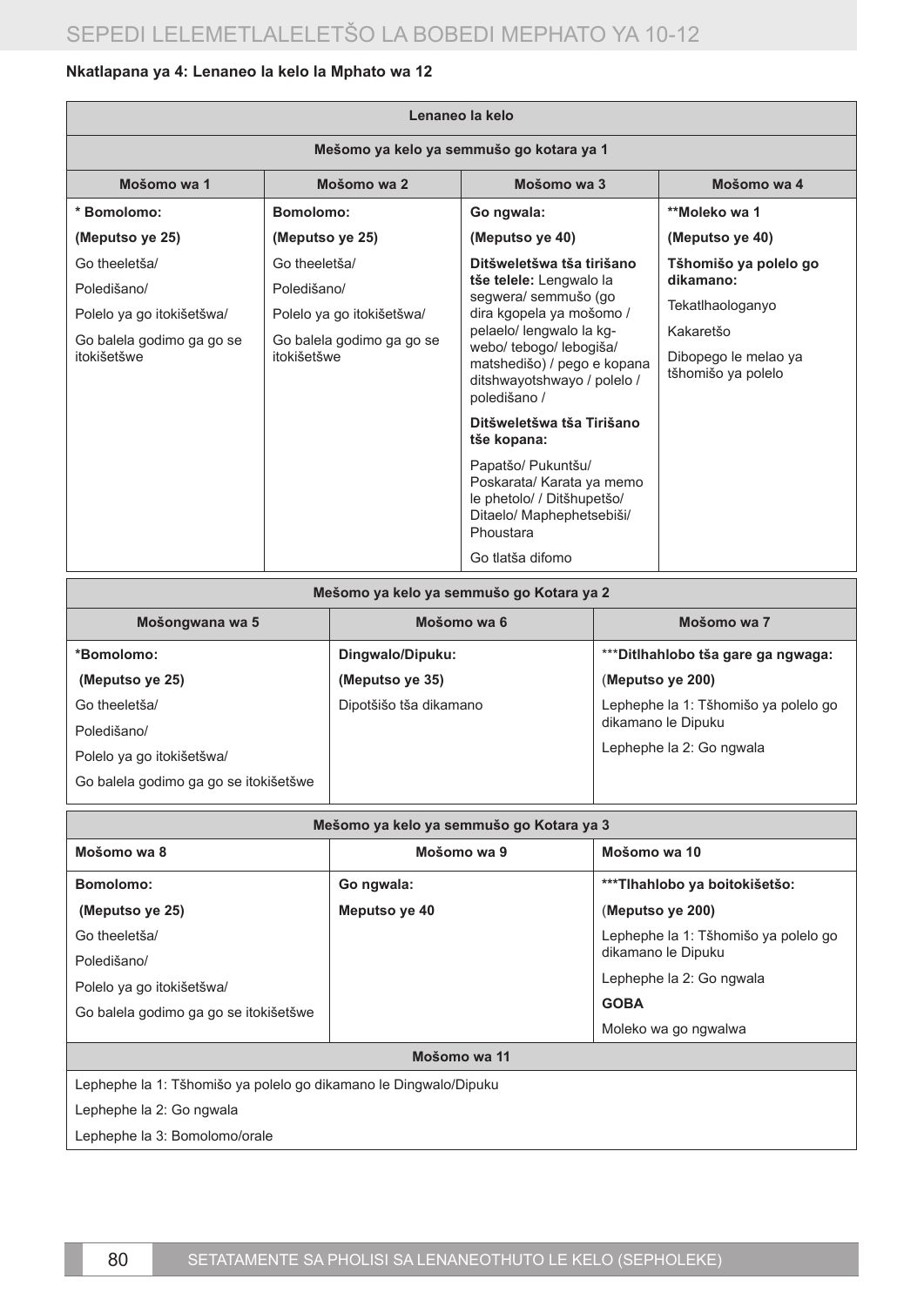**Nkatlapana ya 4: Lenaneo la kelo la Mphato wa 12**

| Lenaneo la kelo | | | |
|---|---|---|---|
| **Mešomo ya kelo ya semmušo go kotara ya 1** | | | |
| **Mošomo wa 1** | **Mošomo wa 2** | **Mošomo wa 3** | **Mošomo wa 4** |
| **\* Bomolomo:**<br>**(Meputso ye 25)**<br>Go theeletša/<br>Poledišano/<br>Polelo ya go itokišetšwa/<br>Go balela godimo ga go se itokišetšwe | **Bomolomo:**<br>**(Meputso ye 25)**<br>Go theeletša/<br>Poledišano/<br>Polelo ya go itokišetšwa/<br>Go balela godimo ga go se itokišetšwe | **Go ngwala:**<br>**(Meputso ye 40)**<br>**Ditšweletšwa tša tirišano tše telele:** Lengwalo la segwera/ semmušo (go dira kgopela ya mošomo / pelaelo/ lengwalo la kg-webo/ tebogo/ lebogiša/ matshedišo) / pego e kopana ditshwayotshwayo / polelo / poledišano /<br>**Ditšweletšwa tša Tirišano tše kopana:**<br>Papatšo/ Pukuntšu/ Poskarata/ Karata ya memo le phetolo/ / Ditšhupetšo/ Ditaelo/ Maphephetsebiši/ Phoustara<br>Go tlatša difomo | **\*\*Moleko wa 1**<br>**(Meputso ye 40)**<br>**Tšhomišo ya polelo go dikamano:**<br>Tekatlhaologanyo<br>Kakaretšo<br>Dibopego le melao ya tšhomišo ya polelo |

| Mešomo ya kelo ya semmušo go Kotara ya 2 | | |
|---|---|---|
| **Mošongwana wa 5** | **Mošomo wa 6** | **Mošomo wa 7** |
| **\*Bomolomo:**<br>**(Meputso ye 25)**<br>Go theeletša/<br>Poledišano/<br>Polelo ya go itokišetšwa/<br>Go balela godimo ga go se itokišetšwe | **Dingwalo/Dipuku:**<br>**(Meputso ye 35)**<br>Dipotšišo tša dikamano | \*\*\***Ditlhahlobo tša gare ga ngwaga:**<br>(**Meputso ye 200**)<br>Lephephe la 1: Tšhomišo ya polelo go dikamano le Dipuku<br>Lephephe la 2: Go ngwala |

| Mešomo ya kelo ya semmušo go Kotara ya 3 | | |
|---|---|---|
| **Mošomo wa 8** | **Mošomo wa 9** | **Mošomo wa 10** |
| **Bomolomo:**<br>**(Meputso ye 25)**<br>Go theeletša/<br>Poledišano/<br>Polelo ya go itokišetšwa/<br>Go balela godimo ga go se itokišetšwe | **Go ngwala:**<br>**Meputso ye 40** | **\*\*\*Tlhahlobo ya boitokišetšo:**<br>(**Meputso ye 200**)<br>Lephephe la 1: Tšhomišo ya polelo go dikamano le Dipuku<br>Lephephe la 2: Go ngwala<br>**GOBA**<br>Moleko wa go ngwalwa |
| **Mošomo wa 11** | | |
| Lephephe la 1: Tšhomišo ya polelo go dikamano le Dingwalo/Dipuku<br>Lephephe la 2: Go ngwala<br>Lephephe la 3: Bomolomo/orale | | |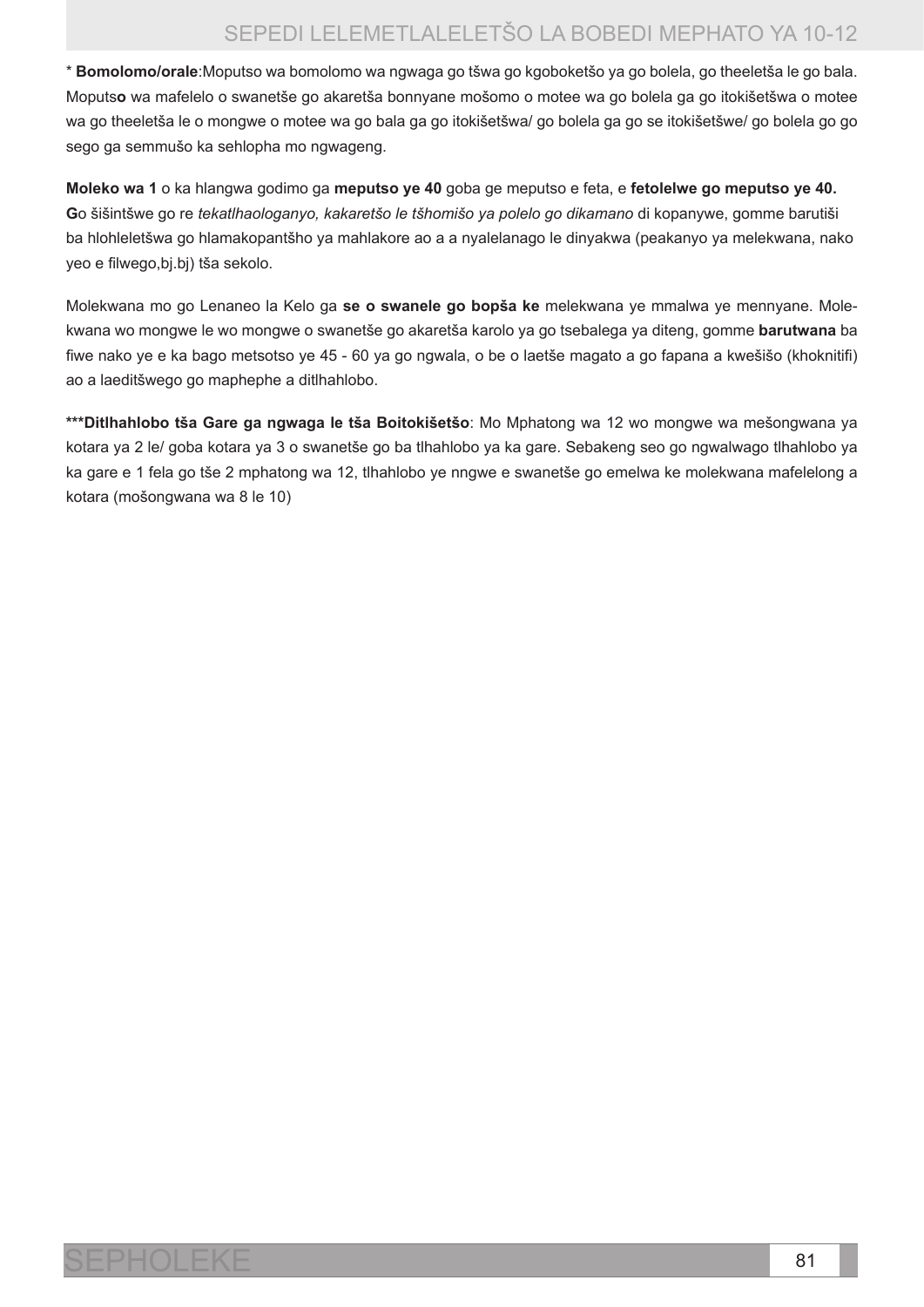* **Bomolomo/orale**:Moputso wa bomolomo wa ngwaga go tšwa go kgoboketšo ya go bolela, go theeletša le go bala. Moputs**o** wa mafelelo o swanetše go akaretša bonnyane mošomo o motee wa go bolela ga go itokišetšwa o motee wa go theeletša le o mongwe o motee wa go bala ga go itokišetšwa/ go bolela ga go se itokišetšwe/ go bolela go go sego ga semmušo ka sehlopha mo ngwageng.

**Moleko wa 1** o ka hlangwa godimo ga **meputso ye 40** goba ge meputso e feta, e **fetolelwe go meputso ye 40.** **G**o šišintšwe go re *tekatlhaologanyo, kakaretšo le tšhomišo ya polelo go dikamano* di kopanywe, gomme barutiši ba hlohleletšwa go hlamakopantšho ya mahlakore ao a a nyalelanago le dinyakwa (peakanyo ya melekwana, nako yeo e filwego,bj.bj) tša sekolo.

Molekwana mo go Lenaneo la Kelo ga **se o swanele go bopša ke** melekwana ye mmalwa ye mennyane. Molekwana wo mongwe le wo mongwe o swanetše go akaretša karolo ya go tsebalega ya diteng, gomme **barutwana** ba fiwe nako ye e ka bago metsotso ye 45 - 60 ya go ngwala, o be o laetše magato a go fapana a kwešišo (khoknitifi) ao a laeditšwego go maphephe a ditlhahlobo.

*****Ditlhahlobo tša Gare ga ngwaga le tša Boitokišetšo**: Mo Mphatong wa 12 wo mongwe wa mešongwana ya kotara ya 2 le/ goba kotara ya 3 o swanetše go ba tlhahlobo ya ka gare. Sebakeng seo go ngwalwago tlhahlobo ya ka gare e 1 fela go tše 2 mphatong wa 12, tlhahlobo ye nngwe e swanetše go emelwa ke molekwana mafelelong a kotara (mošongwana wa 8 le 10)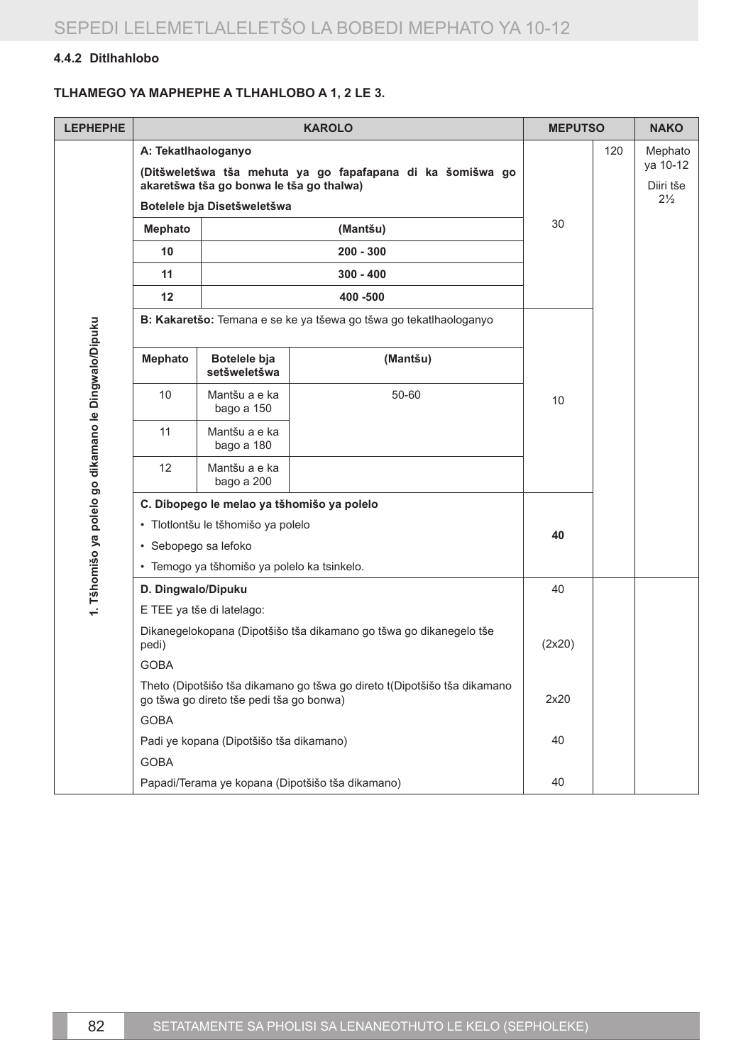#### 4.4.2 Ditlhahlobo

**TLHAMEGO YA MAPHEPHE A TLHAHLOBO A 1, 2 LE 3.**

| LEPHEPHE | KAROLO | | | MEPUTSO | | NAKO |
|---|---|---|---|---|---|---|
| 1. Tšhomišo ya polelo go dikamano le Dingwalo/Dipuku | **A: Tekatlhaologanyo**<br>**(Ditšweletšwa tša mehuta ya go fapafapana di ka šomišwa go akaretšwa tša go bonwa le tša go thalwa)**<br>**Botelele bja Disetšweletšwa** | | | 30 | 120 | Mephato ya 10-12<br>Diiri tše 2½ |
| | **Mephato** | **(Mantšu)** | | | | |
| | **10** | **200 - 300** | | | | |
| | **11** | **300 - 400** | | | | |
| | **12** | **400 -500** | | | | |
| | **B: Kakaretšo:** Temana e se ke ya tšewa go tšwa go tekatlhaologanyo | | | 10 | | |
| | **Mephato** | **Botelele bja setšweletšwa** | **(Mantšu)** | | | |
| | 10 | Mantšu a e ka bago a 150 | 50-60 | | | |
| | 11 | Mantšu a e ka bago a 180 | | | | |
| | 12 | Mantšu a e ka bago a 200 | | | | |
| | **C. Dibopego le melao ya tšhomišo ya polelo**<br>• Tlotlontšu le tšhomišo ya polelo<br>• Sebopego sa lefoko<br>• Temogo ya tšhomišo ya polelo ka tsinkelo. | | | **40** | | |
| | **D. Dingwalo/Dipuku** | | | 40 | | |
| | E TEE ya tše di latelago: | | | | | |
| | Dikanegelokopana (Dipotšišo tša dikamano go tšwa go dikanegelo tše pedi) | | | (2x20) | | |
| | GOBA | | | | | |
| | Theto (Dipotšišo tša dikamano go tšwa go direto t(Dipotšišo tša dikamano go tšwa go direto tše pedi tša go bonwa) | | | 2x20 | | |
| | GOBA | | | | | |
| | Padi ye kopana (Dipotšišo tša dikamano) | | | 40 | | |
| | GOBA | | | | | |
| | Papadi/Terama ye kopana (Dipotšišo tša dikamano) | | | 40 | | |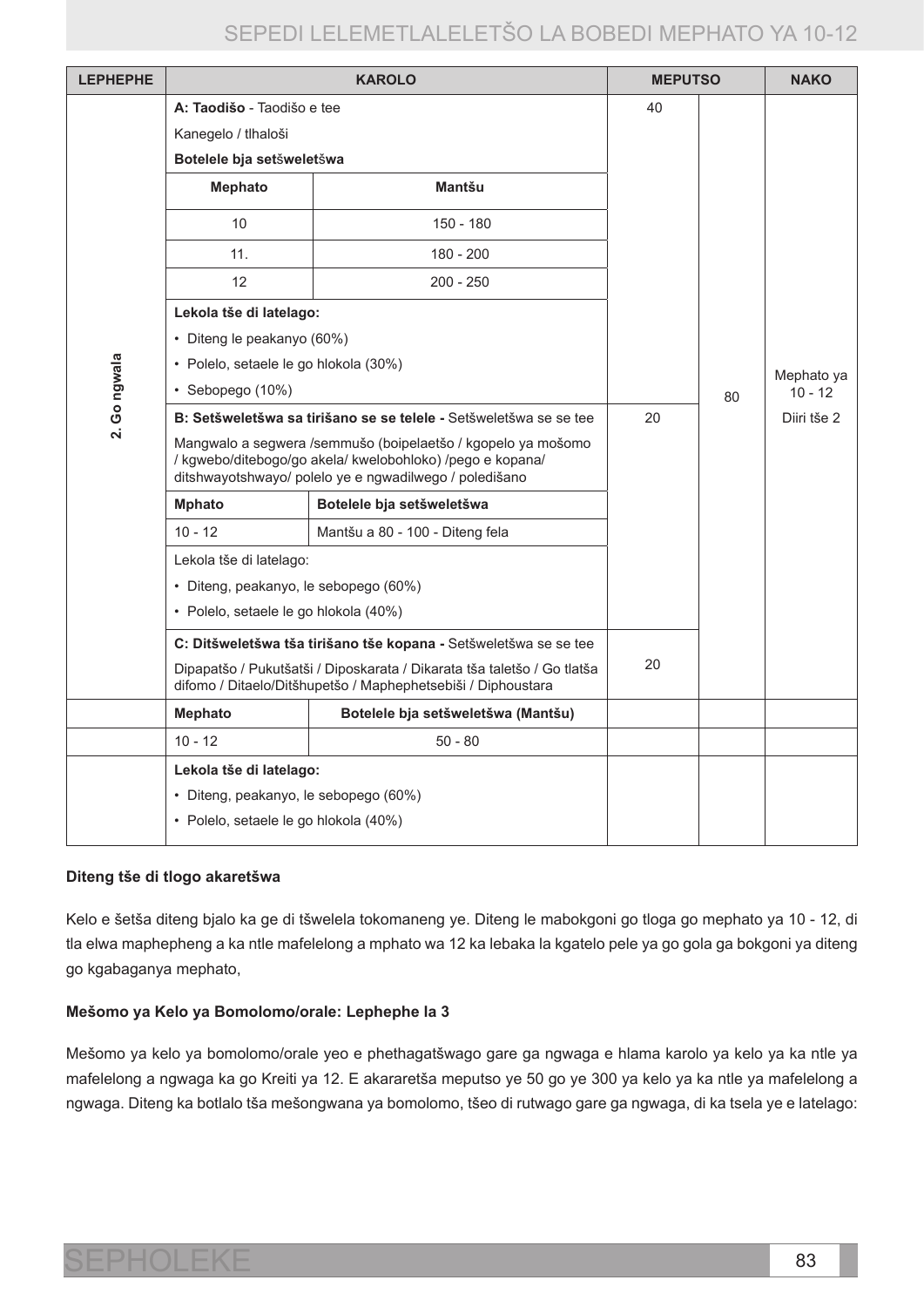| LEPHEPHE | KAROLO | | MEPUTSO | | NAKO |
|---|---|---|---|---|---|
| 2. Go ngwala | **A: Taodišo** - Taodišo e tee<br>Kanegelo / tlhaloši<br>**Botelele bja setšweletšwa** | | 40 | 80 | Mephato ya 10 - 12<br>Diiri tše 2 |
| | **Mephato** | **Mantšu** | | | |
| | 10 | 150 - 180 | | | |
| | 11. | 180 - 200 | | | |
| | 12 | 200 - 250 | | | |
| | **Lekola tše di latelago:**<br>• Diteng le peakanyo (60%)<br>• Polelo, setaele le go hlokola (30%)<br>• Sebopego (10%) | | | | |
| | **B: Setšweletšwa sa tirišano se se telele -** Setšweletšwa se se tee<br>Mangwalo a segwera /semmušo (boipelaetšo / kgopelo ya mošomo / kgwebo/ditebogo/go akela/ kwelobohloko) /pego e kopana/ ditshwayotshwayo/ polelo ye e ngwadilwego / poledišano | | 20 | | |
| | **Mphato** | **Botelele bja setšweletšwa** | | | |
| | 10 - 12 | Mantšu a 80 - 100 - Diteng fela | | | |
| | Lekola tše di latelago:<br>• Diteng, peakanyo, le sebopego (60%)<br>• Polelo, setaele le go hlokola (40%) | | | | |
| | **C: Ditšweletšwa tša tirišano tše kopana -** Setšweletšwa se se tee<br>Dipapatšo / Pukutšatši / Diposkarata / Dikarata tša taletšo / Go tlatša difomo / Ditaelo/Ditšhupetšo / Maphephetsebiši / Diphoustara | | 20 | | |
| | **Mephato** | **Botelele bja setšweletšwa (Mantšu)** | | | |
| | 10 - 12 | 50 - 80 | | | |
| | **Lekola tše di latelago:**<br>• Diteng, peakanyo, le sebopego (60%)<br>• Polelo, setaele le go hlokola (40%) | | | | |

**Diteng tše di tlogo akaretšwa**

Kelo e šetša diteng bjalo ka ge di tšwelela tokomaneng ye. Diteng le mabokgoni go tloga go mephato ya 10 - 12, di tla elwa maphepheng a ka ntle mafelelong a mphato wa 12 ka lebaka la kgatelo pele ya go gola ga bokgoni ya diteng go kgabaganya mephato,

**Mešomo ya Kelo ya Bomolomo/orale: Lephephe la 3**

Mešomo ya kelo ya bomolomo/orale yeo e phethagatšwago gare ga ngwaga e hlama karolo ya kelo ya ka ntle ya mafelelong a ngwaga ka go Kreiti ya 12. E akararetša meputso ye 50 go ye 300 ya kelo ya ka ntle ya mafelelong a ngwaga. Diteng ka botlalo tša mešongwana ya bomolomo, tšeo di rutwago gare ga ngwaga, di ka tsela ye e latelago: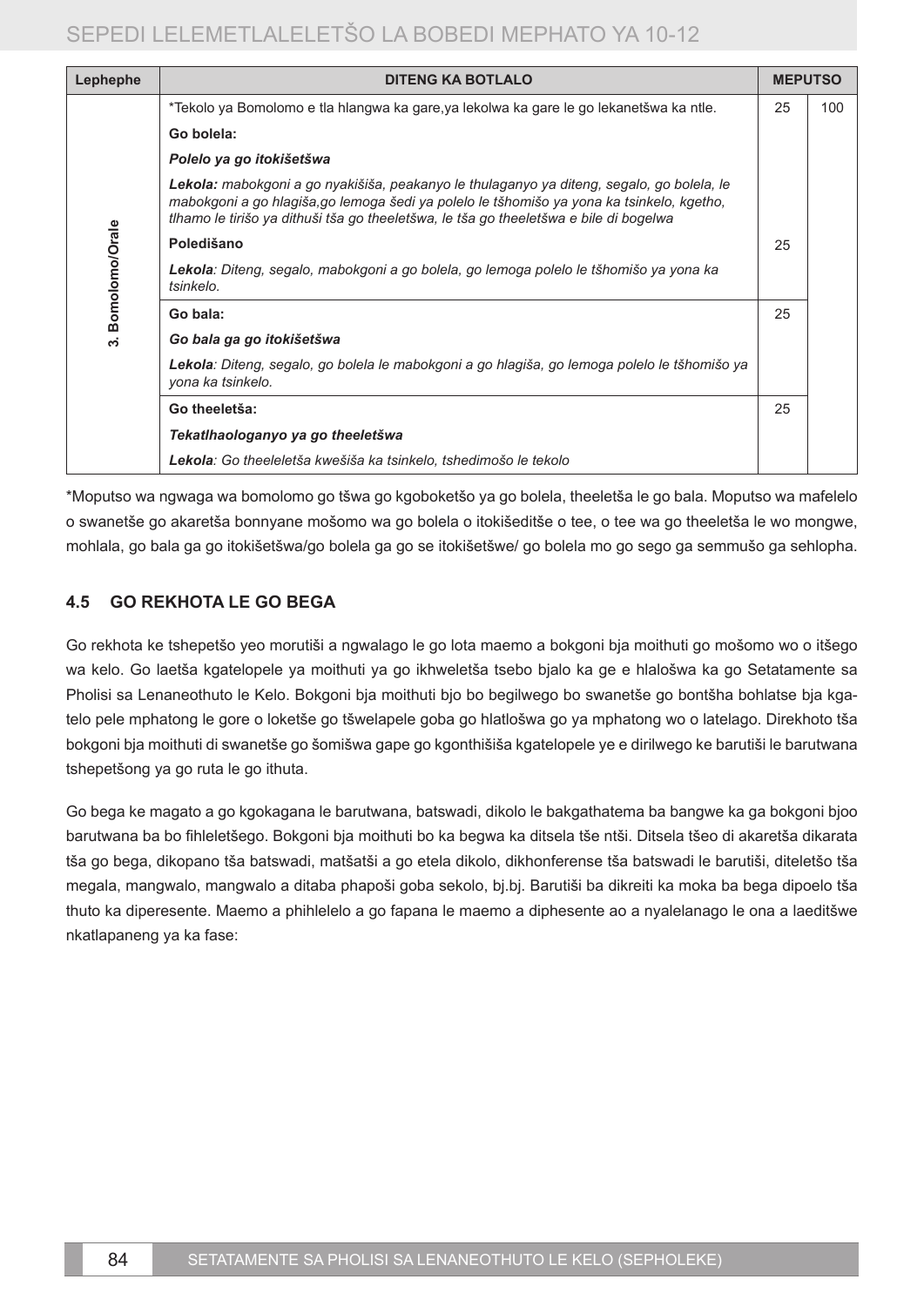| Lephephe | DITENG KA BOTLALO | MEPUTSO | |
|---|---|---|---|
| 3. Bomolomo/Orale | *Tekolo ya Bomolomo e tla hlangwa ka gare,ya lekolwa ka gare le go lekanetšwa ka ntle. | 25 | 100 |
| | **Go bolela:** | | |
| | ***Polelo ya go itokišetšwa*** | | |
| | ***Lekola:*** *mabokgoni a go nyakišiša, peakanyo le thulaganyo ya diteng, segalo, go bolela, le mabokgoni a go hlagiša,go lemoga šedi ya polelo le tšhomišo ya yona ka tsinkelo, kgetho, tlhamo le tirišo ya dithuši tša go theeletšwa, le tša go theeletšwa e bile di bogelwa* | | |
| | **Poledišano** | 25 | |
| | ***Lekola****: Diteng, segalo, mabokgoni a go bolela, go lemoga polelo le tšhomišo ya yona ka tsinkelo.* | | |
| | **Go bala:** | 25 | |
| | ***Go bala ga go itokišetšwa*** | | |
| | ***Lekola****: Diteng, segalo, go bolela le mabokgoni a go hlagiša, go lemoga polelo le tšhomišo ya yona ka tsinkelo.* | | |
| | **Go theeletša:** | 25 | |
| | ***Tekatlhaologanyo ya go theeletšwa*** | | |
| | ***Lekola****: Go theeleletša kwešiša ka tsinkelo, tshedimošo le tekolo* | | |

*Moputso wa ngwaga wa bomolomo go tšwa go kgoboketšo ya go bolela, theeletša le go bala. Moputso wa mafelelo o swanetše go akaretša bonnyane mošomo wa go bolela o itokišeditše o tee, o tee wa go theeletša le wo mongwe, mohlala, go bala ga go itokišetšwa/go bolela ga go se itokišetšwe/ go bolela mo go sego ga semmušo ga sehlopha.

## 4.5 GO REKHOTA LE GO BEGA

Go rekhota ke tshepetšo yeo morutiši a ngwalago le go lota maemo a bokgoni bja moithuti go mošomo wo o itšego wa kelo. Go laetša kgatelopele ya moithuti ya go ikhweletša tsebo bjalo ka ge e hlalošwa ka go Setatamente sa Pholisi sa Lenaneothuto le Kelo. Bokgoni bja moithuti bjo bo begilwego bo swanetše go bontšha bohlatse bja kgatelo pele mphatong le gore o loketše go tšwelapele goba go hlatlošwa go ya mphatong wo o latelago. Direkhoto tša bokgoni bja moithuti di swanetše go šomišwa gape go kgonthišiša kgatelopele ye e dirilwego ke barutiši le barutwana tshepetšong ya go ruta le go ithuta.

Go bega ke magato a go kgokagana le barutwana, batswadi, dikolo le bakgathatema ba bangwe ka ga bokgoni bjoo barutwana ba bo fihleletšego. Bokgoni bja moithuti bo ka begwa ka ditsela tše ntši. Ditsela tšeo di akaretša dikarata tša go bega, dikopano tša batswadi, matšatši a go etela dikolo, dikhonferense tša batswadi le barutiši, diteletšo tša megala, mangwalo, mangwalo a ditaba phapoši goba sekolo, bj.bj. Barutiši ba dikreiti ka moka ba bega dipoelo tša thuto ka diperesente. Maemo a phihlelelo a go fapana le maemo a diphesente ao a nyalelanago le ona a laeditšwe nkatlapaneng ya ka fase: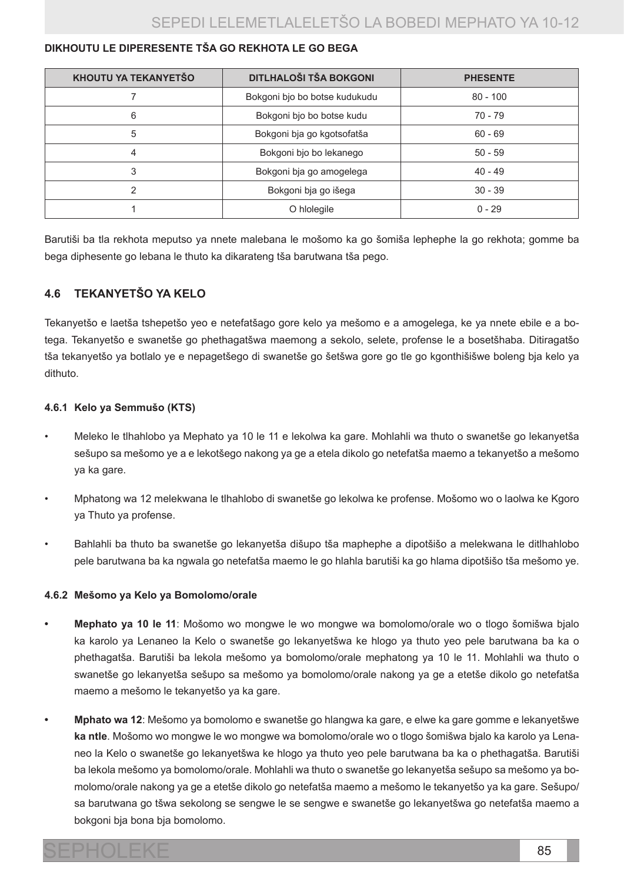### DIKHOUTU LE DIPERESENTE TŠA GO REKHOTA LE GO BEGA

| KHOUTU YA TEKANYETŠO | DITLHALOŠI TŠA BOKGONI | PHESENTE |
|---|---|---|
| 7 | Bokgoni bjo bo botse kudukudu | 80 - 100 |
| 6 | Bokgoni bjo bo botse kudu | 70 - 79 |
| 5 | Bokgoni bja go kgotsofatša | 60 - 69 |
| 4 | Bokgoni bjo bo lekanego | 50 - 59 |
| 3 | Bokgoni bja go amogelega | 40 - 49 |
| 2 | Bokgoni bja go išega | 30 - 39 |
| 1 | O hlolegile | 0 - 29 |

Barutiši ba tla rekhota meputso ya nnete malebana le mošomo ka go šomiša lephephe la go rekhota; gomme ba bega diphesente go lebana le thuto ka dikarateng tša barutwana tša pego.

## 4.6 TEKANYETŠO YA KELO

Tekanyetšo e laetša tshepetšo yeo e netefatšago gore kelo ya mešomo e a amogelega, ke ya nnete ebile e a botega. Tekanyetšo e swanetše go phethagatšwa maemong a sekolo, selete, profense le a bosetšhaba. Ditiragatšo tša tekanyetšo ya botlalo ye e nepagetšego di swanetše go šetšwa gore go tle go kgonthišišwe boleng bja kelo ya dithuto.

### 4.6.1 Kelo ya Semmušo (KTS)

- Meleko le tlhahlobo ya Mephato ya 10 le 11 e lekolwa ka gare. Mohlahli wa thuto o swanetše go lekanyetša sešupo sa mešomo ye a e lekotšego nakong ya ge a etela dikolo go netefatša maemo a tekanyetšo a mešomo ya ka gare.
- Mphatong wa 12 melekwana le tlhahlobo di swanetše go lekolwa ke profense. Mošomo wo o laolwa ke Kgoro ya Thuto ya profense.
- Bahlahli ba thuto ba swanetše go lekanyetša dišupo tša maphephe a dipotšišo a melekwana le ditlhahlobo pele barutwana ba ka ngwala go netefatša maemo le go hlahla barutiši ka go hlama dipotšišo tša mešomo ye.

### 4.6.2 Mešomo ya Kelo ya Bomolomo/orale

- **Mephato ya 10 le 11**: Mošomo wo mongwe le wo mongwe wa bomolomo/orale wo o tlogo šomišwa bjalo ka karolo ya Lenaneo la Kelo o swanetše go lekanyetšwa ke hlogo ya thuto yeo pele barutwana ba ka o phethagatša. Barutiši ba lekola mešomo ya bomolomo/orale mephatong ya 10 le 11. Mohlahli wa thuto o swanetše go lekanyetša sešupo sa mešomo ya bomolomo/orale nakong ya ge a etetše dikolo go netefatša maemo a mešomo le tekanyetšo ya ka gare.
- **Mphato wa 12**: Mešomo ya bomolomo e swanetše go hlangwa ka gare, e elwe ka gare gomme e lekanyetšwe **ka ntle**. Mošomo wo mongwe le wo mongwe wa bomolomo/orale wo o tlogo šomišwa bjalo ka karolo ya Lenaneo la Kelo o swanetše go lekanyetšwa ke hlogo ya thuto yeo pele barutwana ba ka o phethagatša. Barutiši ba lekola mešomo ya bomolomo/orale. Mohlahli wa thuto o swanetše go lekanyetša sešupo sa mešomo ya bomolomo/orale nakong ya ge a etetše dikolo go netefatša maemo a mešomo le tekanyetšo ya ka gare. Sešupo/sa barutwana go tšwa sekolong se sengwe le se sengwe e swanetše go lekanyetšwa go netefatša maemo a bokgoni bja bona bja bomolomo.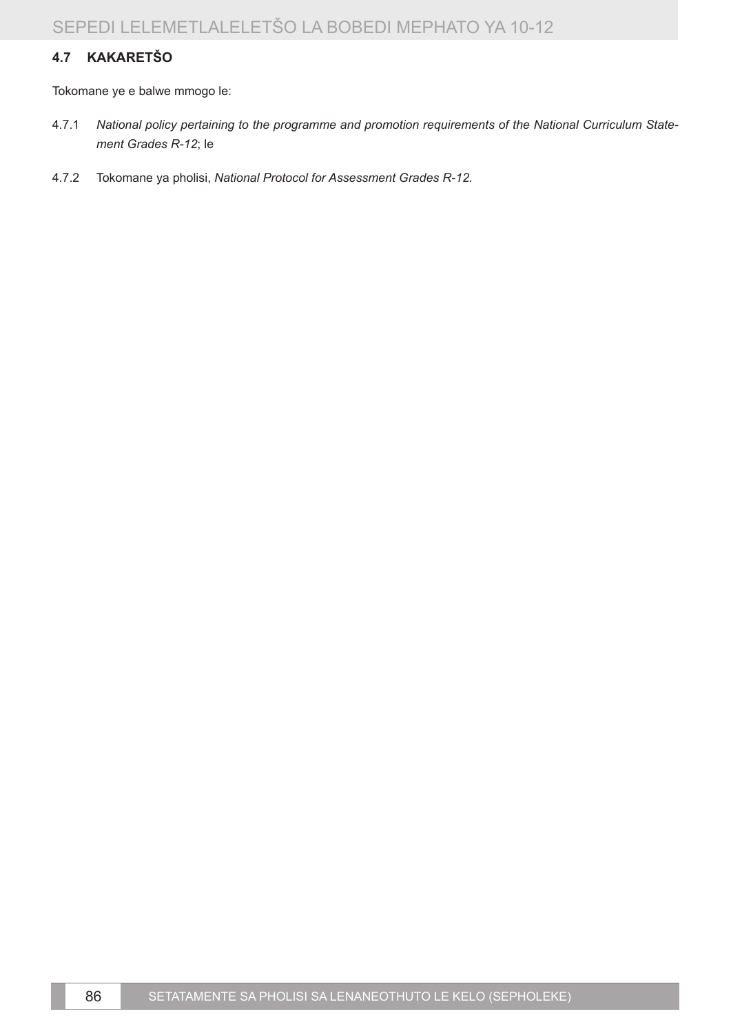## 4.7 KAKARETŠO

Tokomane ye e balwe mmogo le:

4.7.1 *National policy pertaining to the programme and promotion requirements of the National Curriculum Statement Grades R-12*; le

4.7.2 Tokomane ya pholisi, *National Protocol for Assessment Grades R-12.*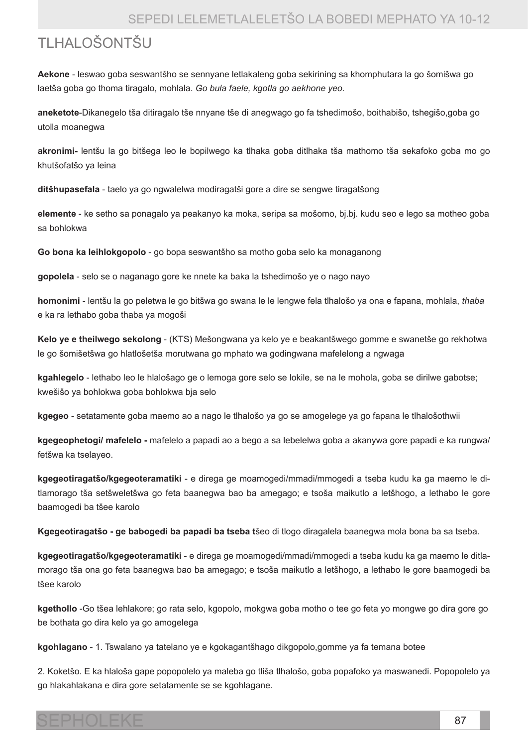# TLHALOŠONTŠU

**Aekone** - leswao goba seswantšho se sennyane letlakaleng goba sekirining sa khomphutara la go šomišwa go laetša goba go thoma tiragalo, mohlala. *Go bula faele, kgotla go aekhone yeo.*

**aneketote**-Dikanegelo tša ditiragalo tše nnyane tše di anegwago go fa tshedimošo, boithabišo, tshegišo,goba go utolla moanegwa

**akronimi-** lentšu la go bitšega leo le bopilwego ka tlhaka goba ditlhaka tša mathomo tša sekafoko goba mo go khutšofatšo ya leina

**ditšhupasefala** - taelo ya go ngwalelwa modiragatši gore a dire se sengwe tiragatšong

**elemente** - ke setho sa ponagalo ya peakanyo ka moka, seripa sa mošomo, bj.bj. kudu seo e lego sa motheo goba sa bohlokwa

**Go bona ka leihlokgopolo** - go bopa seswantšho sa motho goba selo ka monaganong

**gopolela** - selo se o naganago gore ke nnete ka baka la tshedimošo ye o nago nayo

**homonimi** - lentšu la go peletwa le go bitšwa go swana le le lengwe fela tlhalošo ya ona e fapana, mohlala, *thaba* e ka ra lethabo goba thaba ya mogoši

**Kelo ye e theilwego sekolong** - (KTS) Mešongwana ya kelo ye e beakantšwego gomme e swanetše go rekhotwa le go šomišetšwa go hlatlošetša morutwana go mphato wa godingwana mafelelong a ngwaga

**kgahlegelo** - lethabo leo le hlalošago ge o lemoga gore selo se lokile, se na le mohola, goba se dirilwe gabotse; kwešišo ya bohlokwa goba bohlokwa bja selo

**kgegeo** - setatamente goba maemo ao a nago le tlhalošo ya go se amogelege ya go fapana le tlhalošothwii

**kgegeophetogi/ mafelelo -** mafelelo a papadi ao a bego a sa lebelelwa goba a akanywa gore papadi e ka rungwa/ fetšwa ka tselayeo.

**kgegeotiragatšo/kgegeoteramatiki** - e direga ge moamogedi/mmadi/mmogedi a tseba kudu ka ga maemo le ditlamorago tša setšweletšwa go feta baanegwa bao ba amegago; e tsoša maikutlo a letšhogo, a lethabo le gore baamogedi ba tšee karolo

**Kgegeotiragatšo - ge babogedi ba papadi ba tseba t**šeo di tlogo diragalela baanegwa mola bona ba sa tseba.

**kgegeotiragatšo/kgegeoteramatiki** - e direga ge moamogedi/mmadi/mmogedi a tseba kudu ka ga maemo le ditlamorago tša ona go feta baanegwa bao ba amegago; e tsoša maikutlo a letšhogo, a lethabo le gore baamogedi ba tšee karolo

**kgethollo** -Go tšea lehlakore; go rata selo, kgopolo, mokgwa goba motho o tee go feta yo mongwe go dira gore go be bothata go dira kelo ya go amogelega

**kgohlagano** - 1. Tswalano ya tatelano ye e kgokagantšhago dikgopolo,gomme ya fa temana botee

2. Koketšo. E ka hlaloša gape popopolelo ya maleba go tliša tlhalošo, goba popafoko ya maswanedi. Popopolelo ya go hlakahlakana e dira gore setatamente se se kgohlagane.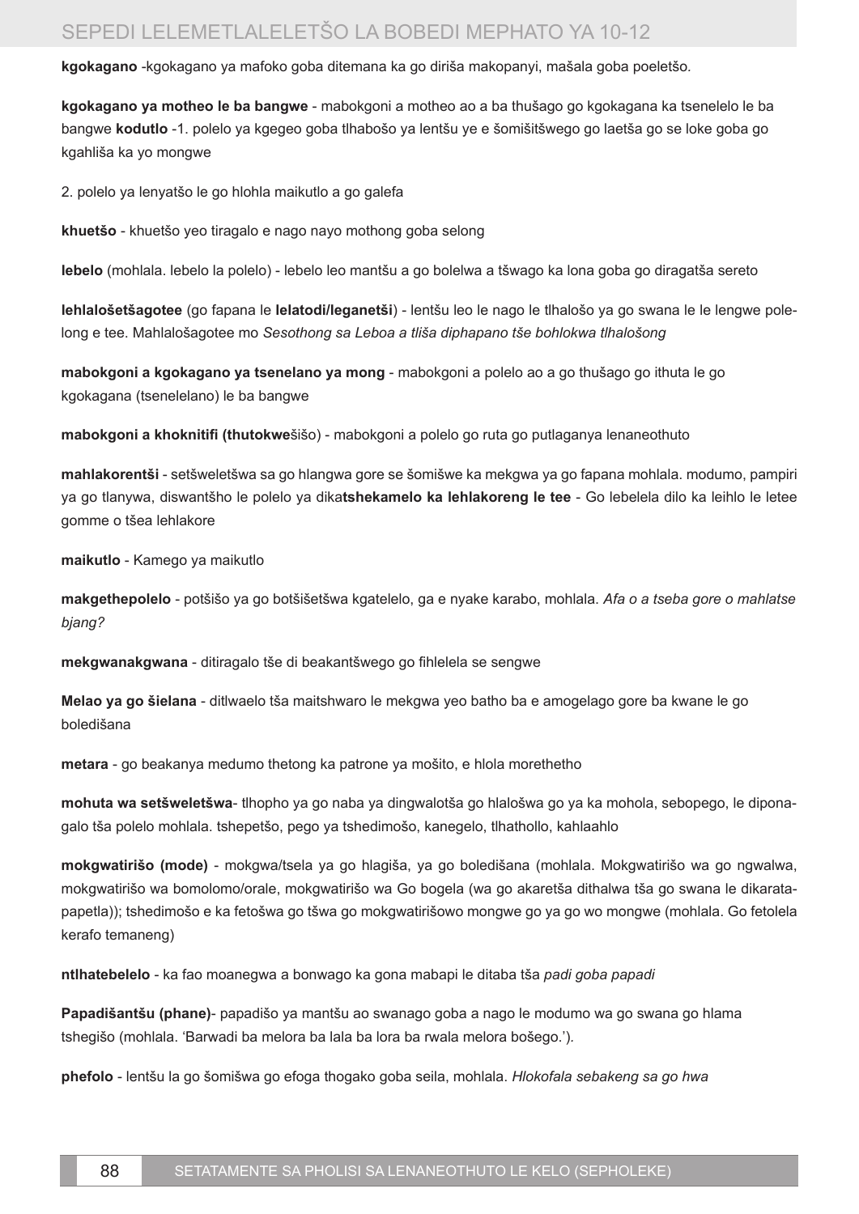**kgokagano** -kgokagano ya mafoko goba ditemana ka go diriša makopanyi, mašala goba poeletšo.

**kgokagano ya motheo le ba bangwe** - mabokgoni a motheo ao a ba thušago go kgokagana ka tsenelelo le ba bangwe **kodutlo** -1. polelo ya kgegeo goba tlhabošo ya lentšu ye e šomišitšwego go laetša go se loke goba go kgahliša ka yo mongwe

2. polelo ya lenyatšo le go hlohla maikutlo a go galefa

**khuetšo** - khuetšo yeo tiragalo e nago nayo mothong goba selong

**lebelo** (mohlala. lebelo la polelo) - lebelo leo mantšu a go bolelwa a tšwago ka lona goba go diragatša sereto

**lehlalošetšagotee** (go fapana le **lelatodi/leganetši**) - lentšu leo le nago le tlhalošo ya go swana le le lengwe polelong e tee. Mahlalošagotee mo *Sesothong sa Leboa a tliša diphapano tše bohlokwa tlhalošong*

**mabokgoni a kgokagano ya tsenelano ya mong** - mabokgoni a polelo ao a go thušago go ithuta le go kgokagana (tsenelelano) le ba bangwe

**mabokgoni a khoknitifi (thutokwe**šišo) - mabokgoni a polelo go ruta go putlaganya lenaneothuto

**mahlakorentši** - setšweletšwa sa go hlangwa gore se šomišwe ka mekgwa ya go fapana mohlala. modumo, pampiri ya go tlanywa, diswantšho le polelo ya dika**tshekamelo ka lehlakoreng le tee** - Go lebelela dilo ka leihlo le letee gomme o tšea lehlakore

**maikutlo** - Kamego ya maikutlo

**makgethepolelo** - potšišo ya go botšišetšwa kgatelelo, ga e nyake karabo, mohlala. *Afa o a tseba gore o mahlatse bjang?*

**mekgwanakgwana** - ditiragalo tše di beakantšwego go fihlelela se sengwe

**Melao ya go šielana** - ditlwaelo tša maitshwaro le mekgwa yeo batho ba e amogelago gore ba kwane le go boledišana

**metara** - go beakanya medumo thetong ka patrone ya mošito, e hlola morethetho

**mohuta wa setšweletšwa**- tlhopho ya go naba ya dingwalotša go hlalošwa go ya ka mohola, sebopego, le diponagalo tša polelo mohlala. tshepetšo, pego ya tshedimošo, kanegelo, tlhathollo, kahlaahlo

**mokgwatirišo (mode)** - mokgwa/tsela ya go hlagiša, ya go boledišana (mohlala. Mokgwatirišo wa go ngwalwa, mokgwatirišo wa bomolomo/orale, mokgwatirišo wa Go bogela (wa go akaretša dithalwa tša go swana le dikaratapapetla)); tshedimošo e ka fetošwa go tšwa go mokgwatirišowo mongwe go ya go wo mongwe (mohlala. Go fetolela kerafo temaneng)

**ntlhatebelelo** - ka fao moanegwa a bonwago ka gona mabapi le ditaba tša *padi goba papadi*

**Papadišantšu (phane)**- papadišo ya mantšu ao swanago goba a nago le modumo wa go swana go hlama tshegišo (mohlala. 'Barwadi ba melora ba lala ba lora ba rwala melora bošego.').

**phefolo** - lentšu la go šomišwa go efoga thogako goba seila, mohlala. *Hlokofala sebakeng sa go hwa*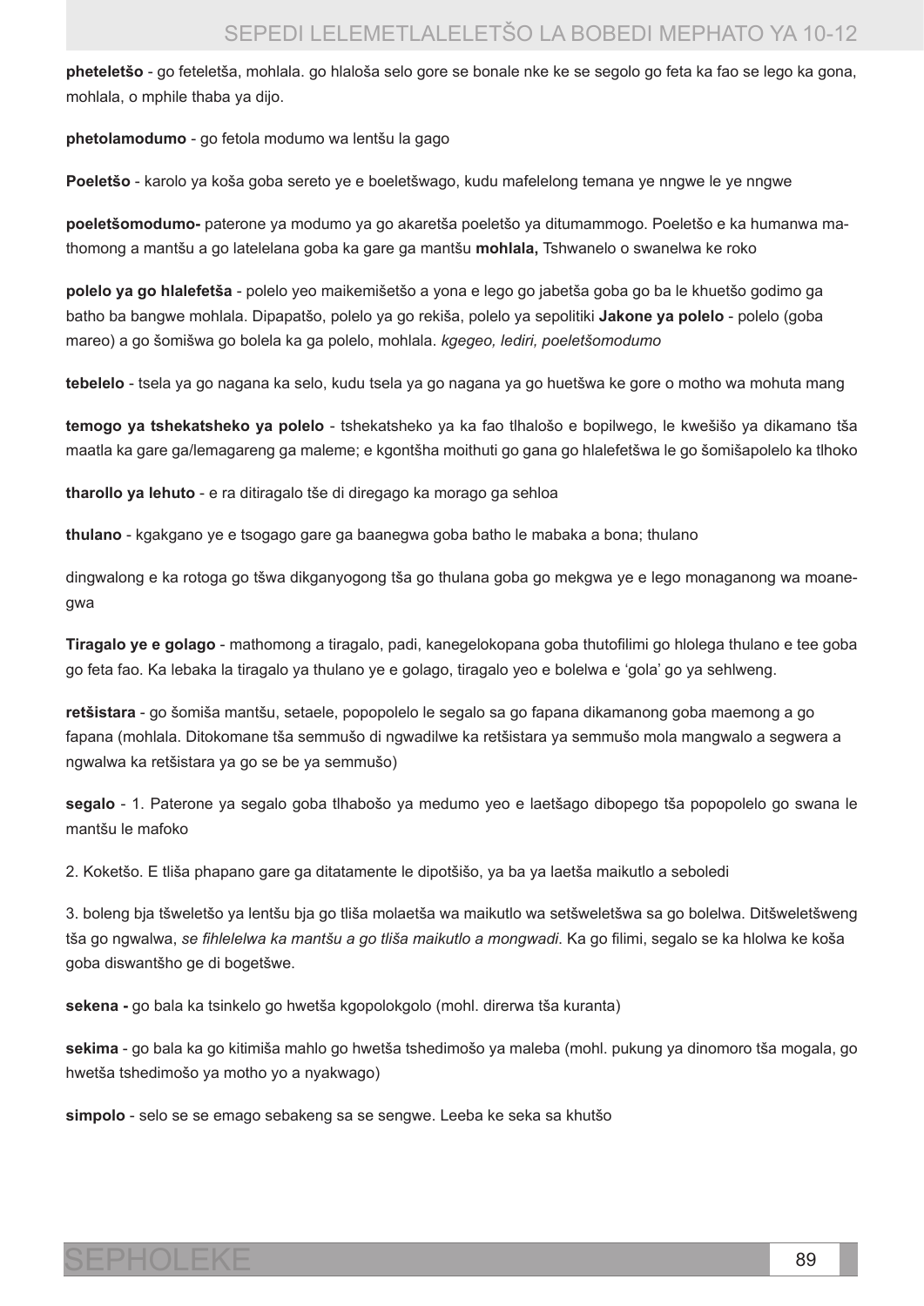**pheteletšo** - go feteletša, mohlala. go hlaloša selo gore se bonale nke ke se segolo go feta ka fao se lego ka gona, mohlala, o mphile thaba ya dijo.

**phetolamodumo** - go fetola modumo wa lentšu la gago

**Poeletšo** - karolo ya koša goba sereto ye e boeletšwago, kudu mafelelong temana ye nngwe le ye nngwe

**poeletšomodumo-** paterone ya modumo ya go akaretša poeletšo ya ditumammogo. Poeletšo e ka humanwa mathomong a mantšu a go latelelana goba ka gare ga mantšu **mohlala,** Tshwanelo o swanelwa ke roko

**polelo ya go hlalefetša** - polelo yeo maikemišetšo a yona e lego go jabetša goba go ba le khuetšo godimo ga batho ba bangwe mohlala. Dipapatšo, polelo ya go rekiša, polelo ya sepolitiki **Jakone ya polelo** - polelo (goba mareo) a go šomišwa go bolela ka ga polelo, mohlala. *kgegeo, lediri, poeletšomodumo*

**tebelelo** - tsela ya go nagana ka selo, kudu tsela ya go nagana ya go huetšwa ke gore o motho wa mohuta mang

**temogo ya tshekatsheko ya polelo** - tshekatsheko ya ka fao tlhalošo e bopilwego, le kwešišo ya dikamano tša maatla ka gare ga/lemagareng ga maleme; e kgontšha moithuti go gana go hlalefetšwa le go šomišapolelo ka tlhoko

**tharollo ya lehuto** - e ra ditiragalo tše di diregago ka morago ga sehloa

**thulano** - kgakgano ye e tsogago gare ga baanegwa goba batho le mabaka a bona; thulano

dingwalong e ka rotoga go tšwa dikganyogong tša go thulana goba go mekgwa ye e lego monaganong wa moanegwa

**Tiragalo ye e golago** - mathomong a tiragalo, padi, kanegelokopana goba thutofilimi go hlolega thulano e tee goba go feta fao. Ka lebaka la tiragalo ya thulano ye e golago, tiragalo yeo e bolelwa e 'gola' go ya sehlweng.

**retšistara** - go šomiša mantšu, setaele, popopolelo le segalo sa go fapana dikamanong goba maemong a go fapana (mohlala. Ditokomane tša semmušo di ngwadilwe ka retšistara ya semmušo mola mangwalo a segwera a ngwalwa ka retšistara ya go se be ya semmušo)

**segalo** - 1. Paterone ya segalo goba tlhabošo ya medumo yeo e laetšago dibopego tša popopolelo go swana le mantšu le mafoko

2. Koketšo. E tliša phapano gare ga ditatamente le dipotšišo, ya ba ya laetša maikutlo a seboledi

3. boleng bja tšweletšo ya lentšu bja go tliša molaetša wa maikutlo wa setšweletšwa sa go bolelwa. Ditšweletšweng tša go ngwalwa, *se fihlelelwa ka mantšu a go tliša maikutlo a mongwadi*. Ka go filimi, segalo se ka hlolwa ke koša goba diswantšho ge di bogetšwe.

**sekena -** go bala ka tsinkelo go hwetša kgopolokgolo (mohl. direrwa tša kuranta)

**sekima** - go bala ka go kitimiša mahlo go hwetša tshedimošo ya maleba (mohl. pukung ya dinomoro tša mogala, go hwetša tshedimošo ya motho yo a nyakwago)

**simpolo** - selo se se emago sebakeng sa se sengwe. Leeba ke seka sa khutšo